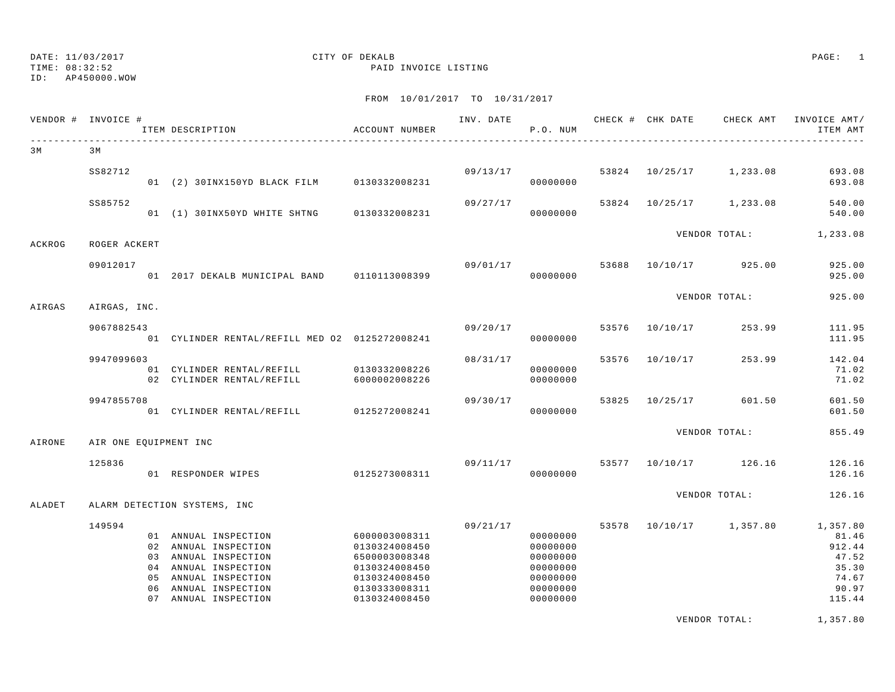CITY OF DEKALB

PAID INVOICE LISTING

DATE: 11/03/2017
TIME: 08:32:52
ID: AP450000.WOW

FROM 10/01/2017 TO 10/31/2017

| VENDOR # | INVOICE # | ITEM DESCRIPTION | ACCOUNT NUMBER | INV. DATE | P.O. NUM | CHECK # | CHK DATE | CHECK AMT | INVOICE AMT/ ITEM AMT |
|---|---|---|---|---|---|---|---|---|---|
| 3M | 3M | | | | | | | | |
| | SS82712 | | | 09/13/17 | | 53824 | 10/25/17 | 1,233.08 | 693.08 |
| | | 01 (2) 30INX150YD BLACK FILM | 0130332008231 | | 00000000 | | | | 693.08 |
| | SS85752 | | | 09/27/17 | | 53824 | 10/25/17 | 1,233.08 | 540.00 |
| | | 01 (1) 30INX50YD WHITE SHTNG | 0130332008231 | | 00000000 | | | | 540.00 |
| | | | | | | | VENDOR TOTAL: | | 1,233.08 |
| ACKROG | ROGER ACKERT | | | | | | | | |
| | 09012017 | | | 09/01/17 | | 53688 | 10/10/17 | 925.00 | 925.00 |
| | | 01 2017 DEKALB MUNICIPAL BAND | 0110113008399 | | 00000000 | | | | 925.00 |
| | | | | | | | VENDOR TOTAL: | | 925.00 |
| AIRGAS | AIRGAS, INC. | | | | | | | | |
| | 9067882543 | | | 09/20/17 | | 53576 | 10/10/17 | 253.99 | 111.95 |
| | | 01 CYLINDER RENTAL/REFILL MED O2 | 0125272008241 | | 00000000 | | | | 111.95 |
| | 9947099603 | | | 08/31/17 | | 53576 | 10/10/17 | 253.99 | 142.04 |
| | | 01 CYLINDER RENTAL/REFILL | 0130332008226 | | 00000000 | | | | 71.02 |
| | | 02 CYLINDER RENTAL/REFILL | 6000002008226 | | 00000000 | | | | 71.02 |
| | 9947855708 | | | 09/30/17 | | 53825 | 10/25/17 | 601.50 | 601.50 |
| | | 01 CYLINDER RENTAL/REFILL | 0125272008241 | | 00000000 | | | | 601.50 |
| | | | | | | | VENDOR TOTAL: | | 855.49 |
| AIRONE | AIR ONE EQUIPMENT INC | | | | | | | | |
| | 125836 | | | 09/11/17 | | 53577 | 10/10/17 | 126.16 | 126.16 |
| | | 01 RESPONDER WIPES | 0125273008311 | | 00000000 | | | | 126.16 |
| | | | | | | | VENDOR TOTAL: | | 126.16 |
| ALADET | ALARM DETECTION SYSTEMS, INC | | | | | | | | |
| | 149594 | | | 09/21/17 | | 53578 | 10/10/17 | 1,357.80 | 1,357.80 |
| | | 01 ANNUAL INSPECTION | 6000003008311 | | 00000000 | | | | 81.46 |
| | | 02 ANNUAL INSPECTION | 0130324008450 | | 00000000 | | | | 912.44 |
| | | 03 ANNUAL INSPECTION | 6500003008348 | | 00000000 | | | | 47.52 |
| | | 04 ANNUAL INSPECTION | 0130324008450 | | 00000000 | | | | 35.30 |
| | | 05 ANNUAL INSPECTION | 0130324008450 | | 00000000 | | | | 74.67 |
| | | 06 ANNUAL INSPECTION | 0130333008311 | | 00000000 | | | | 90.97 |
| | | 07 ANNUAL INSPECTION | 0130324008450 | | 00000000 | | | | 115.44 |
| | | | | | | | VENDOR TOTAL: | | 1,357.80 |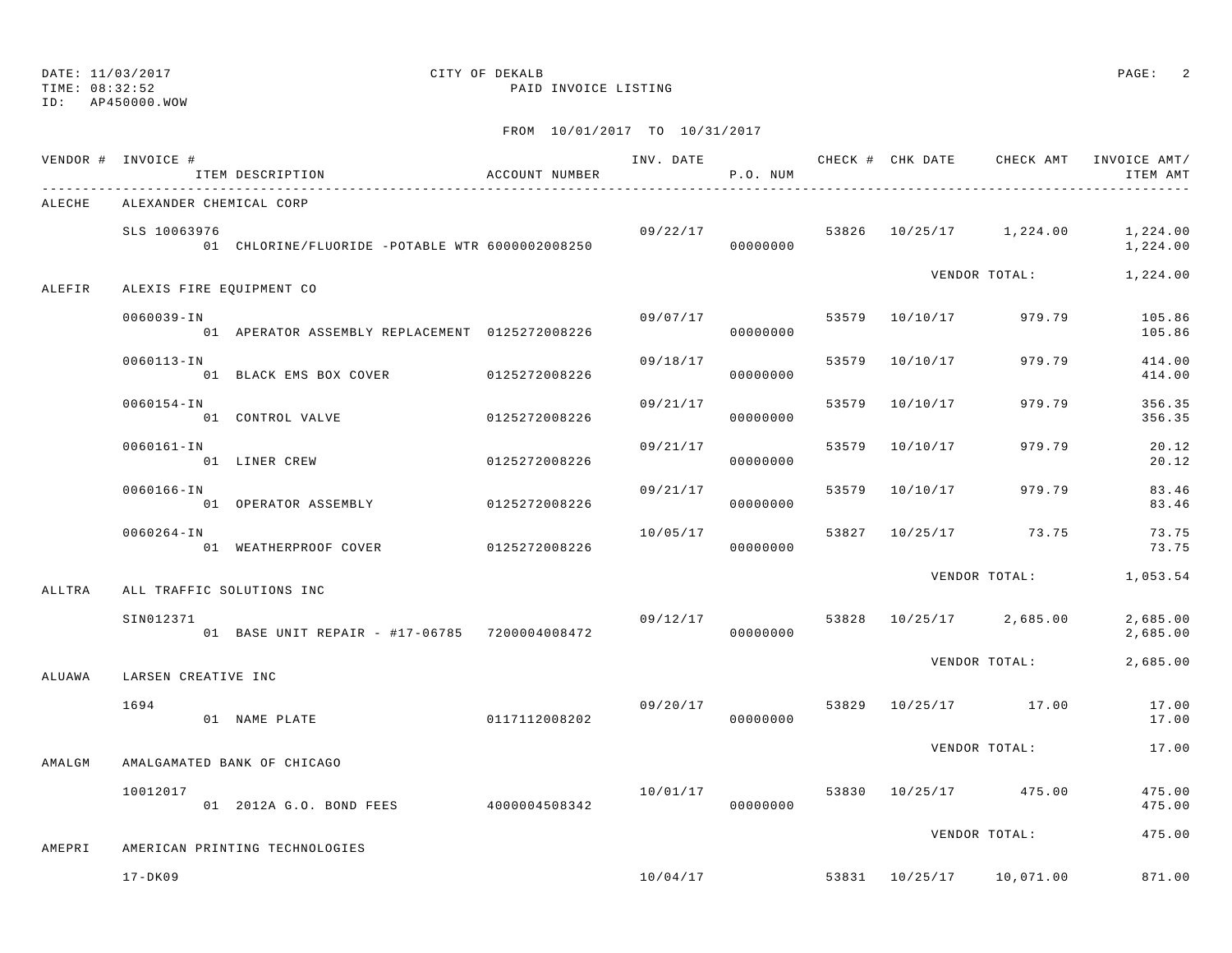DATE: 11/03/2017
TIME: 08:32:52
ID: AP450000.WOW

CITY OF DEKALB
PAID INVOICE LISTING

FROM 10/01/2017 TO 10/31/2017

| VENDOR # | INVOICE # / ITEM DESCRIPTION | ACCOUNT NUMBER | INV. DATE | P.O. NUM | CHECK # | CHK DATE | CHECK AMT | INVOICE AMT/ ITEM AMT |
|---|---|---|---|---|---|---|---|---|
| ALECHE | ALEXANDER CHEMICAL CORP | | | | | | | |
| | SLS 10063976 | | 09/22/17 | | 53826 | 10/25/17 | 1,224.00 | 1,224.00 |
| | 01 CHLORINE/FLUORIDE -POTABLE WTR | 6000002008250 | | 00000000 | | | | 1,224.00 |
| | | | | | | VENDOR TOTAL: | | 1,224.00 |
| ALEFIR | ALEXIS FIRE EQUIPMENT CO | | | | | | | |
| | 0060039-IN | | 09/07/17 | | 53579 | 10/10/17 | 979.79 | 105.86 |
| | 01 APERATOR ASSEMBLY REPLACEMENT | 0125272008226 | | 00000000 | | | | 105.86 |
| | 0060113-IN | | 09/18/17 | | 53579 | 10/10/17 | 979.79 | 414.00 |
| | 01 BLACK EMS BOX COVER | 0125272008226 | | 00000000 | | | | 414.00 |
| | 0060154-IN | | 09/21/17 | | 53579 | 10/10/17 | 979.79 | 356.35 |
| | 01 CONTROL VALVE | 0125272008226 | | 00000000 | | | | 356.35 |
| | 0060161-IN | | 09/21/17 | | 53579 | 10/10/17 | 979.79 | 20.12 |
| | 01 LINER CREW | 0125272008226 | | 00000000 | | | | 20.12 |
| | 0060166-IN | | 09/21/17 | | 53579 | 10/10/17 | 979.79 | 83.46 |
| | 01 OPERATOR ASSEMBLY | 0125272008226 | | 00000000 | | | | 83.46 |
| | 0060264-IN | | 10/05/17 | | 53827 | 10/25/17 | 73.75 | 73.75 |
| | 01 WEATHERPROOF COVER | 0125272008226 | | 00000000 | | | | 73.75 |
| | | | | | | VENDOR TOTAL: | | 1,053.54 |
| ALLTRA | ALL TRAFFIC SOLUTIONS INC | | | | | | | |
| | SIN012371 | | 09/12/17 | | 53828 | 10/25/17 | 2,685.00 | 2,685.00 |
| | 01 BASE UNIT REPAIR - #17-06785 | 7200004008472 | | 00000000 | | | | 2,685.00 |
| | | | | | | VENDOR TOTAL: | | 2,685.00 |
| ALUAWA | LARSEN CREATIVE INC | | | | | | | |
| | 1694 | | 09/20/17 | | 53829 | 10/25/17 | 17.00 | 17.00 |
| | 01 NAME PLATE | 0117112008202 | | 00000000 | | | | 17.00 |
| | | | | | | VENDOR TOTAL: | | 17.00 |
| AMALGM | AMALGAMATED BANK OF CHICAGO | | | | | | | |
| | 10012017 | | 10/01/17 | | 53830 | 10/25/17 | 475.00 | 475.00 |
| | 01 2012A G.O. BOND FEES | 4000004508342 | | 00000000 | | | | 475.00 |
| | | | | | | VENDOR TOTAL: | | 475.00 |
| AMEPRI | AMERICAN PRINTING TECHNOLOGIES | | | | | | | |
| | 17-DK09 | | 10/04/17 | | 53831 | 10/25/17 | 10,071.00 | 871.00 |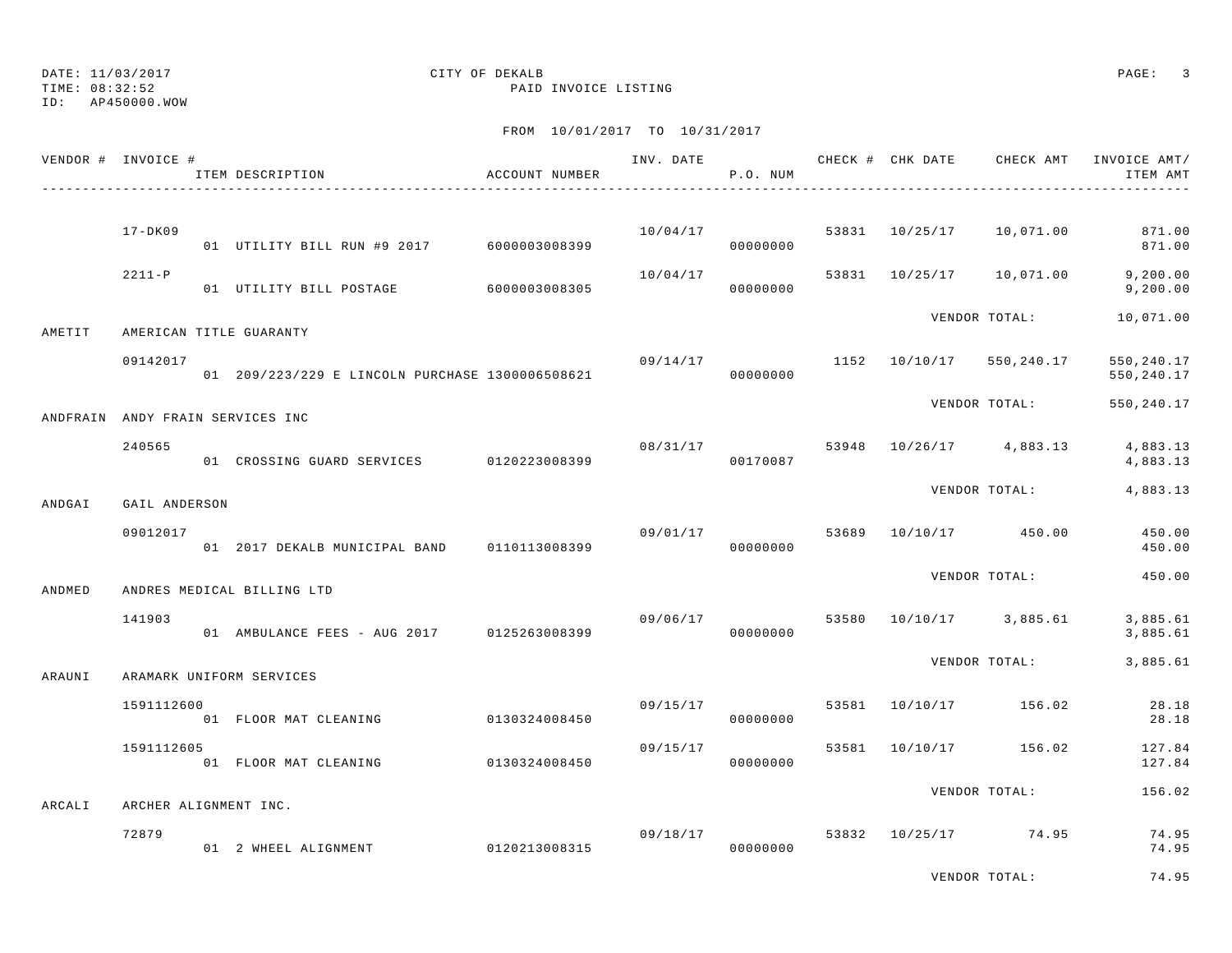DATE: 11/03/2017 CITY OF DEKALB
TIME: 08:32:52 PAID INVOICE LISTING
ID: AP450000.WOW

FROM 10/01/2017 TO 10/31/2017

| VENDOR # | INVOICE # | ITEM DESCRIPTION | ACCOUNT NUMBER | INV. DATE | P.O. NUM | CHECK # | CHK DATE | CHECK AMT | INVOICE AMT/ ITEM AMT |
|---|---|---|---|---|---|---|---|---|---|
| | 17-DK09 | | | 10/04/17 | | 53831 | 10/25/17 | 10,071.00 | 871.00 |
| | | 01 UTILITY BILL RUN #9 2017 | 6000003008399 | | 00000000 | | | | 871.00 |
| | 2211-P | | | 10/04/17 | | 53831 | 10/25/17 | 10,071.00 | 9,200.00 |
| | | 01 UTILITY BILL POSTAGE | 6000003008305 | | 00000000 | | | | 9,200.00 |
| | | | | | | | VENDOR TOTAL: | | 10,071.00 |
| AMETIT | AMERICAN TITLE GUARANTY | | | | | | | | |
| | 09142017 | | | 09/14/17 | | 1152 | 10/10/17 | 550,240.17 | 550,240.17 |
| | | 01 209/223/229 E LINCOLN PURCHASE | 1300006508621 | | 00000000 | | | | 550,240.17 |
| | | | | | | | VENDOR TOTAL: | | 550,240.17 |
| ANDFRAIN | ANDY FRAIN SERVICES INC | | | | | | | | |
| | 240565 | | | 08/31/17 | | 53948 | 10/26/17 | 4,883.13 | 4,883.13 |
| | | 01 CROSSING GUARD SERVICES | 0120223008399 | | 00170087 | | | | 4,883.13 |
| | | | | | | | VENDOR TOTAL: | | 4,883.13 |
| ANDGAI | GAIL ANDERSON | | | | | | | | |
| | 09012017 | | | 09/01/17 | | 53689 | 10/10/17 | 450.00 | 450.00 |
| | | 01 2017 DEKALB MUNICIPAL BAND | 0110113008399 | | 00000000 | | | | 450.00 |
| | | | | | | | VENDOR TOTAL: | | 450.00 |
| ANDMED | ANDRES MEDICAL BILLING LTD | | | | | | | | |
| | 141903 | | | 09/06/17 | | 53580 | 10/10/17 | 3,885.61 | 3,885.61 |
| | | 01 AMBULANCE FEES - AUG 2017 | 0125263008399 | | 00000000 | | | | 3,885.61 |
| | | | | | | | VENDOR TOTAL: | | 3,885.61 |
| ARAUNI | ARAMARK UNIFORM SERVICES | | | | | | | | |
| | 1591112600 | | | 09/15/17 | | 53581 | 10/10/17 | 156.02 | 28.18 |
| | | 01 FLOOR MAT CLEANING | 0130324008450 | | 00000000 | | | | 28.18 |
| | 1591112605 | | | 09/15/17 | | 53581 | 10/10/17 | 156.02 | 127.84 |
| | | 01 FLOOR MAT CLEANING | 0130324008450 | | 00000000 | | | | 127.84 |
| | | | | | | | VENDOR TOTAL: | | 156.02 |
| ARCALI | ARCHER ALIGNMENT INC. | | | | | | | | |
| | 72879 | | | 09/18/17 | | 53832 | 10/25/17 | 74.95 | 74.95 |
| | | 01 2 WHEEL ALIGNMENT | 0120213008315 | | 00000000 | | | | 74.95 |
| | | | | | | | VENDOR TOTAL: | | 74.95 |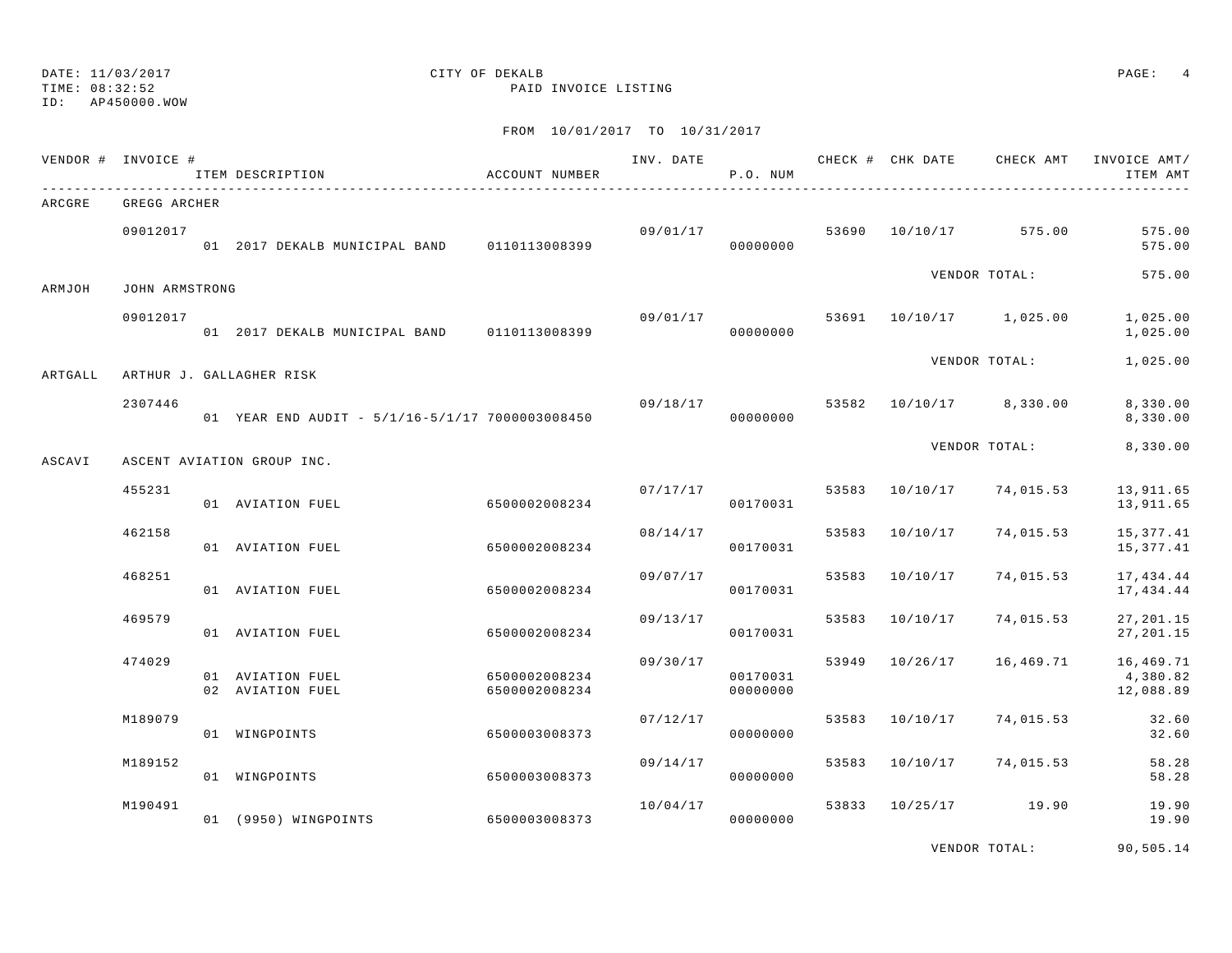DATE: 11/03/2017 CITY OF DEKALB
TIME: 08:32:52 PAID INVOICE LISTING
ID: AP450000.WOW

FROM 10/01/2017 TO 10/31/2017

| VENDOR # | INVOICE # | ITEM DESCRIPTION | ACCOUNT NUMBER | INV. DATE | P.O. NUM | CHECK # | CHK DATE | CHECK AMT | INVOICE AMT/ ITEM AMT |
|---|---|---|---|---|---|---|---|---|---|
| ARCGRE | GREGG ARCHER | | | | | | | | |
| | 09012017 | | | 09/01/17 | | 53690 | 10/10/17 | 575.00 | 575.00 |
| | | 01 2017 DEKALB MUNICIPAL BAND | 0110113008399 | | 00000000 | | | | 575.00 |
| | | | | | | | | VENDOR TOTAL: | 575.00 |
| ARMJOH | JOHN ARMSTRONG | | | | | | | | |
| | 09012017 | | | 09/01/17 | | 53691 | 10/10/17 | 1,025.00 | 1,025.00 |
| | | 01 2017 DEKALB MUNICIPAL BAND | 0110113008399 | | 00000000 | | | | 1,025.00 |
| | | | | | | | | VENDOR TOTAL: | 1,025.00 |
| ARTGALL | ARTHUR J. GALLAGHER RISK | | | | | | | | |
| | 2307446 | | | 09/18/17 | | 53582 | 10/10/17 | 8,330.00 | 8,330.00 |
| | | 01 YEAR END AUDIT - 5/1/16-5/1/17 | 7000003008450 | | 00000000 | | | | 8,330.00 |
| | | | | | | | | VENDOR TOTAL: | 8,330.00 |
| ASCAVI | ASCENT AVIATION GROUP INC. | | | | | | | | |
| | 455231 | | | 07/17/17 | | 53583 | 10/10/17 | 74,015.53 | 13,911.65 |
| | | 01 AVIATION FUEL | 6500002008234 | | 00170031 | | | | 13,911.65 |
| | 462158 | | | 08/14/17 | | 53583 | 10/10/17 | 74,015.53 | 15,377.41 |
| | | 01 AVIATION FUEL | 6500002008234 | | 00170031 | | | | 15,377.41 |
| | 468251 | | | 09/07/17 | | 53583 | 10/10/17 | 74,015.53 | 17,434.44 |
| | | 01 AVIATION FUEL | 6500002008234 | | 00170031 | | | | 17,434.44 |
| | 469579 | | | 09/13/17 | | 53583 | 10/10/17 | 74,015.53 | 27,201.15 |
| | | 01 AVIATION FUEL | 6500002008234 | | 00170031 | | | | 27,201.15 |
| | 474029 | | | 09/30/17 | | 53949 | 10/26/17 | 16,469.71 | 16,469.71 |
| | | 01 AVIATION FUEL | 6500002008234 | | 00170031 | | | | 4,380.82 |
| | | 02 AVIATION FUEL | 6500002008234 | | 00000000 | | | | 12,088.89 |
| | M189079 | | | 07/12/17 | | 53583 | 10/10/17 | 74,015.53 | 32.60 |
| | | 01 WINGPOINTS | 6500003008373 | | 00000000 | | | | 32.60 |
| | M189152 | | | 09/14/17 | | 53583 | 10/10/17 | 74,015.53 | 58.28 |
| | | 01 WINGPOINTS | 6500003008373 | | 00000000 | | | | 58.28 |
| | M190491 | | | 10/04/17 | | 53833 | 10/25/17 | 19.90 | 19.90 |
| | | 01 (9950) WINGPOINTS | 6500003008373 | | 00000000 | | | | 19.90 |
| | | | | | | | | VENDOR TOTAL: | 90,505.14 |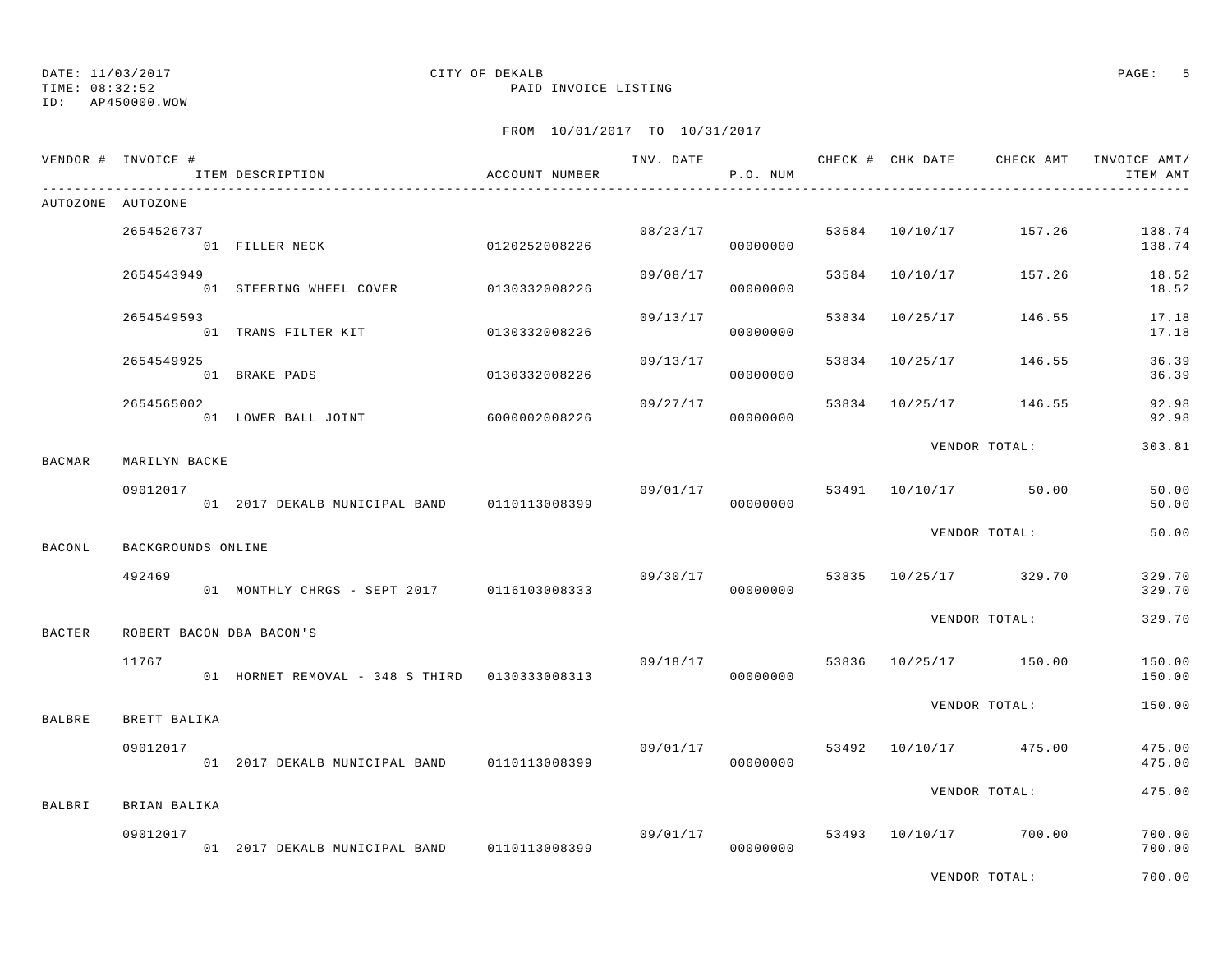DATE: 11/03/2017 CITY OF DEKALB
TIME: 08:32:52 PAID INVOICE LISTING
ID: AP450000.WOW

FROM 10/01/2017 TO 10/31/2017

| VENDOR # | INVOICE # / ITEM DESCRIPTION | ACCOUNT NUMBER | INV. DATE | P.O. NUM | CHECK # | CHK DATE | CHECK AMT | INVOICE AMT/ ITEM AMT |
|---|---|---|---|---|---|---|---|---|
| AUTOZONE | AUTOZONE | | | | | | | |
| | 2654526737 | | 08/23/17 | | 53584 | 10/10/17 | 157.26 | 138.74 |
| | 01 FILLER NECK | 0120252008226 | | 00000000 | | | | 138.74 |
| | 2654543949 | | 09/08/17 | | 53584 | 10/10/17 | 157.26 | 18.52 |
| | 01 STEERING WHEEL COVER | 0130332008226 | | 00000000 | | | | 18.52 |
| | 2654549593 | | 09/13/17 | | 53834 | 10/25/17 | 146.55 | 17.18 |
| | 01 TRANS FILTER KIT | 0130332008226 | | 00000000 | | | | 17.18 |
| | 2654549925 | | 09/13/17 | | 53834 | 10/25/17 | 146.55 | 36.39 |
| | 01 BRAKE PADS | 0130332008226 | | 00000000 | | | | 36.39 |
| | 2654565002 | | 09/27/17 | | 53834 | 10/25/17 | 146.55 | 92.98 |
| | 01 LOWER BALL JOINT | 6000002008226 | | 00000000 | | | | 92.98 |
| | | | | | | | VENDOR TOTAL: | 303.81 |
| BACMAR | MARILYN BACKE | | | | | | | |
| | 09012017 | | 09/01/17 | | 53491 | 10/10/17 | 50.00 | 50.00 |
| | 01 2017 DEKALB MUNICIPAL BAND | 0110113008399 | | 00000000 | | | | 50.00 |
| | | | | | | | VENDOR TOTAL: | 50.00 |
| BACONL | BACKGROUNDS ONLINE | | | | | | | |
| | 492469 | | 09/30/17 | | 53835 | 10/25/17 | 329.70 | 329.70 |
| | 01 MONTHLY CHRGS - SEPT 2017 | 0116103008333 | | 00000000 | | | | 329.70 |
| | | | | | | | VENDOR TOTAL: | 329.70 |
| BACTER | ROBERT BACON DBA BACON'S | | | | | | | |
| | 11767 | | 09/18/17 | | 53836 | 10/25/17 | 150.00 | 150.00 |
| | 01 HORNET REMOVAL - 348 S THIRD | 0130333008313 | | 00000000 | | | | 150.00 |
| | | | | | | | VENDOR TOTAL: | 150.00 |
| BALBRE | BRETT BALIKA | | | | | | | |
| | 09012017 | | 09/01/17 | | 53492 | 10/10/17 | 475.00 | 475.00 |
| | 01 2017 DEKALB MUNICIPAL BAND | 0110113008399 | | 00000000 | | | | 475.00 |
| | | | | | | | VENDOR TOTAL: | 475.00 |
| BALBRI | BRIAN BALIKA | | | | | | | |
| | 09012017 | | 09/01/17 | | 53493 | 10/10/17 | 700.00 | 700.00 |
| | 01 2017 DEKALB MUNICIPAL BAND | 0110113008399 | | 00000000 | | | | 700.00 |
| | | | | | | | VENDOR TOTAL: | 700.00 |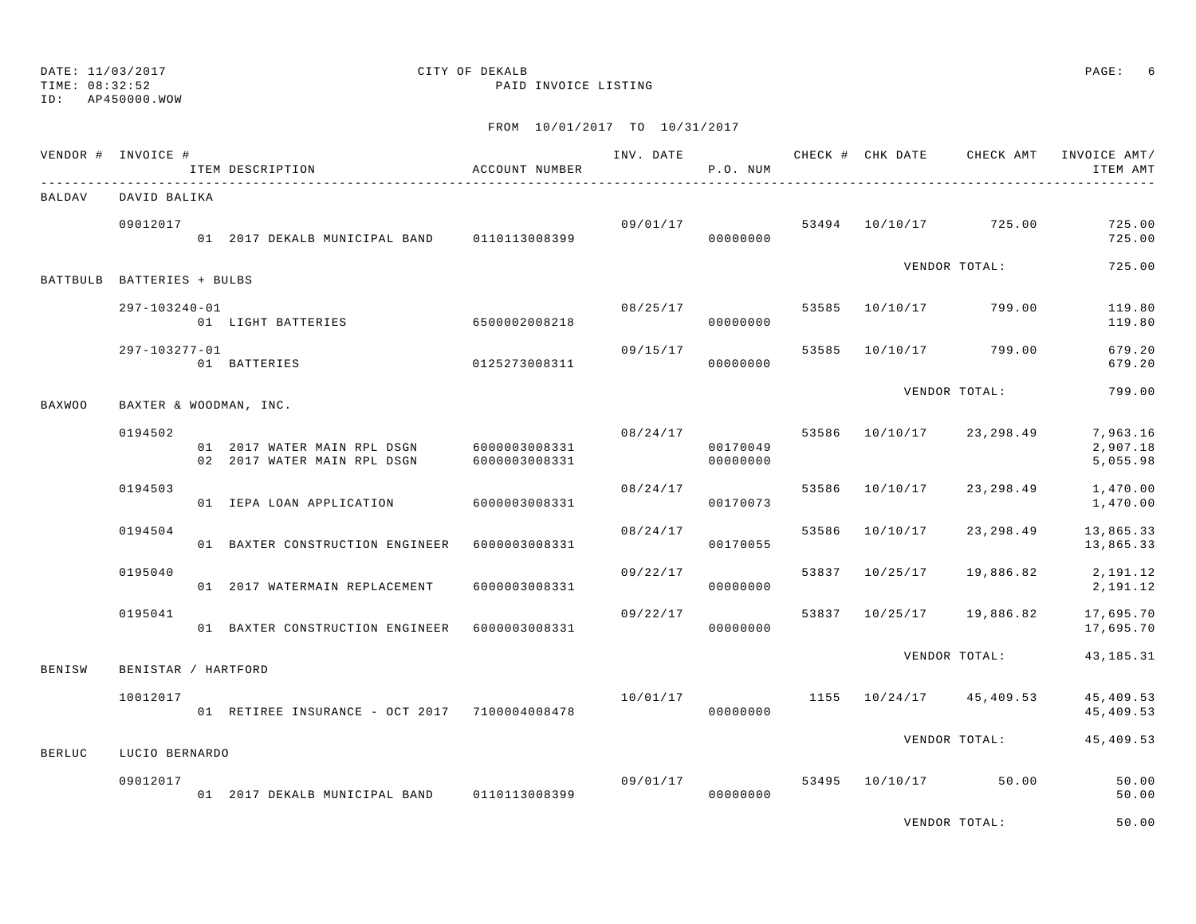DATE: 11/03/2017 CITY OF DEKALB
TIME: 08:32:52 PAID INVOICE LISTING
ID: AP450000.WOW

FROM 10/01/2017 TO 10/31/2017

| VENDOR # | INVOICE # | ITEM DESCRIPTION | ACCOUNT NUMBER | INV. DATE | P.O. NUM | CHECK # | CHK DATE | CHECK AMT | INVOICE AMT/ ITEM AMT |
|---|---|---|---|---|---|---|---|---|---|
| BALDAV | DAVID BALIKA | | | | | | | | |
| | 09012017 | | | 09/01/17 | | 53494 | 10/10/17 | 725.00 | 725.00 |
| | | 01 2017 DEKALB MUNICIPAL BAND | 0110113008399 | | 00000000 | | | | 725.00 |
| | | | | | | | VENDOR TOTAL: | | 725.00 |
| BATTBULB | BATTERIES + BULBS | | | | | | | | |
| | 297-103240-01 | | | 08/25/17 | | 53585 | 10/10/17 | 799.00 | 119.80 |
| | | 01 LIGHT BATTERIES | 6500002008218 | | 00000000 | | | | 119.80 |
| | 297-103277-01 | | | 09/15/17 | | 53585 | 10/10/17 | 799.00 | 679.20 |
| | | 01 BATTERIES | 0125273008311 | | 00000000 | | | | 679.20 |
| | | | | | | | VENDOR TOTAL: | | 799.00 |
| BAXWOO | BAXTER & WOODMAN, INC. | | | | | | | | |
| | 0194502 | | | 08/24/17 | | 53586 | 10/10/17 | 23,298.49 | 7,963.16 |
| | | 01 2017 WATER MAIN RPL DSGN | 6000003008331 | | 00170049 | | | | 2,907.18 |
| | | 02 2017 WATER MAIN RPL DSGN | 6000003008331 | | 00000000 | | | | 5,055.98 |
| | 0194503 | | | 08/24/17 | | 53586 | 10/10/17 | 23,298.49 | 1,470.00 |
| | | 01 IEPA LOAN APPLICATION | 6000003008331 | | 00170073 | | | | 1,470.00 |
| | 0194504 | | | 08/24/17 | | 53586 | 10/10/17 | 23,298.49 | 13,865.33 |
| | | 01 BAXTER CONSTRUCTION ENGINEER | 6000003008331 | | 00170055 | | | | 13,865.33 |
| | 0195040 | | | 09/22/17 | | 53837 | 10/25/17 | 19,886.82 | 2,191.12 |
| | | 01 2017 WATERMAIN REPLACEMENT | 6000003008331 | | 00000000 | | | | 2,191.12 |
| | 0195041 | | | 09/22/17 | | 53837 | 10/25/17 | 19,886.82 | 17,695.70 |
| | | 01 BAXTER CONSTRUCTION ENGINEER | 6000003008331 | | 00000000 | | | | 17,695.70 |
| | | | | | | | VENDOR TOTAL: | | 43,185.31 |
| BENISW | BENISTAR / HARTFORD | | | | | | | | |
| | 10012017 | | | 10/01/17 | | 1155 | 10/24/17 | 45,409.53 | 45,409.53 |
| | | 01 RETIREE INSURANCE - OCT 2017 | 7100004008478 | | 00000000 | | | | 45,409.53 |
| | | | | | | | VENDOR TOTAL: | | 45,409.53 |
| BERLUC | LUCIO BERNARDO | | | | | | | | |
| | 09012017 | | | 09/01/17 | | 53495 | 10/10/17 | 50.00 | 50.00 |
| | | 01 2017 DEKALB MUNICIPAL BAND | 0110113008399 | | 00000000 | | | | 50.00 |
| | | | | | | | VENDOR TOTAL: | | 50.00 |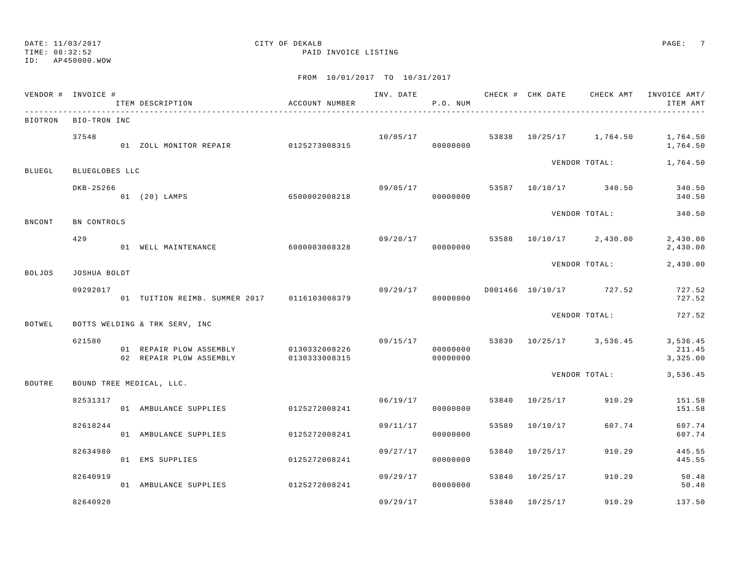DATE: 11/03/2017 CITY OF DEKALB
TIME: 08:32:52 PAID INVOICE LISTING
ID: AP450000.WOW

FROM 10/01/2017 TO 10/31/2017

| VENDOR # | INVOICE # | ITEM DESCRIPTION | ACCOUNT NUMBER | INV. DATE | P.O. NUM | CHECK # | CHK DATE | CHECK AMT | INVOICE AMT/ ITEM AMT |
|---|---|---|---|---|---|---|---|---|---|
| BIOTRON | BIO-TRON INC | | | | | | | | |
| | 37548 | | | 10/05/17 | | 53838 | 10/25/17 | 1,764.50 | 1,764.50 |
| | | 01 ZOLL MONITOR REPAIR | 0125273008315 | | 00000000 | | | | 1,764.50 |
| | | | | | | | VENDOR TOTAL: | | 1,764.50 |
| BLUEGL | BLUEGLOBES LLC | | | | | | | | |
| | DKB-25266 | | | 09/05/17 | | 53587 | 10/10/17 | 340.50 | 340.50 |
| | | 01 (20) LAMPS | 6500002008218 | | 00000000 | | | | 340.50 |
| | | | | | | | VENDOR TOTAL: | | 340.50 |
| BNCONT | BN CONTROLS | | | | | | | | |
| | 429 | | | 09/20/17 | | 53588 | 10/10/17 | 2,430.00 | 2,430.00 |
| | | 01 WELL MAINTENANCE | 6000003008328 | | 00000000 | | | | 2,430.00 |
| | | | | | | | VENDOR TOTAL: | | 2,430.00 |
| BOLJOS | JOSHUA BOLDT | | | | | | | | |
| | 09292017 | | | 09/29/17 | | D001466 | 10/10/17 | 727.52 | 727.52 |
| | | 01 TUITION REIMB. SUMMER 2017 | 0116103008379 | | 00000000 | | | | 727.52 |
| | | | | | | | VENDOR TOTAL: | | 727.52 |
| BOTWEL | BOTTS WELDING & TRK SERV, INC | | | | | | | | |
| | 621580 | | | 09/15/17 | | 53839 | 10/25/17 | 3,536.45 | 3,536.45 |
| | | 01 REPAIR PLOW ASSEMBLY | 0130332008226 | | 00000000 | | | | 211.45 |
| | | 02 REPAIR PLOW ASSEMBLY | 0130333008315 | | 00000000 | | | | 3,325.00 |
| | | | | | | | VENDOR TOTAL: | | 3,536.45 |
| BOUTRE | BOUND TREE MEDICAL, LLC. | | | | | | | | |
| | 82531317 | | | 06/19/17 | | 53840 | 10/25/17 | 910.29 | 151.58 |
| | | 01 AMBULANCE SUPPLIES | 0125272008241 | | 00000000 | | | | 151.58 |
| | 82618244 | | | 09/11/17 | | 53589 | 10/10/17 | 607.74 | 607.74 |
| | | 01 AMBULANCE SUPPLIES | 0125272008241 | | 00000000 | | | | 607.74 |
| | 82634980 | | | 09/27/17 | | 53840 | 10/25/17 | 910.29 | 445.55 |
| | | 01 EMS SUPPLIES | 0125272008241 | | 00000000 | | | | 445.55 |
| | 82640919 | | | 09/29/17 | | 53840 | 10/25/17 | 910.29 | 50.48 |
| | | 01 AMBULANCE SUPPLIES | 0125272008241 | | 00000000 | | | | 50.48 |
| | 82640920 | | | 09/29/17 | | 53840 | 10/25/17 | 910.29 | 137.50 |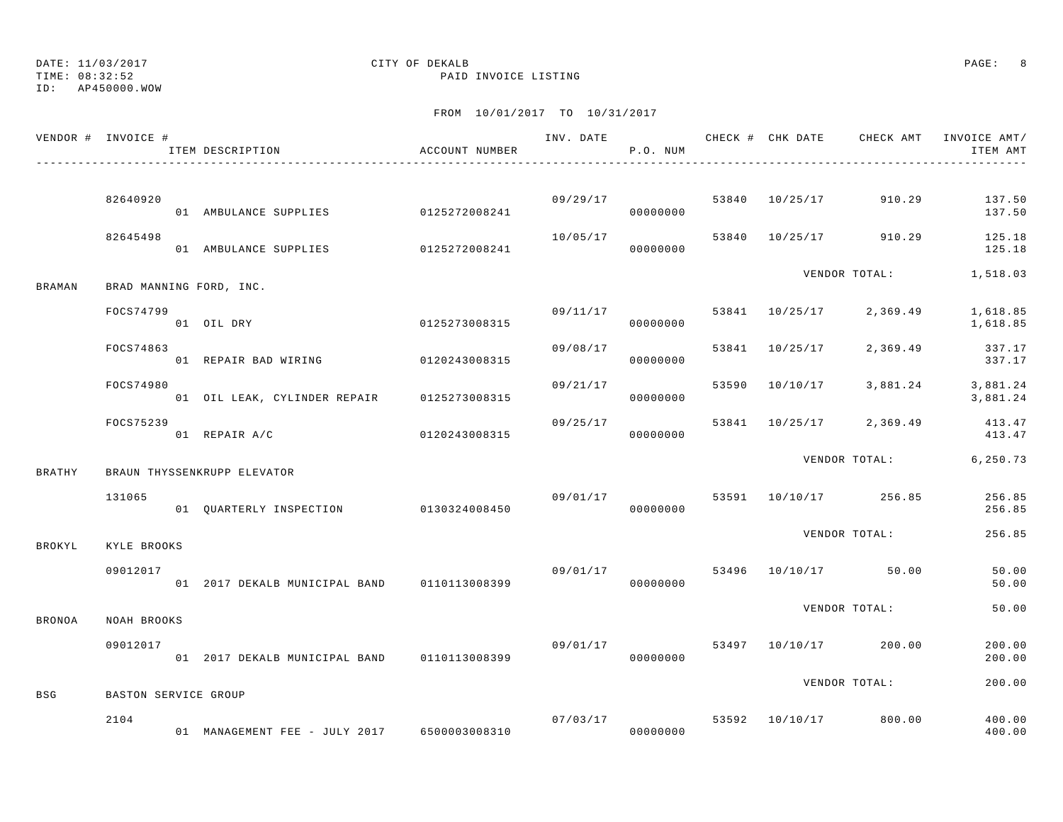DATE: 11/03/2017  
TIME: 08:32:52  
ID: AP450000.WOW

CITY OF DEKALB  
PAID INVOICE LISTING

FROM 10/01/2017 TO 10/31/2017

| VENDOR # | INVOICE # / ITEM DESCRIPTION | ACCOUNT NUMBER | INV. DATE | P.O. NUM | CHECK # | CHK DATE | CHECK AMT | INVOICE AMT/ ITEM AMT |
|---|---|---|---|---|---|---|---|---|
| | 82640920 | | 09/29/17 | | 53840 | 10/25/17 | 910.29 | 137.50 |
| | 01 AMBULANCE SUPPLIES | 0125272008241 | | 00000000 | | | | 137.50 |
| | 82645498 | | 10/05/17 | | 53840 | 10/25/17 | 910.29 | 125.18 |
| | 01 AMBULANCE SUPPLIES | 0125272008241 | | 00000000 | | | | 125.18 |
| | | | | | | | VENDOR TOTAL: | 1,518.03 |
| BRAMAN | BRAD MANNING FORD, INC. | | | | | | | |
| | FOCS74799 | | 09/11/17 | | 53841 | 10/25/17 | 2,369.49 | 1,618.85 |
| | 01 OIL DRY | 0125273008315 | | 00000000 | | | | 1,618.85 |
| | FOCS74863 | | 09/08/17 | | 53841 | 10/25/17 | 2,369.49 | 337.17 |
| | 01 REPAIR BAD WIRING | 0120243008315 | | 00000000 | | | | 337.17 |
| | FOCS74980 | | 09/21/17 | | 53590 | 10/10/17 | 3,881.24 | 3,881.24 |
| | 01 OIL LEAK, CYLINDER REPAIR | 0125273008315 | | 00000000 | | | | 3,881.24 |
| | FOCS75239 | | 09/25/17 | | 53841 | 10/25/17 | 2,369.49 | 413.47 |
| | 01 REPAIR A/C | 0120243008315 | | 00000000 | | | | 413.47 |
| | | | | | | | VENDOR TOTAL: | 6,250.73 |
| BRATHY | BRAUN THYSSENKRUPP ELEVATOR | | | | | | | |
| | 131065 | | 09/01/17 | | 53591 | 10/10/17 | 256.85 | 256.85 |
| | 01 QUARTERLY INSPECTION | 0130324008450 | | 00000000 | | | | 256.85 |
| | | | | | | | VENDOR TOTAL: | 256.85 |
| BROKYL | KYLE BROOKS | | | | | | | |
| | 09012017 | | 09/01/17 | | 53496 | 10/10/17 | 50.00 | 50.00 |
| | 01 2017 DEKALB MUNICIPAL BAND | 0110113008399 | | 00000000 | | | | 50.00 |
| | | | | | | | VENDOR TOTAL: | 50.00 |
| BRONOA | NOAH BROOKS | | | | | | | |
| | 09012017 | | 09/01/17 | | 53497 | 10/10/17 | 200.00 | 200.00 |
| | 01 2017 DEKALB MUNICIPAL BAND | 0110113008399 | | 00000000 | | | | 200.00 |
| | | | | | | | VENDOR TOTAL: | 200.00 |
| BSG | BASTON SERVICE GROUP | | | | | | | |
| | 2104 | | 07/03/17 | | 53592 | 10/10/17 | 800.00 | 400.00 |
| | 01 MANAGEMENT FEE - JULY 2017 | 6500003008310 | | 00000000 | | | | 400.00 |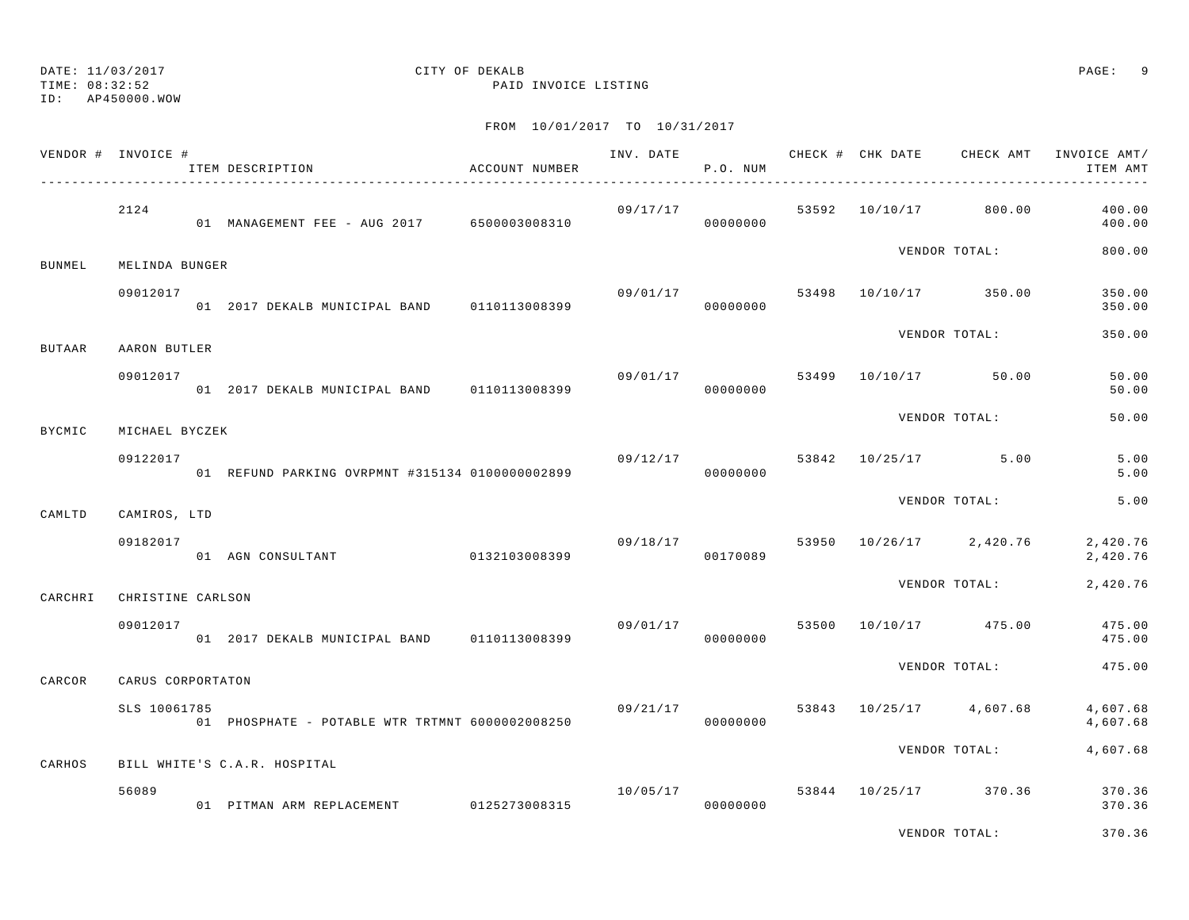DATE: 11/03/2017
TIME: 08:32:52
ID: AP450000.WOW

CITY OF DEKALB
PAID INVOICE LISTING

FROM 10/01/2017 TO 10/31/2017

| VENDOR # | INVOICE # / ITEM DESCRIPTION | ACCOUNT NUMBER | INV. DATE | P.O. NUM | CHECK # | CHK DATE | CHECK AMT | INVOICE AMT/ ITEM AMT |
|---|---|---|---|---|---|---|---|---|
| | 2124 | | 09/17/17 | | 53592 | 10/10/17 | 800.00 | 400.00 |
| | 01 MANAGEMENT FEE - AUG 2017 | 6500003008310 | | 00000000 | | | | 400.00 |
| | | | | | | VENDOR TOTAL: | | 800.00 |
| BUNMEL | MELINDA BUNGER | | | | | | | |
| | 09012017 | | 09/01/17 | | 53498 | 10/10/17 | 350.00 | 350.00 |
| | 01 2017 DEKALB MUNICIPAL BAND | 0110113008399 | | 00000000 | | | | 350.00 |
| | | | | | | VENDOR TOTAL: | | 350.00 |
| BUTAAR | AARON BUTLER | | | | | | | |
| | 09012017 | | 09/01/17 | | 53499 | 10/10/17 | 50.00 | 50.00 |
| | 01 2017 DEKALB MUNICIPAL BAND | 0110113008399 | | 00000000 | | | | 50.00 |
| | | | | | | VENDOR TOTAL: | | 50.00 |
| BYCMIC | MICHAEL BYCZEK | | | | | | | |
| | 09122017 | | 09/12/17 | | 53842 | 10/25/17 | 5.00 | 5.00 |
| | 01 REFUND PARKING OVRPMNT #315134 | 0100000002899 | | 00000000 | | | | 5.00 |
| | | | | | | VENDOR TOTAL: | | 5.00 |
| CAMLTD | CAMIROS, LTD | | | | | | | |
| | 09182017 | | 09/18/17 | | 53950 | 10/26/17 | 2,420.76 | 2,420.76 |
| | 01 AGN CONSULTANT | 0132103008399 | | 00170089 | | | | 2,420.76 |
| | | | | | | VENDOR TOTAL: | | 2,420.76 |
| CARCHRI | CHRISTINE CARLSON | | | | | | | |
| | 09012017 | | 09/01/17 | | 53500 | 10/10/17 | 475.00 | 475.00 |
| | 01 2017 DEKALB MUNICIPAL BAND | 0110113008399 | | 00000000 | | | | 475.00 |
| | | | | | | VENDOR TOTAL: | | 475.00 |
| CARCOR | CARUS CORPORTATON | | | | | | | |
| | SLS 10061785 | | 09/21/17 | | 53843 | 10/25/17 | 4,607.68 | 4,607.68 |
| | 01 PHOSPHATE - POTABLE WTR TRTMNT | 6000002008250 | | 00000000 | | | | 4,607.68 |
| | | | | | | VENDOR TOTAL: | | 4,607.68 |
| CARHOS | BILL WHITE'S C.A.R. HOSPITAL | | | | | | | |
| | 56089 | | 10/05/17 | | 53844 | 10/25/17 | 370.36 | 370.36 |
| | 01 PITMAN ARM REPLACEMENT | 0125273008315 | | 00000000 | | | | 370.36 |
| | | | | | | VENDOR TOTAL: | | 370.36 |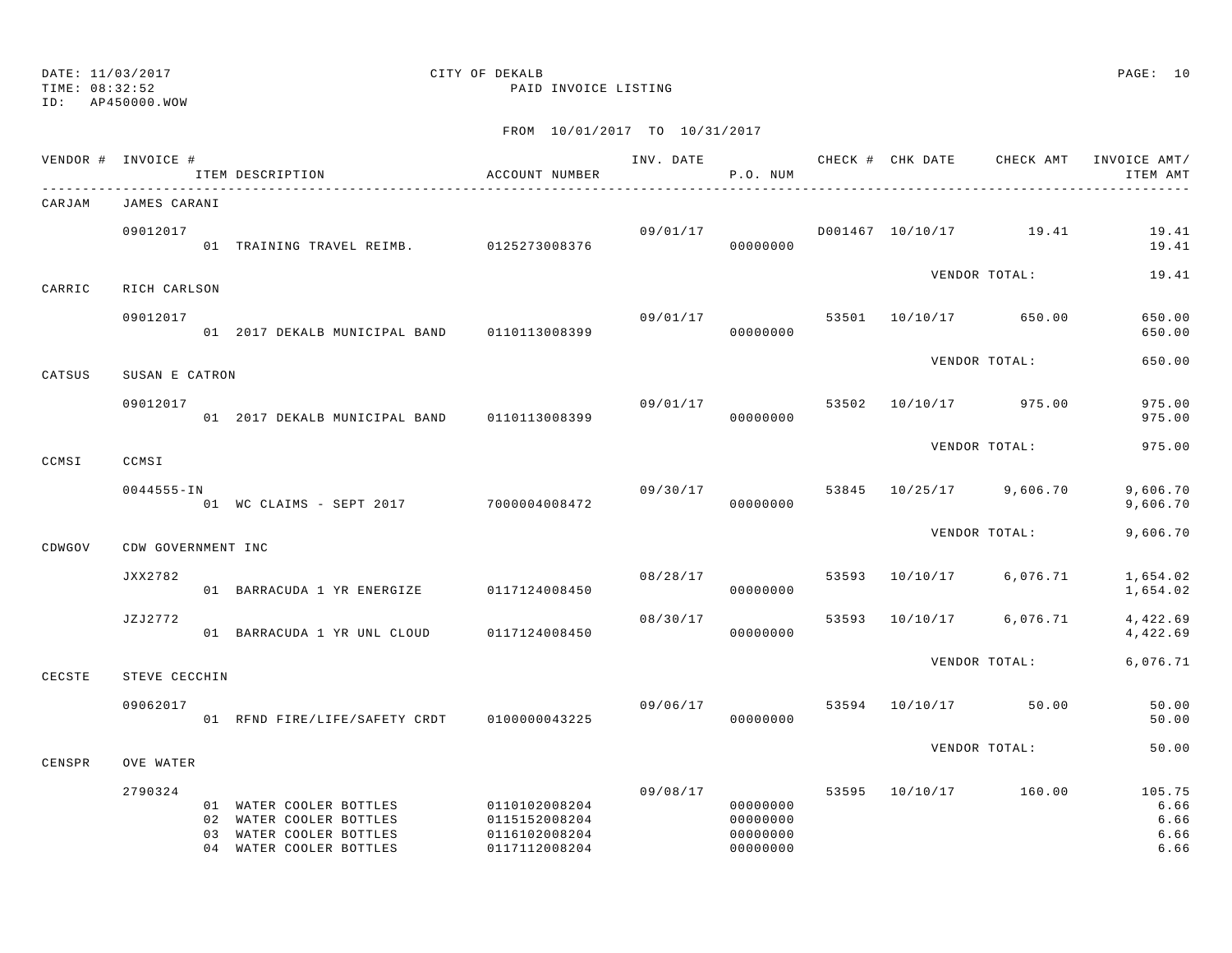DATE: 11/03/2017
TIME: 08:32:52
ID: AP450000.WOW

CITY OF DEKALB
PAID INVOICE LISTING

FROM 10/01/2017 TO 10/31/2017

| VENDOR # | INVOICE # / ITEM DESCRIPTION | ACCOUNT NUMBER | INV. DATE | P.O. NUM | CHECK # | CHK DATE | CHECK AMT | INVOICE AMT/ ITEM AMT |
|---|---|---|---|---|---|---|---|---|
| CARJAM | JAMES CARANI | | | | | | | |
| | 09012017 | | 09/01/17 | | D001467 | 10/10/17 | 19.41 | 19.41 |
| | 01 TRAINING TRAVEL REIMB. | 0125273008376 | | 00000000 | | | | 19.41 |
| | | | | | | VENDOR TOTAL: | | 19.41 |
| CARRIC | RICH CARLSON | | | | | | | |
| | 09012017 | | 09/01/17 | | 53501 | 10/10/17 | 650.00 | 650.00 |
| | 01 2017 DEKALB MUNICIPAL BAND | 0110113008399 | | 00000000 | | | | 650.00 |
| | | | | | | VENDOR TOTAL: | | 650.00 |
| CATSUS | SUSAN E CATRON | | | | | | | |
| | 09012017 | | 09/01/17 | | 53502 | 10/10/17 | 975.00 | 975.00 |
| | 01 2017 DEKALB MUNICIPAL BAND | 0110113008399 | | 00000000 | | | | 975.00 |
| | | | | | | VENDOR TOTAL: | | 975.00 |
| CCMSI | CCMSI | | | | | | | |
| | 0044555-IN | | 09/30/17 | | 53845 | 10/25/17 | 9,606.70 | 9,606.70 |
| | 01 WC CLAIMS - SEPT 2017 | 7000004008472 | | 00000000 | | | | 9,606.70 |
| | | | | | | VENDOR TOTAL: | | 9,606.70 |
| CDWGOV | CDW GOVERNMENT INC | | | | | | | |
| | JXX2782 | | 08/28/17 | | 53593 | 10/10/17 | 6,076.71 | 1,654.02 |
| | 01 BARRACUDA 1 YR ENERGIZE | 0117124008450 | | 00000000 | | | | 1,654.02 |
| | JZJ2772 | | 08/30/17 | | 53593 | 10/10/17 | 6,076.71 | 4,422.69 |
| | 01 BARRACUDA 1 YR UNL CLOUD | 0117124008450 | | 00000000 | | | | 4,422.69 |
| | | | | | | VENDOR TOTAL: | | 6,076.71 |
| CECSTE | STEVE CECCHIN | | | | | | | |
| | 09062017 | | 09/06/17 | | 53594 | 10/10/17 | 50.00 | 50.00 |
| | 01 RFND FIRE/LIFE/SAFETY CRDT | 0100000043225 | | 00000000 | | | | 50.00 |
| | | | | | | VENDOR TOTAL: | | 50.00 |
| CENSPR | OVE WATER | | | | | | | |
| | 2790324 | | 09/08/17 | | 53595 | 10/10/17 | 160.00 | 105.75 |
| | 01 WATER COOLER BOTTLES | 0110102008204 | | 00000000 | | | | 6.66 |
| | 02 WATER COOLER BOTTLES | 0115152008204 | | 00000000 | | | | 6.66 |
| | 03 WATER COOLER BOTTLES | 0116102008204 | | 00000000 | | | | 6.66 |
| | 04 WATER COOLER BOTTLES | 0117112008204 | | 00000000 | | | | 6.66 |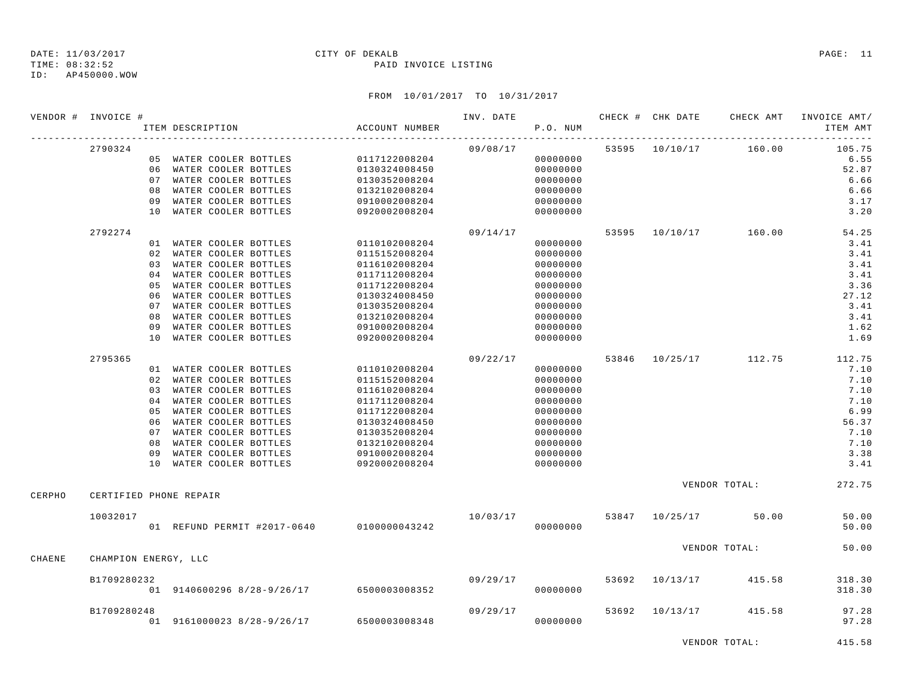DATE: 11/03/2017 CITY OF DEKALB
TIME: 08:32:52 PAID INVOICE LISTING
ID: AP450000.WOW

FROM 10/01/2017 TO 10/31/2017

| VENDOR # | INVOICE # | ITEM DESCRIPTION | ACCOUNT NUMBER | INV. DATE | P.O. NUM | CHECK # | CHK DATE | CHECK AMT | INVOICE AMT/ ITEM AMT |
|---|---|---|---|---|---|---|---|---|---|
| | 2790324 | | | 09/08/17 | | 53595 | 10/10/17 | 160.00 | 105.75 |
| | | 05 WATER COOLER BOTTLES | 0117122008204 | | 00000000 | | | | 6.55 |
| | | 06 WATER COOLER BOTTLES | 0130324008450 | | 00000000 | | | | 52.87 |
| | | 07 WATER COOLER BOTTLES | 0130352008204 | | 00000000 | | | | 6.66 |
| | | 08 WATER COOLER BOTTLES | 0132102008204 | | 00000000 | | | | 6.66 |
| | | 09 WATER COOLER BOTTLES | 0910002008204 | | 00000000 | | | | 3.17 |
| | | 10 WATER COOLER BOTTLES | 0920002008204 | | 00000000 | | | | 3.20 |
| | 2792274 | | | 09/14/17 | | 53595 | 10/10/17 | 160.00 | 54.25 |
| | | 01 WATER COOLER BOTTLES | 0110102008204 | | 00000000 | | | | 3.41 |
| | | 02 WATER COOLER BOTTLES | 0115152008204 | | 00000000 | | | | 3.41 |
| | | 03 WATER COOLER BOTTLES | 0116102008204 | | 00000000 | | | | 3.41 |
| | | 04 WATER COOLER BOTTLES | 0117112008204 | | 00000000 | | | | 3.41 |
| | | 05 WATER COOLER BOTTLES | 0117122008204 | | 00000000 | | | | 3.36 |
| | | 06 WATER COOLER BOTTLES | 0130324008450 | | 00000000 | | | | 27.12 |
| | | 07 WATER COOLER BOTTLES | 0130352008204 | | 00000000 | | | | 3.41 |
| | | 08 WATER COOLER BOTTLES | 0132102008204 | | 00000000 | | | | 3.41 |
| | | 09 WATER COOLER BOTTLES | 0910002008204 | | 00000000 | | | | 1.62 |
| | | 10 WATER COOLER BOTTLES | 0920002008204 | | 00000000 | | | | 1.69 |
| | 2795365 | | | 09/22/17 | | 53846 | 10/25/17 | 112.75 | 112.75 |
| | | 01 WATER COOLER BOTTLES | 0110102008204 | | 00000000 | | | | 7.10 |
| | | 02 WATER COOLER BOTTLES | 0115152008204 | | 00000000 | | | | 7.10 |
| | | 03 WATER COOLER BOTTLES | 0116102008204 | | 00000000 | | | | 7.10 |
| | | 04 WATER COOLER BOTTLES | 0117112008204 | | 00000000 | | | | 7.10 |
| | | 05 WATER COOLER BOTTLES | 0117122008204 | | 00000000 | | | | 6.99 |
| | | 06 WATER COOLER BOTTLES | 0130324008450 | | 00000000 | | | | 56.37 |
| | | 07 WATER COOLER BOTTLES | 0130352008204 | | 00000000 | | | | 7.10 |
| | | 08 WATER COOLER BOTTLES | 0132102008204 | | 00000000 | | | | 7.10 |
| | | 09 WATER COOLER BOTTLES | 0910002008204 | | 00000000 | | | | 3.38 |
| | | 10 WATER COOLER BOTTLES | 0920002008204 | | 00000000 | | | | 3.41 |
| | | | | | | | VENDOR TOTAL: | | 272.75 |
| CERPHO | CERTIFIED PHONE REPAIR | | | | | | | | |
| | 10032017 | | | 10/03/17 | | 53847 | 10/25/17 | 50.00 | 50.00 |
| | | 01 REFUND PERMIT #2017-0640 | 0100000043242 | | 00000000 | | | | 50.00 |
| | | | | | | | VENDOR TOTAL: | | 50.00 |
| CHAENE | CHAMPION ENERGY, LLC | | | | | | | | |
| | B1709280232 | | | 09/29/17 | | 53692 | 10/13/17 | 415.58 | 318.30 |
| | | 01 9140600296 8/28-9/26/17 | 6500003008352 | | 00000000 | | | | 318.30 |
| | B1709280248 | | | 09/29/17 | | 53692 | 10/13/17 | 415.58 | 97.28 |
| | | 01 9161000023 8/28-9/26/17 | 6500003008348 | | 00000000 | | | | 97.28 |
| | | | | | | | VENDOR TOTAL: | | 415.58 |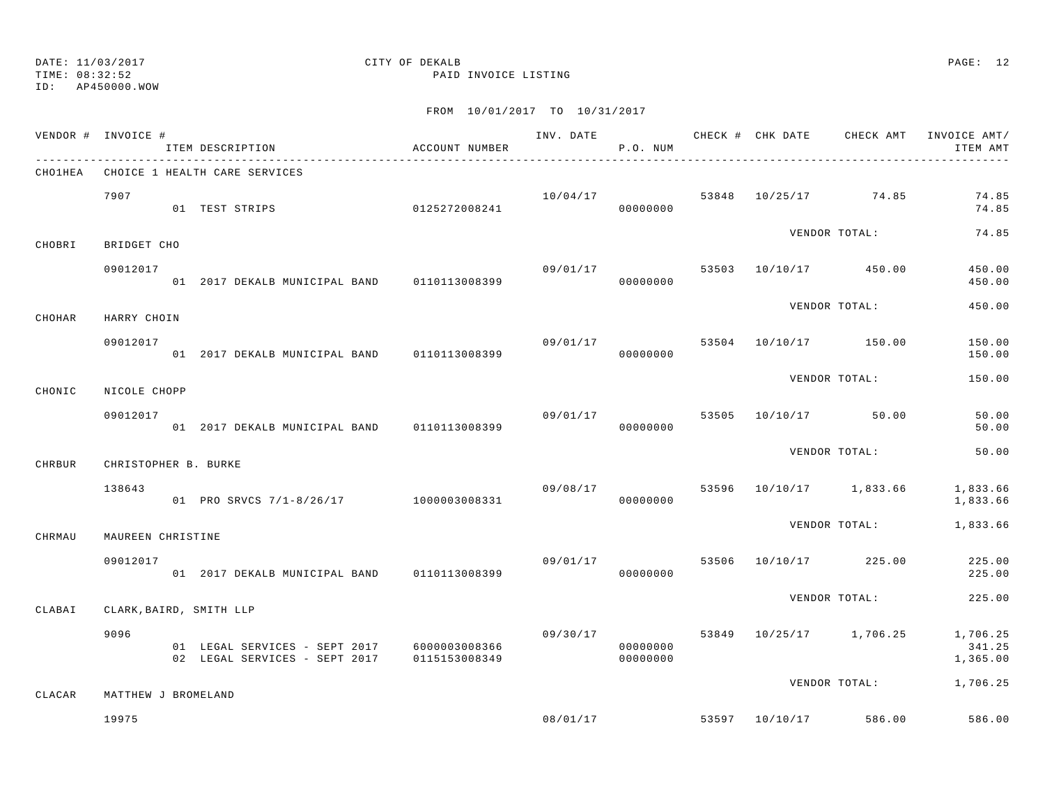DATE: 11/03/2017 CITY OF DEKALB
TIME: 08:32:52 PAID INVOICE LISTING
ID: AP450000.WOW

FROM 10/01/2017 TO 10/31/2017

| VENDOR # | INVOICE # | ITEM DESCRIPTION | ACCOUNT NUMBER | INV. DATE | P.O. NUM | CHECK # | CHK DATE | CHECK AMT | INVOICE AMT/ ITEM AMT |
|---|---|---|---|---|---|---|---|---|---|
| CHO1HEA | CHOICE 1 HEALTH CARE SERVICES | | | | | | | | |
| | 7907 | | | 10/04/17 | | 53848 | 10/25/17 | 74.85 | 74.85 |
| | | 01 TEST STRIPS | 0125272008241 | | 00000000 | | | | 74.85 |
| | | | | | | | VENDOR TOTAL: | | 74.85 |
| CHOBRI | BRIDGET CHO | | | | | | | | |
| | 09012017 | | | 09/01/17 | | 53503 | 10/10/17 | 450.00 | 450.00 |
| | | 01 2017 DEKALB MUNICIPAL BAND | 0110113008399 | | 00000000 | | | | 450.00 |
| | | | | | | | VENDOR TOTAL: | | 450.00 |
| CHOHAR | HARRY CHOIN | | | | | | | | |
| | 09012017 | | | 09/01/17 | | 53504 | 10/10/17 | 150.00 | 150.00 |
| | | 01 2017 DEKALB MUNICIPAL BAND | 0110113008399 | | 00000000 | | | | 150.00 |
| | | | | | | | VENDOR TOTAL: | | 150.00 |
| CHONIC | NICOLE CHOPP | | | | | | | | |
| | 09012017 | | | 09/01/17 | | 53505 | 10/10/17 | 50.00 | 50.00 |
| | | 01 2017 DEKALB MUNICIPAL BAND | 0110113008399 | | 00000000 | | | | 50.00 |
| | | | | | | | VENDOR TOTAL: | | 50.00 |
| CHRBUR | CHRISTOPHER B. BURKE | | | | | | | | |
| | 138643 | | | 09/08/17 | | 53596 | 10/10/17 | 1,833.66 | 1,833.66 |
| | | 01 PRO SRVCS 7/1-8/26/17 | 1000003008331 | | 00000000 | | | | 1,833.66 |
| | | | | | | | VENDOR TOTAL: | | 1,833.66 |
| CHRMAU | MAUREEN CHRISTINE | | | | | | | | |
| | 09012017 | | | 09/01/17 | | 53506 | 10/10/17 | 225.00 | 225.00 |
| | | 01 2017 DEKALB MUNICIPAL BAND | 0110113008399 | | 00000000 | | | | 225.00 |
| | | | | | | | VENDOR TOTAL: | | 225.00 |
| CLABAI | CLARK,BAIRD, SMITH LLP | | | | | | | | |
| | 9096 | | | 09/30/17 | | 53849 | 10/25/17 | 1,706.25 | 1,706.25 |
| | | 01 LEGAL SERVICES - SEPT 2017 | 6000003008366 | | 00000000 | | | | 341.25 |
| | | 02 LEGAL SERVICES - SEPT 2017 | 0115153008349 | | 00000000 | | | | 1,365.00 |
| | | | | | | | VENDOR TOTAL: | | 1,706.25 |
| CLACAR | MATTHEW J BROMELAND | | | | | | | | |
| | 19975 | | | 08/01/17 | | 53597 | 10/10/17 | 586.00 | 586.00 |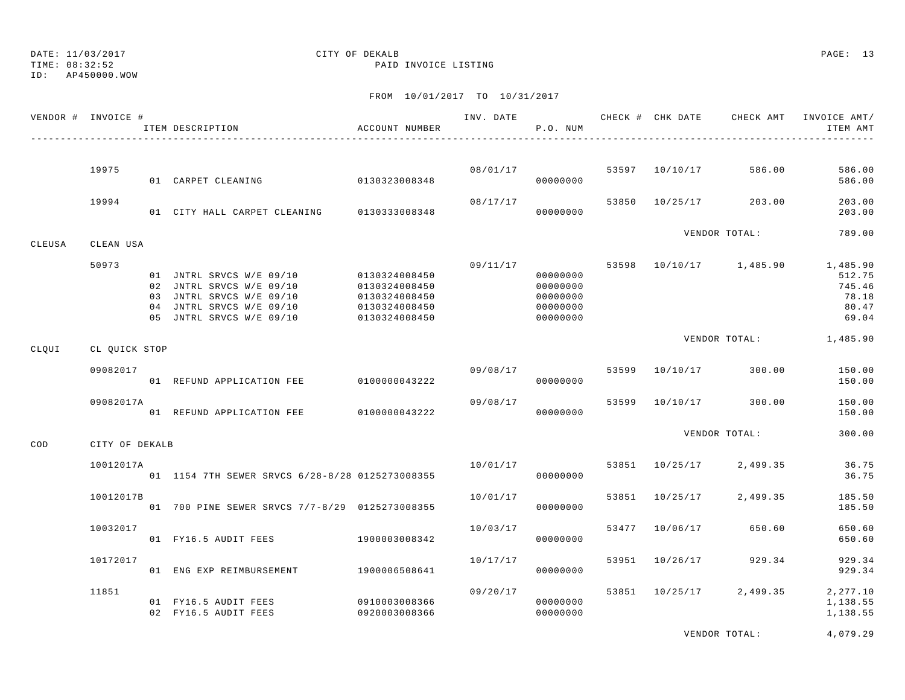DATE: 11/03/2017 CITY OF DEKALB
TIME: 08:32:52 PAID INVOICE LISTING
ID: AP450000.WOW

FROM 10/01/2017 TO 10/31/2017

| VENDOR # | INVOICE # | ITEM DESCRIPTION | ACCOUNT NUMBER | INV. DATE | P.O. NUM | CHECK # | CHK DATE | CHECK AMT | INVOICE AMT/ ITEM AMT |
|---|---|---|---|---|---|---|---|---|---|
| | 19975 | | | 08/01/17 | | 53597 | 10/10/17 | 586.00 | 586.00 |
| | | 01 CARPET CLEANING | 0130323008348 | | 00000000 | | | | 586.00 |
| | 19994 | | | 08/17/17 | | 53850 | 10/25/17 | 203.00 | 203.00 |
| | | 01 CITY HALL CARPET CLEANING | 0130333008348 | | 00000000 | | | | 203.00 |
| | | | | | | | | VENDOR TOTAL: | 789.00 |
| CLEUSA | CLEAN USA | | | | | | | | |
| | 50973 | | | 09/11/17 | | 53598 | 10/10/17 | 1,485.90 | 1,485.90 |
| | | 01 JNTRL SRVCS W/E 09/10 | 0130324008450 | | 00000000 | | | | 512.75 |
| | | 02 JNTRL SRVCS W/E 09/10 | 0130324008450 | | 00000000 | | | | 745.46 |
| | | 03 JNTRL SRVCS W/E 09/10 | 0130324008450 | | 00000000 | | | | 78.18 |
| | | 04 JNTRL SRVCS W/E 09/10 | 0130324008450 | | 00000000 | | | | 80.47 |
| | | 05 JNTRL SRVCS W/E 09/10 | 0130324008450 | | 00000000 | | | | 69.04 |
| | | | | | | | | VENDOR TOTAL: | 1,485.90 |
| CLQUI | CL QUICK STOP | | | | | | | | |
| | 09082017 | | | 09/08/17 | | 53599 | 10/10/17 | 300.00 | 150.00 |
| | | 01 REFUND APPLICATION FEE | 0100000043222 | | 00000000 | | | | 150.00 |
| | 09082017A | | | 09/08/17 | | 53599 | 10/10/17 | 300.00 | 150.00 |
| | | 01 REFUND APPLICATION FEE | 0100000043222 | | 00000000 | | | | 150.00 |
| | | | | | | | | VENDOR TOTAL: | 300.00 |
| COD | CITY OF DEKALB | | | | | | | | |
| | 10012017A | | | 10/01/17 | | 53851 | 10/25/17 | 2,499.35 | 36.75 |
| | | 01 1154 7TH SEWER SRVCS 6/28-8/28 | 0125273008355 | | 00000000 | | | | 36.75 |
| | 10012017B | | | 10/01/17 | | 53851 | 10/25/17 | 2,499.35 | 185.50 |
| | | 01 700 PINE SEWER SRVCS 7/7-8/29 | 0125273008355 | | 00000000 | | | | 185.50 |
| | 10032017 | | | 10/03/17 | | 53477 | 10/06/17 | 650.60 | 650.60 |
| | | 01 FY16.5 AUDIT FEES | 1900003008342 | | 00000000 | | | | 650.60 |
| | 10172017 | | | 10/17/17 | | 53951 | 10/26/17 | 929.34 | 929.34 |
| | | 01 ENG EXP REIMBURSEMENT | 1900006508641 | | 00000000 | | | | 929.34 |
| | 11851 | | | 09/20/17 | | 53851 | 10/25/17 | 2,499.35 | 2,277.10 |
| | | 01 FY16.5 AUDIT FEES | 0910003008366 | | 00000000 | | | | 1,138.55 |
| | | 02 FY16.5 AUDIT FEES | 0920003008366 | | 00000000 | | | | 1,138.55 |
| | | | | | | | | VENDOR TOTAL: | 4,079.29 |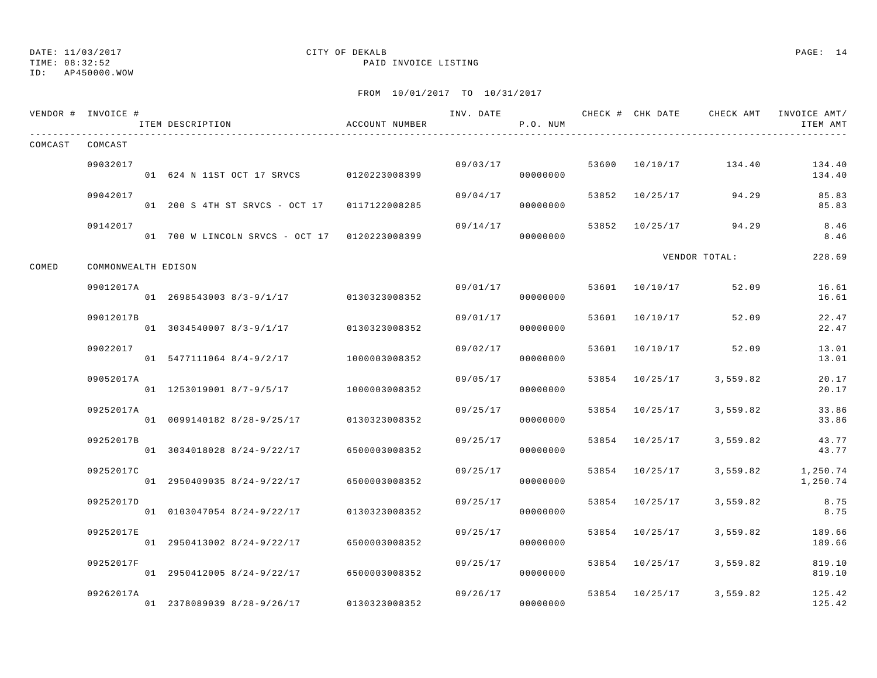DATE: 11/03/2017
TIME: 08:32:52
ID: AP450000.WOW

CITY OF DEKALB
PAID INVOICE LISTING

FROM 10/01/2017 TO 10/31/2017

| VENDOR # | INVOICE # | ITEM DESCRIPTION | ACCOUNT NUMBER | INV. DATE | P.O. NUM | CHECK # | CHK DATE | CHECK AMT | INVOICE AMT/ ITEM AMT |
|---|---|---|---|---|---|---|---|---|---|
| COMCAST | COMCAST | | | | | | | | |
| | 09032017 | | | 09/03/17 | | 53600 | 10/10/17 | 134.40 | 134.40 |
| | | 01 624 N 11ST OCT 17 SRVCS | 0120223008399 | | 00000000 | | | | 134.40 |
| | 09042017 | | | 09/04/17 | | 53852 | 10/25/17 | 94.29 | 85.83 |
| | | 01 200 S 4TH ST SRVCS - OCT 17 | 0117122008285 | | 00000000 | | | | 85.83 |
| | 09142017 | | | 09/14/17 | | 53852 | 10/25/17 | 94.29 | 8.46 |
| | | 01 700 W LINCOLN SRVCS - OCT 17 | 0120223008399 | | 00000000 | | | | 8.46 |
| | | | | | | | | VENDOR TOTAL: | 228.69 |
| COMED | COMMONWEALTH EDISON | | | | | | | | |
| | 09012017A | | | 09/01/17 | | 53601 | 10/10/17 | 52.09 | 16.61 |
| | | 01 2698543003 8/3-9/1/17 | 0130323008352 | | 00000000 | | | | 16.61 |
| | 09012017B | | | 09/01/17 | | 53601 | 10/10/17 | 52.09 | 22.47 |
| | | 01 3034540007 8/3-9/1/17 | 0130323008352 | | 00000000 | | | | 22.47 |
| | 09022017 | | | 09/02/17 | | 53601 | 10/10/17 | 52.09 | 13.01 |
| | | 01 5477111064 8/4-9/2/17 | 1000003008352 | | 00000000 | | | | 13.01 |
| | 09052017A | | | 09/05/17 | | 53854 | 10/25/17 | 3,559.82 | 20.17 |
| | | 01 1253019001 8/7-9/5/17 | 1000003008352 | | 00000000 | | | | 20.17 |
| | 09252017A | | | 09/25/17 | | 53854 | 10/25/17 | 3,559.82 | 33.86 |
| | | 01 0099140182 8/28-9/25/17 | 0130323008352 | | 00000000 | | | | 33.86 |
| | 09252017B | | | 09/25/17 | | 53854 | 10/25/17 | 3,559.82 | 43.77 |
| | | 01 3034018028 8/24-9/22/17 | 6500003008352 | | 00000000 | | | | 43.77 |
| | 09252017C | | | 09/25/17 | | 53854 | 10/25/17 | 3,559.82 | 1,250.74 |
| | | 01 2950409035 8/24-9/22/17 | 6500003008352 | | 00000000 | | | | 1,250.74 |
| | 09252017D | | | 09/25/17 | | 53854 | 10/25/17 | 3,559.82 | 8.75 |
| | | 01 0103047054 8/24-9/22/17 | 0130323008352 | | 00000000 | | | | 8.75 |
| | 09252017E | | | 09/25/17 | | 53854 | 10/25/17 | 3,559.82 | 189.66 |
| | | 01 2950413002 8/24-9/22/17 | 6500003008352 | | 00000000 | | | | 189.66 |
| | 09252017F | | | 09/25/17 | | 53854 | 10/25/17 | 3,559.82 | 819.10 |
| | | 01 2950412005 8/24-9/22/17 | 6500003008352 | | 00000000 | | | | 819.10 |
| | 09262017A | | | 09/26/17 | | 53854 | 10/25/17 | 3,559.82 | 125.42 |
| | | 01 2378089039 8/28-9/26/17 | 0130323008352 | | 00000000 | | | | 125.42 |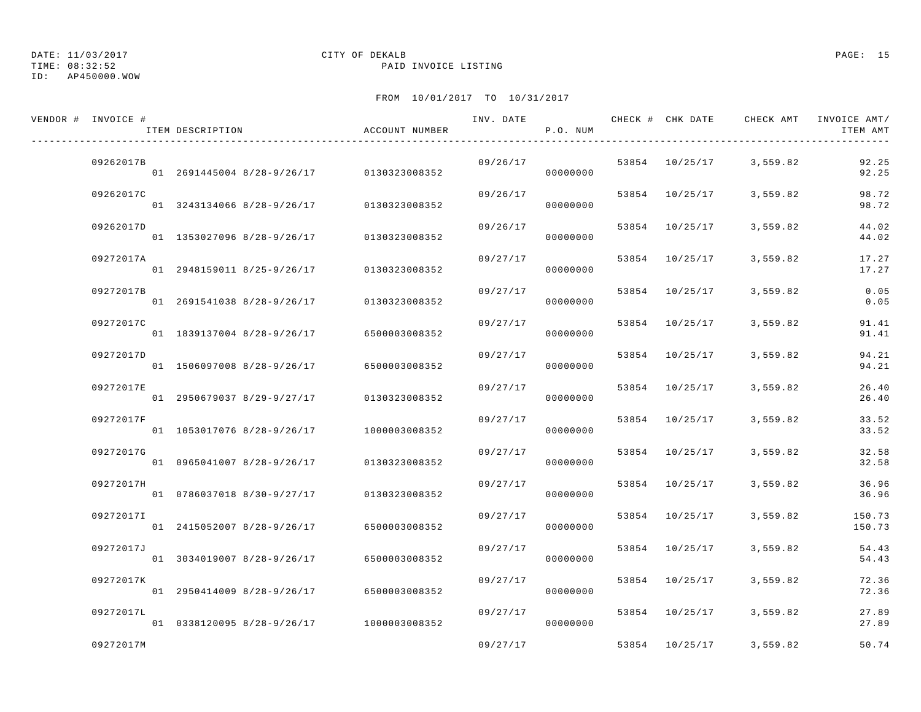DATE: 11/03/2017 CITY OF DEKALB
TIME: 08:32:52 PAID INVOICE LISTING
ID: AP450000.WOW

FROM 10/01/2017 TO 10/31/2017

| VENDOR # | INVOICE # / ITEM DESCRIPTION | ACCOUNT NUMBER | INV. DATE | P.O. NUM | CHECK # | CHK DATE | CHECK AMT | INVOICE AMT/ ITEM AMT |
|---|---|---|---|---|---|---|---|---|
| | 09262017B | | 09/26/17 | | 53854 | 10/25/17 | 3,559.82 | 92.25 |
| | 01 2691445004 8/28-9/26/17 | 0130323008352 | | 00000000 | | | | 92.25 |
| | 09262017C | | 09/26/17 | | 53854 | 10/25/17 | 3,559.82 | 98.72 |
| | 01 3243134066 8/28-9/26/17 | 0130323008352 | | 00000000 | | | | 98.72 |
| | 09262017D | | 09/26/17 | | 53854 | 10/25/17 | 3,559.82 | 44.02 |
| | 01 1353027096 8/28-9/26/17 | 0130323008352 | | 00000000 | | | | 44.02 |
| | 09272017A | | 09/27/17 | | 53854 | 10/25/17 | 3,559.82 | 17.27 |
| | 01 2948159011 8/25-9/26/17 | 0130323008352 | | 00000000 | | | | 17.27 |
| | 09272017B | | 09/27/17 | | 53854 | 10/25/17 | 3,559.82 | 0.05 |
| | 01 2691541038 8/28-9/26/17 | 0130323008352 | | 00000000 | | | | 0.05 |
| | 09272017C | | 09/27/17 | | 53854 | 10/25/17 | 3,559.82 | 91.41 |
| | 01 1839137004 8/28-9/26/17 | 6500003008352 | | 00000000 | | | | 91.41 |
| | 09272017D | | 09/27/17 | | 53854 | 10/25/17 | 3,559.82 | 94.21 |
| | 01 1506097008 8/28-9/26/17 | 6500003008352 | | 00000000 | | | | 94.21 |
| | 09272017E | | 09/27/17 | | 53854 | 10/25/17 | 3,559.82 | 26.40 |
| | 01 2950679037 8/29-9/27/17 | 0130323008352 | | 00000000 | | | | 26.40 |
| | 09272017F | | 09/27/17 | | 53854 | 10/25/17 | 3,559.82 | 33.52 |
| | 01 1053017076 8/28-9/26/17 | 1000003008352 | | 00000000 | | | | 33.52 |
| | 09272017G | | 09/27/17 | | 53854 | 10/25/17 | 3,559.82 | 32.58 |
| | 01 0965041007 8/28-9/26/17 | 0130323008352 | | 00000000 | | | | 32.58 |
| | 09272017H | | 09/27/17 | | 53854 | 10/25/17 | 3,559.82 | 36.96 |
| | 01 0786037018 8/30-9/27/17 | 0130323008352 | | 00000000 | | | | 36.96 |
| | 09272017I | | 09/27/17 | | 53854 | 10/25/17 | 3,559.82 | 150.73 |
| | 01 2415052007 8/28-9/26/17 | 6500003008352 | | 00000000 | | | | 150.73 |
| | 09272017J | | 09/27/17 | | 53854 | 10/25/17 | 3,559.82 | 54.43 |
| | 01 3034019007 8/28-9/26/17 | 6500003008352 | | 00000000 | | | | 54.43 |
| | 09272017K | | 09/27/17 | | 53854 | 10/25/17 | 3,559.82 | 72.36 |
| | 01 2950414009 8/28-9/26/17 | 6500003008352 | | 00000000 | | | | 72.36 |
| | 09272017L | | 09/27/17 | | 53854 | 10/25/17 | 3,559.82 | 27.89 |
| | 01 0338120095 8/28-9/26/17 | 1000003008352 | | 00000000 | | | | 27.89 |
| | 09272017M | | 09/27/17 | | 53854 | 10/25/17 | 3,559.82 | 50.74 |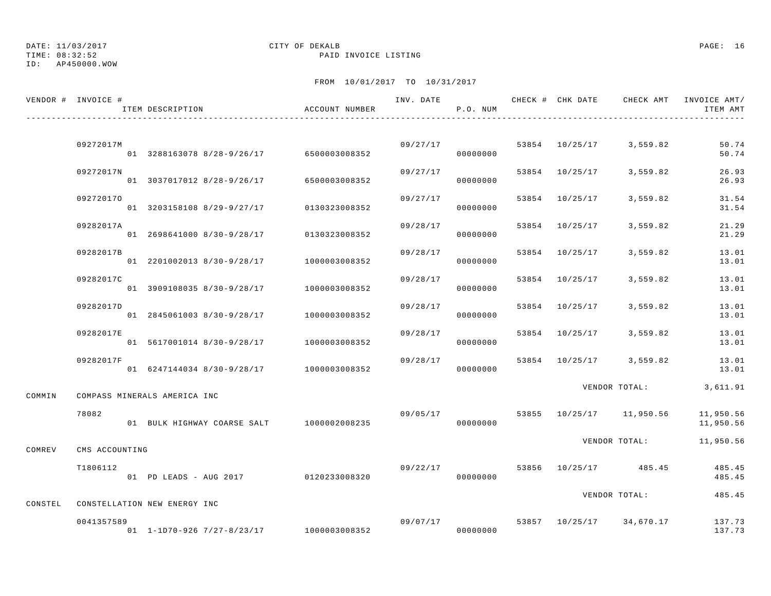DATE: 11/03/2017
TIME: 08:32:52
ID: AP450000.WOW

CITY OF DEKALB
PAID INVOICE LISTING

FROM 10/01/2017 TO 10/31/2017

| VENDOR # | INVOICE # / ITEM DESCRIPTION | ACCOUNT NUMBER | INV. DATE | P.O. NUM | CHECK # | CHK DATE | CHECK AMT | INVOICE AMT/ ITEM AMT |
|---|---|---|---|---|---|---|---|---|
| | 09272017M | | 09/27/17 | | 53854 | 10/25/17 | 3,559.82 | 50.74 |
| | 01 3288163078 8/28-9/26/17 | 6500003008352 | | 00000000 | | | | 50.74 |
| | 09272017N | | 09/27/17 | | 53854 | 10/25/17 | 3,559.82 | 26.93 |
| | 01 3037017012 8/28-9/26/17 | 6500003008352 | | 00000000 | | | | 26.93 |
| | 09272017O | | 09/27/17 | | 53854 | 10/25/17 | 3,559.82 | 31.54 |
| | 01 3203158108 8/29-9/27/17 | 0130323008352 | | 00000000 | | | | 31.54 |
| | 09282017A | | 09/28/17 | | 53854 | 10/25/17 | 3,559.82 | 21.29 |
| | 01 2698641000 8/30-9/28/17 | 0130323008352 | | 00000000 | | | | 21.29 |
| | 09282017B | | 09/28/17 | | 53854 | 10/25/17 | 3,559.82 | 13.01 |
| | 01 2201002013 8/30-9/28/17 | 1000003008352 | | 00000000 | | | | 13.01 |
| | 09282017C | | 09/28/17 | | 53854 | 10/25/17 | 3,559.82 | 13.01 |
| | 01 3909108035 8/30-9/28/17 | 1000003008352 | | 00000000 | | | | 13.01 |
| | 09282017D | | 09/28/17 | | 53854 | 10/25/17 | 3,559.82 | 13.01 |
| | 01 2845061003 8/30-9/28/17 | 1000003008352 | | 00000000 | | | | 13.01 |
| | 09282017E | | 09/28/17 | | 53854 | 10/25/17 | 3,559.82 | 13.01 |
| | 01 5617001014 8/30-9/28/17 | 1000003008352 | | 00000000 | | | | 13.01 |
| | 09282017F | | 09/28/17 | | 53854 | 10/25/17 | 3,559.82 | 13.01 |
| | 01 6247144034 8/30-9/28/17 | 1000003008352 | | 00000000 | | | | 13.01 |
| | | | | | | | VENDOR TOTAL: | 3,611.91 |
| COMMIN | COMPASS MINERALS AMERICA INC | | | | | | | |
| | 78082 | | 09/05/17 | | 53855 | 10/25/17 | 11,950.56 | 11,950.56 |
| | 01 BULK HIGHWAY COARSE SALT | 1000002008235 | | 00000000 | | | | 11,950.56 |
| | | | | | | | VENDOR TOTAL: | 11,950.56 |
| COMREV | CMS ACCOUNTING | | | | | | | |
| | T1806112 | | 09/22/17 | | 53856 | 10/25/17 | 485.45 | 485.45 |
| | 01 PD LEADS - AUG 2017 | 0120233008320 | | 00000000 | | | | 485.45 |
| | | | | | | | VENDOR TOTAL: | 485.45 |
| CONSTEL | CONSTELLATION NEW ENERGY INC | | | | | | | |
| | 0041357589 | | 09/07/17 | | 53857 | 10/25/17 | 34,670.17 | 137.73 |
| | 01 1-1D70-926 7/27-8/23/17 | 1000003008352 | | 00000000 | | | | 137.73 |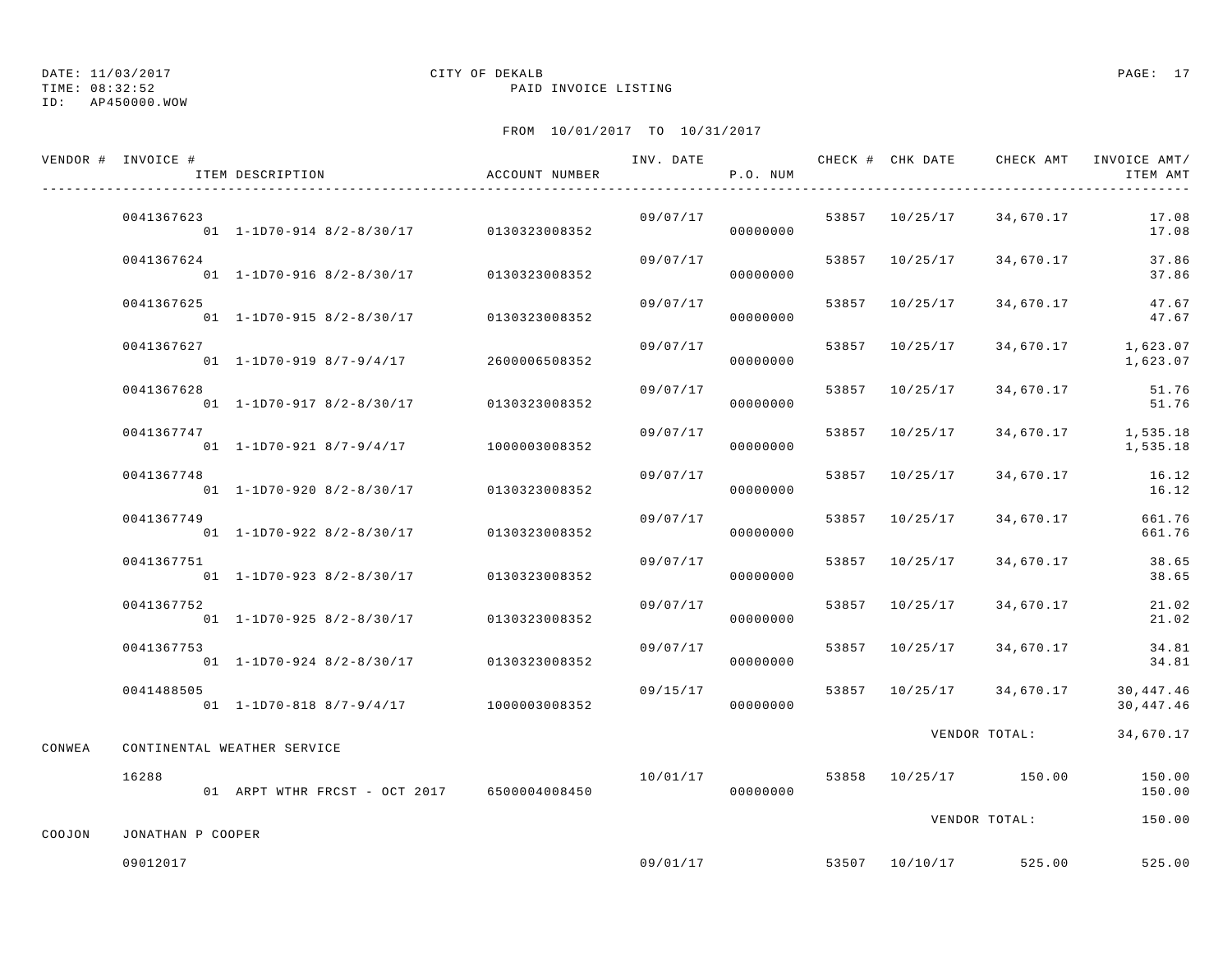DATE: 11/03/2017 CITY OF DEKALB
TIME: 08:32:52 PAID INVOICE LISTING
ID: AP450000.WOW

FROM 10/01/2017 TO 10/31/2017

| VENDOR # | INVOICE # / ITEM DESCRIPTION | ACCOUNT NUMBER | INV. DATE | P.O. NUM | CHECK # | CHK DATE | CHECK AMT | INVOICE AMT/ ITEM AMT |
|---|---|---|---|---|---|---|---|---|
| | 0041367623 | | 09/07/17 | | 53857 | 10/25/17 | 34,670.17 | 17.08 |
| | 01 1-1D70-914 8/2-8/30/17 | 0130323008352 | | 00000000 | | | | 17.08 |
| | 0041367624 | | 09/07/17 | | 53857 | 10/25/17 | 34,670.17 | 37.86 |
| | 01 1-1D70-916 8/2-8/30/17 | 0130323008352 | | 00000000 | | | | 37.86 |
| | 0041367625 | | 09/07/17 | | 53857 | 10/25/17 | 34,670.17 | 47.67 |
| | 01 1-1D70-915 8/2-8/30/17 | 0130323008352 | | 00000000 | | | | 47.67 |
| | 0041367627 | | 09/07/17 | | 53857 | 10/25/17 | 34,670.17 | 1,623.07 |
| | 01 1-1D70-919 8/7-9/4/17 | 2600006508352 | | 00000000 | | | | 1,623.07 |
| | 0041367628 | | 09/07/17 | | 53857 | 10/25/17 | 34,670.17 | 51.76 |
| | 01 1-1D70-917 8/2-8/30/17 | 0130323008352 | | 00000000 | | | | 51.76 |
| | 0041367747 | | 09/07/17 | | 53857 | 10/25/17 | 34,670.17 | 1,535.18 |
| | 01 1-1D70-921 8/7-9/4/17 | 1000003008352 | | 00000000 | | | | 1,535.18 |
| | 0041367748 | | 09/07/17 | | 53857 | 10/25/17 | 34,670.17 | 16.12 |
| | 01 1-1D70-920 8/2-8/30/17 | 0130323008352 | | 00000000 | | | | 16.12 |
| | 0041367749 | | 09/07/17 | | 53857 | 10/25/17 | 34,670.17 | 661.76 |
| | 01 1-1D70-922 8/2-8/30/17 | 0130323008352 | | 00000000 | | | | 661.76 |
| | 0041367751 | | 09/07/17 | | 53857 | 10/25/17 | 34,670.17 | 38.65 |
| | 01 1-1D70-923 8/2-8/30/17 | 0130323008352 | | 00000000 | | | | 38.65 |
| | 0041367752 | | 09/07/17 | | 53857 | 10/25/17 | 34,670.17 | 21.02 |
| | 01 1-1D70-925 8/2-8/30/17 | 0130323008352 | | 00000000 | | | | 21.02 |
| | 0041367753 | | 09/07/17 | | 53857 | 10/25/17 | 34,670.17 | 34.81 |
| | 01 1-1D70-924 8/2-8/30/17 | 0130323008352 | | 00000000 | | | | 34.81 |
| | 0041488505 | | 09/15/17 | | 53857 | 10/25/17 | 34,670.17 | 30,447.46 |
| | 01 1-1D70-818 8/7-9/4/17 | 1000003008352 | | 00000000 | | | | 30,447.46 |
| | | | | | | VENDOR TOTAL: | | 34,670.17 |
| CONWEA | CONTINENTAL WEATHER SERVICE | | | | | | | |
| | 16288 | | 10/01/17 | | 53858 | 10/25/17 | 150.00 | 150.00 |
| | 01 ARPT WTHR FRCST - OCT 2017 | 6500004008450 | | 00000000 | | | | 150.00 |
| | | | | | | VENDOR TOTAL: | | 150.00 |
| COOJON | JONATHAN P COOPER | | | | | | | |
| | 09012017 | | 09/01/17 | | 53507 | 10/10/17 | 525.00 | 525.00 |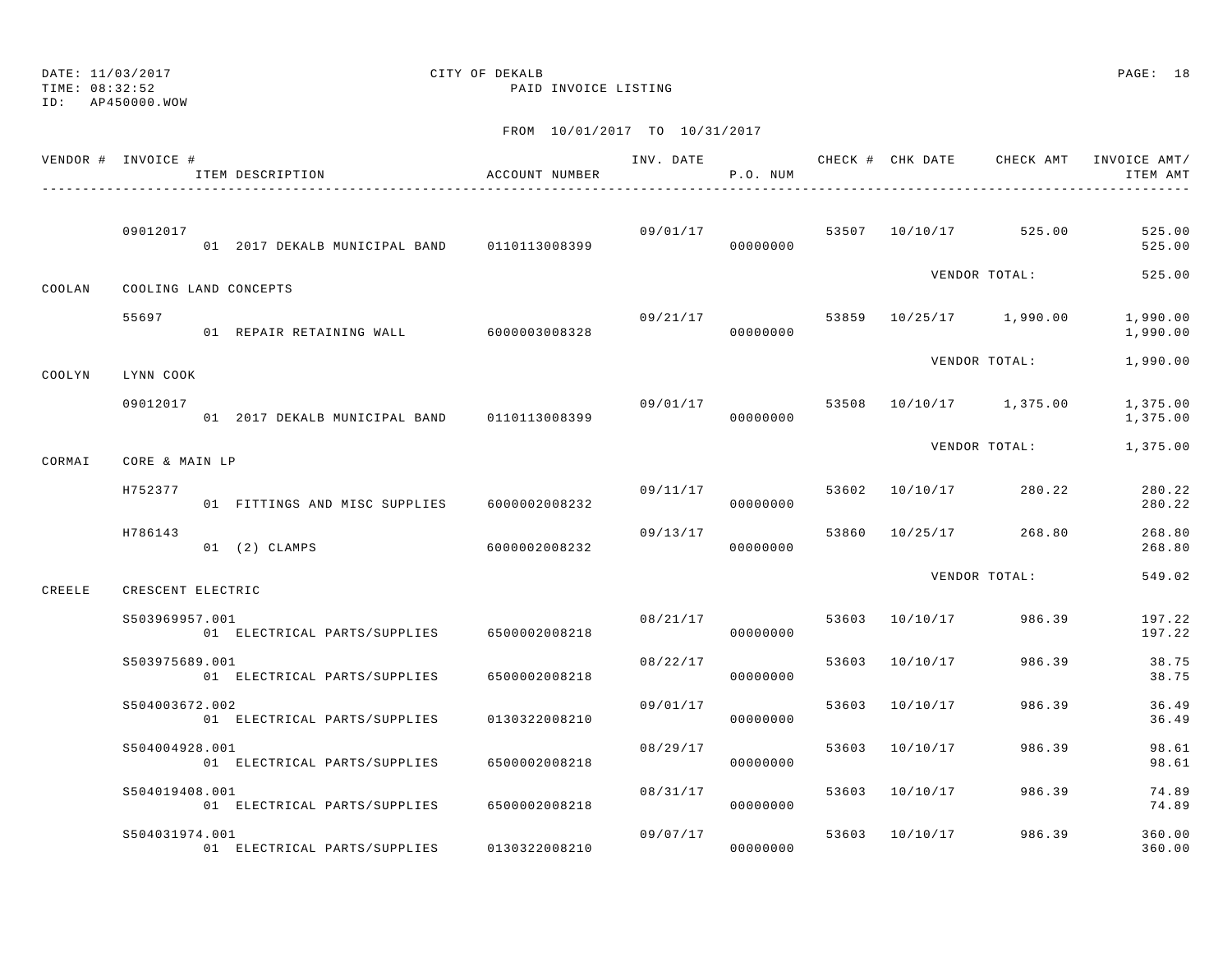DATE: 11/03/2017
TIME: 08:32:52
ID: AP450000.WOW

CITY OF DEKALB
PAID INVOICE LISTING

FROM 10/01/2017 TO 10/31/2017

| VENDOR # | INVOICE # / ITEM DESCRIPTION | ACCOUNT NUMBER | INV. DATE | P.O. NUM | CHECK # | CHK DATE | CHECK AMT | INVOICE AMT/ ITEM AMT |
|---|---|---|---|---|---|---|---|---|
| | 09012017 | | 09/01/17 | | 53507 | 10/10/17 | 525.00 | 525.00 |
| | 01 2017 DEKALB MUNICIPAL BAND | 0110113008399 | | 00000000 | | | | 525.00 |
| | | | | | | VENDOR TOTAL: | | 525.00 |
| COOLAN | COOLING LAND CONCEPTS | | | | | | | |
| | 55697 | | 09/21/17 | | 53859 | 10/25/17 | 1,990.00 | 1,990.00 |
| | 01 REPAIR RETAINING WALL | 6000003008328 | | 00000000 | | | | 1,990.00 |
| | | | | | | VENDOR TOTAL: | | 1,990.00 |
| COOLYN | LYNN COOK | | | | | | | |
| | 09012017 | | 09/01/17 | | 53508 | 10/10/17 | 1,375.00 | 1,375.00 |
| | 01 2017 DEKALB MUNICIPAL BAND | 0110113008399 | | 00000000 | | | | 1,375.00 |
| | | | | | | VENDOR TOTAL: | | 1,375.00 |
| CORMAI | CORE & MAIN LP | | | | | | | |
| | H752377 | | 09/11/17 | | 53602 | 10/10/17 | 280.22 | 280.22 |
| | 01 FITTINGS AND MISC SUPPLIES | 6000002008232 | | 00000000 | | | | 280.22 |
| | H786143 | | 09/13/17 | | 53860 | 10/25/17 | 268.80 | 268.80 |
| | 01 (2) CLAMPS | 6000002008232 | | 00000000 | | | | 268.80 |
| | | | | | | VENDOR TOTAL: | | 549.02 |
| CREELE | CRESCENT ELECTRIC | | | | | | | |
| | S503969957.001 | | 08/21/17 | | 53603 | 10/10/17 | 986.39 | 197.22 |
| | 01 ELECTRICAL PARTS/SUPPLIES | 6500002008218 | | 00000000 | | | | 197.22 |
| | S503975689.001 | | 08/22/17 | | 53603 | 10/10/17 | 986.39 | 38.75 |
| | 01 ELECTRICAL PARTS/SUPPLIES | 6500002008218 | | 00000000 | | | | 38.75 |
| | S504003672.002 | | 09/01/17 | | 53603 | 10/10/17 | 986.39 | 36.49 |
| | 01 ELECTRICAL PARTS/SUPPLIES | 0130322008210 | | 00000000 | | | | 36.49 |
| | S504004928.001 | | 08/29/17 | | 53603 | 10/10/17 | 986.39 | 98.61 |
| | 01 ELECTRICAL PARTS/SUPPLIES | 6500002008218 | | 00000000 | | | | 98.61 |
| | S504019408.001 | | 08/31/17 | | 53603 | 10/10/17 | 986.39 | 74.89 |
| | 01 ELECTRICAL PARTS/SUPPLIES | 6500002008218 | | 00000000 | | | | 74.89 |
| | S504031974.001 | | 09/07/17 | | 53603 | 10/10/17 | 986.39 | 360.00 |
| | 01 ELECTRICAL PARTS/SUPPLIES | 0130322008210 | | 00000000 | | | | 360.00 |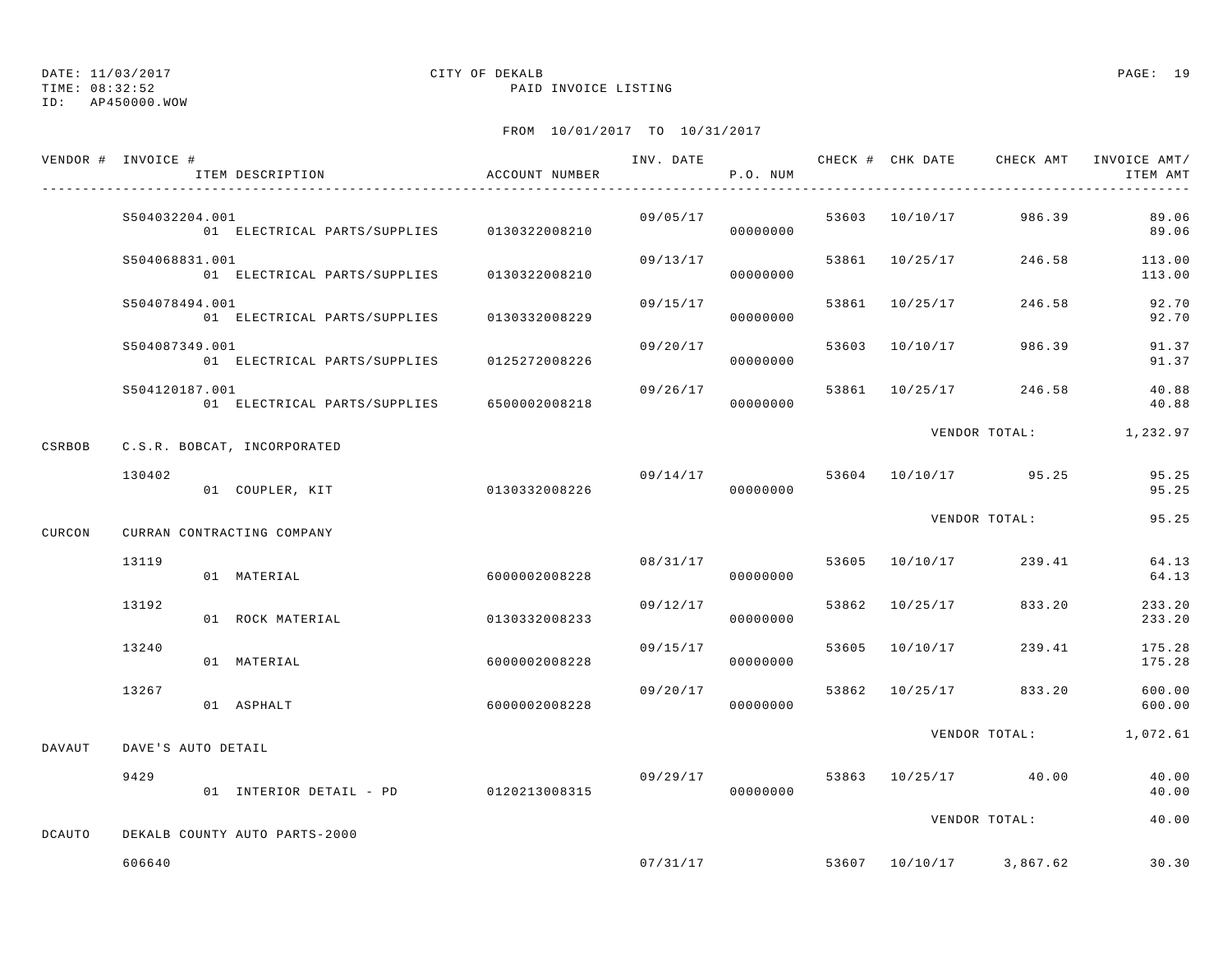DATE: 11/03/2017 CITY OF DEKALB
TIME: 08:32:52 PAID INVOICE LISTING
ID: AP450000.WOW

FROM 10/01/2017 TO 10/31/2017

| VENDOR # | INVOICE # / ITEM DESCRIPTION | ACCOUNT NUMBER | INV. DATE | P.O. NUM | CHECK # | CHK DATE | CHECK AMT | INVOICE AMT/ ITEM AMT |
|---|---|---|---|---|---|---|---|---|
| | S504032204.001 | | 09/05/17 | | 53603 | 10/10/17 | 986.39 | 89.06 |
| | 01 ELECTRICAL PARTS/SUPPLIES | 0130322008210 | | 00000000 | | | | 89.06 |
| | S504068831.001 | | 09/13/17 | | 53861 | 10/25/17 | 246.58 | 113.00 |
| | 01 ELECTRICAL PARTS/SUPPLIES | 0130322008210 | | 00000000 | | | | 113.00 |
| | S504078494.001 | | 09/15/17 | | 53861 | 10/25/17 | 246.58 | 92.70 |
| | 01 ELECTRICAL PARTS/SUPPLIES | 0130332008229 | | 00000000 | | | | 92.70 |
| | S504087349.001 | | 09/20/17 | | 53603 | 10/10/17 | 986.39 | 91.37 |
| | 01 ELECTRICAL PARTS/SUPPLIES | 0125272008226 | | 00000000 | | | | 91.37 |
| | S504120187.001 | | 09/26/17 | | 53861 | 10/25/17 | 246.58 | 40.88 |
| | 01 ELECTRICAL PARTS/SUPPLIES | 6500002008218 | | 00000000 | | | | 40.88 |
| | | | | | | VENDOR TOTAL: | | 1,232.97 |
| CSRBOB | C.S.R. BOBCAT, INCORPORATED | | | | | | | |
| | 130402 | | 09/14/17 | | 53604 | 10/10/17 | 95.25 | 95.25 |
| | 01 COUPLER, KIT | 0130332008226 | | 00000000 | | | | 95.25 |
| | | | | | | VENDOR TOTAL: | | 95.25 |
| CURCON | CURRAN CONTRACTING COMPANY | | | | | | | |
| | 13119 | | 08/31/17 | | 53605 | 10/10/17 | 239.41 | 64.13 |
| | 01 MATERIAL | 6000002008228 | | 00000000 | | | | 64.13 |
| | 13192 | | 09/12/17 | | 53862 | 10/25/17 | 833.20 | 233.20 |
| | 01 ROCK MATERIAL | 0130332008233 | | 00000000 | | | | 233.20 |
| | 13240 | | 09/15/17 | | 53605 | 10/10/17 | 239.41 | 175.28 |
| | 01 MATERIAL | 6000002008228 | | 00000000 | | | | 175.28 |
| | 13267 | | 09/20/17 | | 53862 | 10/25/17 | 833.20 | 600.00 |
| | 01 ASPHALT | 6000002008228 | | 00000000 | | | | 600.00 |
| | | | | | | VENDOR TOTAL: | | 1,072.61 |
| DAVAUT | DAVE'S AUTO DETAIL | | | | | | | |
| | 9429 | | 09/29/17 | | 53863 | 10/25/17 | 40.00 | 40.00 |
| | 01 INTERIOR DETAIL - PD | 0120213008315 | | 00000000 | | | | 40.00 |
| | | | | | | VENDOR TOTAL: | | 40.00 |
| DCAUTO | DEKALB COUNTY AUTO PARTS-2000 | | | | | | | |
| | 606640 | | 07/31/17 | | 53607 | 10/10/17 | 3,867.62 | 30.30 |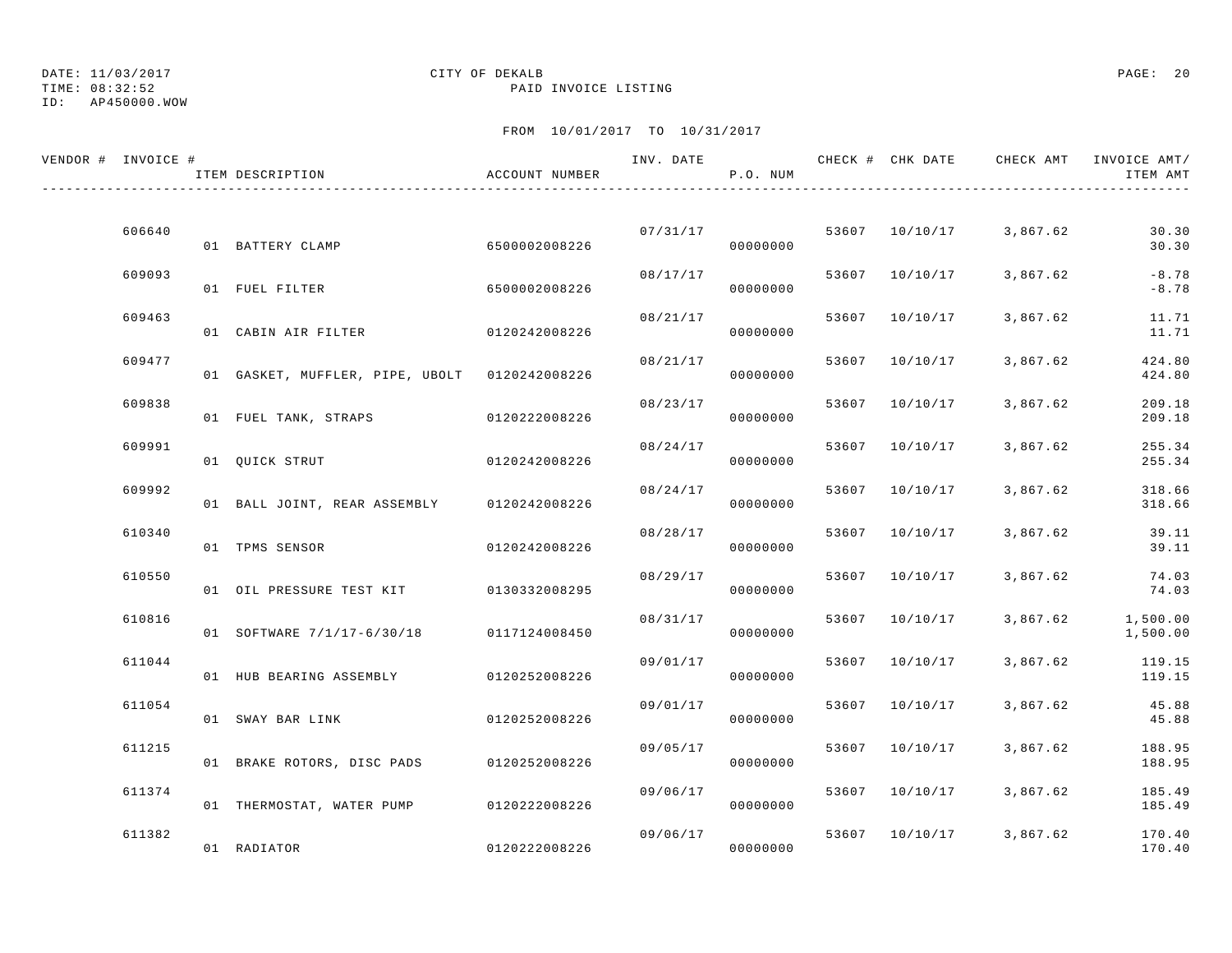DATE: 11/03/2017 CITY OF DEKALB PAGE: 20
TIME: 08:32:52 PAID INVOICE LISTING
ID: AP450000.WOW

FROM 10/01/2017 TO 10/31/2017

| VENDOR # | INVOICE # | ITEM DESCRIPTION | ACCOUNT NUMBER | INV. DATE | P.O. NUM | CHECK # | CHK DATE | CHECK AMT | INVOICE AMT/ ITEM AMT |
|---|---|---|---|---|---|---|---|---|---|
| | 606640 | | | 07/31/17 | | 53607 | 10/10/17 | 3,867.62 | 30.30 |
| | | 01 BATTERY CLAMP | 6500002008226 | | 00000000 | | | | 30.30 |
| | 609093 | | | 08/17/17 | | 53607 | 10/10/17 | 3,867.62 | -8.78 |
| | | 01 FUEL FILTER | 6500002008226 | | 00000000 | | | | -8.78 |
| | 609463 | | | 08/21/17 | | 53607 | 10/10/17 | 3,867.62 | 11.71 |
| | | 01 CABIN AIR FILTER | 0120242008226 | | 00000000 | | | | 11.71 |
| | 609477 | | | 08/21/17 | | 53607 | 10/10/17 | 3,867.62 | 424.80 |
| | | 01 GASKET, MUFFLER, PIPE, UBOLT | 0120242008226 | | 00000000 | | | | 424.80 |
| | 609838 | | | 08/23/17 | | 53607 | 10/10/17 | 3,867.62 | 209.18 |
| | | 01 FUEL TANK, STRAPS | 0120222008226 | | 00000000 | | | | 209.18 |
| | 609991 | | | 08/24/17 | | 53607 | 10/10/17 | 3,867.62 | 255.34 |
| | | 01 QUICK STRUT | 0120242008226 | | 00000000 | | | | 255.34 |
| | 609992 | | | 08/24/17 | | 53607 | 10/10/17 | 3,867.62 | 318.66 |
| | | 01 BALL JOINT, REAR ASSEMBLY | 0120242008226 | | 00000000 | | | | 318.66 |
| | 610340 | | | 08/28/17 | | 53607 | 10/10/17 | 3,867.62 | 39.11 |
| | | 01 TPMS SENSOR | 0120242008226 | | 00000000 | | | | 39.11 |
| | 610550 | | | 08/29/17 | | 53607 | 10/10/17 | 3,867.62 | 74.03 |
| | | 01 OIL PRESSURE TEST KIT | 0130332008295 | | 00000000 | | | | 74.03 |
| | 610816 | | | 08/31/17 | | 53607 | 10/10/17 | 3,867.62 | 1,500.00 |
| | | 01 SOFTWARE 7/1/17-6/30/18 | 0117124008450 | | 00000000 | | | | 1,500.00 |
| | 611044 | | | 09/01/17 | | 53607 | 10/10/17 | 3,867.62 | 119.15 |
| | | 01 HUB BEARING ASSEMBLY | 0120252008226 | | 00000000 | | | | 119.15 |
| | 611054 | | | 09/01/17 | | 53607 | 10/10/17 | 3,867.62 | 45.88 |
| | | 01 SWAY BAR LINK | 0120252008226 | | 00000000 | | | | 45.88 |
| | 611215 | | | 09/05/17 | | 53607 | 10/10/17 | 3,867.62 | 188.95 |
| | | 01 BRAKE ROTORS, DISC PADS | 0120252008226 | | 00000000 | | | | 188.95 |
| | 611374 | | | 09/06/17 | | 53607 | 10/10/17 | 3,867.62 | 185.49 |
| | | 01 THERMOSTAT, WATER PUMP | 0120222008226 | | 00000000 | | | | 185.49 |
| | 611382 | | | 09/06/17 | | 53607 | 10/10/17 | 3,867.62 | 170.40 |
| | | 01 RADIATOR | 0120222008226 | | 00000000 | | | | 170.40 |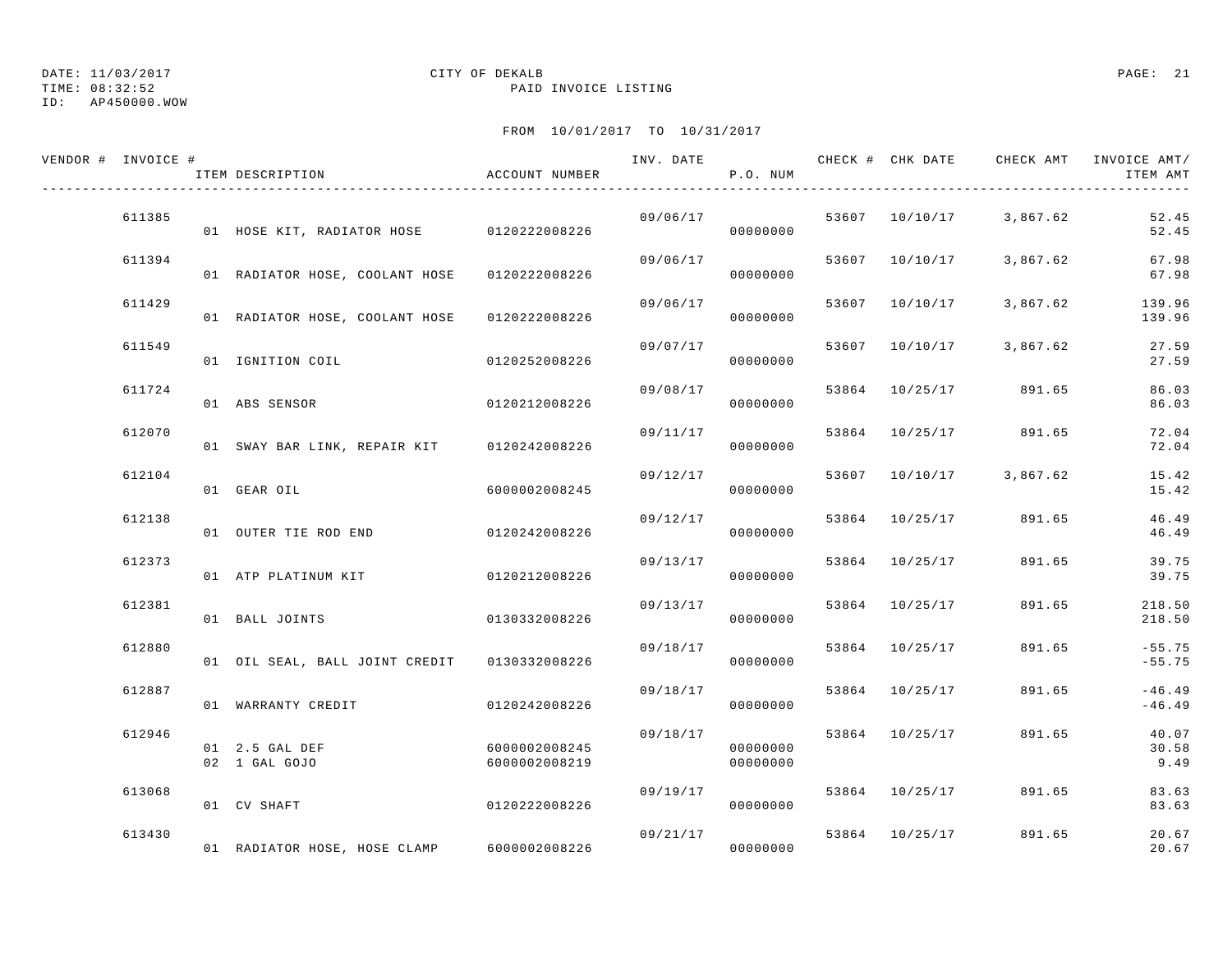DATE: 11/03/2017 CITY OF DEKALB
TIME: 08:32:52 PAID INVOICE LISTING
ID: AP450000.WOW

FROM 10/01/2017 TO 10/31/2017

| VENDOR # | INVOICE # | ITEM DESCRIPTION | ACCOUNT NUMBER | INV. DATE | P.O. NUM | CHECK # | CHK DATE | CHECK AMT | INVOICE AMT/ ITEM AMT |
|---|---|---|---|---|---|---|---|---|---|
| | 611385 | | | 09/06/17 | | 53607 | 10/10/17 | 3,867.62 | 52.45 |
| | | 01 HOSE KIT, RADIATOR HOSE | 0120222008226 | | 00000000 | | | | 52.45 |
| | 611394 | | | 09/06/17 | | 53607 | 10/10/17 | 3,867.62 | 67.98 |
| | | 01 RADIATOR HOSE, COOLANT HOSE | 0120222008226 | | 00000000 | | | | 67.98 |
| | 611429 | | | 09/06/17 | | 53607 | 10/10/17 | 3,867.62 | 139.96 |
| | | 01 RADIATOR HOSE, COOLANT HOSE | 0120222008226 | | 00000000 | | | | 139.96 |
| | 611549 | | | 09/07/17 | | 53607 | 10/10/17 | 3,867.62 | 27.59 |
| | | 01 IGNITION COIL | 0120252008226 | | 00000000 | | | | 27.59 |
| | 611724 | | | 09/08/17 | | 53864 | 10/25/17 | 891.65 | 86.03 |
| | | 01 ABS SENSOR | 0120212008226 | | 00000000 | | | | 86.03 |
| | 612070 | | | 09/11/17 | | 53864 | 10/25/17 | 891.65 | 72.04 |
| | | 01 SWAY BAR LINK, REPAIR KIT | 0120242008226 | | 00000000 | | | | 72.04 |
| | 612104 | | | 09/12/17 | | 53607 | 10/10/17 | 3,867.62 | 15.42 |
| | | 01 GEAR OIL | 6000002008245 | | 00000000 | | | | 15.42 |
| | 612138 | | | 09/12/17 | | 53864 | 10/25/17 | 891.65 | 46.49 |
| | | 01 OUTER TIE ROD END | 0120242008226 | | 00000000 | | | | 46.49 |
| | 612373 | | | 09/13/17 | | 53864 | 10/25/17 | 891.65 | 39.75 |
| | | 01 ATP PLATINUM KIT | 0120212008226 | | 00000000 | | | | 39.75 |
| | 612381 | | | 09/13/17 | | 53864 | 10/25/17 | 891.65 | 218.50 |
| | | 01 BALL JOINTS | 0130332008226 | | 00000000 | | | | 218.50 |
| | 612880 | | | 09/18/17 | | 53864 | 10/25/17 | 891.65 | -55.75 |
| | | 01 OIL SEAL, BALL JOINT CREDIT | 0130332008226 | | 00000000 | | | | -55.75 |
| | 612887 | | | 09/18/17 | | 53864 | 10/25/17 | 891.65 | -46.49 |
| | | 01 WARRANTY CREDIT | 0120242008226 | | 00000000 | | | | -46.49 |
| | 612946 | | | 09/18/17 | | 53864 | 10/25/17 | 891.65 | 40.07 |
| | | 01 2.5 GAL DEF | 6000002008245 | | 00000000 | | | | 30.58 |
| | | 02 1 GAL GOJO | 6000002008219 | | 00000000 | | | | 9.49 |
| | 613068 | | | 09/19/17 | | 53864 | 10/25/17 | 891.65 | 83.63 |
| | | 01 CV SHAFT | 0120222008226 | | 00000000 | | | | 83.63 |
| | 613430 | | | 09/21/17 | | 53864 | 10/25/17 | 891.65 | 20.67 |
| | | 01 RADIATOR HOSE, HOSE CLAMP | 6000002008226 | | 00000000 | | | | 20.67 |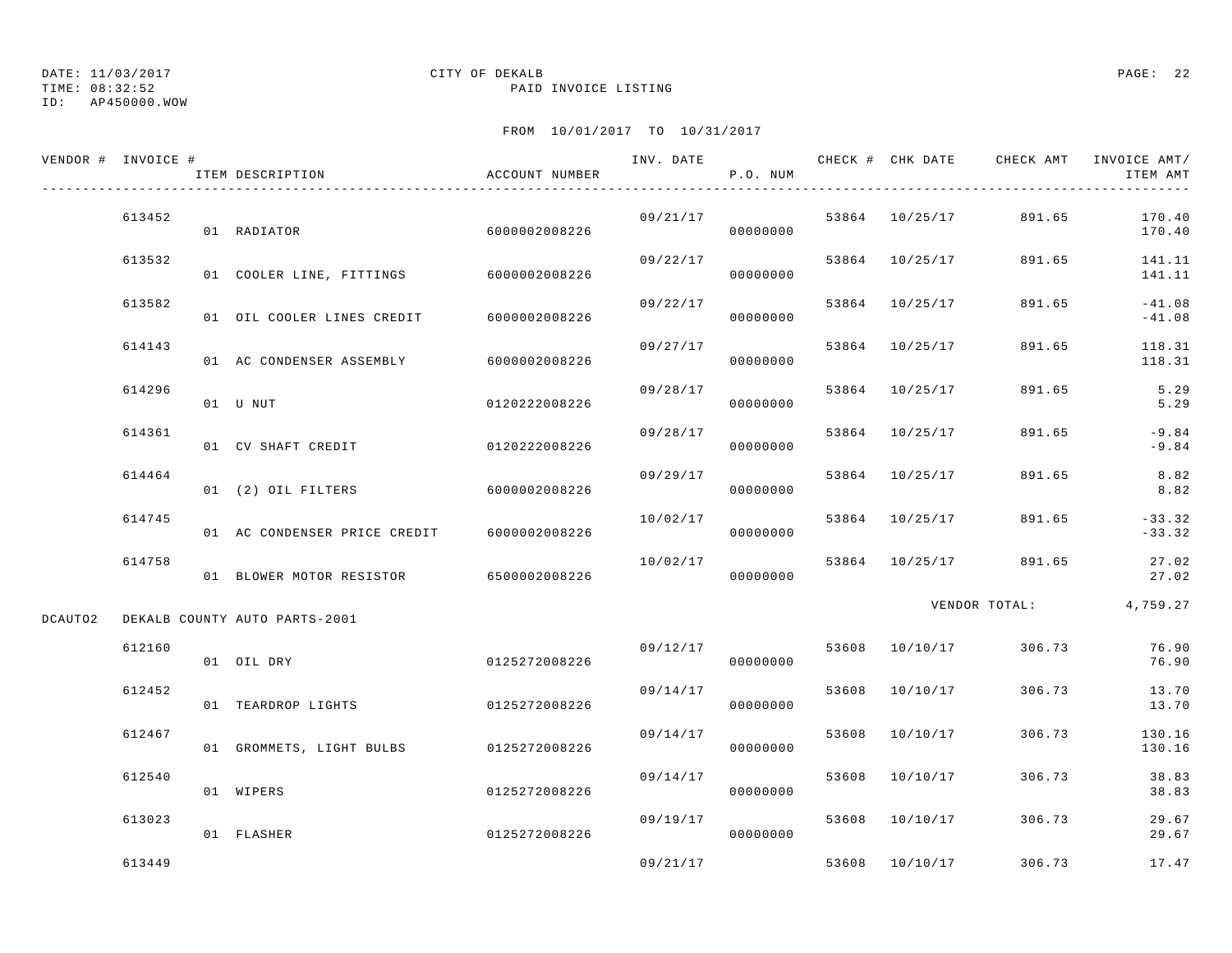DATE: 11/03/2017 CITY OF DEKALB
TIME: 08:32:52 PAID INVOICE LISTING
ID: AP450000.WOW

FROM 10/01/2017 TO 10/31/2017

| VENDOR # | INVOICE # | ITEM DESCRIPTION | ACCOUNT NUMBER | INV. DATE | P.O. NUM | CHECK # | CHK DATE | CHECK AMT | INVOICE AMT/ ITEM AMT |
|---|---|---|---|---|---|---|---|---|---|
| | 613452 | | | 09/21/17 | | 53864 | 10/25/17 | 891.65 | 170.40 |
| | | 01 RADIATOR | 6000002008226 | | 00000000 | | | | 170.40 |
| | 613532 | | | 09/22/17 | | 53864 | 10/25/17 | 891.65 | 141.11 |
| | | 01 COOLER LINE, FITTINGS | 6000002008226 | | 00000000 | | | | 141.11 |
| | 613582 | | | 09/22/17 | | 53864 | 10/25/17 | 891.65 | -41.08 |
| | | 01 OIL COOLER LINES CREDIT | 6000002008226 | | 00000000 | | | | -41.08 |
| | 614143 | | | 09/27/17 | | 53864 | 10/25/17 | 891.65 | 118.31 |
| | | 01 AC CONDENSER ASSEMBLY | 6000002008226 | | 00000000 | | | | 118.31 |
| | 614296 | | | 09/28/17 | | 53864 | 10/25/17 | 891.65 | 5.29 |
| | | 01 U NUT | 0120222008226 | | 00000000 | | | | 5.29 |
| | 614361 | | | 09/28/17 | | 53864 | 10/25/17 | 891.65 | -9.84 |
| | | 01 CV SHAFT CREDIT | 0120222008226 | | 00000000 | | | | -9.84 |
| | 614464 | | | 09/29/17 | | 53864 | 10/25/17 | 891.65 | 8.82 |
| | | 01 (2) OIL FILTERS | 6000002008226 | | 00000000 | | | | 8.82 |
| | 614745 | | | 10/02/17 | | 53864 | 10/25/17 | 891.65 | -33.32 |
| | | 01 AC CONDENSER PRICE CREDIT | 6000002008226 | | 00000000 | | | | -33.32 |
| | 614758 | | | 10/02/17 | | 53864 | 10/25/17 | 891.65 | 27.02 |
| | | 01 BLOWER MOTOR RESISTOR | 6500002008226 | | 00000000 | | | | 27.02 |
| | | | | | | | | VENDOR TOTAL: | 4,759.27 |
| DCAUTO2 | DEKALB COUNTY AUTO PARTS-2001 | | | | | | | | |
| | 612160 | | | 09/12/17 | | 53608 | 10/10/17 | 306.73 | 76.90 |
| | | 01 OIL DRY | 0125272008226 | | 00000000 | | | | 76.90 |
| | 612452 | | | 09/14/17 | | 53608 | 10/10/17 | 306.73 | 13.70 |
| | | 01 TEARDROP LIGHTS | 0125272008226 | | 00000000 | | | | 13.70 |
| | 612467 | | | 09/14/17 | | 53608 | 10/10/17 | 306.73 | 130.16 |
| | | 01 GROMMETS, LIGHT BULBS | 0125272008226 | | 00000000 | | | | 130.16 |
| | 612540 | | | 09/14/17 | | 53608 | 10/10/17 | 306.73 | 38.83 |
| | | 01 WIPERS | 0125272008226 | | 00000000 | | | | 38.83 |
| | 613023 | | | 09/19/17 | | 53608 | 10/10/17 | 306.73 | 29.67 |
| | | 01 FLASHER | 0125272008226 | | 00000000 | | | | 29.67 |
| | 613449 | | | 09/21/17 | | 53608 | 10/10/17 | 306.73 | 17.47 |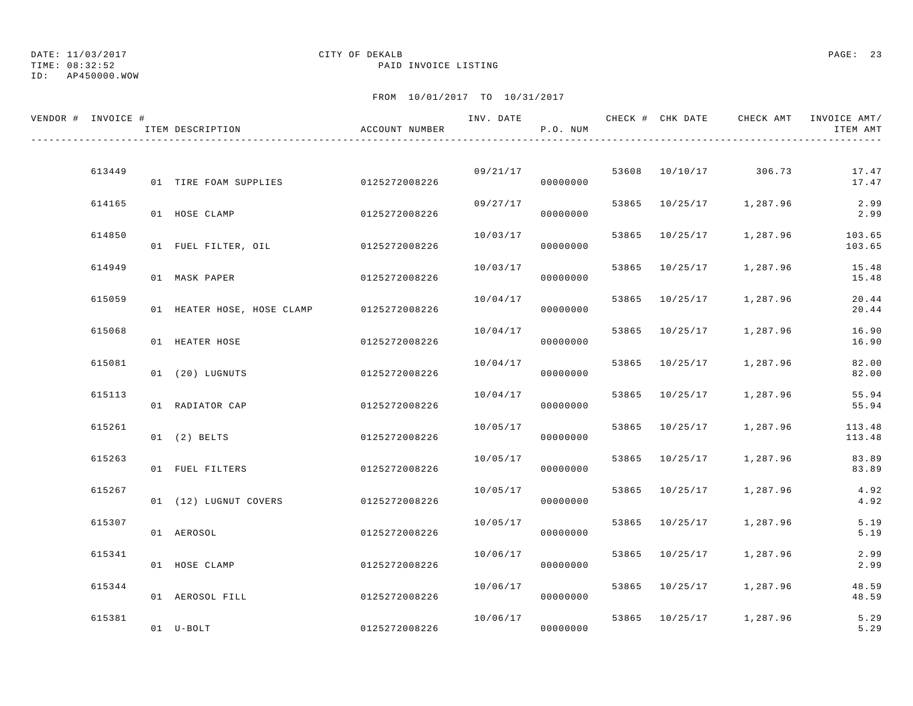DATE: 11/03/2017 CITY OF DEKALB
TIME: 08:32:52 PAID INVOICE LISTING
ID: AP450000.WOW

FROM 10/01/2017 TO 10/31/2017

| VENDOR # | INVOICE # | ITEM DESCRIPTION | ACCOUNT NUMBER | INV. DATE | P.O. NUM | CHECK # | CHK DATE | CHECK AMT | INVOICE AMT/ ITEM AMT |
|---|---|---|---|---|---|---|---|---|---|
| | 613449 | | | 09/21/17 | | 53608 | 10/10/17 | 306.73 | 17.47 |
| | | 01 TIRE FOAM SUPPLIES | 0125272008226 | | 00000000 | | | | 17.47 |
| | 614165 | | | 09/27/17 | | 53865 | 10/25/17 | 1,287.96 | 2.99 |
| | | 01 HOSE CLAMP | 0125272008226 | | 00000000 | | | | 2.99 |
| | 614850 | | | 10/03/17 | | 53865 | 10/25/17 | 1,287.96 | 103.65 |
| | | 01 FUEL FILTER, OIL | 0125272008226 | | 00000000 | | | | 103.65 |
| | 614949 | | | 10/03/17 | | 53865 | 10/25/17 | 1,287.96 | 15.48 |
| | | 01 MASK PAPER | 0125272008226 | | 00000000 | | | | 15.48 |
| | 615059 | | | 10/04/17 | | 53865 | 10/25/17 | 1,287.96 | 20.44 |
| | | 01 HEATER HOSE, HOSE CLAMP | 0125272008226 | | 00000000 | | | | 20.44 |
| | 615068 | | | 10/04/17 | | 53865 | 10/25/17 | 1,287.96 | 16.90 |
| | | 01 HEATER HOSE | 0125272008226 | | 00000000 | | | | 16.90 |
| | 615081 | | | 10/04/17 | | 53865 | 10/25/17 | 1,287.96 | 82.00 |
| | | 01 (20) LUGNUTS | 0125272008226 | | 00000000 | | | | 82.00 |
| | 615113 | | | 10/04/17 | | 53865 | 10/25/17 | 1,287.96 | 55.94 |
| | | 01 RADIATOR CAP | 0125272008226 | | 00000000 | | | | 55.94 |
| | 615261 | | | 10/05/17 | | 53865 | 10/25/17 | 1,287.96 | 113.48 |
| | | 01 (2) BELTS | 0125272008226 | | 00000000 | | | | 113.48 |
| | 615263 | | | 10/05/17 | | 53865 | 10/25/17 | 1,287.96 | 83.89 |
| | | 01 FUEL FILTERS | 0125272008226 | | 00000000 | | | | 83.89 |
| | 615267 | | | 10/05/17 | | 53865 | 10/25/17 | 1,287.96 | 4.92 |
| | | 01 (12) LUGNUT COVERS | 0125272008226 | | 00000000 | | | | 4.92 |
| | 615307 | | | 10/05/17 | | 53865 | 10/25/17 | 1,287.96 | 5.19 |
| | | 01 AEROSOL | 0125272008226 | | 00000000 | | | | 5.19 |
| | 615341 | | | 10/06/17 | | 53865 | 10/25/17 | 1,287.96 | 2.99 |
| | | 01 HOSE CLAMP | 0125272008226 | | 00000000 | | | | 2.99 |
| | 615344 | | | 10/06/17 | | 53865 | 10/25/17 | 1,287.96 | 48.59 |
| | | 01 AEROSOL FILL | 0125272008226 | | 00000000 | | | | 48.59 |
| | 615381 | | | 10/06/17 | | 53865 | 10/25/17 | 1,287.96 | 5.29 |
| | | 01 U-BOLT | 0125272008226 | | 00000000 | | | | 5.29 |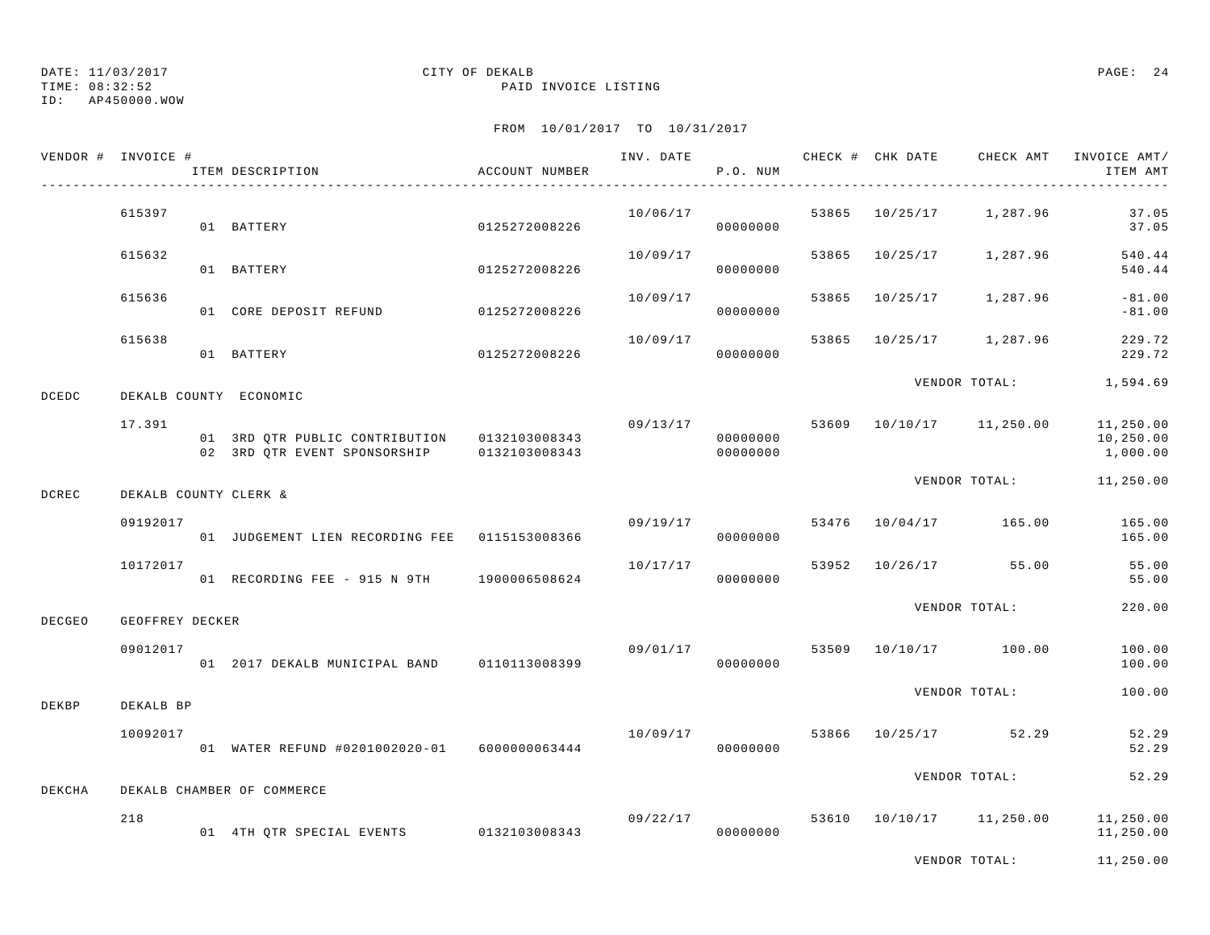DATE: 11/03/2017 CITY OF DEKALB
TIME: 08:32:52 PAID INVOICE LISTING
ID: AP450000.WOW

FROM 10/01/2017 TO 10/31/2017

| VENDOR # | INVOICE # | ITEM DESCRIPTION | ACCOUNT NUMBER | INV. DATE | P.O. NUM | CHECK # | CHK DATE | CHECK AMT | INVOICE AMT/ ITEM AMT |
|---|---|---|---|---|---|---|---|---|---|
| | 615397 | | | 10/06/17 | | 53865 | 10/25/17 | 1,287.96 | 37.05 |
| | | 01 BATTERY | 0125272008226 | | 00000000 | | | | 37.05 |
| | 615632 | | | 10/09/17 | | 53865 | 10/25/17 | 1,287.96 | 540.44 |
| | | 01 BATTERY | 0125272008226 | | 00000000 | | | | 540.44 |
| | 615636 | | | 10/09/17 | | 53865 | 10/25/17 | 1,287.96 | -81.00 |
| | | 01 CORE DEPOSIT REFUND | 0125272008226 | | 00000000 | | | | -81.00 |
| | 615638 | | | 10/09/17 | | 53865 | 10/25/17 | 1,287.96 | 229.72 |
| | | 01 BATTERY | 0125272008226 | | 00000000 | | | | 229.72 |
| | | | | | | | VENDOR TOTAL: | | 1,594.69 |
| DCEDC | DEKALB COUNTY ECONOMIC | | | | | | | | |
| | 17.391 | | | 09/13/17 | | 53609 | 10/10/17 | 11,250.00 | 11,250.00 |
| | | 01 3RD QTR PUBLIC CONTRIBUTION | 0132103008343 | | 00000000 | | | | 10,250.00 |
| | | 02 3RD QTR EVENT SPONSORSHIP | 0132103008343 | | 00000000 | | | | 1,000.00 |
| | | | | | | | VENDOR TOTAL: | | 11,250.00 |
| DCREC | DEKALB COUNTY CLERK & | | | | | | | | |
| | 09192017 | | | 09/19/17 | | 53476 | 10/04/17 | 165.00 | 165.00 |
| | | 01 JUDGEMENT LIEN RECORDING FEE | 0115153008366 | | 00000000 | | | | 165.00 |
| | 10172017 | | | 10/17/17 | | 53952 | 10/26/17 | 55.00 | 55.00 |
| | | 01 RECORDING FEE - 915 N 9TH | 1900006508624 | | 00000000 | | | | 55.00 |
| | | | | | | | VENDOR TOTAL: | | 220.00 |
| DECGEO | GEOFFREY DECKER | | | | | | | | |
| | 09012017 | | | 09/01/17 | | 53509 | 10/10/17 | 100.00 | 100.00 |
| | | 01 2017 DEKALB MUNICIPAL BAND | 0110113008399 | | 00000000 | | | | 100.00 |
| | | | | | | | VENDOR TOTAL: | | 100.00 |
| DEKBP | DEKALB BP | | | | | | | | |
| | 10092017 | | | 10/09/17 | | 53866 | 10/25/17 | 52.29 | 52.29 |
| | | 01 WATER REFUND #0201002020-01 | 6000000063444 | | 00000000 | | | | 52.29 |
| | | | | | | | VENDOR TOTAL: | | 52.29 |
| DEKCHA | DEKALB CHAMBER OF COMMERCE | | | | | | | | |
| | 218 | | | 09/22/17 | | 53610 | 10/10/17 | 11,250.00 | 11,250.00 |
| | | 01 4TH QTR SPECIAL EVENTS | 0132103008343 | | 00000000 | | | | 11,250.00 |
| | | | | | | | VENDOR TOTAL: | | 11,250.00 |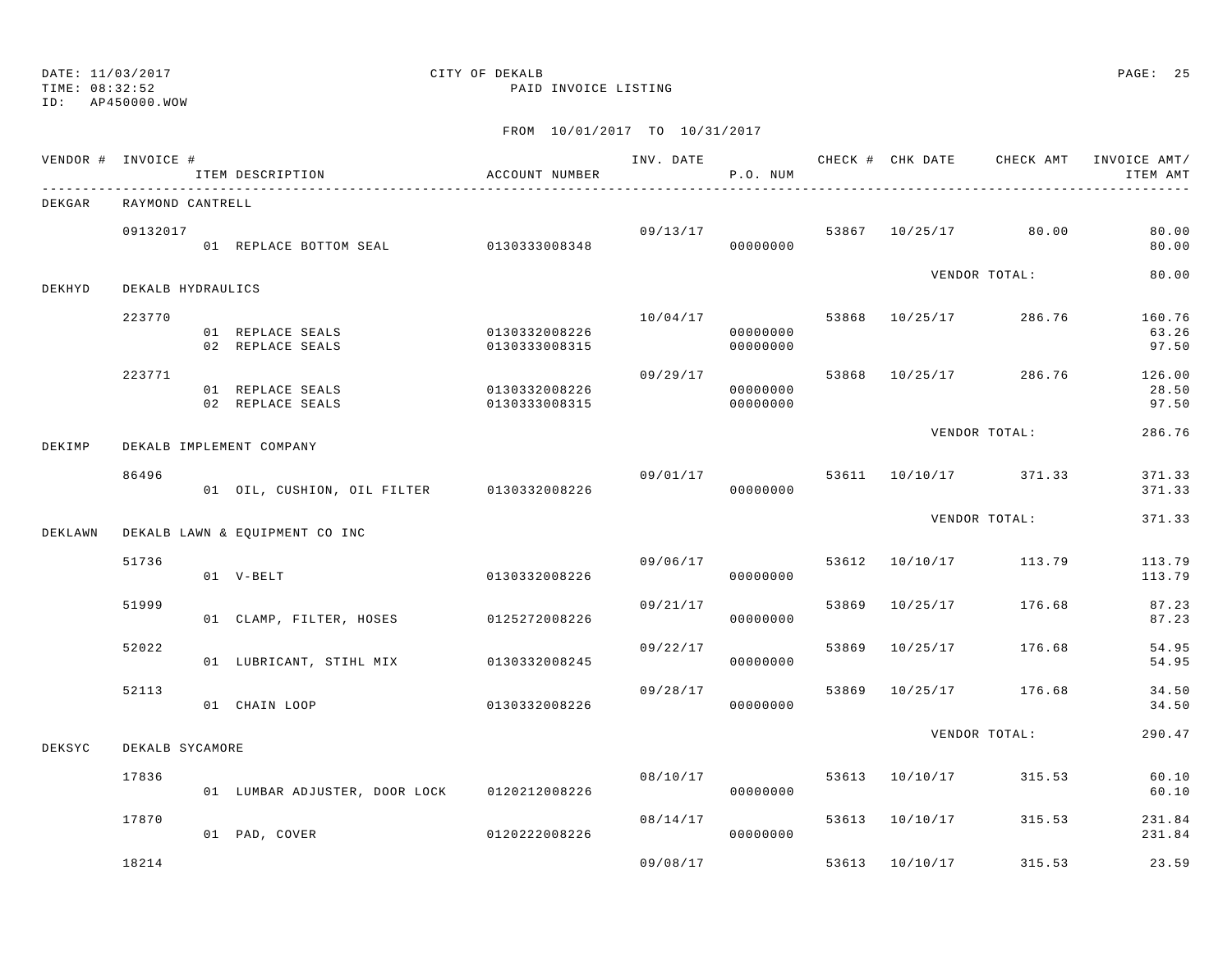DATE: 11/03/2017 CITY OF DEKALB
TIME: 08:32:52 PAID INVOICE LISTING
ID: AP450000.WOW

FROM 10/01/2017 TO 10/31/2017

| VENDOR # | INVOICE # | ITEM DESCRIPTION | ACCOUNT NUMBER | INV. DATE | P.O. NUM | CHECK # | CHK DATE | CHECK AMT | INVOICE AMT/ ITEM AMT |
|---|---|---|---|---|---|---|---|---|---|
| DEKGAR | RAYMOND CANTRELL | | | | | | | | |
| | 09132017 | | | 09/13/17 | | 53867 | 10/25/17 | 80.00 | 80.00 |
| | | 01 REPLACE BOTTOM SEAL | 0130333008348 | | 00000000 | | | | 80.00 |
| | | | | | | | | VENDOR TOTAL: | 80.00 |
| DEKHYD | DEKALB HYDRAULICS | | | | | | | | |
| | 223770 | | | 10/04/17 | | 53868 | 10/25/17 | 286.76 | 160.76 |
| | | 01 REPLACE SEALS | 0130332008226 | | 00000000 | | | | 63.26 |
| | | 02 REPLACE SEALS | 0130333008315 | | 00000000 | | | | 97.50 |
| | 223771 | | | 09/29/17 | | 53868 | 10/25/17 | 286.76 | 126.00 |
| | | 01 REPLACE SEALS | 0130332008226 | | 00000000 | | | | 28.50 |
| | | 02 REPLACE SEALS | 0130333008315 | | 00000000 | | | | 97.50 |
| | | | | | | | | VENDOR TOTAL: | 286.76 |
| DEKIMP | DEKALB IMPLEMENT COMPANY | | | | | | | | |
| | 86496 | | | 09/01/17 | | 53611 | 10/10/17 | 371.33 | 371.33 |
| | | 01 OIL, CUSHION, OIL FILTER | 0130332008226 | | 00000000 | | | | 371.33 |
| | | | | | | | | VENDOR TOTAL: | 371.33 |
| DEKLAWN | DEKALB LAWN & EQUIPMENT CO INC | | | | | | | | |
| | 51736 | | | 09/06/17 | | 53612 | 10/10/17 | 113.79 | 113.79 |
| | | 01 V-BELT | 0130332008226 | | 00000000 | | | | 113.79 |
| | 51999 | | | 09/21/17 | | 53869 | 10/25/17 | 176.68 | 87.23 |
| | | 01 CLAMP, FILTER, HOSES | 0125272008226 | | 00000000 | | | | 87.23 |
| | 52022 | | | 09/22/17 | | 53869 | 10/25/17 | 176.68 | 54.95 |
| | | 01 LUBRICANT, STIHL MIX | 0130332008245 | | 00000000 | | | | 54.95 |
| | 52113 | | | 09/28/17 | | 53869 | 10/25/17 | 176.68 | 34.50 |
| | | 01 CHAIN LOOP | 0130332008226 | | 00000000 | | | | 34.50 |
| | | | | | | | | VENDOR TOTAL: | 290.47 |
| DEKSYC | DEKALB SYCAMORE | | | | | | | | |
| | 17836 | | | 08/10/17 | | 53613 | 10/10/17 | 315.53 | 60.10 |
| | | 01 LUMBAR ADJUSTER, DOOR LOCK | 0120212008226 | | 00000000 | | | | 60.10 |
| | 17870 | | | 08/14/17 | | 53613 | 10/10/17 | 315.53 | 231.84 |
| | | 01 PAD, COVER | 0120222008226 | | 00000000 | | | | 231.84 |
| | 18214 | | | 09/08/17 | | 53613 | 10/10/17 | 315.53 | 23.59 |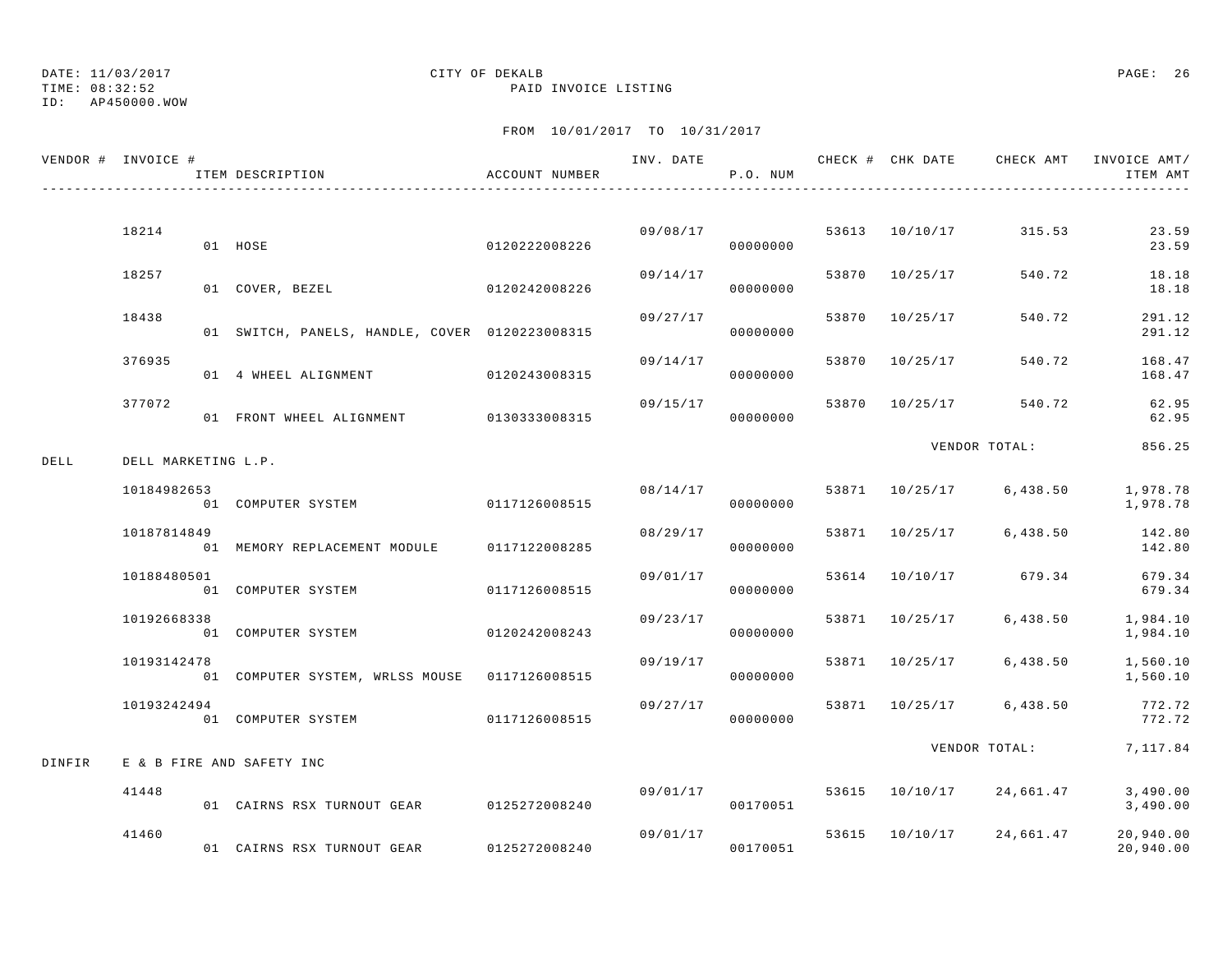DATE: 11/03/2017 CITY OF DEKALB
TIME: 08:32:52 PAID INVOICE LISTING
ID: AP450000.WOW

FROM 10/01/2017 TO 10/31/2017

| VENDOR # | INVOICE # | ITEM DESCRIPTION | ACCOUNT NUMBER | INV. DATE | P.O. NUM | CHECK # | CHK DATE | CHECK AMT | INVOICE AMT/ ITEM AMT |
|---|---|---|---|---|---|---|---|---|---|
| | 18214 | | | 09/08/17 | | 53613 | 10/10/17 | 315.53 | 23.59 |
| | | 01 HOSE | 0120222008226 | | 00000000 | | | | 23.59 |
| | 18257 | | | 09/14/17 | | 53870 | 10/25/17 | 540.72 | 18.18 |
| | | 01 COVER, BEZEL | 0120242008226 | | 00000000 | | | | 18.18 |
| | 18438 | | | 09/27/17 | | 53870 | 10/25/17 | 540.72 | 291.12 |
| | | 01 SWITCH, PANELS, HANDLE, COVER | 0120223008315 | | 00000000 | | | | 291.12 |
| | 376935 | | | 09/14/17 | | 53870 | 10/25/17 | 540.72 | 168.47 |
| | | 01 4 WHEEL ALIGNMENT | 0120243008315 | | 00000000 | | | | 168.47 |
| | 377072 | | | 09/15/17 | | 53870 | 10/25/17 | 540.72 | 62.95 |
| | | 01 FRONT WHEEL ALIGNMENT | 0130333008315 | | 00000000 | | | | 62.95 |
| | | | | | | | | VENDOR TOTAL: | 856.25 |
| DELL | DELL MARKETING L.P. | | | | | | | | |
| | 10184982653 | | | 08/14/17 | | 53871 | 10/25/17 | 6,438.50 | 1,978.78 |
| | | 01 COMPUTER SYSTEM | 0117126008515 | | 00000000 | | | | 1,978.78 |
| | 10187814849 | | | 08/29/17 | | 53871 | 10/25/17 | 6,438.50 | 142.80 |
| | | 01 MEMORY REPLACEMENT MODULE | 0117122008285 | | 00000000 | | | | 142.80 |
| | 10188480501 | | | 09/01/17 | | 53614 | 10/10/17 | 679.34 | 679.34 |
| | | 01 COMPUTER SYSTEM | 0117126008515 | | 00000000 | | | | 679.34 |
| | 10192668338 | | | 09/23/17 | | 53871 | 10/25/17 | 6,438.50 | 1,984.10 |
| | | 01 COMPUTER SYSTEM | 0120242008243 | | 00000000 | | | | 1,984.10 |
| | 10193142478 | | | 09/19/17 | | 53871 | 10/25/17 | 6,438.50 | 1,560.10 |
| | | 01 COMPUTER SYSTEM, WRLSS MOUSE | 0117126008515 | | 00000000 | | | | 1,560.10 |
| | 10193242494 | | | 09/27/17 | | 53871 | 10/25/17 | 6,438.50 | 772.72 |
| | | 01 COMPUTER SYSTEM | 0117126008515 | | 00000000 | | | | 772.72 |
| | | | | | | | | VENDOR TOTAL: | 7,117.84 |
| DINFIR | E & B FIRE AND SAFETY INC | | | | | | | | |
| | 41448 | | | 09/01/17 | | 53615 | 10/10/17 | 24,661.47 | 3,490.00 |
| | | 01 CAIRNS RSX TURNOUT GEAR | 0125272008240 | | 00170051 | | | | 3,490.00 |
| | 41460 | | | 09/01/17 | | 53615 | 10/10/17 | 24,661.47 | 20,940.00 |
| | | 01 CAIRNS RSX TURNOUT GEAR | 0125272008240 | | 00170051 | | | | 20,940.00 |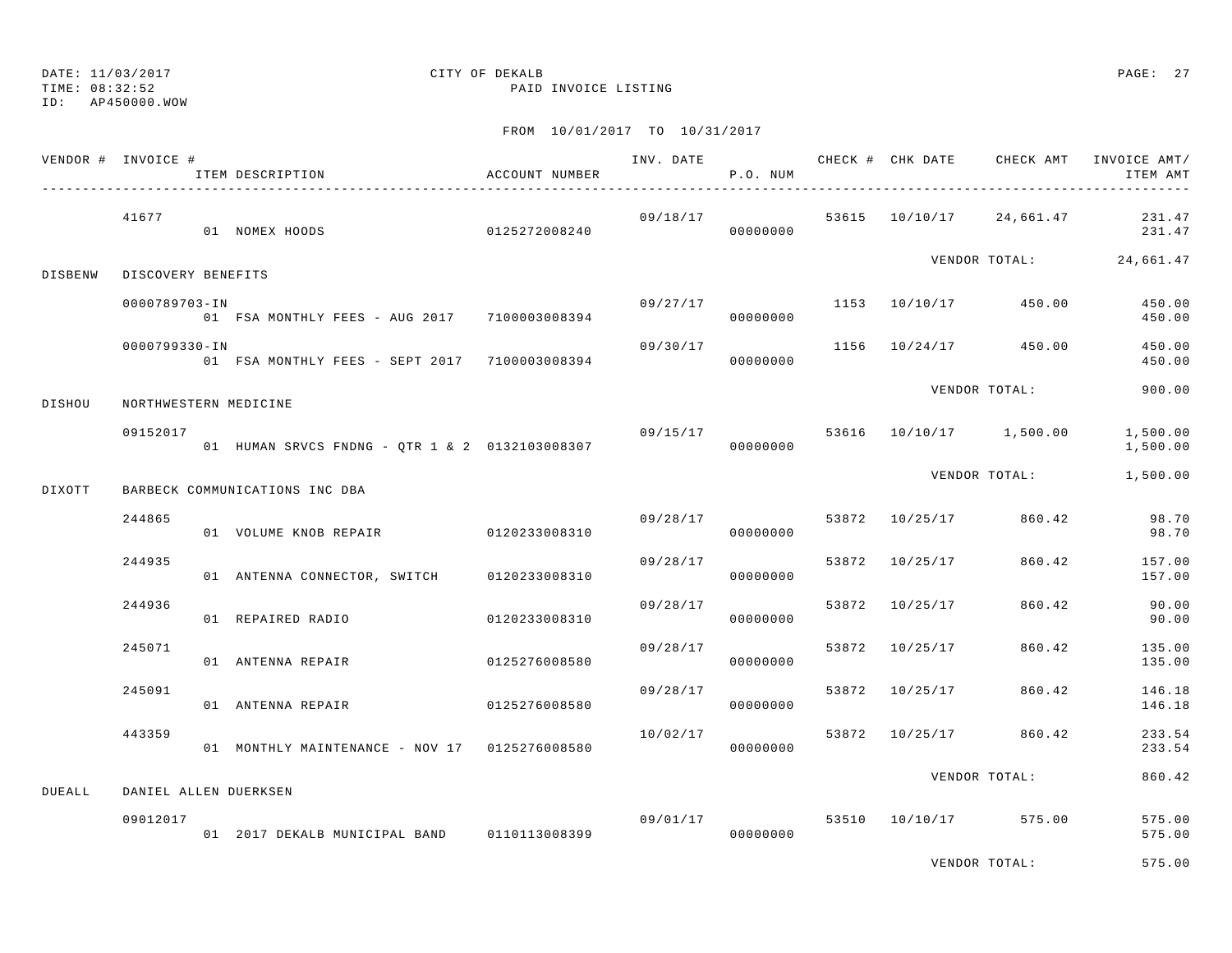DATE: 11/03/2017 CITY OF DEKALB
TIME: 08:32:52 PAID INVOICE LISTING
ID: AP450000.WOW

FROM 10/01/2017 TO 10/31/2017

| VENDOR # | INVOICE # / ITEM DESCRIPTION | ACCOUNT NUMBER | INV. DATE | P.O. NUM | CHECK # | CHK DATE | CHECK AMT | INVOICE AMT/ ITEM AMT |
|---|---|---|---|---|---|---|---|---|
| | 41677 | | 09/18/17 | | 53615 | 10/10/17 | 24,661.47 | 231.47 |
| | 01 NOMEX HOODS | 0125272008240 | | 00000000 | | | | 231.47 |
| | | | | | | | VENDOR TOTAL: | 24,661.47 |
| DISBENW | DISCOVERY BENEFITS | | | | | | | |
| | 0000789703-IN | | 09/27/17 | | 1153 | 10/10/17 | 450.00 | 450.00 |
| | 01 FSA MONTHLY FEES - AUG 2017 | 7100003008394 | | 00000000 | | | | 450.00 |
| | 0000799330-IN | | 09/30/17 | | 1156 | 10/24/17 | 450.00 | 450.00 |
| | 01 FSA MONTHLY FEES - SEPT 2017 | 7100003008394 | | 00000000 | | | | 450.00 |
| | | | | | | | VENDOR TOTAL: | 900.00 |
| DISHOU | NORTHWESTERN MEDICINE | | | | | | | |
| | 09152017 | | 09/15/17 | | 53616 | 10/10/17 | 1,500.00 | 1,500.00 |
| | 01 HUMAN SRVCS FNDNG - QTR 1 & 2 | 0132103008307 | | 00000000 | | | | 1,500.00 |
| | | | | | | | VENDOR TOTAL: | 1,500.00 |
| DIXOTT | BARBECK COMMUNICATIONS INC DBA | | | | | | | |
| | 244865 | | 09/28/17 | | 53872 | 10/25/17 | 860.42 | 98.70 |
| | 01 VOLUME KNOB REPAIR | 0120233008310 | | 00000000 | | | | 98.70 |
| | 244935 | | 09/28/17 | | 53872 | 10/25/17 | 860.42 | 157.00 |
| | 01 ANTENNA CONNECTOR, SWITCH | 0120233008310 | | 00000000 | | | | 157.00 |
| | 244936 | | 09/28/17 | | 53872 | 10/25/17 | 860.42 | 90.00 |
| | 01 REPAIRED RADIO | 0120233008310 | | 00000000 | | | | 90.00 |
| | 245071 | | 09/28/17 | | 53872 | 10/25/17 | 860.42 | 135.00 |
| | 01 ANTENNA REPAIR | 0125276008580 | | 00000000 | | | | 135.00 |
| | 245091 | | 09/28/17 | | 53872 | 10/25/17 | 860.42 | 146.18 |
| | 01 ANTENNA REPAIR | 0125276008580 | | 00000000 | | | | 146.18 |
| | 443359 | | 10/02/17 | | 53872 | 10/25/17 | 860.42 | 233.54 |
| | 01 MONTHLY MAINTENANCE - NOV 17 | 0125276008580 | | 00000000 | | | | 233.54 |
| | | | | | | | VENDOR TOTAL: | 860.42 |
| DUEALL | DANIEL ALLEN DUERKSEN | | | | | | | |
| | 09012017 | | 09/01/17 | | 53510 | 10/10/17 | 575.00 | 575.00 |
| | 01 2017 DEKALB MUNICIPAL BAND | 0110113008399 | | 00000000 | | | | 575.00 |
| | | | | | | | VENDOR TOTAL: | 575.00 |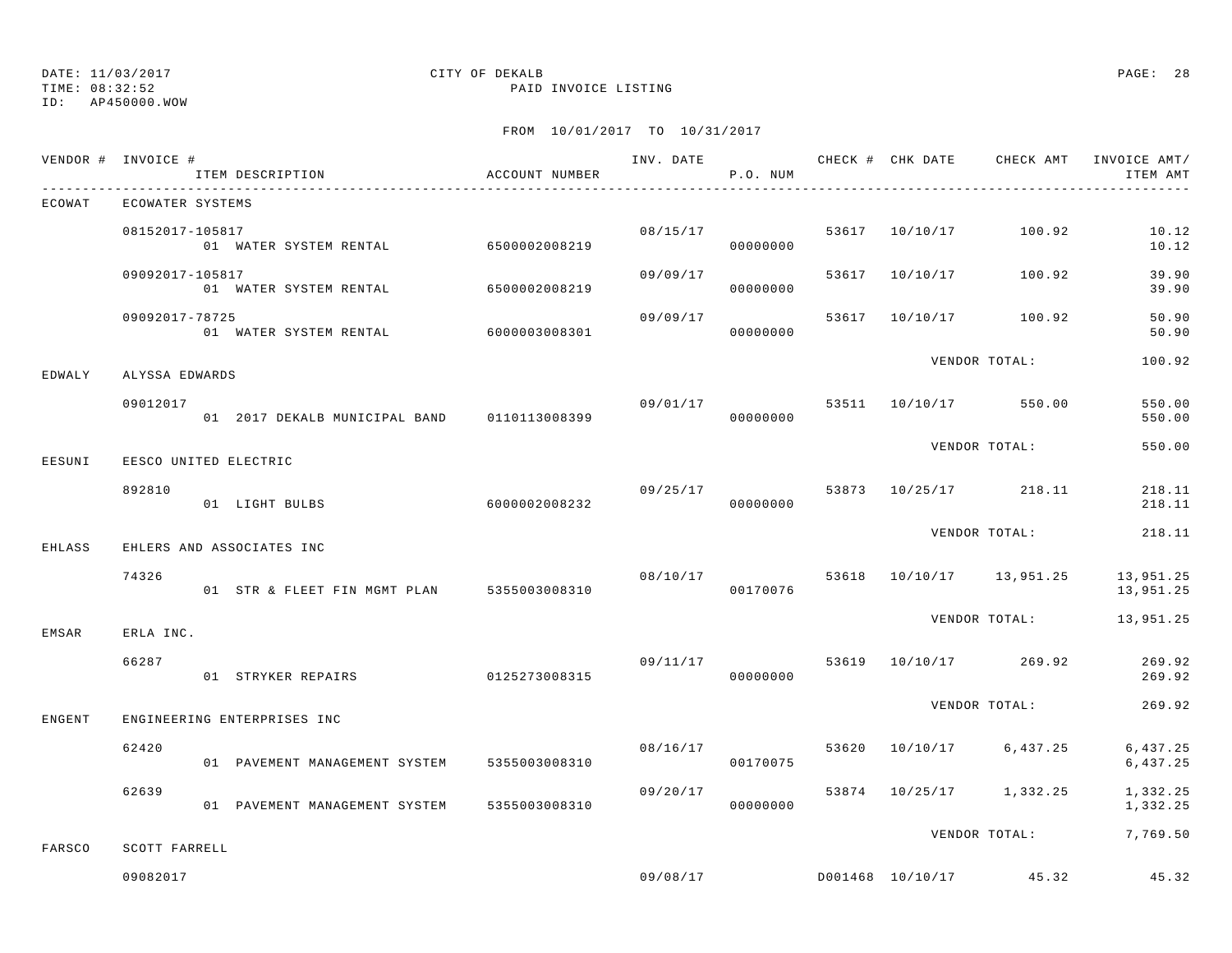DATE: 11/03/2017 CITY OF DEKALB
TIME: 08:32:52 PAID INVOICE LISTING
ID: AP450000.WOW

FROM 10/01/2017 TO 10/31/2017

| VENDOR # | INVOICE # / ITEM DESCRIPTION | ACCOUNT NUMBER | INV. DATE | P.O. NUM | CHECK # | CHK DATE | CHECK AMT | INVOICE AMT/ ITEM AMT |
|---|---|---|---|---|---|---|---|---|
| ECOWAT | ECOWATER SYSTEMS | | | | | | | |
| | 08152017-105817 | | 08/15/17 | | 53617 | 10/10/17 | 100.92 | 10.12 |
| | 01 WATER SYSTEM RENTAL | 6500002008219 | | 00000000 | | | | 10.12 |
| | 09092017-105817 | | 09/09/17 | | 53617 | 10/10/17 | 100.92 | 39.90 |
| | 01 WATER SYSTEM RENTAL | 6500002008219 | | 00000000 | | | | 39.90 |
| | 09092017-78725 | | 09/09/17 | | 53617 | 10/10/17 | 100.92 | 50.90 |
| | 01 WATER SYSTEM RENTAL | 6000003008301 | | 00000000 | | | | 50.90 |
| | | | | | | VENDOR TOTAL: | | 100.92 |
| EDWALY | ALYSSA EDWARDS | | | | | | | |
| | 09012017 | | 09/01/17 | | 53511 | 10/10/17 | 550.00 | 550.00 |
| | 01 2017 DEKALB MUNICIPAL BAND | 0110113008399 | | 00000000 | | | | 550.00 |
| | | | | | | VENDOR TOTAL: | | 550.00 |
| EESUNI | EESCO UNITED ELECTRIC | | | | | | | |
| | 892810 | | 09/25/17 | | 53873 | 10/25/17 | 218.11 | 218.11 |
| | 01 LIGHT BULBS | 6000002008232 | | 00000000 | | | | 218.11 |
| | | | | | | VENDOR TOTAL: | | 218.11 |
| EHLASS | EHLERS AND ASSOCIATES INC | | | | | | | |
| | 74326 | | 08/10/17 | | 53618 | 10/10/17 | 13,951.25 | 13,951.25 |
| | 01 STR & FLEET FIN MGMT PLAN | 5355003008310 | | 00170076 | | | | 13,951.25 |
| | | | | | | VENDOR TOTAL: | | 13,951.25 |
| EMSAR | ERLA INC. | | | | | | | |
| | 66287 | | 09/11/17 | | 53619 | 10/10/17 | 269.92 | 269.92 |
| | 01 STRYKER REPAIRS | 0125273008315 | | 00000000 | | | | 269.92 |
| | | | | | | VENDOR TOTAL: | | 269.92 |
| ENGENT | ENGINEERING ENTERPRISES INC | | | | | | | |
| | 62420 | | 08/16/17 | | 53620 | 10/10/17 | 6,437.25 | 6,437.25 |
| | 01 PAVEMENT MANAGEMENT SYSTEM | 5355003008310 | | 00170075 | | | | 6,437.25 |
| | 62639 | | 09/20/17 | | 53874 | 10/25/17 | 1,332.25 | 1,332.25 |
| | 01 PAVEMENT MANAGEMENT SYSTEM | 5355003008310 | | 00000000 | | | | 1,332.25 |
| | | | | | | VENDOR TOTAL: | | 7,769.50 |
| FARSCO | SCOTT FARRELL | | | | | | | |
| | 09082017 | | 09/08/17 | | D001468 | 10/10/17 | 45.32 | 45.32 |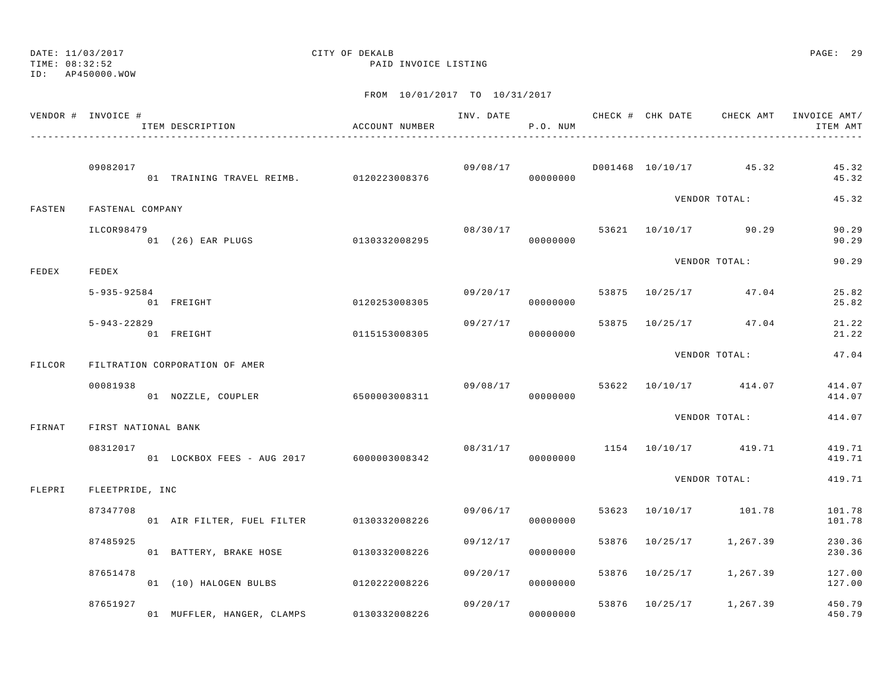DATE: 11/03/2017
TIME: 08:32:52
ID: AP450000.WOW

CITY OF DEKALB
PAID INVOICE LISTING

FROM 10/01/2017 TO 10/31/2017

| VENDOR # | INVOICE # / ITEM DESCRIPTION | ACCOUNT NUMBER | INV. DATE | P.O. NUM | CHECK # | CHK DATE | CHECK AMT | INVOICE AMT/ ITEM AMT |
|---|---|---|---|---|---|---|---|---|
| | 09082017 | | 09/08/17 | | D001468 | 10/10/17 | 45.32 | 45.32 |
| | 01 TRAINING TRAVEL REIMB. | 0120223008376 | | 00000000 | | | | 45.32 |
| | | | | | | VENDOR TOTAL: | | 45.32 |
| FASTEN | FASTENAL COMPANY | | | | | | | |
| | ILCOR98479 | | 08/30/17 | | 53621 | 10/10/17 | 90.29 | 90.29 |
| | 01 (26) EAR PLUGS | 0130332008295 | | 00000000 | | | | 90.29 |
| | | | | | | VENDOR TOTAL: | | 90.29 |
| FEDEX | FEDEX | | | | | | | |
| | 5-935-92584 | | 09/20/17 | | 53875 | 10/25/17 | 47.04 | 25.82 |
| | 01 FREIGHT | 0120253008305 | | 00000000 | | | | 25.82 |
| | 5-943-22829 | | 09/27/17 | | 53875 | 10/25/17 | 47.04 | 21.22 |
| | 01 FREIGHT | 0115153008305 | | 00000000 | | | | 21.22 |
| | | | | | | VENDOR TOTAL: | | 47.04 |
| FILCOR | FILTRATION CORPORATION OF AMER | | | | | | | |
| | 00081938 | | 09/08/17 | | 53622 | 10/10/17 | 414.07 | 414.07 |
| | 01 NOZZLE, COUPLER | 6500003008311 | | 00000000 | | | | 414.07 |
| | | | | | | VENDOR TOTAL: | | 414.07 |
| FIRNAT | FIRST NATIONAL BANK | | | | | | | |
| | 08312017 | | 08/31/17 | | 1154 | 10/10/17 | 419.71 | 419.71 |
| | 01 LOCKBOX FEES - AUG 2017 | 6000003008342 | | 00000000 | | | | 419.71 |
| | | | | | | VENDOR TOTAL: | | 419.71 |
| FLEPRI | FLEETPRIDE, INC | | | | | | | |
| | 87347708 | | 09/06/17 | | 53623 | 10/10/17 | 101.78 | 101.78 |
| | 01 AIR FILTER, FUEL FILTER | 0130332008226 | | 00000000 | | | | 101.78 |
| | 87485925 | | 09/12/17 | | 53876 | 10/25/17 | 1,267.39 | 230.36 |
| | 01 BATTERY, BRAKE HOSE | 0130332008226 | | 00000000 | | | | 230.36 |
| | 87651478 | | 09/20/17 | | 53876 | 10/25/17 | 1,267.39 | 127.00 |
| | 01 (10) HALOGEN BULBS | 0120222008226 | | 00000000 | | | | 127.00 |
| | 87651927 | | 09/20/17 | | 53876 | 10/25/17 | 1,267.39 | 450.79 |
| | 01 MUFFLER, HANGER, CLAMPS | 0130332008226 | | 00000000 | | | | 450.79 |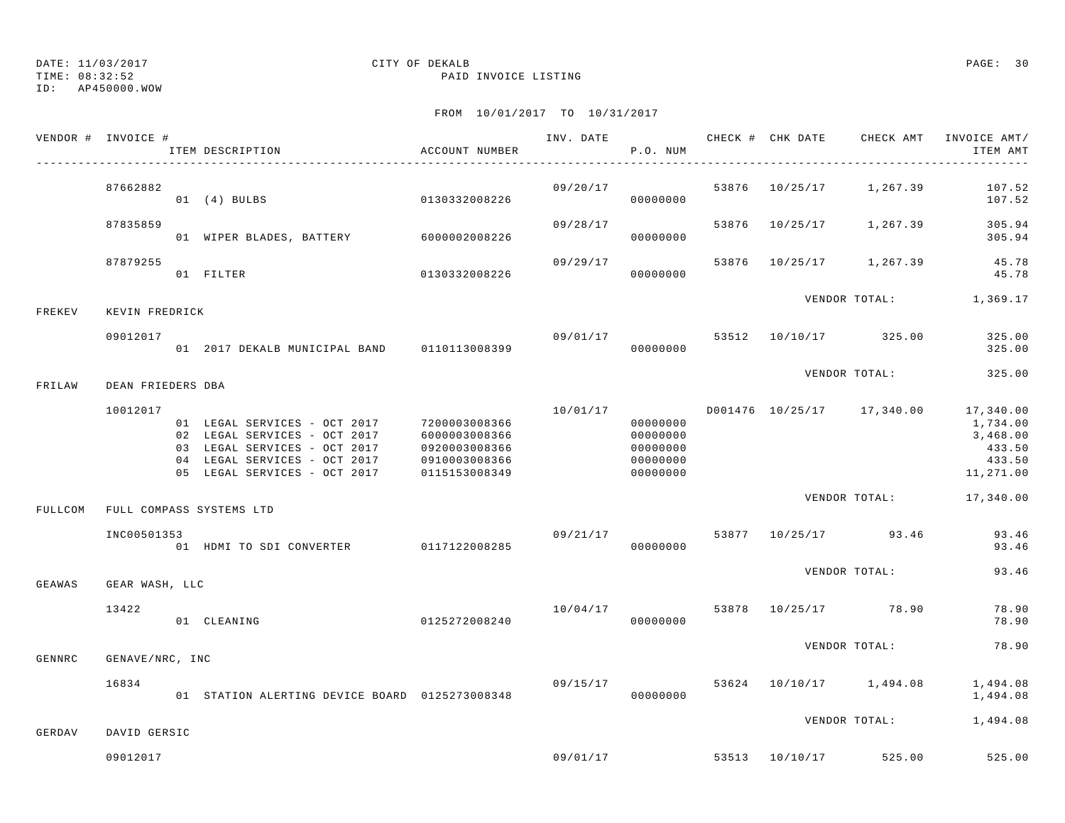DATE: 11/03/2017 CITY OF DEKALB
TIME: 08:32:52 PAID INVOICE LISTING
ID: AP450000.WOW

FROM 10/01/2017 TO 10/31/2017

| VENDOR # | INVOICE # | ITEM DESCRIPTION | ACCOUNT NUMBER | INV. DATE | P.O. NUM | CHECK # | CHK DATE | CHECK AMT | INVOICE AMT/ ITEM AMT |
|---|---|---|---|---|---|---|---|---|---|
| | 87662882 | | | 09/20/17 | | 53876 | 10/25/17 | 1,267.39 | 107.52 |
| | | 01 (4) BULBS | 0130332008226 | | 00000000 | | | | 107.52 |
| | 87835859 | | | 09/28/17 | | 53876 | 10/25/17 | 1,267.39 | 305.94 |
| | | 01 WIPER BLADES, BATTERY | 6000002008226 | | 00000000 | | | | 305.94 |
| | 87879255 | | | 09/29/17 | | 53876 | 10/25/17 | 1,267.39 | 45.78 |
| | | 01 FILTER | 0130332008226 | | 00000000 | | | | 45.78 |
| | | | | | | | VENDOR TOTAL: | | 1,369.17 |
| FREKEV | KEVIN FREDRICK | | | | | | | | |
| | 09012017 | | | 09/01/17 | | 53512 | 10/10/17 | 325.00 | 325.00 |
| | | 01 2017 DEKALB MUNICIPAL BAND | 0110113008399 | | 00000000 | | | | 325.00 |
| | | | | | | | VENDOR TOTAL: | | 325.00 |
| FRILAW | DEAN FRIEDERS DBA | | | | | | | | |
| | 10012017 | | | 10/01/17 | | D001476 | 10/25/17 | 17,340.00 | 17,340.00 |
| | | 01 LEGAL SERVICES - OCT 2017 | 7200003008366 | | 00000000 | | | | 1,734.00 |
| | | 02 LEGAL SERVICES - OCT 2017 | 6000003008366 | | 00000000 | | | | 3,468.00 |
| | | 03 LEGAL SERVICES - OCT 2017 | 0920003008366 | | 00000000 | | | | 433.50 |
| | | 04 LEGAL SERVICES - OCT 2017 | 0910003008366 | | 00000000 | | | | 433.50 |
| | | 05 LEGAL SERVICES - OCT 2017 | 0115153008349 | | 00000000 | | | | 11,271.00 |
| | | | | | | | VENDOR TOTAL: | | 17,340.00 |
| FULLCOM | FULL COMPASS SYSTEMS LTD | | | | | | | | |
| | INC00501353 | | | 09/21/17 | | 53877 | 10/25/17 | 93.46 | 93.46 |
| | | 01 HDMI TO SDI CONVERTER | 0117122008285 | | 00000000 | | | | 93.46 |
| | | | | | | | VENDOR TOTAL: | | 93.46 |
| GEAWAS | GEAR WASH, LLC | | | | | | | | |
| | 13422 | | | 10/04/17 | | 53878 | 10/25/17 | 78.90 | 78.90 |
| | | 01 CLEANING | 0125272008240 | | 00000000 | | | | 78.90 |
| | | | | | | | VENDOR TOTAL: | | 78.90 |
| GENNRC | GENAVE/NRC, INC | | | | | | | | |
| | 16834 | | | 09/15/17 | | 53624 | 10/10/17 | 1,494.08 | 1,494.08 |
| | | 01 STATION ALERTING DEVICE BOARD | 0125273008348 | | 00000000 | | | | 1,494.08 |
| | | | | | | | VENDOR TOTAL: | | 1,494.08 |
| GERDAV | DAVID GERSIC | | | | | | | | |
| | 09012017 | | | 09/01/17 | | 53513 | 10/10/17 | 525.00 | 525.00 |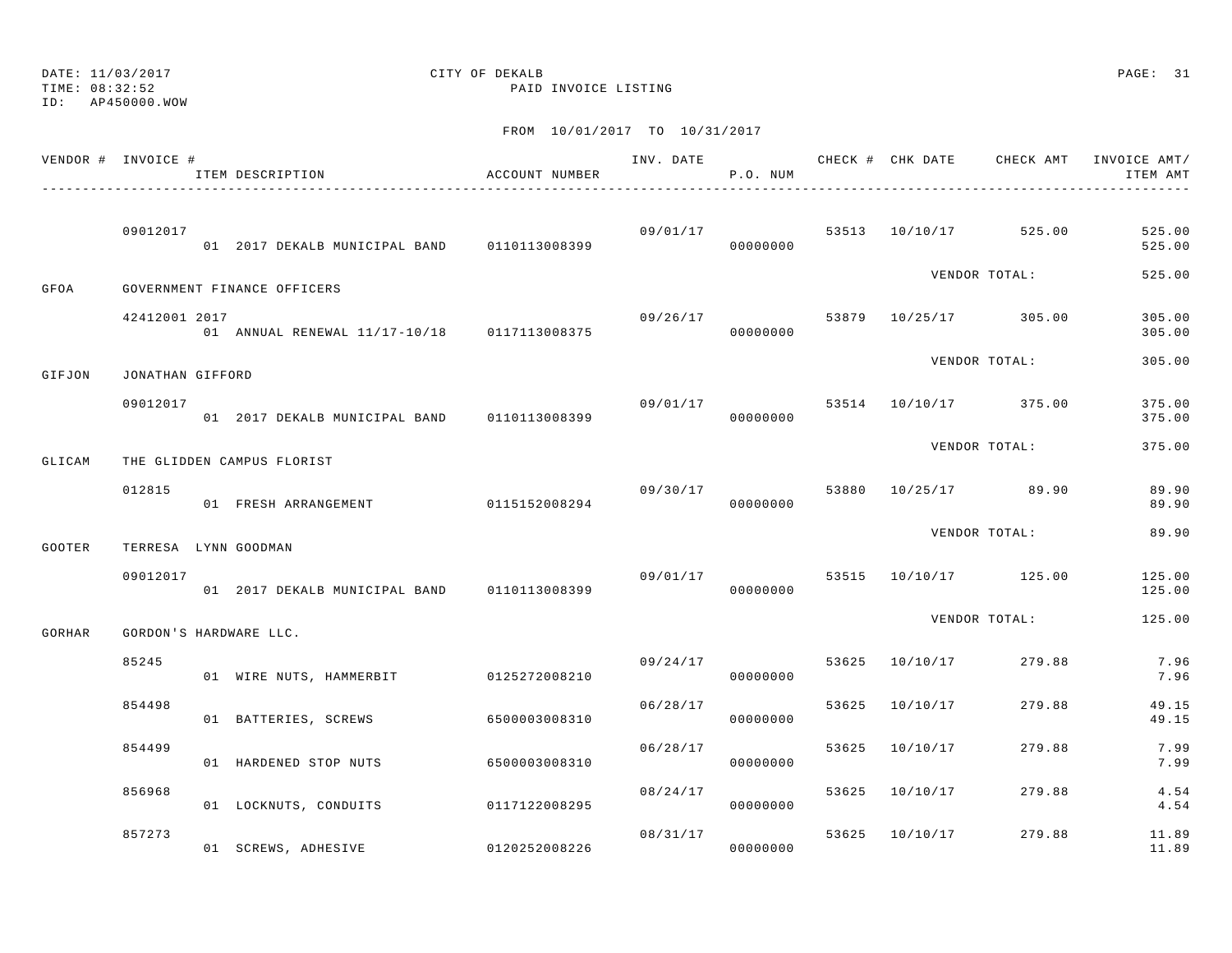DATE: 11/03/2017
TIME: 08:32:52
ID: AP450000.WOW

CITY OF DEKALB
PAID INVOICE LISTING

FROM 10/01/2017 TO 10/31/2017

| VENDOR # | INVOICE # / ITEM DESCRIPTION | ACCOUNT NUMBER | INV. DATE | P.O. NUM | CHECK # | CHK DATE | CHECK AMT | INVOICE AMT/ ITEM AMT |
|---|---|---|---|---|---|---|---|---|
| | 09012017 | | 09/01/17 | | 53513 | 10/10/17 | 525.00 | 525.00 |
| | 01 2017 DEKALB MUNICIPAL BAND | 0110113008399 | | 00000000 | | | | 525.00 |
| | | | | | | VENDOR TOTAL: | | 525.00 |
| GFOA | GOVERNMENT FINANCE OFFICERS | | | | | | | |
| | 42412001 2017 | | 09/26/17 | | 53879 | 10/25/17 | 305.00 | 305.00 |
| | 01 ANNUAL RENEWAL 11/17-10/18 | 0117113008375 | | 00000000 | | | | 305.00 |
| | | | | | | VENDOR TOTAL: | | 305.00 |
| GIFJON | JONATHAN GIFFORD | | | | | | | |
| | 09012017 | | 09/01/17 | | 53514 | 10/10/17 | 375.00 | 375.00 |
| | 01 2017 DEKALB MUNICIPAL BAND | 0110113008399 | | 00000000 | | | | 375.00 |
| | | | | | | VENDOR TOTAL: | | 375.00 |
| GLICAM | THE GLIDDEN CAMPUS FLORIST | | | | | | | |
| | 012815 | | 09/30/17 | | 53880 | 10/25/17 | 89.90 | 89.90 |
| | 01 FRESH ARRANGEMENT | 0115152008294 | | 00000000 | | | | 89.90 |
| | | | | | | VENDOR TOTAL: | | 89.90 |
| GOOTER | TERRESA LYNN GOODMAN | | | | | | | |
| | 09012017 | | 09/01/17 | | 53515 | 10/10/17 | 125.00 | 125.00 |
| | 01 2017 DEKALB MUNICIPAL BAND | 0110113008399 | | 00000000 | | | | 125.00 |
| | | | | | | VENDOR TOTAL: | | 125.00 |
| GORHAR | GORDON'S HARDWARE LLC. | | | | | | | |
| | 85245 | | 09/24/17 | | 53625 | 10/10/17 | 279.88 | 7.96 |
| | 01 WIRE NUTS, HAMMERBIT | 0125272008210 | | 00000000 | | | | 7.96 |
| | 854498 | | 06/28/17 | | 53625 | 10/10/17 | 279.88 | 49.15 |
| | 01 BATTERIES, SCREWS | 6500003008310 | | 00000000 | | | | 49.15 |
| | 854499 | | 06/28/17 | | 53625 | 10/10/17 | 279.88 | 7.99 |
| | 01 HARDENED STOP NUTS | 6500003008310 | | 00000000 | | | | 7.99 |
| | 856968 | | 08/24/17 | | 53625 | 10/10/17 | 279.88 | 4.54 |
| | 01 LOCKNUTS, CONDUITS | 0117122008295 | | 00000000 | | | | 4.54 |
| | 857273 | | 08/31/17 | | 53625 | 10/10/17 | 279.88 | 11.89 |
| | 01 SCREWS, ADHESIVE | 0120252008226 | | 00000000 | | | | 11.89 |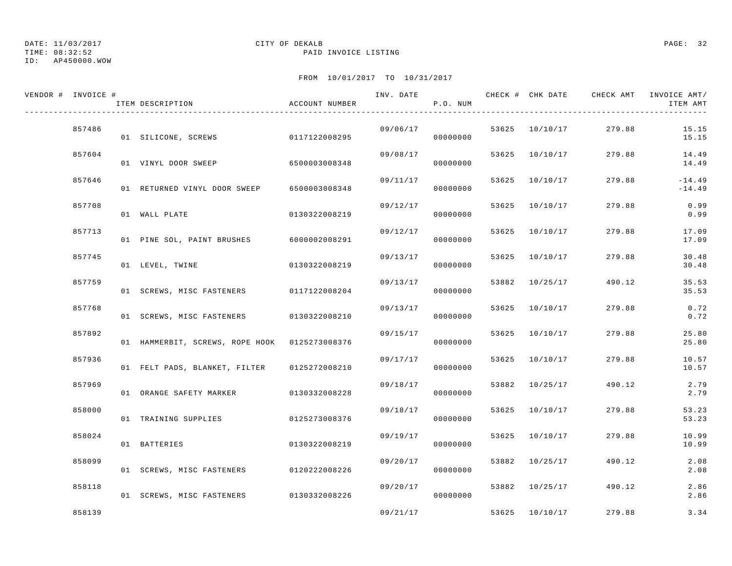DATE: 11/03/2017
TIME: 08:32:52
ID: AP450000.WOW

CITY OF DEKALB
PAID INVOICE LISTING

FROM 10/01/2017 TO 10/31/2017

| VENDOR # | INVOICE # | ITEM DESCRIPTION | ACCOUNT NUMBER | INV. DATE | P.O. NUM | CHECK # | CHK DATE | CHECK AMT | INVOICE AMT/ ITEM AMT |
|---|---|---|---|---|---|---|---|---|---|
| | 857486 | | | 09/06/17 | | 53625 | 10/10/17 | 279.88 | 15.15 |
| | | 01 SILICONE, SCREWS | 0117122008295 | | 00000000 | | | | 15.15 |
| | 857604 | | | 09/08/17 | | 53625 | 10/10/17 | 279.88 | 14.49 |
| | | 01 VINYL DOOR SWEEP | 6500003008348 | | 00000000 | | | | 14.49 |
| | 857646 | | | 09/11/17 | | 53625 | 10/10/17 | 279.88 | -14.49 |
| | | 01 RETURNED VINYL DOOR SWEEP | 6500003008348 | | 00000000 | | | | -14.49 |
| | 857708 | | | 09/12/17 | | 53625 | 10/10/17 | 279.88 | 0.99 |
| | | 01 WALL PLATE | 0130322008219 | | 00000000 | | | | 0.99 |
| | 857713 | | | 09/12/17 | | 53625 | 10/10/17 | 279.88 | 17.09 |
| | | 01 PINE SOL, PAINT BRUSHES | 6000002008291 | | 00000000 | | | | 17.09 |
| | 857745 | | | 09/13/17 | | 53625 | 10/10/17 | 279.88 | 30.48 |
| | | 01 LEVEL, TWINE | 0130322008219 | | 00000000 | | | | 30.48 |
| | 857759 | | | 09/13/17 | | 53882 | 10/25/17 | 490.12 | 35.53 |
| | | 01 SCREWS, MISC FASTENERS | 0117122008204 | | 00000000 | | | | 35.53 |
| | 857768 | | | 09/13/17 | | 53625 | 10/10/17 | 279.88 | 0.72 |
| | | 01 SCREWS, MISC FASTENERS | 0130322008210 | | 00000000 | | | | 0.72 |
| | 857892 | | | 09/15/17 | | 53625 | 10/10/17 | 279.88 | 25.80 |
| | | 01 HAMMERBIT, SCREWS, ROPE HOOK | 0125273008376 | | 00000000 | | | | 25.80 |
| | 857936 | | | 09/17/17 | | 53625 | 10/10/17 | 279.88 | 10.57 |
| | | 01 FELT PADS, BLANKET, FILTER | 0125272008210 | | 00000000 | | | | 10.57 |
| | 857969 | | | 09/18/17 | | 53882 | 10/25/17 | 490.12 | 2.79 |
| | | 01 ORANGE SAFETY MARKER | 0130332008228 | | 00000000 | | | | 2.79 |
| | 858000 | | | 09/18/17 | | 53625 | 10/10/17 | 279.88 | 53.23 |
| | | 01 TRAINING SUPPLIES | 0125273008376 | | 00000000 | | | | 53.23 |
| | 858024 | | | 09/19/17 | | 53625 | 10/10/17 | 279.88 | 10.99 |
| | | 01 BATTERIES | 0130322008219 | | 00000000 | | | | 10.99 |
| | 858099 | | | 09/20/17 | | 53882 | 10/25/17 | 490.12 | 2.08 |
| | | 01 SCREWS, MISC FASTENERS | 0120222008226 | | 00000000 | | | | 2.08 |
| | 858118 | | | 09/20/17 | | 53882 | 10/25/17 | 490.12 | 2.86 |
| | | 01 SCREWS, MISC FASTENERS | 0130332008226 | | 00000000 | | | | 2.86 |
| | 858139 | | | 09/21/17 | | 53625 | 10/10/17 | 279.88 | 3.34 |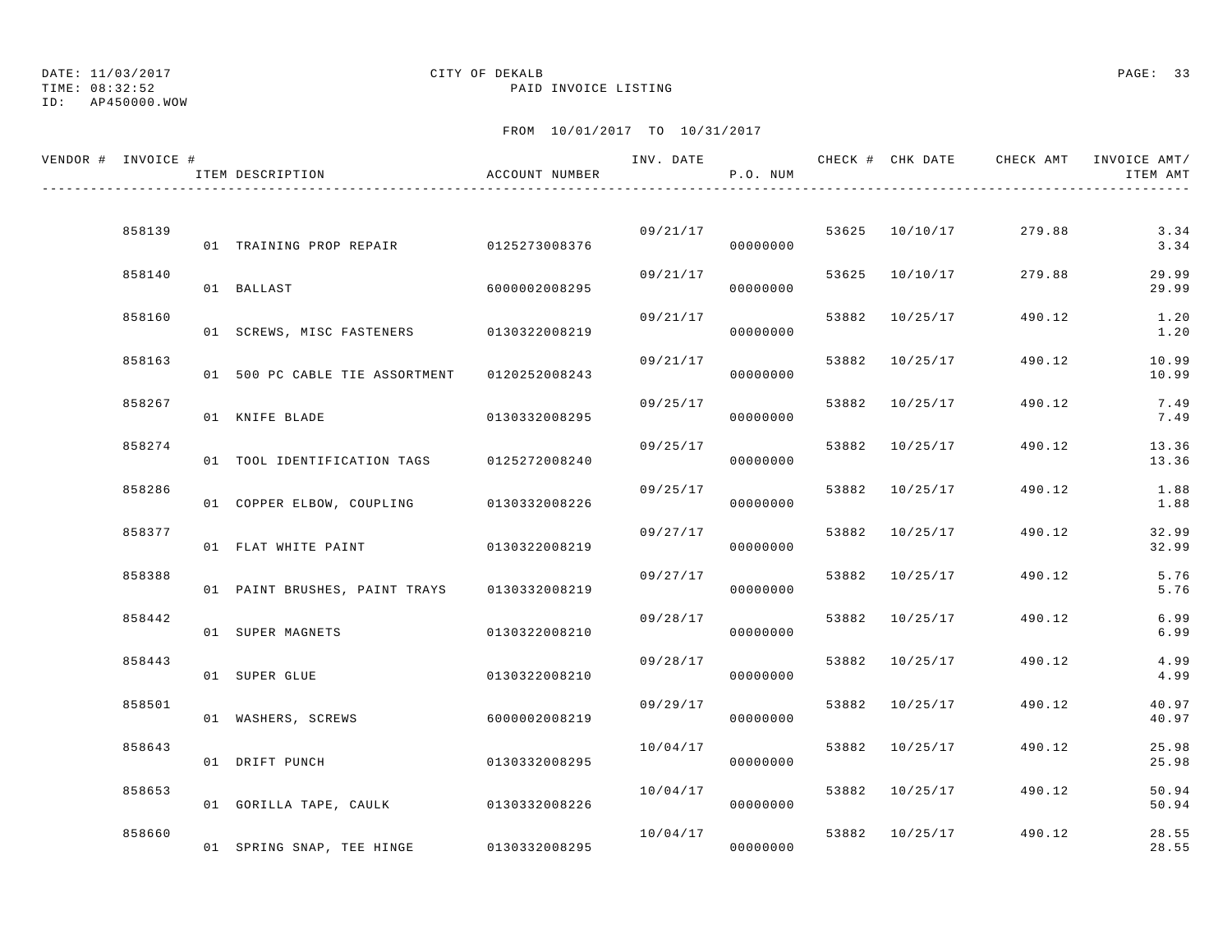DATE: 11/03/2017  CITY OF DEKALB
TIME: 08:32:52  PAID INVOICE LISTING
ID: AP450000.WOW

FROM 10/01/2017 TO 10/31/2017

| VENDOR # | INVOICE # | ITEM DESCRIPTION | ACCOUNT NUMBER | INV. DATE | P.O. NUM | CHECK # | CHK DATE | CHECK AMT | INVOICE AMT/ ITEM AMT |
|---|---|---|---|---|---|---|---|---|---|
| | 858139 | | | 09/21/17 | | 53625 | 10/10/17 | 279.88 | 3.34 |
| | | 01 TRAINING PROP REPAIR | 0125273008376 | | 00000000 | | | | 3.34 |
| | 858140 | | | 09/21/17 | | 53625 | 10/10/17 | 279.88 | 29.99 |
| | | 01 BALLAST | 6000002008295 | | 00000000 | | | | 29.99 |
| | 858160 | | | 09/21/17 | | 53882 | 10/25/17 | 490.12 | 1.20 |
| | | 01 SCREWS, MISC FASTENERS | 0130322008219 | | 00000000 | | | | 1.20 |
| | 858163 | | | 09/21/17 | | 53882 | 10/25/17 | 490.12 | 10.99 |
| | | 01 500 PC CABLE TIE ASSORTMENT | 0120252008243 | | 00000000 | | | | 10.99 |
| | 858267 | | | 09/25/17 | | 53882 | 10/25/17 | 490.12 | 7.49 |
| | | 01 KNIFE BLADE | 0130332008295 | | 00000000 | | | | 7.49 |
| | 858274 | | | 09/25/17 | | 53882 | 10/25/17 | 490.12 | 13.36 |
| | | 01 TOOL IDENTIFICATION TAGS | 0125272008240 | | 00000000 | | | | 13.36 |
| | 858286 | | | 09/25/17 | | 53882 | 10/25/17 | 490.12 | 1.88 |
| | | 01 COPPER ELBOW, COUPLING | 0130332008226 | | 00000000 | | | | 1.88 |
| | 858377 | | | 09/27/17 | | 53882 | 10/25/17 | 490.12 | 32.99 |
| | | 01 FLAT WHITE PAINT | 0130322008219 | | 00000000 | | | | 32.99 |
| | 858388 | | | 09/27/17 | | 53882 | 10/25/17 | 490.12 | 5.76 |
| | | 01 PAINT BRUSHES, PAINT TRAYS | 0130332008219 | | 00000000 | | | | 5.76 |
| | 858442 | | | 09/28/17 | | 53882 | 10/25/17 | 490.12 | 6.99 |
| | | 01 SUPER MAGNETS | 0130322008210 | | 00000000 | | | | 6.99 |
| | 858443 | | | 09/28/17 | | 53882 | 10/25/17 | 490.12 | 4.99 |
| | | 01 SUPER GLUE | 0130322008210 | | 00000000 | | | | 4.99 |
| | 858501 | | | 09/29/17 | | 53882 | 10/25/17 | 490.12 | 40.97 |
| | | 01 WASHERS, SCREWS | 6000002008219 | | 00000000 | | | | 40.97 |
| | 858643 | | | 10/04/17 | | 53882 | 10/25/17 | 490.12 | 25.98 |
| | | 01 DRIFT PUNCH | 0130332008295 | | 00000000 | | | | 25.98 |
| | 858653 | | | 10/04/17 | | 53882 | 10/25/17 | 490.12 | 50.94 |
| | | 01 GORILLA TAPE, CAULK | 0130332008226 | | 00000000 | | | | 50.94 |
| | 858660 | | | 10/04/17 | | 53882 | 10/25/17 | 490.12 | 28.55 |
| | | 01 SPRING SNAP, TEE HINGE | 0130332008295 | | 00000000 | | | | 28.55 |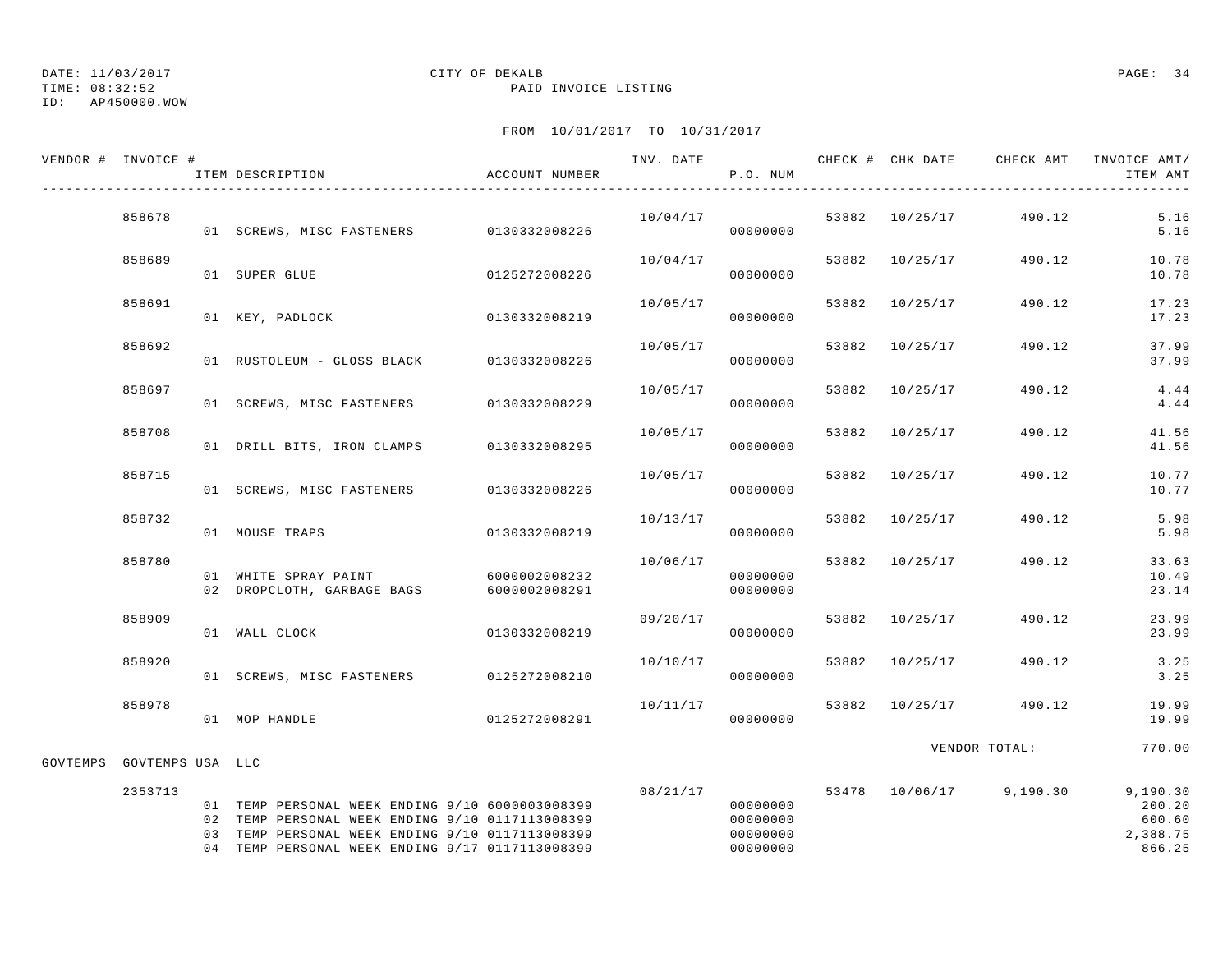DATE: 11/03/2017 CITY OF DEKALB
TIME: 08:32:52 PAID INVOICE LISTING
ID: AP450000.WOW

FROM 10/01/2017 TO 10/31/2017

| VENDOR # | INVOICE # | ITEM DESCRIPTION | ACCOUNT NUMBER | INV. DATE | P.O. NUM | CHECK # | CHK DATE | CHECK AMT | INVOICE AMT/ ITEM AMT |
|---|---|---|---|---|---|---|---|---|---|
| | 858678 | | | 10/04/17 | | 53882 | 10/25/17 | 490.12 | 5.16 |
| | | 01 SCREWS, MISC FASTENERS | 0130332008226 | | 00000000 | | | | 5.16 |
| | 858689 | | | 10/04/17 | | 53882 | 10/25/17 | 490.12 | 10.78 |
| | | 01 SUPER GLUE | 0125272008226 | | 00000000 | | | | 10.78 |
| | 858691 | | | 10/05/17 | | 53882 | 10/25/17 | 490.12 | 17.23 |
| | | 01 KEY, PADLOCK | 0130332008219 | | 00000000 | | | | 17.23 |
| | 858692 | | | 10/05/17 | | 53882 | 10/25/17 | 490.12 | 37.99 |
| | | 01 RUSTOLEUM - GLOSS BLACK | 0130332008226 | | 00000000 | | | | 37.99 |
| | 858697 | | | 10/05/17 | | 53882 | 10/25/17 | 490.12 | 4.44 |
| | | 01 SCREWS, MISC FASTENERS | 0130332008229 | | 00000000 | | | | 4.44 |
| | 858708 | | | 10/05/17 | | 53882 | 10/25/17 | 490.12 | 41.56 |
| | | 01 DRILL BITS, IRON CLAMPS | 0130332008295 | | 00000000 | | | | 41.56 |
| | 858715 | | | 10/05/17 | | 53882 | 10/25/17 | 490.12 | 10.77 |
| | | 01 SCREWS, MISC FASTENERS | 0130332008226 | | 00000000 | | | | 10.77 |
| | 858732 | | | 10/13/17 | | 53882 | 10/25/17 | 490.12 | 5.98 |
| | | 01 MOUSE TRAPS | 0130332008219 | | 00000000 | | | | 5.98 |
| | 858780 | | | 10/06/17 | | 53882 | 10/25/17 | 490.12 | 33.63 |
| | | 01 WHITE SPRAY PAINT | 6000002008232 | | 00000000 | | | | 10.49 |
| | | 02 DROPCLOTH, GARBAGE BAGS | 6000002008291 | | 00000000 | | | | 23.14 |
| | 858909 | | | 09/20/17 | | 53882 | 10/25/17 | 490.12 | 23.99 |
| | | 01 WALL CLOCK | 0130332008219 | | 00000000 | | | | 23.99 |
| | 858920 | | | 10/10/17 | | 53882 | 10/25/17 | 490.12 | 3.25 |
| | | 01 SCREWS, MISC FASTENERS | 0125272008210 | | 00000000 | | | | 3.25 |
| | 858978 | | | 10/11/17 | | 53882 | 10/25/17 | 490.12 | 19.99 |
| | | 01 MOP HANDLE | 0125272008291 | | 00000000 | | | | 19.99 |
| | | | | | | | | VENDOR TOTAL: | 770.00 |
| GOVTEMPS | GOVTEMPS USA LLC | | | | | | | | |
| | 2353713 | | | 08/21/17 | | 53478 | 10/06/17 | 9,190.30 | 9,190.30 |
| | | 01 TEMP PERSONAL WEEK ENDING 9/10 | 6000003008399 | | 00000000 | | | | 200.20 |
| | | 02 TEMP PERSONAL WEEK ENDING 9/10 | 0117113008399 | | 00000000 | | | | 600.60 |
| | | 03 TEMP PERSONAL WEEK ENDING 9/10 | 0117113008399 | | 00000000 | | | | 2,388.75 |
| | | 04 TEMP PERSONAL WEEK ENDING 9/17 | 0117113008399 | | 00000000 | | | | 866.25 |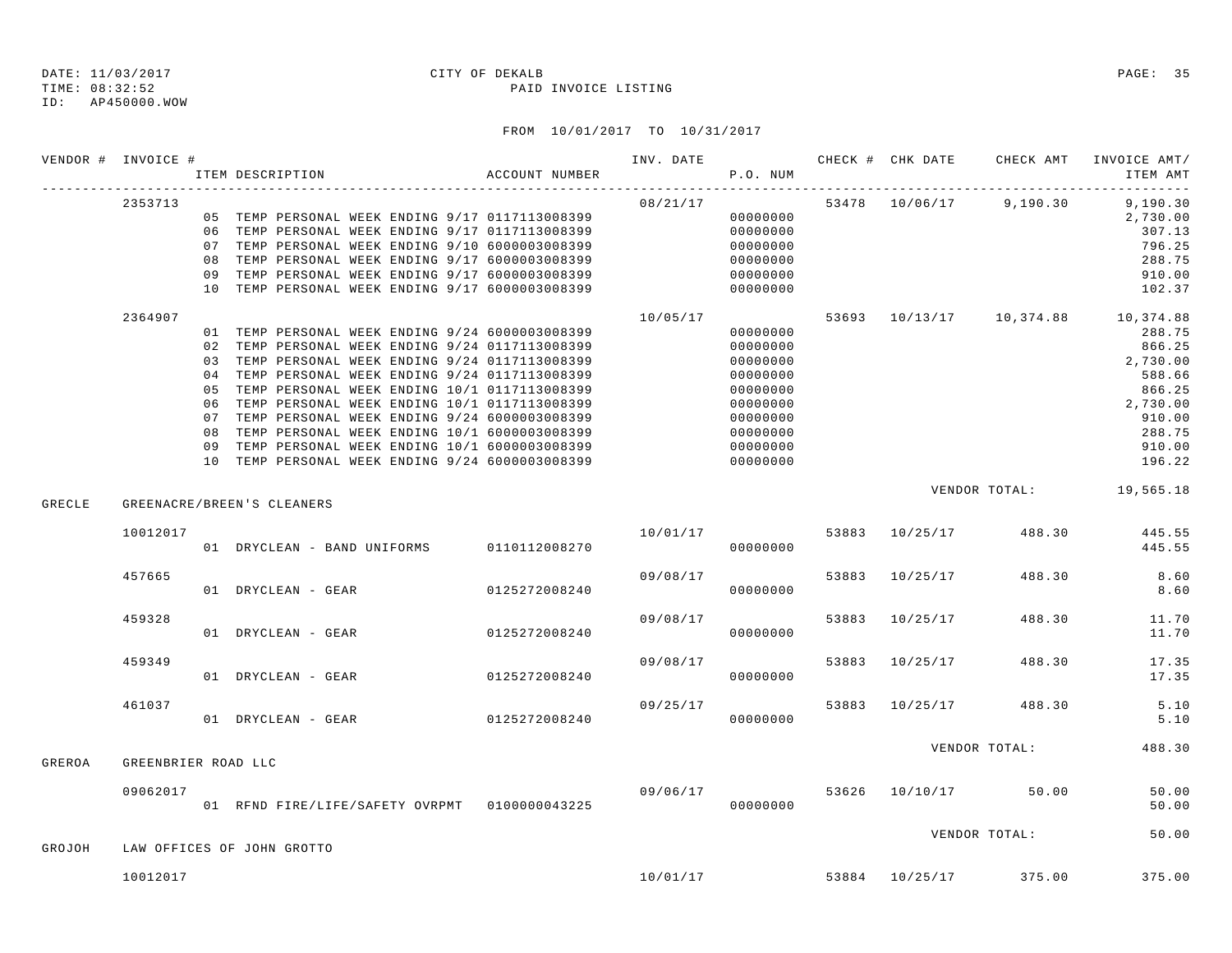DATE: 11/03/2017
TIME: 08:32:52
ID: AP450000.WOW

CITY OF DEKALB
PAID INVOICE LISTING

FROM 10/01/2017 TO 10/31/2017

| VENDOR # | INVOICE # | ITEM DESCRIPTION | ACCOUNT NUMBER | INV. DATE | P.O. NUM | CHECK # | CHK DATE | CHECK AMT | INVOICE AMT/ ITEM AMT |
|---|---|---|---|---|---|---|---|---|---|
| | 2353713 | | | 08/21/17 | | 53478 | 10/06/17 | 9,190.30 | 9,190.30 |
| | | 05 TEMP PERSONAL WEEK ENDING 9/17 | 0117113008399 | | 00000000 | | | | 2,730.00 |
| | | 06 TEMP PERSONAL WEEK ENDING 9/17 | 0117113008399 | | 00000000 | | | | 307.13 |
| | | 07 TEMP PERSONAL WEEK ENDING 9/10 | 6000003008399 | | 00000000 | | | | 796.25 |
| | | 08 TEMP PERSONAL WEEK ENDING 9/17 | 6000003008399 | | 00000000 | | | | 288.75 |
| | | 09 TEMP PERSONAL WEEK ENDING 9/17 | 6000003008399 | | 00000000 | | | | 910.00 |
| | | 10 TEMP PERSONAL WEEK ENDING 9/17 | 6000003008399 | | 00000000 | | | | 102.37 |
| | 2364907 | | | 10/05/17 | | 53693 | 10/13/17 | 10,374.88 | 10,374.88 |
| | | 01 TEMP PERSONAL WEEK ENDING 9/24 | 6000003008399 | | 00000000 | | | | 288.75 |
| | | 02 TEMP PERSONAL WEEK ENDING 9/24 | 0117113008399 | | 00000000 | | | | 866.25 |
| | | 03 TEMP PERSONAL WEEK ENDING 9/24 | 0117113008399 | | 00000000 | | | | 2,730.00 |
| | | 04 TEMP PERSONAL WEEK ENDING 9/24 | 0117113008399 | | 00000000 | | | | 588.66 |
| | | 05 TEMP PERSONAL WEEK ENDING 10/1 | 0117113008399 | | 00000000 | | | | 866.25 |
| | | 06 TEMP PERSONAL WEEK ENDING 10/1 | 0117113008399 | | 00000000 | | | | 2,730.00 |
| | | 07 TEMP PERSONAL WEEK ENDING 9/24 | 6000003008399 | | 00000000 | | | | 910.00 |
| | | 08 TEMP PERSONAL WEEK ENDING 10/1 | 6000003008399 | | 00000000 | | | | 288.75 |
| | | 09 TEMP PERSONAL WEEK ENDING 10/1 | 6000003008399 | | 00000000 | | | | 910.00 |
| | | 10 TEMP PERSONAL WEEK ENDING 9/24 | 6000003008399 | | 00000000 | | | | 196.22 |
| | | | | | | | | VENDOR TOTAL: | 19,565.18 |
| GRECLE | GREENACRE/BREEN'S CLEANERS | | | | | | | | |
| | 10012017 | | | 10/01/17 | | 53883 | 10/25/17 | 488.30 | 445.55 |
| | | 01 DRYCLEAN - BAND UNIFORMS | 0110112008270 | | 00000000 | | | | 445.55 |
| | 457665 | | | 09/08/17 | | 53883 | 10/25/17 | 488.30 | 8.60 |
| | | 01 DRYCLEAN - GEAR | 0125272008240 | | 00000000 | | | | 8.60 |
| | 459328 | | | 09/08/17 | | 53883 | 10/25/17 | 488.30 | 11.70 |
| | | 01 DRYCLEAN - GEAR | 0125272008240 | | 00000000 | | | | 11.70 |
| | 459349 | | | 09/08/17 | | 53883 | 10/25/17 | 488.30 | 17.35 |
| | | 01 DRYCLEAN - GEAR | 0125272008240 | | 00000000 | | | | 17.35 |
| | 461037 | | | 09/25/17 | | 53883 | 10/25/17 | 488.30 | 5.10 |
| | | 01 DRYCLEAN - GEAR | 0125272008240 | | 00000000 | | | | 5.10 |
| | | | | | | | | VENDOR TOTAL: | 488.30 |
| GREROA | GREENBRIER ROAD LLC | | | | | | | | |
| | 09062017 | | | 09/06/17 | | 53626 | 10/10/17 | 50.00 | 50.00 |
| | | 01 RFND FIRE/LIFE/SAFETY OVRPMT | 0100000043225 | | 00000000 | | | | 50.00 |
| | | | | | | | | VENDOR TOTAL: | 50.00 |
| GROJOH | LAW OFFICES OF JOHN GROTTO | | | | | | | | |
| | 10012017 | | | 10/01/17 | | 53884 | 10/25/17 | 375.00 | 375.00 |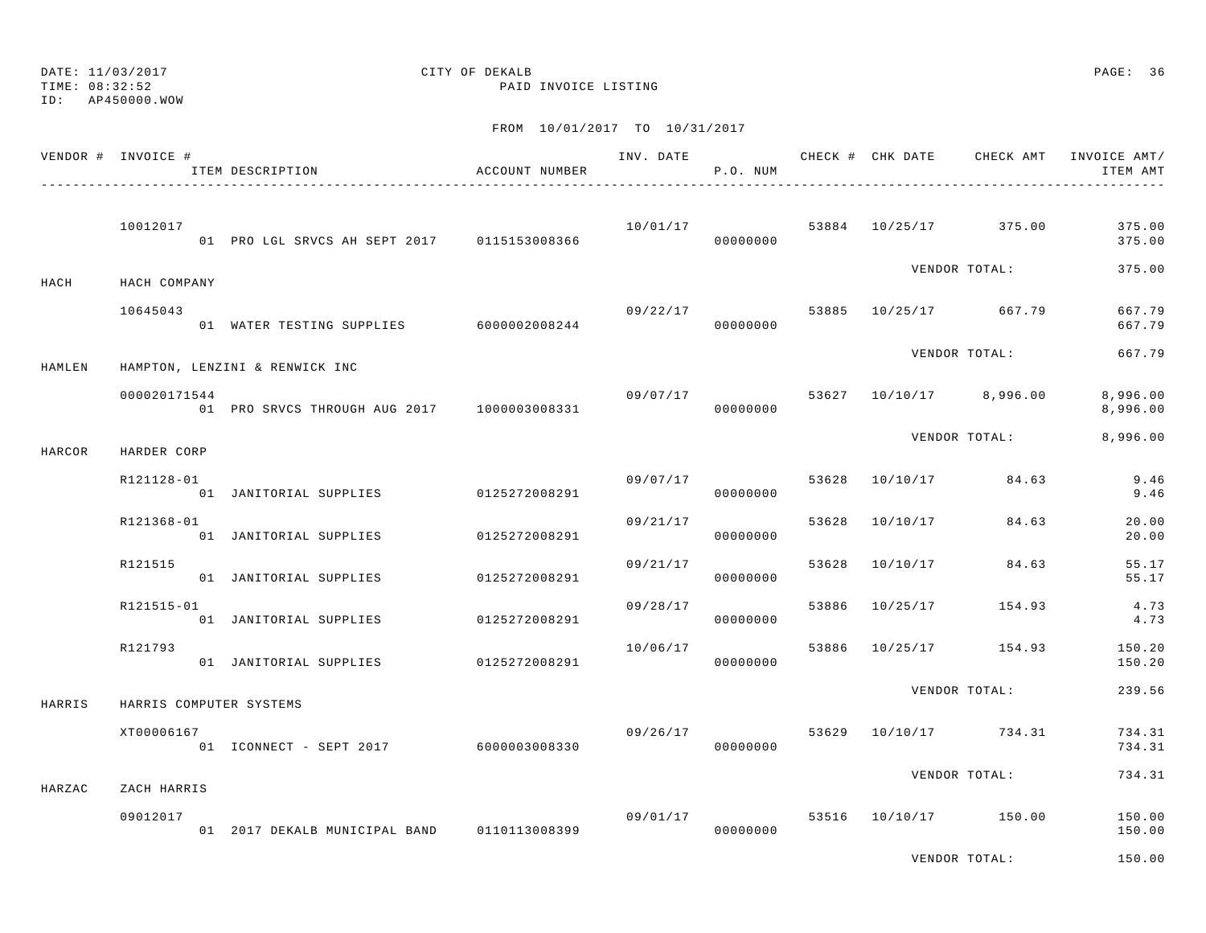DATE: 11/03/2017
TIME: 08:32:52
ID: AP450000.WOW

CITY OF DEKALB
PAID INVOICE LISTING

FROM 10/01/2017 TO 10/31/2017

| VENDOR # | INVOICE # / ITEM DESCRIPTION | ACCOUNT NUMBER | INV. DATE | P.O. NUM | CHECK # | CHK DATE | CHECK AMT | INVOICE AMT/ ITEM AMT |
|---|---|---|---|---|---|---|---|---|
| | 10012017 | | 10/01/17 | | 53884 | 10/25/17 | 375.00 | 375.00 |
| | 01 PRO LGL SRVCS AH SEPT 2017 | 0115153008366 | | 00000000 | | | | 375.00 |
| | | | | | | VENDOR TOTAL: | | 375.00 |
| HACH | HACH COMPANY | | | | | | | |
| | 10645043 | | 09/22/17 | | 53885 | 10/25/17 | 667.79 | 667.79 |
| | 01 WATER TESTING SUPPLIES | 6000002008244 | | 00000000 | | | | 667.79 |
| | | | | | | VENDOR TOTAL: | | 667.79 |
| HAMLEN | HAMPTON, LENZINI & RENWICK INC | | | | | | | |
| | 000020171544 | | 09/07/17 | | 53627 | 10/10/17 | 8,996.00 | 8,996.00 |
| | 01 PRO SRVCS THROUGH AUG 2017 | 1000003008331 | | 00000000 | | | | 8,996.00 |
| | | | | | | VENDOR TOTAL: | | 8,996.00 |
| HARCOR | HARDER CORP | | | | | | | |
| | R121128-01 | | 09/07/17 | | 53628 | 10/10/17 | 84.63 | 9.46 |
| | 01 JANITORIAL SUPPLIES | 0125272008291 | | 00000000 | | | | 9.46 |
| | R121368-01 | | 09/21/17 | | 53628 | 10/10/17 | 84.63 | 20.00 |
| | 01 JANITORIAL SUPPLIES | 0125272008291 | | 00000000 | | | | 20.00 |
| | R121515 | | 09/21/17 | | 53628 | 10/10/17 | 84.63 | 55.17 |
| | 01 JANITORIAL SUPPLIES | 0125272008291 | | 00000000 | | | | 55.17 |
| | R121515-01 | | 09/28/17 | | 53886 | 10/25/17 | 154.93 | 4.73 |
| | 01 JANITORIAL SUPPLIES | 0125272008291 | | 00000000 | | | | 4.73 |
| | R121793 | | 10/06/17 | | 53886 | 10/25/17 | 154.93 | 150.20 |
| | 01 JANITORIAL SUPPLIES | 0125272008291 | | 00000000 | | | | 150.20 |
| | | | | | | VENDOR TOTAL: | | 239.56 |
| HARRIS | HARRIS COMPUTER SYSTEMS | | | | | | | |
| | XT00006167 | | 09/26/17 | | 53629 | 10/10/17 | 734.31 | 734.31 |
| | 01 ICONNECT - SEPT 2017 | 6000003008330 | | 00000000 | | | | 734.31 |
| | | | | | | VENDOR TOTAL: | | 734.31 |
| HARZAC | ZACH HARRIS | | | | | | | |
| | 09012017 | | 09/01/17 | | 53516 | 10/10/17 | 150.00 | 150.00 |
| | 01 2017 DEKALB MUNICIPAL BAND | 0110113008399 | | 00000000 | | | | 150.00 |
| | | | | | | VENDOR TOTAL: | | 150.00 |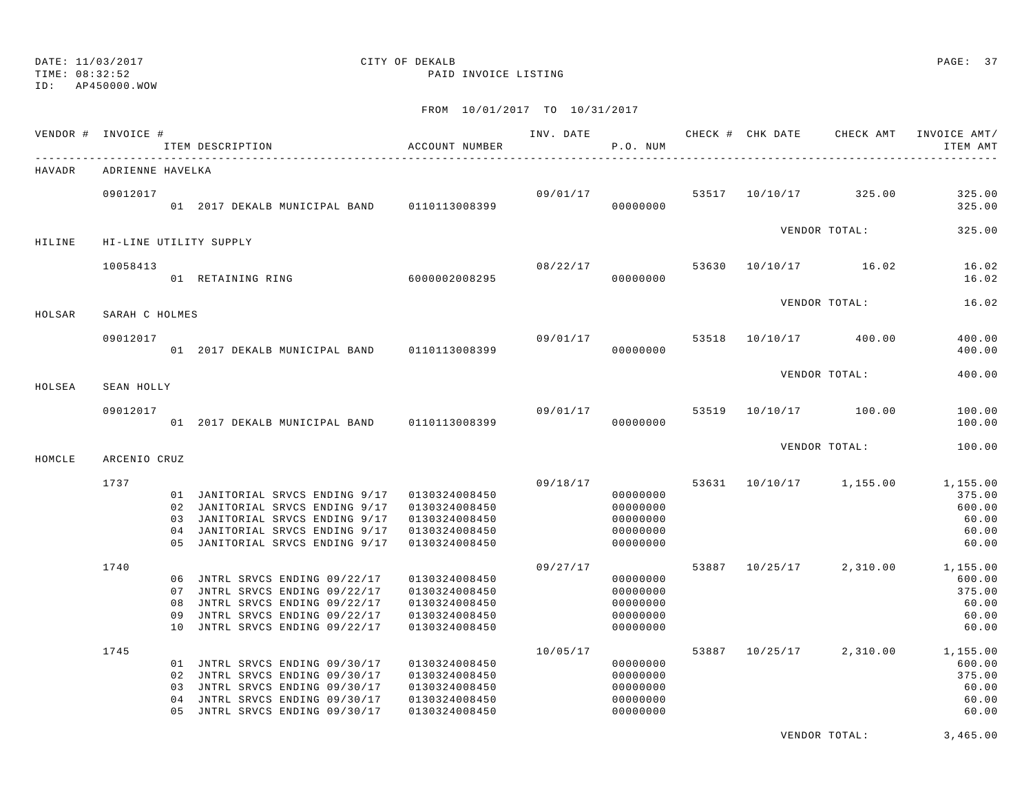DATE: 11/03/2017
TIME: 08:32:52
ID: AP450000.WOW

CITY OF DEKALB
PAID INVOICE LISTING

FROM 10/01/2017 TO 10/31/2017

| VENDOR # | INVOICE # | ITEM DESCRIPTION | ACCOUNT NUMBER | INV. DATE | P.O. NUM | CHECK # | CHK DATE | CHECK AMT | INVOICE AMT/ ITEM AMT |
|---|---|---|---|---|---|---|---|---|---|
| HAVADR | ADRIENNE HAVELKA | | | | | | | | |
| | 09012017 | | | 09/01/17 | | 53517 | 10/10/17 | 325.00 | 325.00 |
| | | 01 2017 DEKALB MUNICIPAL BAND | 0110113008399 | | 00000000 | | | | 325.00 |
| | | | | | | | VENDOR TOTAL: | | 325.00 |
| HILINE | HI-LINE UTILITY SUPPLY | | | | | | | | |
| | 10058413 | | | 08/22/17 | | 53630 | 10/10/17 | 16.02 | 16.02 |
| | | 01 RETAINING RING | 6000002008295 | | 00000000 | | | | 16.02 |
| | | | | | | | VENDOR TOTAL: | | 16.02 |
| HOLSAR | SARAH C HOLMES | | | | | | | | |
| | 09012017 | | | 09/01/17 | | 53518 | 10/10/17 | 400.00 | 400.00 |
| | | 01 2017 DEKALB MUNICIPAL BAND | 0110113008399 | | 00000000 | | | | 400.00 |
| | | | | | | | VENDOR TOTAL: | | 400.00 |
| HOLSEA | SEAN HOLLY | | | | | | | | |
| | 09012017 | | | 09/01/17 | | 53519 | 10/10/17 | 100.00 | 100.00 |
| | | 01 2017 DEKALB MUNICIPAL BAND | 0110113008399 | | 00000000 | | | | 100.00 |
| | | | | | | | VENDOR TOTAL: | | 100.00 |
| HOMCLE | ARCENIO CRUZ | | | | | | | | |
| | 1737 | | | 09/18/17 | | 53631 | 10/10/17 | 1,155.00 | 1,155.00 |
| | | 01 JANITORIAL SRVCS ENDING 9/17 | 0130324008450 | | 00000000 | | | | 375.00 |
| | | 02 JANITORIAL SRVCS ENDING 9/17 | 0130324008450 | | 00000000 | | | | 600.00 |
| | | 03 JANITORIAL SRVCS ENDING 9/17 | 0130324008450 | | 00000000 | | | | 60.00 |
| | | 04 JANITORIAL SRVCS ENDING 9/17 | 0130324008450 | | 00000000 | | | | 60.00 |
| | | 05 JANITORIAL SRVCS ENDING 9/17 | 0130324008450 | | 00000000 | | | | 60.00 |
| | 1740 | | | 09/27/17 | | 53887 | 10/25/17 | 2,310.00 | 1,155.00 |
| | | 06 JNTRL SRVCS ENDING 09/22/17 | 0130324008450 | | 00000000 | | | | 600.00 |
| | | 07 JNTRL SRVCS ENDING 09/22/17 | 0130324008450 | | 00000000 | | | | 375.00 |
| | | 08 JNTRL SRVCS ENDING 09/22/17 | 0130324008450 | | 00000000 | | | | 60.00 |
| | | 09 JNTRL SRVCS ENDING 09/22/17 | 0130324008450 | | 00000000 | | | | 60.00 |
| | | 10 JNTRL SRVCS ENDING 09/22/17 | 0130324008450 | | 00000000 | | | | 60.00 |
| | 1745 | | | 10/05/17 | | 53887 | 10/25/17 | 2,310.00 | 1,155.00 |
| | | 01 JNTRL SRVCS ENDING 09/30/17 | 0130324008450 | | 00000000 | | | | 600.00 |
| | | 02 JNTRL SRVCS ENDING 09/30/17 | 0130324008450 | | 00000000 | | | | 375.00 |
| | | 03 JNTRL SRVCS ENDING 09/30/17 | 0130324008450 | | 00000000 | | | | 60.00 |
| | | 04 JNTRL SRVCS ENDING 09/30/17 | 0130324008450 | | 00000000 | | | | 60.00 |
| | | 05 JNTRL SRVCS ENDING 09/30/17 | 0130324008450 | | 00000000 | | | | 60.00 |
| | | | | | | | VENDOR TOTAL: | | 3,465.00 |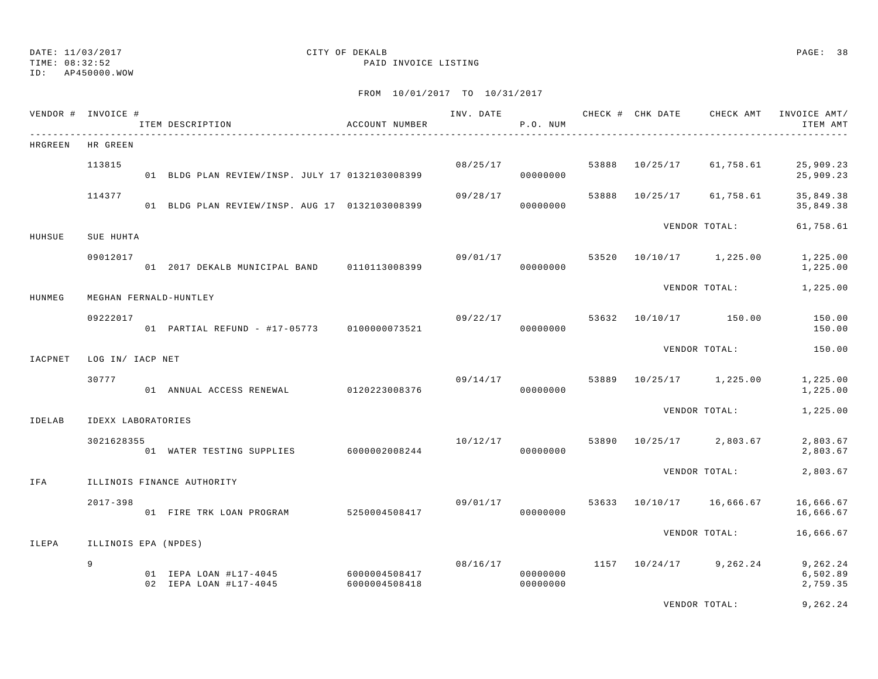DATE: 11/03/2017  
TIME: 08:32:52  
ID: AP450000.WOW

CITY OF DEKALB  
PAID INVOICE LISTING

FROM 10/01/2017 TO 10/31/2017

| VENDOR # | INVOICE # | ITEM DESCRIPTION | ACCOUNT NUMBER | INV. DATE | P.O. NUM | CHECK # | CHK DATE | CHECK AMT | INVOICE AMT/ ITEM AMT |
|---|---|---|---|---|---|---|---|---|---|
| HRGREEN | HR GREEN | | | | | | | | |
| | 113815 | | | 08/25/17 | | 53888 | 10/25/17 | 61,758.61 | 25,909.23 |
| | | 01 BLDG PLAN REVIEW/INSP. JULY 17 | 0132103008399 | | 00000000 | | | | 25,909.23 |
| | 114377 | | | 09/28/17 | | 53888 | 10/25/17 | 61,758.61 | 35,849.38 |
| | | 01 BLDG PLAN REVIEW/INSP. AUG 17 | 0132103008399 | | 00000000 | | | | 35,849.38 |
| | | | | | | | VENDOR TOTAL: | | 61,758.61 |
| HUHSUE | SUE HUHTA | | | | | | | | |
| | 09012017 | | | 09/01/17 | | 53520 | 10/10/17 | 1,225.00 | 1,225.00 |
| | | 01 2017 DEKALB MUNICIPAL BAND | 0110113008399 | | 00000000 | | | | 1,225.00 |
| | | | | | | | VENDOR TOTAL: | | 1,225.00 |
| HUNMEG | MEGHAN FERNALD-HUNTLEY | | | | | | | | |
| | 09222017 | | | 09/22/17 | | 53632 | 10/10/17 | 150.00 | 150.00 |
| | | 01 PARTIAL REFUND - #17-05773 | 0100000073521 | | 00000000 | | | | 150.00 |
| | | | | | | | VENDOR TOTAL: | | 150.00 |
| IACPNET | LOG IN/ IACP NET | | | | | | | | |
| | 30777 | | | 09/14/17 | | 53889 | 10/25/17 | 1,225.00 | 1,225.00 |
| | | 01 ANNUAL ACCESS RENEWAL | 0120223008376 | | 00000000 | | | | 1,225.00 |
| | | | | | | | VENDOR TOTAL: | | 1,225.00 |
| IDELAB | IDEXX LABORATORIES | | | | | | | | |
| | 3021628355 | | | 10/12/17 | | 53890 | 10/25/17 | 2,803.67 | 2,803.67 |
| | | 01 WATER TESTING SUPPLIES | 6000002008244 | | 00000000 | | | | 2,803.67 |
| | | | | | | | VENDOR TOTAL: | | 2,803.67 |
| IFA | ILLINOIS FINANCE AUTHORITY | | | | | | | | |
| | 2017-398 | | | 09/01/17 | | 53633 | 10/10/17 | 16,666.67 | 16,666.67 |
| | | 01 FIRE TRK LOAN PROGRAM | 5250004508417 | | 00000000 | | | | 16,666.67 |
| | | | | | | | VENDOR TOTAL: | | 16,666.67 |
| ILEPA | ILLINOIS EPA (NPDES) | | | | | | | | |
| | 9 | | | 08/16/17 | | 1157 | 10/24/17 | 9,262.24 | 9,262.24 |
| | | 01 IEPA LOAN #L17-4045 | 6000004508417 | | 00000000 | | | | 6,502.89 |
| | | 02 IEPA LOAN #L17-4045 | 6000004508418 | | 00000000 | | | | 2,759.35 |
| | | | | | | | VENDOR TOTAL: | | 9,262.24 |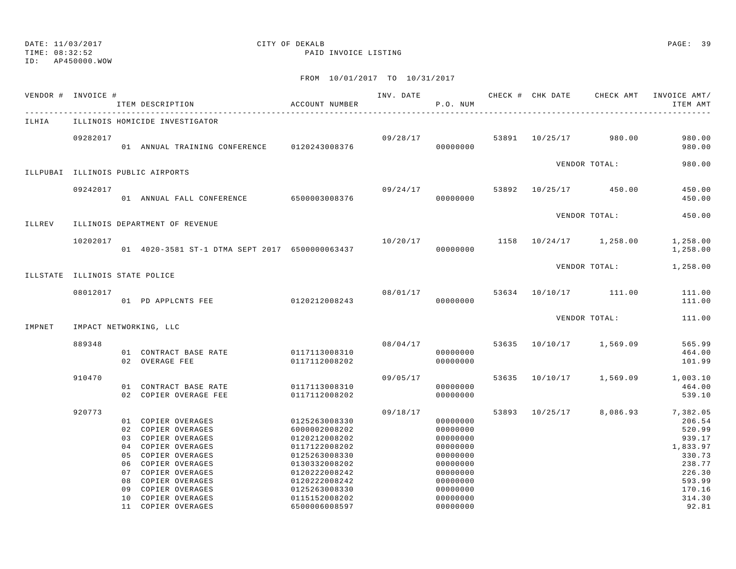DATE: 11/03/2017 CITY OF DEKALB
TIME: 08:32:52 PAID INVOICE LISTING
ID: AP450000.WOW

FROM 10/01/2017 TO 10/31/2017

| VENDOR # | INVOICE # | ITEM DESCRIPTION | ACCOUNT NUMBER | INV. DATE | P.O. NUM | CHECK # | CHK DATE | CHECK AMT | INVOICE AMT/ ITEM AMT |
|---|---|---|---|---|---|---|---|---|---|
| ILHIA | ILLINOIS HOMICIDE INVESTIGATOR | | | | | | | | |
| | 09282017 | | | 09/28/17 | | 53891 | 10/25/17 | 980.00 | 980.00 |
| | | 01 ANNUAL TRAINING CONFERENCE | 0120243008376 | | 00000000 | | | | 980.00 |
| | | | | | | | VENDOR TOTAL: | | 980.00 |
| ILLPUBAI | ILLINOIS PUBLIC AIRPORTS | | | | | | | | |
| | 09242017 | | | 09/24/17 | | 53892 | 10/25/17 | 450.00 | 450.00 |
| | | 01 ANNUAL FALL CONFERENCE | 6500003008376 | | 00000000 | | | | 450.00 |
| | | | | | | | VENDOR TOTAL: | | 450.00 |
| ILLREV | ILLINOIS DEPARTMENT OF REVENUE | | | | | | | | |
| | 10202017 | | | 10/20/17 | | 1158 | 10/24/17 | 1,258.00 | 1,258.00 |
| | | 01 4020-3581 ST-1 DTMA SEPT 2017 | 6500000063437 | | 00000000 | | | | 1,258.00 |
| | | | | | | | VENDOR TOTAL: | | 1,258.00 |
| ILLSTATE | ILLINOIS STATE POLICE | | | | | | | | |
| | 08012017 | | | 08/01/17 | | 53634 | 10/10/17 | 111.00 | 111.00 |
| | | 01 PD APPLCNTS FEE | 0120212008243 | | 00000000 | | | | 111.00 |
| | | | | | | | VENDOR TOTAL: | | 111.00 |
| IMPNET | IMPACT NETWORKING, LLC | | | | | | | | |
| | 889348 | | | 08/04/17 | | 53635 | 10/10/17 | 1,569.09 | 565.99 |
| | | 01 CONTRACT BASE RATE | 0117113008310 | | 00000000 | | | | 464.00 |
| | | 02 OVERAGE FEE | 0117112008202 | | 00000000 | | | | 101.99 |
| | 910470 | | | 09/05/17 | | 53635 | 10/10/17 | 1,569.09 | 1,003.10 |
| | | 01 CONTRACT BASE RATE | 0117113008310 | | 00000000 | | | | 464.00 |
| | | 02 COPIER OVERAGE FEE | 0117112008202 | | 00000000 | | | | 539.10 |
| | 920773 | | | 09/18/17 | | 53893 | 10/25/17 | 8,086.93 | 7,382.05 |
| | | 01 COPIER OVERAGES | 0125263008330 | | 00000000 | | | | 206.54 |
| | | 02 COPIER OVERAGES | 6000002008202 | | 00000000 | | | | 520.99 |
| | | 03 COPIER OVERAGES | 0120212008202 | | 00000000 | | | | 939.17 |
| | | 04 COPIER OVERAGES | 0117122008202 | | 00000000 | | | | 1,833.97 |
| | | 05 COPIER OVERAGES | 0125263008330 | | 00000000 | | | | 330.73 |
| | | 06 COPIER OVERAGES | 0130332008202 | | 00000000 | | | | 238.77 |
| | | 07 COPIER OVERAGES | 0120222008242 | | 00000000 | | | | 226.30 |
| | | 08 COPIER OVERAGES | 0120222008242 | | 00000000 | | | | 593.99 |
| | | 09 COPIER OVERAGES | 0125263008330 | | 00000000 | | | | 170.16 |
| | | 10 COPIER OVERAGES | 0115152008202 | | 00000000 | | | | 314.30 |
| | | 11 COPIER OVERAGES | 6500006008597 | | 00000000 | | | | 92.81 |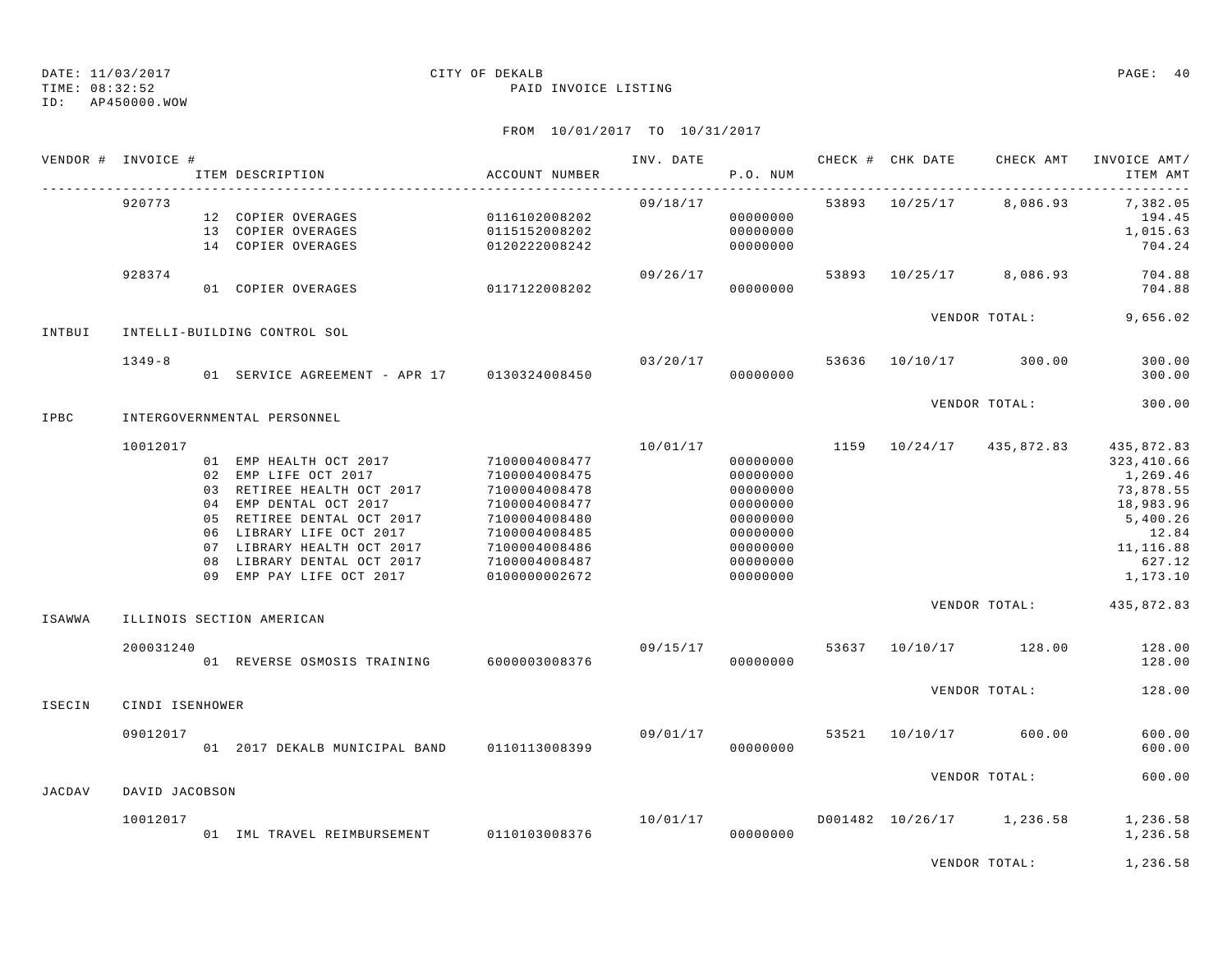DATE: 11/03/2017
TIME: 08:32:52
ID: AP450000.WOW

CITY OF DEKALB
PAID INVOICE LISTING

FROM 10/01/2017 TO 10/31/2017

| VENDOR # | INVOICE # | ITEM DESCRIPTION | ACCOUNT NUMBER | INV. DATE | P.O. NUM | CHECK # | CHK DATE | CHECK AMT | INVOICE AMT/ ITEM AMT |
|---|---|---|---|---|---|---|---|---|---|
| | 920773 | | | 09/18/17 | | 53893 | 10/25/17 | 8,086.93 | 7,382.05 |
| | | 12 COPIER OVERAGES | 0116102008202 | | 00000000 | | | | 194.45 |
| | | 13 COPIER OVERAGES | 0115152008202 | | 00000000 | | | | 1,015.63 |
| | | 14 COPIER OVERAGES | 0120222008242 | | 00000000 | | | | 704.24 |
| | 928374 | | | 09/26/17 | | 53893 | 10/25/17 | 8,086.93 | 704.88 |
| | | 01 COPIER OVERAGES | 0117122008202 | | 00000000 | | | | 704.88 |
| | | | | | | | VENDOR TOTAL: | | 9,656.02 |
| INTBUI | INTELLI-BUILDING CONTROL SOL | | | | | | | | |
| | 1349-8 | | | 03/20/17 | | 53636 | 10/10/17 | 300.00 | 300.00 |
| | | 01 SERVICE AGREEMENT - APR 17 | 0130324008450 | | 00000000 | | | | 300.00 |
| | | | | | | | VENDOR TOTAL: | | 300.00 |
| IPBC | INTERGOVERNMENTAL PERSONNEL | | | | | | | | |
| | 10012017 | | | 10/01/17 | | 1159 | 10/24/17 | 435,872.83 | 435,872.83 |
| | | 01 EMP HEALTH OCT 2017 | 7100004008477 | | 00000000 | | | | 323,410.66 |
| | | 02 EMP LIFE OCT 2017 | 7100004008475 | | 00000000 | | | | 1,269.46 |
| | | 03 RETIREE HEALTH OCT 2017 | 7100004008478 | | 00000000 | | | | 73,878.55 |
| | | 04 EMP DENTAL OCT 2017 | 7100004008477 | | 00000000 | | | | 18,983.96 |
| | | 05 RETIREE DENTAL OCT 2017 | 7100004008480 | | 00000000 | | | | 5,400.26 |
| | | 06 LIBRARY LIFE OCT 2017 | 7100004008485 | | 00000000 | | | | 12.84 |
| | | 07 LIBRARY HEALTH OCT 2017 | 7100004008486 | | 00000000 | | | | 11,116.88 |
| | | 08 LIBRARY DENTAL OCT 2017 | 7100004008487 | | 00000000 | | | | 627.12 |
| | | 09 EMP PAY LIFE OCT 2017 | 0100000002672 | | 00000000 | | | | 1,173.10 |
| | | | | | | | VENDOR TOTAL: | | 435,872.83 |
| ISAWWA | ILLINOIS SECTION AMERICAN | | | | | | | | |
| | 200031240 | | | 09/15/17 | | 53637 | 10/10/17 | 128.00 | 128.00 |
| | | 01 REVERSE OSMOSIS TRAINING | 6000003008376 | | 00000000 | | | | 128.00 |
| | | | | | | | VENDOR TOTAL: | | 128.00 |
| ISECIN | CINDI ISENHOWER | | | | | | | | |
| | 09012017 | | | 09/01/17 | | 53521 | 10/10/17 | 600.00 | 600.00 |
| | | 01 2017 DEKALB MUNICIPAL BAND | 0110113008399 | | 00000000 | | | | 600.00 |
| | | | | | | | VENDOR TOTAL: | | 600.00 |
| JACDAV | DAVID JACOBSON | | | | | | | | |
| | 10012017 | | | 10/01/17 | | D001482 | 10/26/17 | 1,236.58 | 1,236.58 |
| | | 01 IML TRAVEL REIMBURSEMENT | 0110103008376 | | 00000000 | | | | 1,236.58 |
| | | | | | | | VENDOR TOTAL: | | 1,236.58 |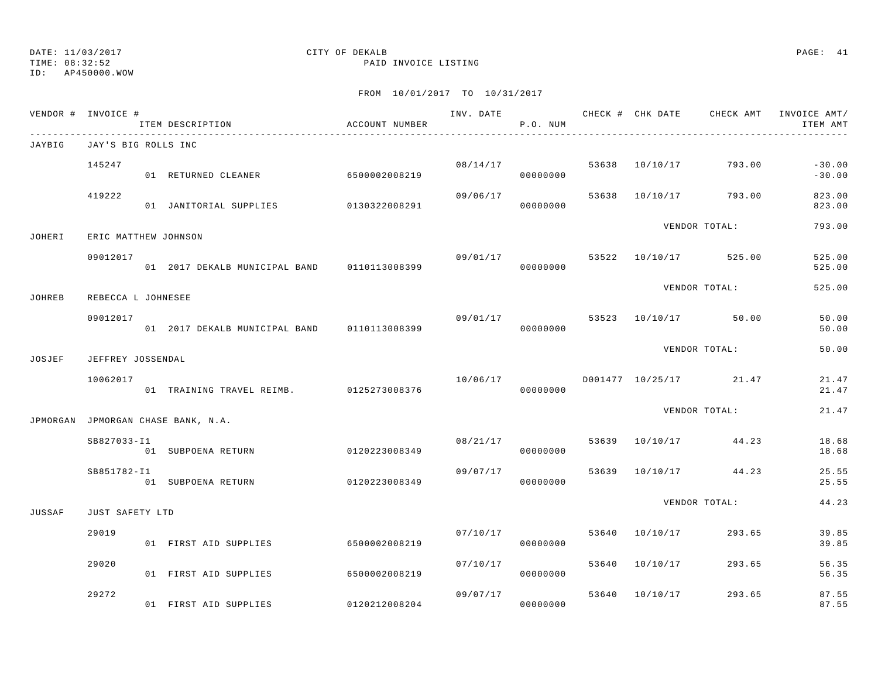DATE: 11/03/2017
TIME: 08:32:52
ID: AP450000.WOW

CITY OF DEKALB
PAID INVOICE LISTING

FROM 10/01/2017 TO 10/31/2017

| VENDOR # | INVOICE # | ITEM DESCRIPTION | ACCOUNT NUMBER | INV. DATE | P.O. NUM | CHECK # | CHK DATE | CHECK AMT | INVOICE AMT/ ITEM AMT |
|---|---|---|---|---|---|---|---|---|---|
| JAYBIG | JAY'S BIG ROLLS INC | | | | | | | | |
| | 145247 | | | 08/14/17 | | 53638 | 10/10/17 | 793.00 | -30.00 |
| | | 01 RETURNED CLEANER | 6500002008219 | | 00000000 | | | | -30.00 |
| | 419222 | | | 09/06/17 | | 53638 | 10/10/17 | 793.00 | 823.00 |
| | | 01 JANITORIAL SUPPLIES | 0130322008291 | | 00000000 | | | | 823.00 |
| | | | | | | | VENDOR TOTAL: | | 793.00 |
| JOHERI | ERIC MATTHEW JOHNSON | | | | | | | | |
| | 09012017 | | | 09/01/17 | | 53522 | 10/10/17 | 525.00 | 525.00 |
| | | 01 2017 DEKALB MUNICIPAL BAND | 0110113008399 | | 00000000 | | | | 525.00 |
| | | | | | | | VENDOR TOTAL: | | 525.00 |
| JOHREB | REBECCA L JOHNESEE | | | | | | | | |
| | 09012017 | | | 09/01/17 | | 53523 | 10/10/17 | 50.00 | 50.00 |
| | | 01 2017 DEKALB MUNICIPAL BAND | 0110113008399 | | 00000000 | | | | 50.00 |
| | | | | | | | VENDOR TOTAL: | | 50.00 |
| JOSJEF | JEFFREY JOSSENDAL | | | | | | | | |
| | 10062017 | | | 10/06/17 | | D001477 | 10/25/17 | 21.47 | 21.47 |
| | | 01 TRAINING TRAVEL REIMB. | 0125273008376 | | 00000000 | | | | 21.47 |
| | | | | | | | VENDOR TOTAL: | | 21.47 |
| JPMORGAN | JPMORGAN CHASE BANK, N.A. | | | | | | | | |
| | SB827033-I1 | | | 08/21/17 | | 53639 | 10/10/17 | 44.23 | 18.68 |
| | | 01 SUBPOENA RETURN | 0120223008349 | | 00000000 | | | | 18.68 |
| | SB851782-I1 | | | 09/07/17 | | 53639 | 10/10/17 | 44.23 | 25.55 |
| | | 01 SUBPOENA RETURN | 0120223008349 | | 00000000 | | | | 25.55 |
| | | | | | | | VENDOR TOTAL: | | 44.23 |
| JUSSAF | JUST SAFETY LTD | | | | | | | | |
| | 29019 | | | 07/10/17 | | 53640 | 10/10/17 | 293.65 | 39.85 |
| | | 01 FIRST AID SUPPLIES | 6500002008219 | | 00000000 | | | | 39.85 |
| | 29020 | | | 07/10/17 | | 53640 | 10/10/17 | 293.65 | 56.35 |
| | | 01 FIRST AID SUPPLIES | 6500002008219 | | 00000000 | | | | 56.35 |
| | 29272 | | | 09/07/17 | | 53640 | 10/10/17 | 293.65 | 87.55 |
| | | 01 FIRST AID SUPPLIES | 0120212008204 | | 00000000 | | | | 87.55 |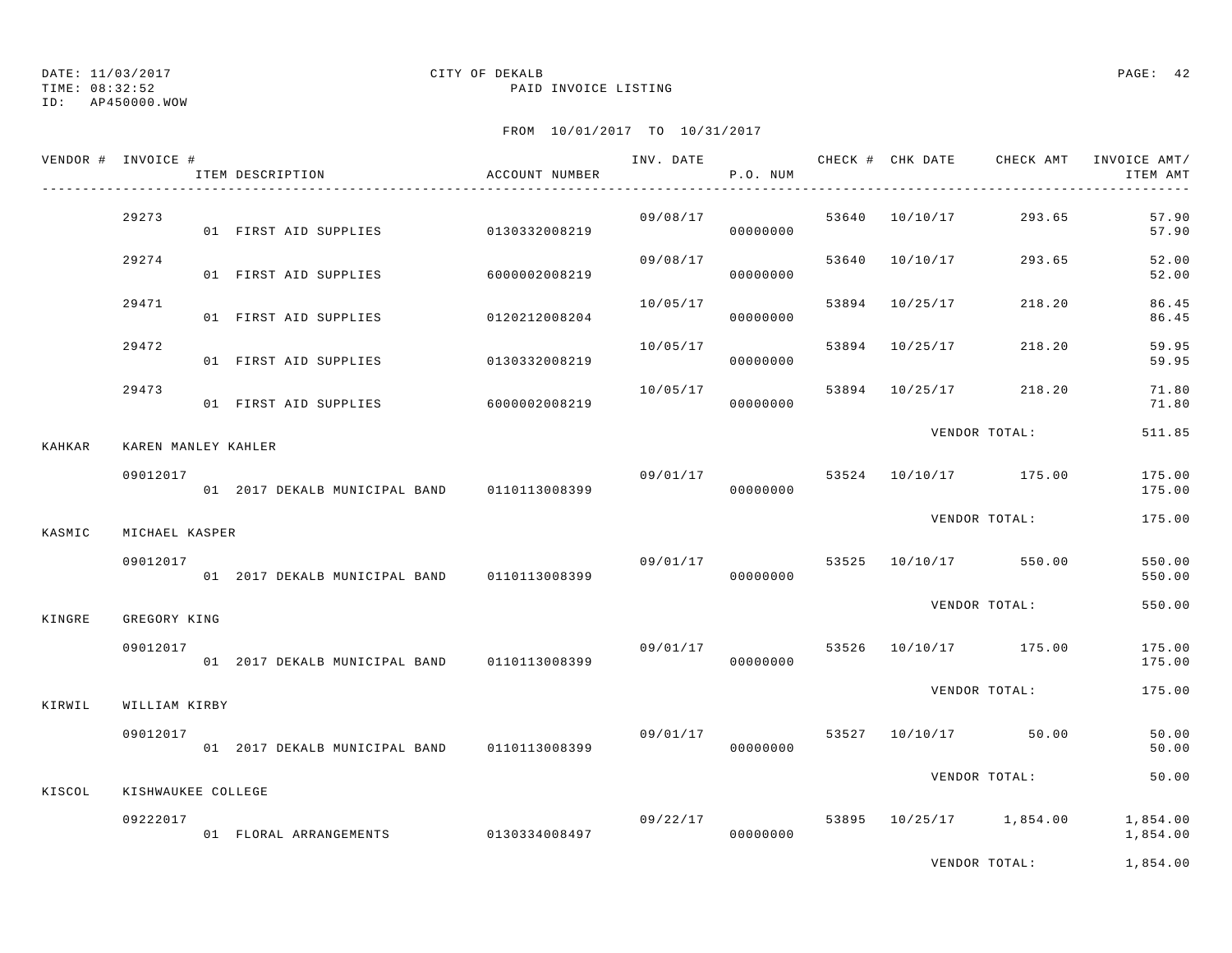DATE: 11/03/2017 CITY OF DEKALB
TIME: 08:32:52 PAID INVOICE LISTING
ID: AP450000.WOW

FROM 10/01/2017 TO 10/31/2017

| VENDOR # | INVOICE # | ITEM DESCRIPTION | ACCOUNT NUMBER | INV. DATE | P.O. NUM | CHECK # | CHK DATE | CHECK AMT | INVOICE AMT/ ITEM AMT |
|---|---|---|---|---|---|---|---|---|---|
| | 29273 | | | 09/08/17 | | 53640 | 10/10/17 | 293.65 | 57.90 |
| | | 01 FIRST AID SUPPLIES | 0130332008219 | | 00000000 | | | | 57.90 |
| | 29274 | | | 09/08/17 | | 53640 | 10/10/17 | 293.65 | 52.00 |
| | | 01 FIRST AID SUPPLIES | 6000002008219 | | 00000000 | | | | 52.00 |
| | 29471 | | | 10/05/17 | | 53894 | 10/25/17 | 218.20 | 86.45 |
| | | 01 FIRST AID SUPPLIES | 0120212008204 | | 00000000 | | | | 86.45 |
| | 29472 | | | 10/05/17 | | 53894 | 10/25/17 | 218.20 | 59.95 |
| | | 01 FIRST AID SUPPLIES | 0130332008219 | | 00000000 | | | | 59.95 |
| | 29473 | | | 10/05/17 | | 53894 | 10/25/17 | 218.20 | 71.80 |
| | | 01 FIRST AID SUPPLIES | 6000002008219 | | 00000000 | | | | 71.80 |
| | | | | | | | VENDOR TOTAL: | | 511.85 |
| KAHKAR | KAREN MANLEY KAHLER | | | | | | | | |
| | 09012017 | | | 09/01/17 | | 53524 | 10/10/17 | 175.00 | 175.00 |
| | | 01 2017 DEKALB MUNICIPAL BAND | 0110113008399 | | 00000000 | | | | 175.00 |
| | | | | | | | VENDOR TOTAL: | | 175.00 |
| KASMIC | MICHAEL KASPER | | | | | | | | |
| | 09012017 | | | 09/01/17 | | 53525 | 10/10/17 | 550.00 | 550.00 |
| | | 01 2017 DEKALB MUNICIPAL BAND | 0110113008399 | | 00000000 | | | | 550.00 |
| | | | | | | | VENDOR TOTAL: | | 550.00 |
| KINGRE | GREGORY KING | | | | | | | | |
| | 09012017 | | | 09/01/17 | | 53526 | 10/10/17 | 175.00 | 175.00 |
| | | 01 2017 DEKALB MUNICIPAL BAND | 0110113008399 | | 00000000 | | | | 175.00 |
| | | | | | | | VENDOR TOTAL: | | 175.00 |
| KIRWIL | WILLIAM KIRBY | | | | | | | | |
| | 09012017 | | | 09/01/17 | | 53527 | 10/10/17 | 50.00 | 50.00 |
| | | 01 2017 DEKALB MUNICIPAL BAND | 0110113008399 | | 00000000 | | | | 50.00 |
| | | | | | | | VENDOR TOTAL: | | 50.00 |
| KISCOL | KISHWAUKEE COLLEGE | | | | | | | | |
| | 09222017 | | | 09/22/17 | | 53895 | 10/25/17 | 1,854.00 | 1,854.00 |
| | | 01 FLORAL ARRANGEMENTS | 0130334008497 | | 00000000 | | | | 1,854.00 |
| | | | | | | | VENDOR TOTAL: | | 1,854.00 |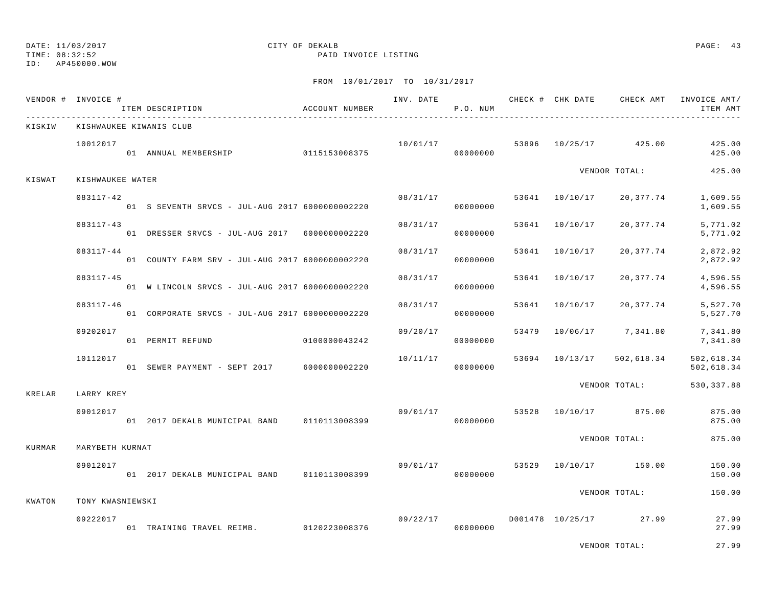DATE: 11/03/2017
TIME: 08:32:52
ID: AP450000.WOW

CITY OF DEKALB
PAID INVOICE LISTING

FROM 10/01/2017 TO 10/31/2017

| VENDOR # | INVOICE # | ITEM DESCRIPTION | ACCOUNT NUMBER | INV. DATE | P.O. NUM | CHECK # | CHK DATE | CHECK AMT | INVOICE AMT/ ITEM AMT |
|---|---|---|---|---|---|---|---|---|---|
| KISKIW | KISHWAUKEE KIWANIS CLUB | | | | | | | | |
| | 10012017 | | | 10/01/17 | | 53896 | 10/25/17 | 425.00 | 425.00 |
| | | 01 ANNUAL MEMBERSHIP | 0115153008375 | | 00000000 | | | | 425.00 |
| | | | | | | | | VENDOR TOTAL: | 425.00 |
| KISWAT | KISHWAUKEE WATER | | | | | | | | |
| | 083117-42 | | | 08/31/17 | | 53641 | 10/10/17 | 20,377.74 | 1,609.55 |
| | | 01 S SEVENTH SRVCS - JUL-AUG 2017 | 6000000002220 | | 00000000 | | | | 1,609.55 |
| | 083117-43 | | | 08/31/17 | | 53641 | 10/10/17 | 20,377.74 | 5,771.02 |
| | | 01 DRESSER SRVCS - JUL-AUG 2017 | 6000000002220 | | 00000000 | | | | 5,771.02 |
| | 083117-44 | | | 08/31/17 | | 53641 | 10/10/17 | 20,377.74 | 2,872.92 |
| | | 01 COUNTY FARM SRV - JUL-AUG 2017 | 6000000002220 | | 00000000 | | | | 2,872.92 |
| | 083117-45 | | | 08/31/17 | | 53641 | 10/10/17 | 20,377.74 | 4,596.55 |
| | | 01 W LINCOLN SRVCS - JUL-AUG 2017 | 6000000002220 | | 00000000 | | | | 4,596.55 |
| | 083117-46 | | | 08/31/17 | | 53641 | 10/10/17 | 20,377.74 | 5,527.70 |
| | | 01 CORPORATE SRVCS - JUL-AUG 2017 | 6000000002220 | | 00000000 | | | | 5,527.70 |
| | 09202017 | | | 09/20/17 | | 53479 | 10/06/17 | 7,341.80 | 7,341.80 |
| | | 01 PERMIT REFUND | 0100000043242 | | 00000000 | | | | 7,341.80 |
| | 10112017 | | | 10/11/17 | | 53694 | 10/13/17 | 502,618.34 | 502,618.34 |
| | | 01 SEWER PAYMENT - SEPT 2017 | 6000000002220 | | 00000000 | | | | 502,618.34 |
| | | | | | | | | VENDOR TOTAL: | 530,337.88 |
| KRELAR | LARRY KREY | | | | | | | | |
| | 09012017 | | | 09/01/17 | | 53528 | 10/10/17 | 875.00 | 875.00 |
| | | 01 2017 DEKALB MUNICIPAL BAND | 0110113008399 | | 00000000 | | | | 875.00 |
| | | | | | | | | VENDOR TOTAL: | 875.00 |
| KURMAR | MARYBETH KURNAT | | | | | | | | |
| | 09012017 | | | 09/01/17 | | 53529 | 10/10/17 | 150.00 | 150.00 |
| | | 01 2017 DEKALB MUNICIPAL BAND | 0110113008399 | | 00000000 | | | | 150.00 |
| | | | | | | | | VENDOR TOTAL: | 150.00 |
| KWATON | TONY KWASNIEWSKI | | | | | | | | |
| | 09222017 | | | 09/22/17 | | D001478 | 10/25/17 | 27.99 | 27.99 |
| | | 01 TRAINING TRAVEL REIMB. | 0120223008376 | | 00000000 | | | | 27.99 |
| | | | | | | | | VENDOR TOTAL: | 27.99 |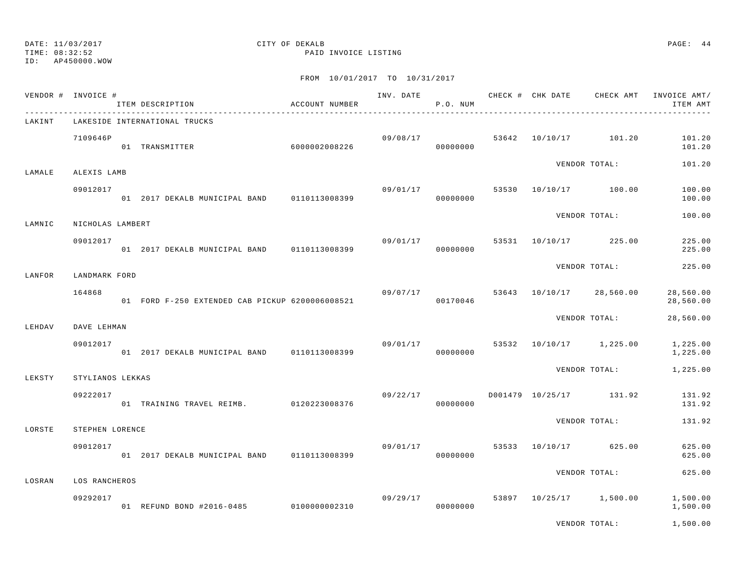DATE: 11/03/2017
TIME: 08:32:52
ID: AP450000.WOW

CITY OF DEKALB
PAID INVOICE LISTING

FROM 10/01/2017 TO 10/31/2017

| VENDOR # | INVOICE # / ITEM DESCRIPTION | ACCOUNT NUMBER | INV. DATE | P.O. NUM | CHECK # | CHK DATE | CHECK AMT | INVOICE AMT/ ITEM AMT |
|---|---|---|---|---|---|---|---|---|
| LAKINT | LAKESIDE INTERNATIONAL TRUCKS | | | | | | | |
| | 7109646P | | 09/08/17 | | 53642 | 10/10/17 | 101.20 | 101.20 |
| | 01 TRANSMITTER | 6000002008226 | | 00000000 | | | | 101.20 |
| | | | | | | VENDOR TOTAL: | | 101.20 |
| LAMALE | ALEXIS LAMB | | | | | | | |
| | 09012017 | | 09/01/17 | | 53530 | 10/10/17 | 100.00 | 100.00 |
| | 01 2017 DEKALB MUNICIPAL BAND | 0110113008399 | | 00000000 | | | | 100.00 |
| | | | | | | VENDOR TOTAL: | | 100.00 |
| LAMNIC | NICHOLAS LAMBERT | | | | | | | |
| | 09012017 | | 09/01/17 | | 53531 | 10/10/17 | 225.00 | 225.00 |
| | 01 2017 DEKALB MUNICIPAL BAND | 0110113008399 | | 00000000 | | | | 225.00 |
| | | | | | | VENDOR TOTAL: | | 225.00 |
| LANFOR | LANDMARK FORD | | | | | | | |
| | 164868 | | 09/07/17 | | 53643 | 10/10/17 | 28,560.00 | 28,560.00 |
| | 01 FORD F-250 EXTENDED CAB PICKUP | 6200006008521 | | 00170046 | | | | 28,560.00 |
| | | | | | | VENDOR TOTAL: | | 28,560.00 |
| LEHDAV | DAVE LEHMAN | | | | | | | |
| | 09012017 | | 09/01/17 | | 53532 | 10/10/17 | 1,225.00 | 1,225.00 |
| | 01 2017 DEKALB MUNICIPAL BAND | 0110113008399 | | 00000000 | | | | 1,225.00 |
| | | | | | | VENDOR TOTAL: | | 1,225.00 |
| LEKSTY | STYLIANOS LEKKAS | | | | | | | |
| | 09222017 | | 09/22/17 | | D001479 | 10/25/17 | 131.92 | 131.92 |
| | 01 TRAINING TRAVEL REIMB. | 0120223008376 | | 00000000 | | | | 131.92 |
| | | | | | | VENDOR TOTAL: | | 131.92 |
| LORSTE | STEPHEN LORENCE | | | | | | | |
| | 09012017 | | 09/01/17 | | 53533 | 10/10/17 | 625.00 | 625.00 |
| | 01 2017 DEKALB MUNICIPAL BAND | 0110113008399 | | 00000000 | | | | 625.00 |
| | | | | | | VENDOR TOTAL: | | 625.00 |
| LOSRAN | LOS RANCHEROS | | | | | | | |
| | 09292017 | | 09/29/17 | | 53897 | 10/25/17 | 1,500.00 | 1,500.00 |
| | 01 REFUND BOND #2016-0485 | 0100000002310 | | 00000000 | | | | 1,500.00 |
| | | | | | | VENDOR TOTAL: | | 1,500.00 |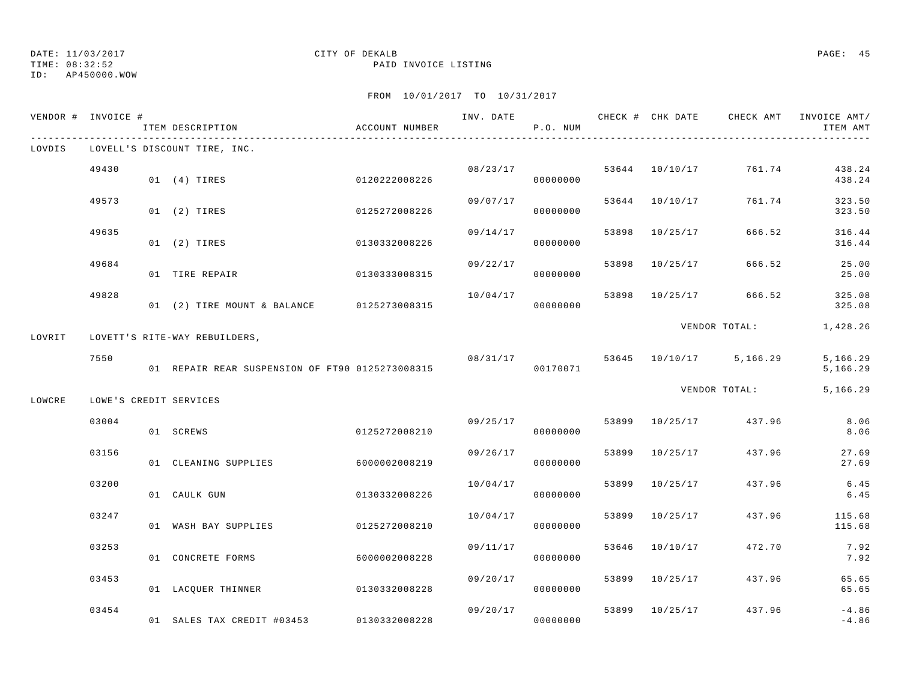DATE: 11/03/2017 CITY OF DEKALB
TIME: 08:32:52 PAID INVOICE LISTING
ID: AP450000.WOW

FROM 10/01/2017 TO 10/31/2017

| VENDOR # | INVOICE # | ITEM DESCRIPTION | ACCOUNT NUMBER | INV. DATE | P.O. NUM | CHECK # | CHK DATE | CHECK AMT | INVOICE AMT/ ITEM AMT |
|---|---|---|---|---|---|---|---|---|---|
| LOVDIS | LOVELL'S DISCOUNT TIRE, INC. | | | | | | | | |
| | 49430 | | | 08/23/17 | | 53644 | 10/10/17 | 761.74 | 438.24 |
| | | 01 (4) TIRES | 0120222008226 | | 00000000 | | | | 438.24 |
| | 49573 | | | 09/07/17 | | 53644 | 10/10/17 | 761.74 | 323.50 |
| | | 01 (2) TIRES | 0125272008226 | | 00000000 | | | | 323.50 |
| | 49635 | | | 09/14/17 | | 53898 | 10/25/17 | 666.52 | 316.44 |
| | | 01 (2) TIRES | 0130332008226 | | 00000000 | | | | 316.44 |
| | 49684 | | | 09/22/17 | | 53898 | 10/25/17 | 666.52 | 25.00 |
| | | 01 TIRE REPAIR | 0130333008315 | | 00000000 | | | | 25.00 |
| | 49828 | | | 10/04/17 | | 53898 | 10/25/17 | 666.52 | 325.08 |
| | | 01 (2) TIRE MOUNT & BALANCE | 0125273008315 | | 00000000 | | | | 325.08 |
| | | | | | | | VENDOR TOTAL: | | 1,428.26 |
| LOVRIT | LOVETT'S RITE-WAY REBUILDERS, | | | | | | | | |
| | 7550 | | | 08/31/17 | | 53645 | 10/10/17 | 5,166.29 | 5,166.29 |
| | | 01 REPAIR REAR SUSPENSION OF FT90 | 0125273008315 | | 00170071 | | | | 5,166.29 |
| | | | | | | | VENDOR TOTAL: | | 5,166.29 |
| LOWCRE | LOWE'S CREDIT SERVICES | | | | | | | | |
| | 03004 | | | 09/25/17 | | 53899 | 10/25/17 | 437.96 | 8.06 |
| | | 01 SCREWS | 0125272008210 | | 00000000 | | | | 8.06 |
| | 03156 | | | 09/26/17 | | 53899 | 10/25/17 | 437.96 | 27.69 |
| | | 01 CLEANING SUPPLIES | 6000002008219 | | 00000000 | | | | 27.69 |
| | 03200 | | | 10/04/17 | | 53899 | 10/25/17 | 437.96 | 6.45 |
| | | 01 CAULK GUN | 0130332008226 | | 00000000 | | | | 6.45 |
| | 03247 | | | 10/04/17 | | 53899 | 10/25/17 | 437.96 | 115.68 |
| | | 01 WASH BAY SUPPLIES | 0125272008210 | | 00000000 | | | | 115.68 |
| | 03253 | | | 09/11/17 | | 53646 | 10/10/17 | 472.70 | 7.92 |
| | | 01 CONCRETE FORMS | 6000002008228 | | 00000000 | | | | 7.92 |
| | 03453 | | | 09/20/17 | | 53899 | 10/25/17 | 437.96 | 65.65 |
| | | 01 LACQUER THINNER | 0130332008228 | | 00000000 | | | | 65.65 |
| | 03454 | | | 09/20/17 | | 53899 | 10/25/17 | 437.96 | -4.86 |
| | | 01 SALES TAX CREDIT #03453 | 0130332008228 | | 00000000 | | | | -4.86 |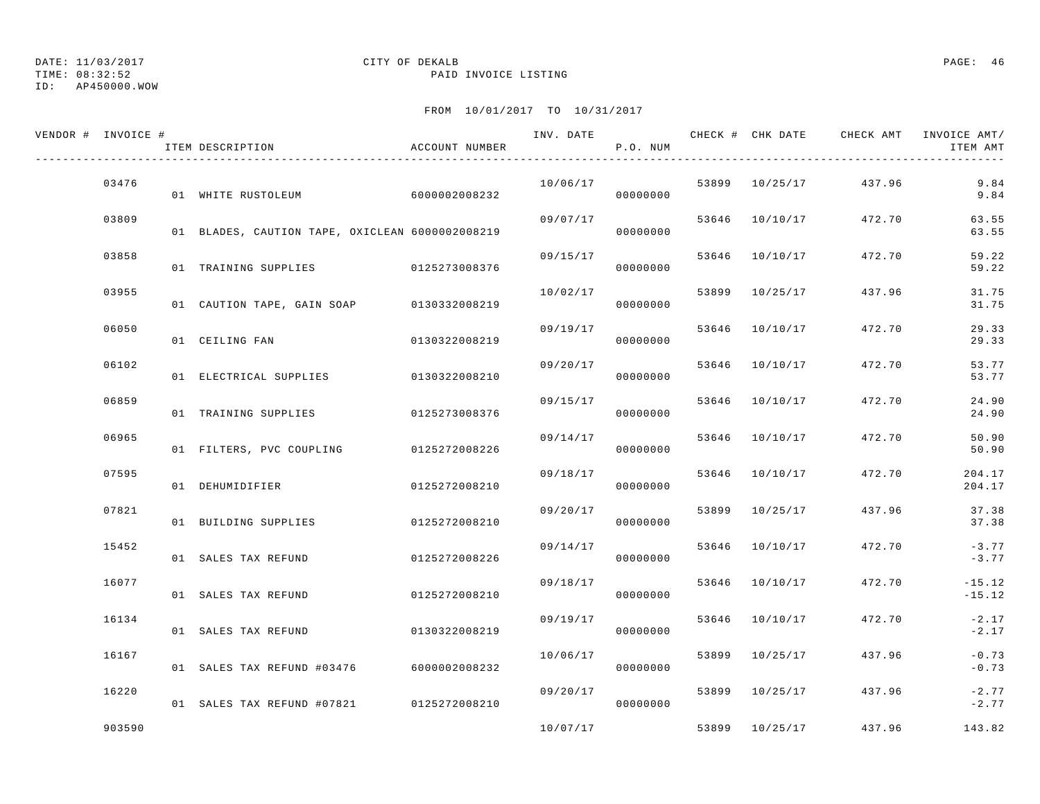DATE: 11/03/2017 CITY OF DEKALB
TIME: 08:32:52 PAID INVOICE LISTING
ID: AP450000.WOW

FROM 10/01/2017 TO 10/31/2017

| VENDOR # | INVOICE # | ITEM DESCRIPTION | ACCOUNT NUMBER | INV. DATE | P.O. NUM | CHECK # | CHK DATE | CHECK AMT | INVOICE AMT/ ITEM AMT |
|---|---|---|---|---|---|---|---|---|---|
| | 03476 | | | 10/06/17 | | 53899 | 10/25/17 | 437.96 | 9.84 |
| | | 01 WHITE RUSTOLEUM | 6000002008232 | | 00000000 | | | | 9.84 |
| | 03809 | | | 09/07/17 | | 53646 | 10/10/17 | 472.70 | 63.55 |
| | | 01 BLADES, CAUTION TAPE, OXICLEAN | 6000002008219 | | 00000000 | | | | 63.55 |
| | 03858 | | | 09/15/17 | | 53646 | 10/10/17 | 472.70 | 59.22 |
| | | 01 TRAINING SUPPLIES | 0125273008376 | | 00000000 | | | | 59.22 |
| | 03955 | | | 10/02/17 | | 53899 | 10/25/17 | 437.96 | 31.75 |
| | | 01 CAUTION TAPE, GAIN SOAP | 0130332008219 | | 00000000 | | | | 31.75 |
| | 06050 | | | 09/19/17 | | 53646 | 10/10/17 | 472.70 | 29.33 |
| | | 01 CEILING FAN | 0130322008219 | | 00000000 | | | | 29.33 |
| | 06102 | | | 09/20/17 | | 53646 | 10/10/17 | 472.70 | 53.77 |
| | | 01 ELECTRICAL SUPPLIES | 0130322008210 | | 00000000 | | | | 53.77 |
| | 06859 | | | 09/15/17 | | 53646 | 10/10/17 | 472.70 | 24.90 |
| | | 01 TRAINING SUPPLIES | 0125273008376 | | 00000000 | | | | 24.90 |
| | 06965 | | | 09/14/17 | | 53646 | 10/10/17 | 472.70 | 50.90 |
| | | 01 FILTERS, PVC COUPLING | 0125272008226 | | 00000000 | | | | 50.90 |
| | 07595 | | | 09/18/17 | | 53646 | 10/10/17 | 472.70 | 204.17 |
| | | 01 DEHUMIDIFIER | 0125272008210 | | 00000000 | | | | 204.17 |
| | 07821 | | | 09/20/17 | | 53899 | 10/25/17 | 437.96 | 37.38 |
| | | 01 BUILDING SUPPLIES | 0125272008210 | | 00000000 | | | | 37.38 |
| | 15452 | | | 09/14/17 | | 53646 | 10/10/17 | 472.70 | -3.77 |
| | | 01 SALES TAX REFUND | 0125272008226 | | 00000000 | | | | -3.77 |
| | 16077 | | | 09/18/17 | | 53646 | 10/10/17 | 472.70 | -15.12 |
| | | 01 SALES TAX REFUND | 0125272008210 | | 00000000 | | | | -15.12 |
| | 16134 | | | 09/19/17 | | 53646 | 10/10/17 | 472.70 | -2.17 |
| | | 01 SALES TAX REFUND | 0130322008219 | | 00000000 | | | | -2.17 |
| | 16167 | | | 10/06/17 | | 53899 | 10/25/17 | 437.96 | -0.73 |
| | | 01 SALES TAX REFUND #03476 | 6000002008232 | | 00000000 | | | | -0.73 |
| | 16220 | | | 09/20/17 | | 53899 | 10/25/17 | 437.96 | -2.77 |
| | | 01 SALES TAX REFUND #07821 | 0125272008210 | | 00000000 | | | | -2.77 |
| | 903590 | | | 10/07/17 | | 53899 | 10/25/17 | 437.96 | 143.82 |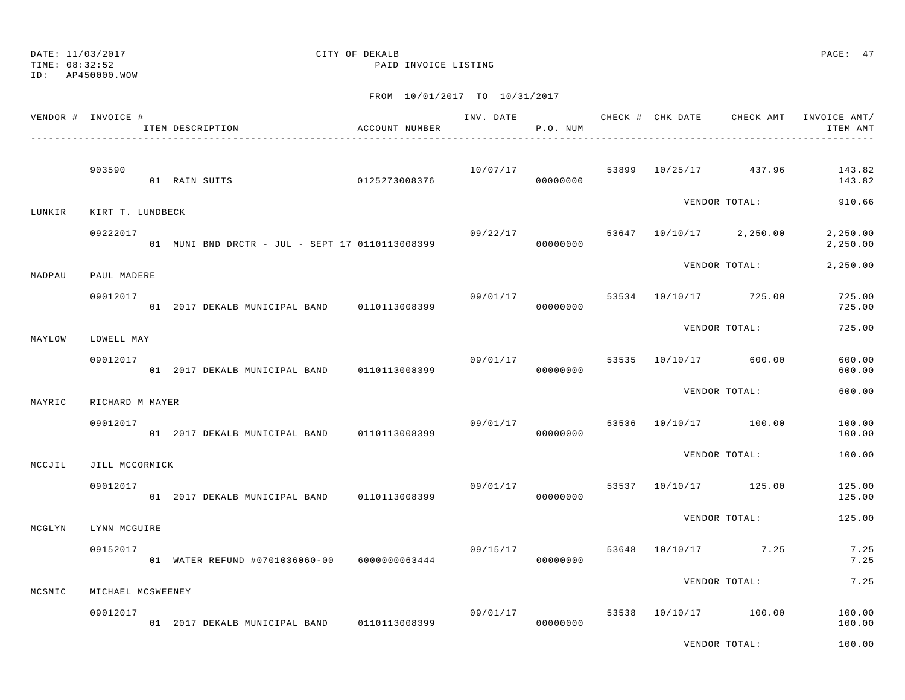DATE: 11/03/2017
TIME: 08:32:52
ID: AP450000.WOW

CITY OF DEKALB
PAID INVOICE LISTING

FROM 10/01/2017 TO 10/31/2017

| VENDOR # | INVOICE # / ITEM DESCRIPTION | ACCOUNT NUMBER | INV. DATE | P.O. NUM | CHECK # | CHK DATE | CHECK AMT | INVOICE AMT/ ITEM AMT |
|---|---|---|---|---|---|---|---|---|
| | 903590 | | 10/07/17 | | 53899 | 10/25/17 | 437.96 | 143.82 |
| | 01 RAIN SUITS | 0125273008376 | | 00000000 | | | | 143.82 |
| | | | | | | VENDOR TOTAL: | | 910.66 |
| LUNKIR | KIRT T. LUNDBECK | | | | | | | |
| | 09222017 | | 09/22/17 | | 53647 | 10/10/17 | 2,250.00 | 2,250.00 |
| | 01 MUNI BND DRCTR - JUL - SEPT 17 | 0110113008399 | | 00000000 | | | | 2,250.00 |
| | | | | | | VENDOR TOTAL: | | 2,250.00 |
| MADPAU | PAUL MADERE | | | | | | | |
| | 09012017 | | 09/01/17 | | 53534 | 10/10/17 | 725.00 | 725.00 |
| | 01 2017 DEKALB MUNICIPAL BAND | 0110113008399 | | 00000000 | | | | 725.00 |
| | | | | | | VENDOR TOTAL: | | 725.00 |
| MAYLOW | LOWELL MAY | | | | | | | |
| | 09012017 | | 09/01/17 | | 53535 | 10/10/17 | 600.00 | 600.00 |
| | 01 2017 DEKALB MUNICIPAL BAND | 0110113008399 | | 00000000 | | | | 600.00 |
| | | | | | | VENDOR TOTAL: | | 600.00 |
| MAYRIC | RICHARD M MAYER | | | | | | | |
| | 09012017 | | 09/01/17 | | 53536 | 10/10/17 | 100.00 | 100.00 |
| | 01 2017 DEKALB MUNICIPAL BAND | 0110113008399 | | 00000000 | | | | 100.00 |
| | | | | | | VENDOR TOTAL: | | 100.00 |
| MCCJIL | JILL MCCORMICK | | | | | | | |
| | 09012017 | | 09/01/17 | | 53537 | 10/10/17 | 125.00 | 125.00 |
| | 01 2017 DEKALB MUNICIPAL BAND | 0110113008399 | | 00000000 | | | | 125.00 |
| | | | | | | VENDOR TOTAL: | | 125.00 |
| MCGLYN | LYNN MCGUIRE | | | | | | | |
| | 09152017 | | 09/15/17 | | 53648 | 10/10/17 | 7.25 | 7.25 |
| | 01 WATER REFUND #0701036060-00 | 6000000063444 | | 00000000 | | | | 7.25 |
| | | | | | | VENDOR TOTAL: | | 7.25 |
| MCSMIC | MICHAEL MCSWEENEY | | | | | | | |
| | 09012017 | | 09/01/17 | | 53538 | 10/10/17 | 100.00 | 100.00 |
| | 01 2017 DEKALB MUNICIPAL BAND | 0110113008399 | | 00000000 | | | | 100.00 |
| | | | | | | VENDOR TOTAL: | | 100.00 |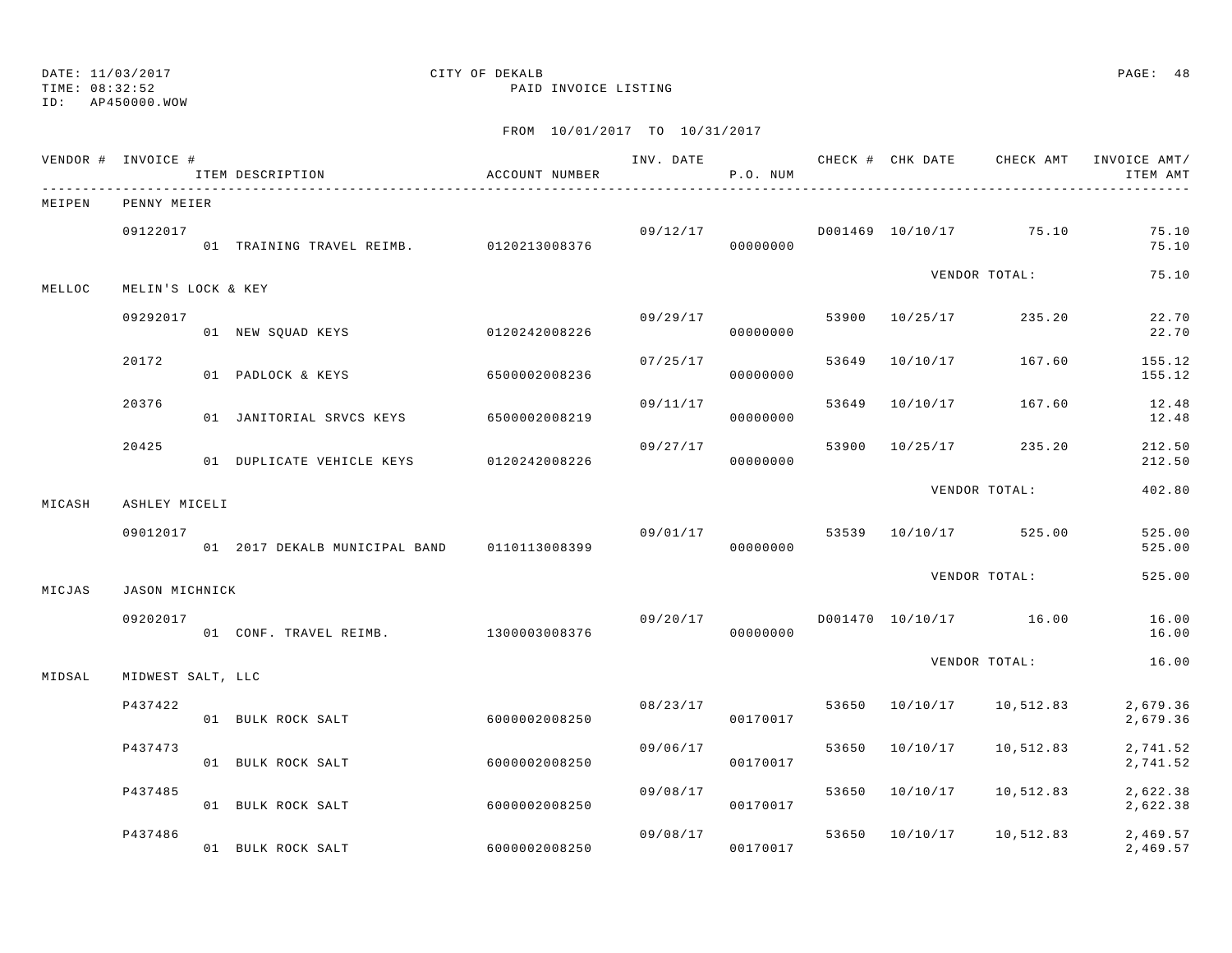DATE: 11/03/2017  
TIME: 08:32:52  
ID: AP450000.WOW

CITY OF DEKALB  
PAID INVOICE LISTING

FROM 10/01/2017 TO 10/31/2017

| VENDOR # | INVOICE # | ITEM DESCRIPTION | ACCOUNT NUMBER | INV. DATE | P.O. NUM | CHECK # | CHK DATE | CHECK AMT | INVOICE AMT/ ITEM AMT |
|---|---|---|---|---|---|---|---|---|---|
| MEIPEN | PENNY MEIER | | | | | | | | |
| | 09122017 | | | 09/12/17 | | D001469 | 10/10/17 | 75.10 | 75.10 |
| | | 01 TRAINING TRAVEL REIMB. | 0120213008376 | | 00000000 | | | | 75.10 |
| | | | | | | | | VENDOR TOTAL: | 75.10 |
| MELLOC | MELIN'S LOCK & KEY | | | | | | | | |
| | 09292017 | | | 09/29/17 | | 53900 | 10/25/17 | 235.20 | 22.70 |
| | | 01 NEW SQUAD KEYS | 0120242008226 | | 00000000 | | | | 22.70 |
| | 20172 | | | 07/25/17 | | 53649 | 10/10/17 | 167.60 | 155.12 |
| | | 01 PADLOCK & KEYS | 6500002008236 | | 00000000 | | | | 155.12 |
| | 20376 | | | 09/11/17 | | 53649 | 10/10/17 | 167.60 | 12.48 |
| | | 01 JANITORIAL SRVCS KEYS | 6500002008219 | | 00000000 | | | | 12.48 |
| | 20425 | | | 09/27/17 | | 53900 | 10/25/17 | 235.20 | 212.50 |
| | | 01 DUPLICATE VEHICLE KEYS | 0120242008226 | | 00000000 | | | | 212.50 |
| | | | | | | | | VENDOR TOTAL: | 402.80 |
| MICASH | ASHLEY MICELI | | | | | | | | |
| | 09012017 | | | 09/01/17 | | 53539 | 10/10/17 | 525.00 | 525.00 |
| | | 01 2017 DEKALB MUNICIPAL BAND | 0110113008399 | | 00000000 | | | | 525.00 |
| | | | | | | | | VENDOR TOTAL: | 525.00 |
| MICJAS | JASON MICHNICK | | | | | | | | |
| | 09202017 | | | 09/20/17 | | D001470 | 10/10/17 | 16.00 | 16.00 |
| | | 01 CONF. TRAVEL REIMB. | 1300003008376 | | 00000000 | | | | 16.00 |
| | | | | | | | | VENDOR TOTAL: | 16.00 |
| MIDSAL | MIDWEST SALT, LLC | | | | | | | | |
| | P437422 | | | 08/23/17 | | 53650 | 10/10/17 | 10,512.83 | 2,679.36 |
| | | 01 BULK ROCK SALT | 6000002008250 | | 00170017 | | | | 2,679.36 |
| | P437473 | | | 09/06/17 | | 53650 | 10/10/17 | 10,512.83 | 2,741.52 |
| | | 01 BULK ROCK SALT | 6000002008250 | | 00170017 | | | | 2,741.52 |
| | P437485 | | | 09/08/17 | | 53650 | 10/10/17 | 10,512.83 | 2,622.38 |
| | | 01 BULK ROCK SALT | 6000002008250 | | 00170017 | | | | 2,622.38 |
| | P437486 | | | 09/08/17 | | 53650 | 10/10/17 | 10,512.83 | 2,469.57 |
| | | 01 BULK ROCK SALT | 6000002008250 | | 00170017 | | | | 2,469.57 |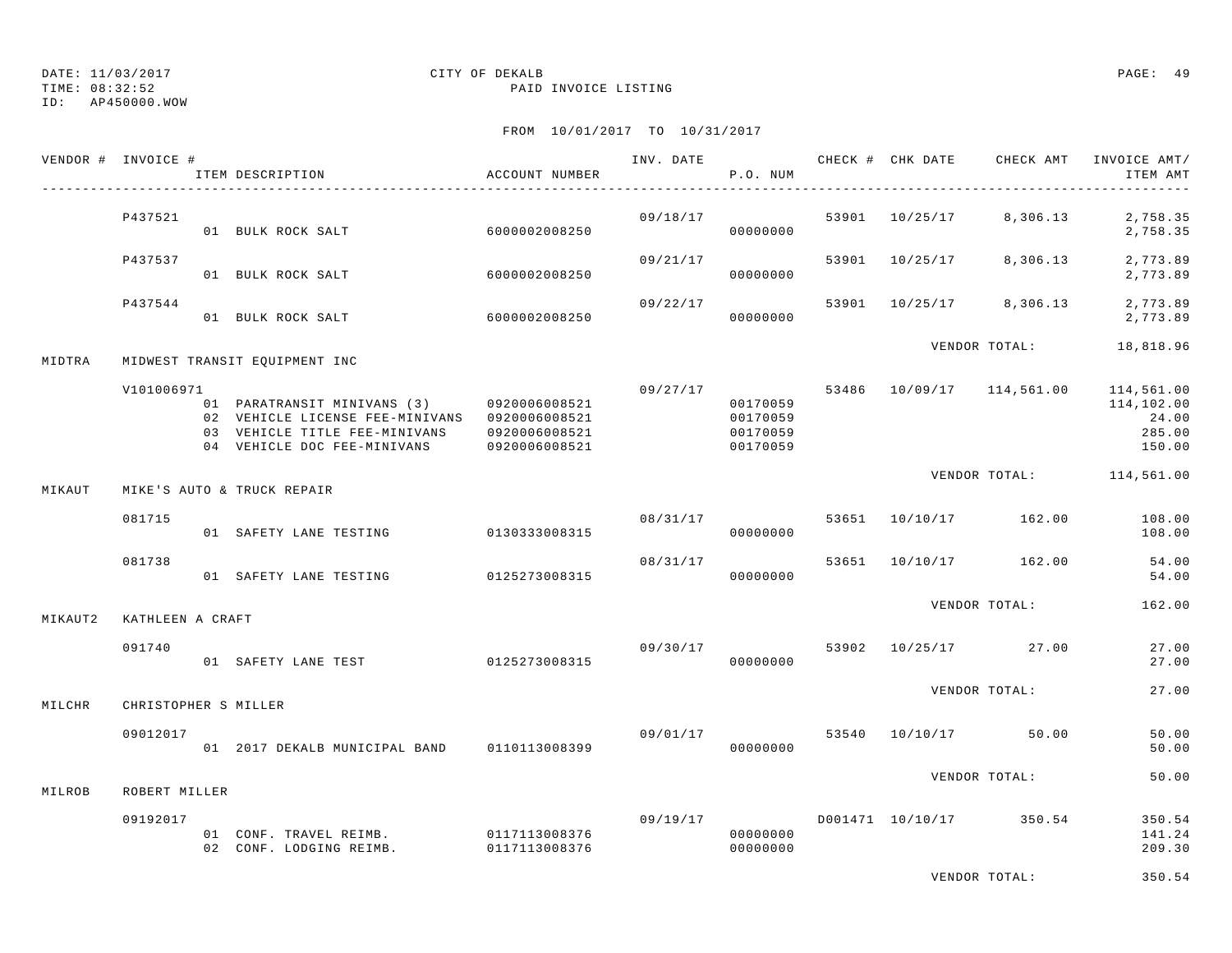DATE: 11/03/2017
TIME: 08:32:52
ID: AP450000.WOW

CITY OF DEKALB
PAID INVOICE LISTING

FROM 10/01/2017 TO 10/31/2017

| VENDOR # | INVOICE # | ITEM DESCRIPTION | ACCOUNT NUMBER | INV. DATE | P.O. NUM | CHECK # | CHK DATE | CHECK AMT | INVOICE AMT/ ITEM AMT |
|---|---|---|---|---|---|---|---|---|---|
| | P437521 | | | 09/18/17 | | 53901 | 10/25/17 | 8,306.13 | 2,758.35 |
| | | 01 BULK ROCK SALT | 6000002008250 | | 00000000 | | | | 2,758.35 |
| | P437537 | | | 09/21/17 | | 53901 | 10/25/17 | 8,306.13 | 2,773.89 |
| | | 01 BULK ROCK SALT | 6000002008250 | | 00000000 | | | | 2,773.89 |
| | P437544 | | | 09/22/17 | | 53901 | 10/25/17 | 8,306.13 | 2,773.89 |
| | | 01 BULK ROCK SALT | 6000002008250 | | 00000000 | | | | 2,773.89 |
| | | | | | | | | VENDOR TOTAL: | 18,818.96 |
| MIDTRA | MIDWEST TRANSIT EQUIPMENT INC | | | | | | | | |
| | V101006971 | | | 09/27/17 | | 53486 | 10/09/17 | 114,561.00 | 114,561.00 |
| | | 01 PARATRANSIT MINIVANS (3) | 0920006008521 | | 00170059 | | | | 114,102.00 |
| | | 02 VEHICLE LICENSE FEE-MINIVANS | 0920006008521 | | 00170059 | | | | 24.00 |
| | | 03 VEHICLE TITLE FEE-MINIVANS | 0920006008521 | | 00170059 | | | | 285.00 |
| | | 04 VEHICLE DOC FEE-MINIVANS | 0920006008521 | | 00170059 | | | | 150.00 |
| | | | | | | | | VENDOR TOTAL: | 114,561.00 |
| MIKAUT | MIKE'S AUTO & TRUCK REPAIR | | | | | | | | |
| | 081715 | | | 08/31/17 | | 53651 | 10/10/17 | 162.00 | 108.00 |
| | | 01 SAFETY LANE TESTING | 0130333008315 | | 00000000 | | | | 108.00 |
| | 081738 | | | 08/31/17 | | 53651 | 10/10/17 | 162.00 | 54.00 |
| | | 01 SAFETY LANE TESTING | 0125273008315 | | 00000000 | | | | 54.00 |
| | | | | | | | | VENDOR TOTAL: | 162.00 |
| MIKAUT2 | KATHLEEN A CRAFT | | | | | | | | |
| | 091740 | | | 09/30/17 | | 53902 | 10/25/17 | 27.00 | 27.00 |
| | | 01 SAFETY LANE TEST | 0125273008315 | | 00000000 | | | | 27.00 |
| | | | | | | | | VENDOR TOTAL: | 27.00 |
| MILCHR | CHRISTOPHER S MILLER | | | | | | | | |
| | 09012017 | | | 09/01/17 | | 53540 | 10/10/17 | 50.00 | 50.00 |
| | | 01 2017 DEKALB MUNICIPAL BAND | 0110113008399 | | 00000000 | | | | 50.00 |
| | | | | | | | | VENDOR TOTAL: | 50.00 |
| MILROB | ROBERT MILLER | | | | | | | | |
| | 09192017 | | | 09/19/17 | | D001471 | 10/10/17 | 350.54 | 350.54 |
| | | 01 CONF. TRAVEL REIMB. | 0117113008376 | | 00000000 | | | | 141.24 |
| | | 02 CONF. LODGING REIMB. | 0117113008376 | | 00000000 | | | | 209.30 |
| | | | | | | | | VENDOR TOTAL: | 350.54 |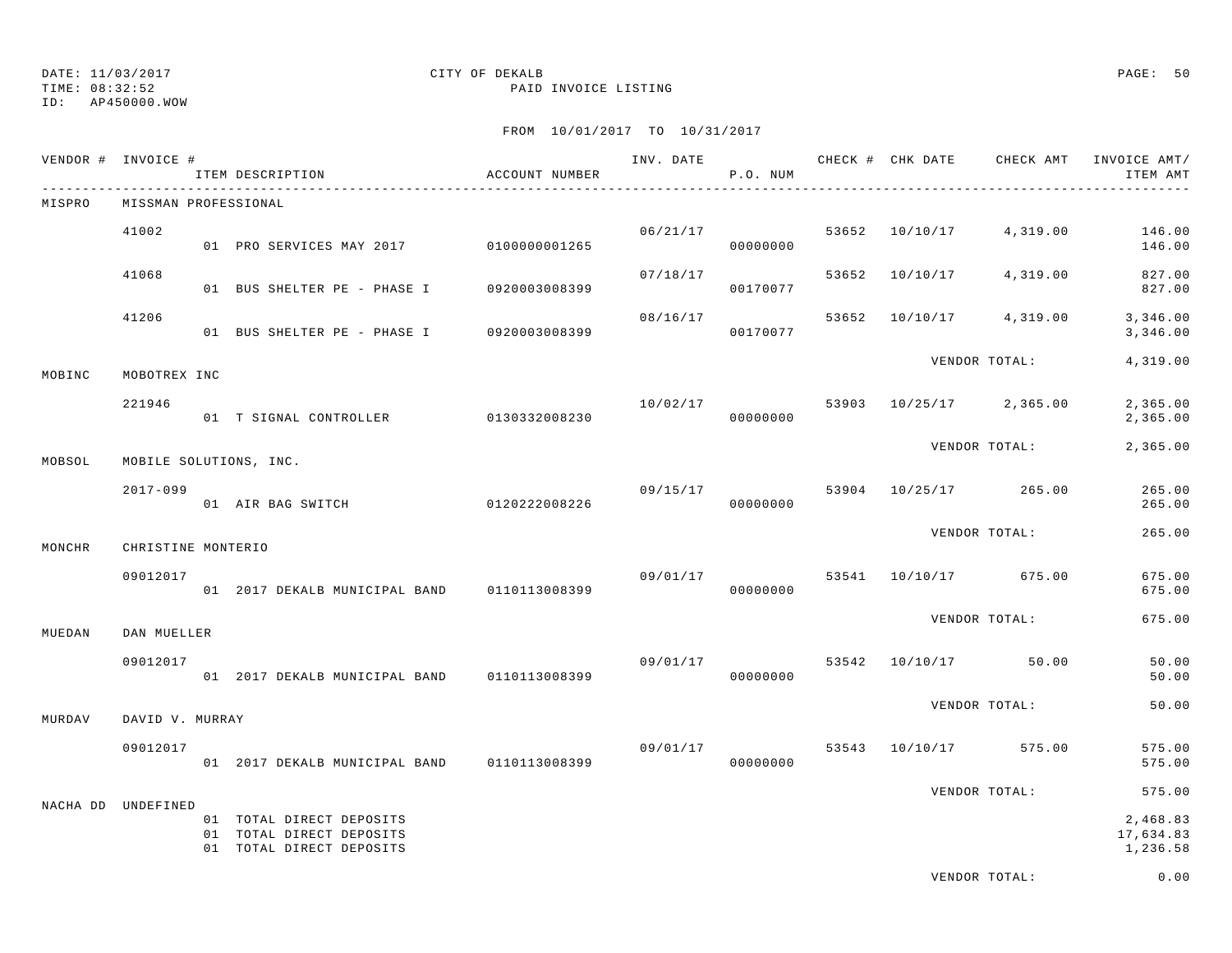DATE: 11/03/2017 CITY OF DEKALB
TIME: 08:32:52 PAID INVOICE LISTING
ID: AP450000.WOW

FROM 10/01/2017 TO 10/31/2017

| VENDOR # | INVOICE # | ITEM DESCRIPTION | ACCOUNT NUMBER | INV. DATE | P.O. NUM | CHECK # | CHK DATE | CHECK AMT | INVOICE AMT/ ITEM AMT |
|---|---|---|---|---|---|---|---|---|---|
| MISPRO | MISSMAN PROFESSIONAL | | | | | | | | |
| | 41002 | | | 06/21/17 | | 53652 | 10/10/17 | 4,319.00 | 146.00 |
| | | 01 PRO SERVICES MAY 2017 | 0100000001265 | | 00000000 | | | | 146.00 |
| | 41068 | | | 07/18/17 | | 53652 | 10/10/17 | 4,319.00 | 827.00 |
| | | 01 BUS SHELTER PE - PHASE I | 0920003008399 | | 00170077 | | | | 827.00 |
| | 41206 | | | 08/16/17 | | 53652 | 10/10/17 | 4,319.00 | 3,346.00 |
| | | 01 BUS SHELTER PE - PHASE I | 0920003008399 | | 00170077 | | | | 3,346.00 |
| | | | | | | | VENDOR TOTAL: | | 4,319.00 |
| MOBINC | MOBOTREX INC | | | | | | | | |
| | 221946 | | | 10/02/17 | | 53903 | 10/25/17 | 2,365.00 | 2,365.00 |
| | | 01 T SIGNAL CONTROLLER | 0130332008230 | | 00000000 | | | | 2,365.00 |
| | | | | | | | VENDOR TOTAL: | | 2,365.00 |
| MOBSOL | MOBILE SOLUTIONS, INC. | | | | | | | | |
| | 2017-099 | | | 09/15/17 | | 53904 | 10/25/17 | 265.00 | 265.00 |
| | | 01 AIR BAG SWITCH | 0120222008226 | | 00000000 | | | | 265.00 |
| | | | | | | | VENDOR TOTAL: | | 265.00 |
| MONCHR | CHRISTINE MONTERIO | | | | | | | | |
| | 09012017 | | | 09/01/17 | | 53541 | 10/10/17 | 675.00 | 675.00 |
| | | 01 2017 DEKALB MUNICIPAL BAND | 0110113008399 | | 00000000 | | | | 675.00 |
| | | | | | | | VENDOR TOTAL: | | 675.00 |
| MUEDAN | DAN MUELLER | | | | | | | | |
| | 09012017 | | | 09/01/17 | | 53542 | 10/10/17 | 50.00 | 50.00 |
| | | 01 2017 DEKALB MUNICIPAL BAND | 0110113008399 | | 00000000 | | | | 50.00 |
| | | | | | | | VENDOR TOTAL: | | 50.00 |
| MURDAV | DAVID V. MURRAY | | | | | | | | |
| | 09012017 | | | 09/01/17 | | 53543 | 10/10/17 | 575.00 | 575.00 |
| | | 01 2017 DEKALB MUNICIPAL BAND | 0110113008399 | | 00000000 | | | | 575.00 |
| | | | | | | | VENDOR TOTAL: | | 575.00 |
| NACHA DD | UNDEFINED | | | | | | | | |
| | | 01 TOTAL DIRECT DEPOSITS | | | | | | | 2,468.83 |
| | | 01 TOTAL DIRECT DEPOSITS | | | | | | | 17,634.83 |
| | | 01 TOTAL DIRECT DEPOSITS | | | | | | | 1,236.58 |
| | | | | | | | VENDOR TOTAL: | | 0.00 |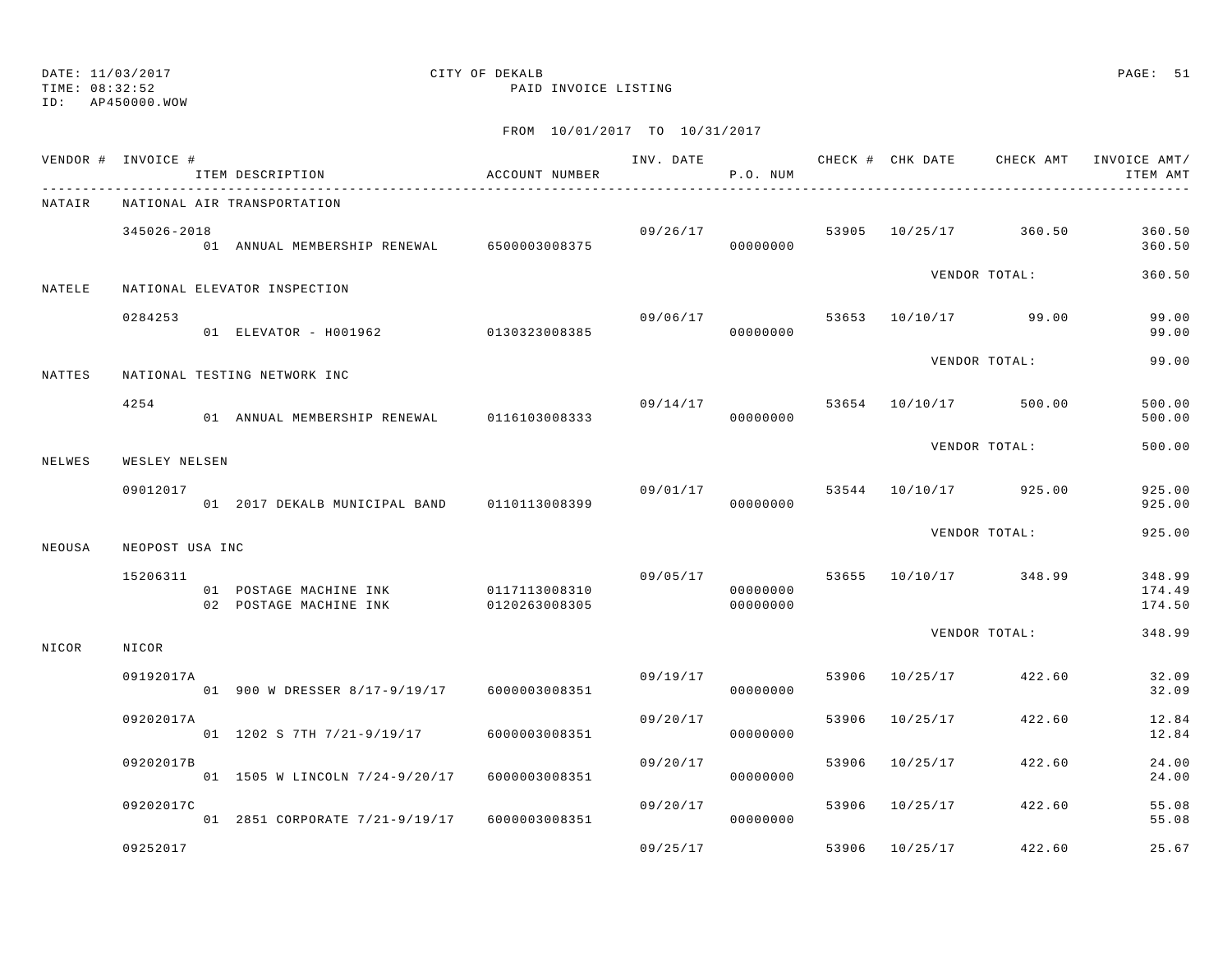DATE: 11/03/2017 CITY OF DEKALB
TIME: 08:32:52 PAID INVOICE LISTING
ID: AP450000.WOW

FROM 10/01/2017 TO 10/31/2017

| VENDOR # | INVOICE # / ITEM DESCRIPTION | ACCOUNT NUMBER | INV. DATE | P.O. NUM | CHECK # | CHK DATE | CHECK AMT | INVOICE AMT/ ITEM AMT |
|---|---|---|---|---|---|---|---|---|
| NATAIR | NATIONAL AIR TRANSPORTATION | | | | | | | |
| | 345026-2018 | | 09/26/17 | | 53905 | 10/25/17 | 360.50 | 360.50 |
| | 01 ANNUAL MEMBERSHIP RENEWAL | 6500003008375 | | 00000000 | | | | 360.50 |
| | | | | | | VENDOR TOTAL: | | 360.50 |
| NATELE | NATIONAL ELEVATOR INSPECTION | | | | | | | |
| | 0284253 | | 09/06/17 | | 53653 | 10/10/17 | 99.00 | 99.00 |
| | 01 ELEVATOR - H001962 | 0130323008385 | | 00000000 | | | | 99.00 |
| | | | | | | VENDOR TOTAL: | | 99.00 |
| NATTES | NATIONAL TESTING NETWORK INC | | | | | | | |
| | 4254 | | 09/14/17 | | 53654 | 10/10/17 | 500.00 | 500.00 |
| | 01 ANNUAL MEMBERSHIP RENEWAL | 0116103008333 | | 00000000 | | | | 500.00 |
| | | | | | | VENDOR TOTAL: | | 500.00 |
| NELWES | WESLEY NELSEN | | | | | | | |
| | 09012017 | | 09/01/17 | | 53544 | 10/10/17 | 925.00 | 925.00 |
| | 01 2017 DEKALB MUNICIPAL BAND | 0110113008399 | | 00000000 | | | | 925.00 |
| | | | | | | VENDOR TOTAL: | | 925.00 |
| NEOUSA | NEOPOST USA INC | | | | | | | |
| | 15206311 | | 09/05/17 | | 53655 | 10/10/17 | 348.99 | 348.99 |
| | 01 POSTAGE MACHINE INK | 0117113008310 | | 00000000 | | | | 174.49 |
| | 02 POSTAGE MACHINE INK | 0120263008305 | | 00000000 | | | | 174.50 |
| | | | | | | VENDOR TOTAL: | | 348.99 |
| NICOR | NICOR | | | | | | | |
| | 09192017A | | 09/19/17 | | 53906 | 10/25/17 | 422.60 | 32.09 |
| | 01 900 W DRESSER 8/17-9/19/17 | 6000003008351 | | 00000000 | | | | 32.09 |
| | 09202017A | | 09/20/17 | | 53906 | 10/25/17 | 422.60 | 12.84 |
| | 01 1202 S 7TH 7/21-9/19/17 | 6000003008351 | | 00000000 | | | | 12.84 |
| | 09202017B | | 09/20/17 | | 53906 | 10/25/17 | 422.60 | 24.00 |
| | 01 1505 W LINCOLN 7/24-9/20/17 | 6000003008351 | | 00000000 | | | | 24.00 |
| | 09202017C | | 09/20/17 | | 53906 | 10/25/17 | 422.60 | 55.08 |
| | 01 2851 CORPORATE 7/21-9/19/17 | 6000003008351 | | 00000000 | | | | 55.08 |
| | 09252017 | | 09/25/17 | | 53906 | 10/25/17 | 422.60 | 25.67 |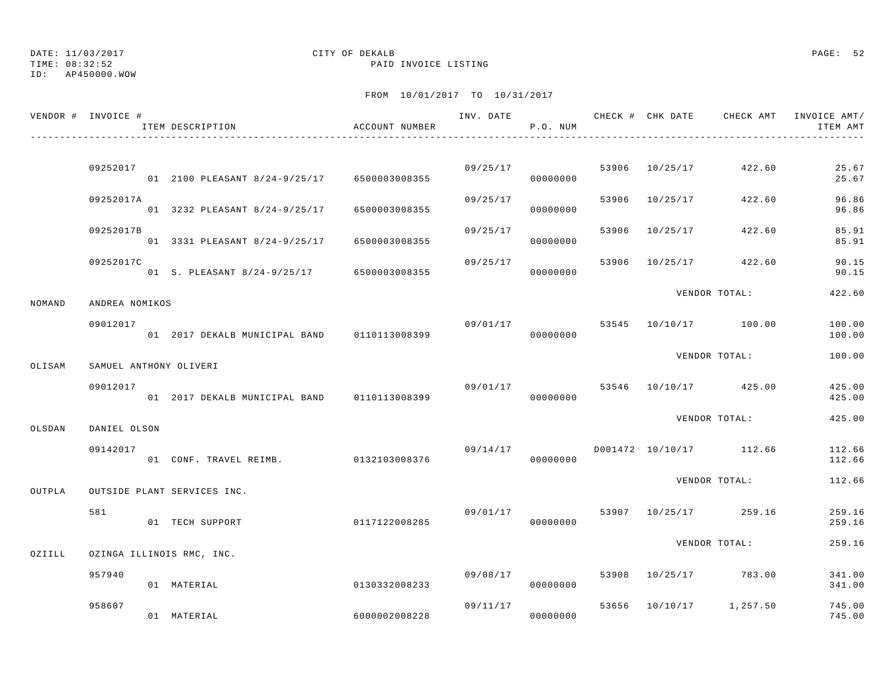DATE: 11/03/2017
TIME: 08:32:52
ID: AP450000.WOW

CITY OF DEKALB
PAID INVOICE LISTING

FROM 10/01/2017 TO 10/31/2017

| VENDOR # | INVOICE # / ITEM DESCRIPTION | ACCOUNT NUMBER | INV. DATE | P.O. NUM | CHECK # | CHK DATE | CHECK AMT | INVOICE AMT/ ITEM AMT |
|---|---|---|---|---|---|---|---|---|
| | 09252017 | | 09/25/17 | | 53906 | 10/25/17 | 422.60 | 25.67 |
| | 01 2100 PLEASANT 8/24-9/25/17 | 6500003008355 | | 00000000 | | | | 25.67 |
| | 09252017A | | 09/25/17 | | 53906 | 10/25/17 | 422.60 | 96.86 |
| | 01 3232 PLEASANT 8/24-9/25/17 | 6500003008355 | | 00000000 | | | | 96.86 |
| | 09252017B | | 09/25/17 | | 53906 | 10/25/17 | 422.60 | 85.91 |
| | 01 3331 PLEASANT 8/24-9/25/17 | 6500003008355 | | 00000000 | | | | 85.91 |
| | 09252017C | | 09/25/17 | | 53906 | 10/25/17 | 422.60 | 90.15 |
| | 01 S. PLEASANT 8/24-9/25/17 | 6500003008355 | | 00000000 | | | | 90.15 |
| | | | | | | VENDOR TOTAL: | | 422.60 |
| NOMAND | ANDREA NOMIKOS | | | | | | | |
| | 09012017 | | 09/01/17 | | 53545 | 10/10/17 | 100.00 | 100.00 |
| | 01 2017 DEKALB MUNICIPAL BAND | 0110113008399 | | 00000000 | | | | 100.00 |
| | | | | | | VENDOR TOTAL: | | 100.00 |
| OLISAM | SAMUEL ANTHONY OLIVERI | | | | | | | |
| | 09012017 | | 09/01/17 | | 53546 | 10/10/17 | 425.00 | 425.00 |
| | 01 2017 DEKALB MUNICIPAL BAND | 0110113008399 | | 00000000 | | | | 425.00 |
| | | | | | | VENDOR TOTAL: | | 425.00 |
| OLSDAN | DANIEL OLSON | | | | | | | |
| | 09142017 | | 09/14/17 | | D001472 | 10/10/17 | 112.66 | 112.66 |
| | 01 CONF. TRAVEL REIMB. | 0132103008376 | | 00000000 | | | | 112.66 |
| | | | | | | VENDOR TOTAL: | | 112.66 |
| OUTPLA | OUTSIDE PLANT SERVICES INC. | | | | | | | |
| | 581 | | 09/01/17 | | 53907 | 10/25/17 | 259.16 | 259.16 |
| | 01 TECH SUPPORT | 0117122008285 | | 00000000 | | | | 259.16 |
| | | | | | | VENDOR TOTAL: | | 259.16 |
| OZIILL | OZINGA ILLINOIS RMC, INC. | | | | | | | |
| | 957940 | | 09/08/17 | | 53908 | 10/25/17 | 783.00 | 341.00 |
| | 01 MATERIAL | 0130332008233 | | 00000000 | | | | 341.00 |
| | 958607 | | 09/11/17 | | 53656 | 10/10/17 | 1,257.50 | 745.00 |
| | 01 MATERIAL | 6000002008228 | | 00000000 | | | | 745.00 |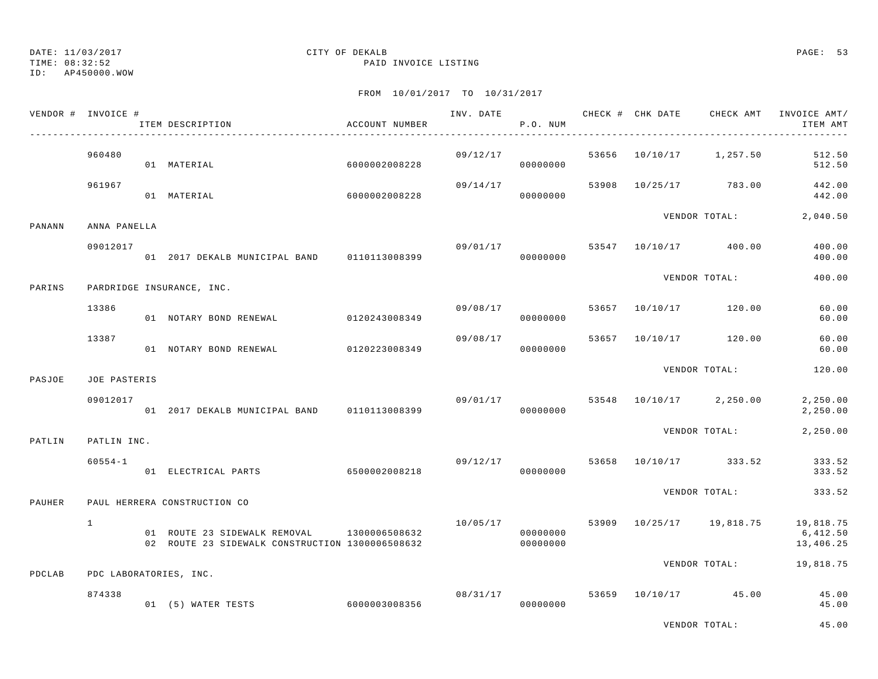DATE: 11/03/2017
TIME: 08:32:52
ID: AP450000.WOW

CITY OF DEKALB
PAID INVOICE LISTING

FROM 10/01/2017 TO 10/31/2017

| VENDOR # | INVOICE # | ITEM DESCRIPTION | ACCOUNT NUMBER | INV. DATE | P.O. NUM | CHECK # | CHK DATE | CHECK AMT | INVOICE AMT/ ITEM AMT |
|---|---|---|---|---|---|---|---|---|---|
| | 960480 | | | 09/12/17 | | 53656 | 10/10/17 | 1,257.50 | 512.50 |
| | | 01 MATERIAL | 6000002008228 | | 00000000 | | | | 512.50 |
| | 961967 | | | 09/14/17 | | 53908 | 10/25/17 | 783.00 | 442.00 |
| | | 01 MATERIAL | 6000002008228 | | 00000000 | | | | 442.00 |
| | | | | | | | VENDOR TOTAL: | | 2,040.50 |
| PANANN | ANNA PANELLA | | | | | | | | |
| | 09012017 | | | 09/01/17 | | 53547 | 10/10/17 | 400.00 | 400.00 |
| | | 01 2017 DEKALB MUNICIPAL BAND | 0110113008399 | | 00000000 | | | | 400.00 |
| | | | | | | | VENDOR TOTAL: | | 400.00 |
| PARINS | PARDRIDGE INSURANCE, INC. | | | | | | | | |
| | 13386 | | | 09/08/17 | | 53657 | 10/10/17 | 120.00 | 60.00 |
| | | 01 NOTARY BOND RENEWAL | 0120243008349 | | 00000000 | | | | 60.00 |
| | 13387 | | | 09/08/17 | | 53657 | 10/10/17 | 120.00 | 60.00 |
| | | 01 NOTARY BOND RENEWAL | 0120223008349 | | 00000000 | | | | 60.00 |
| | | | | | | | VENDOR TOTAL: | | 120.00 |
| PASJOE | JOE PASTERIS | | | | | | | | |
| | 09012017 | | | 09/01/17 | | 53548 | 10/10/17 | 2,250.00 | 2,250.00 |
| | | 01 2017 DEKALB MUNICIPAL BAND | 0110113008399 | | 00000000 | | | | 2,250.00 |
| | | | | | | | VENDOR TOTAL: | | 2,250.00 |
| PATLIN | PATLIN INC. | | | | | | | | |
| | 60554-1 | | | 09/12/17 | | 53658 | 10/10/17 | 333.52 | 333.52 |
| | | 01 ELECTRICAL PARTS | 6500002008218 | | 00000000 | | | | 333.52 |
| | | | | | | | VENDOR TOTAL: | | 333.52 |
| PAUHER | PAUL HERRERA CONSTRUCTION CO | | | | | | | | |
| | 1 | | | 10/05/17 | | 53909 | 10/25/17 | 19,818.75 | 19,818.75 |
| | | 01 ROUTE 23 SIDEWALK REMOVAL | 1300006508632 | | 00000000 | | | | 6,412.50 |
| | | 02 ROUTE 23 SIDEWALK CONSTRUCTION | 1300006508632 | | 00000000 | | | | 13,406.25 |
| | | | | | | | VENDOR TOTAL: | | 19,818.75 |
| PDCLAB | PDC LABORATORIES, INC. | | | | | | | | |
| | 874338 | | | 08/31/17 | | 53659 | 10/10/17 | 45.00 | 45.00 |
| | | 01 (5) WATER TESTS | 6000003008356 | | 00000000 | | | | 45.00 |
| | | | | | | | VENDOR TOTAL: | | 45.00 |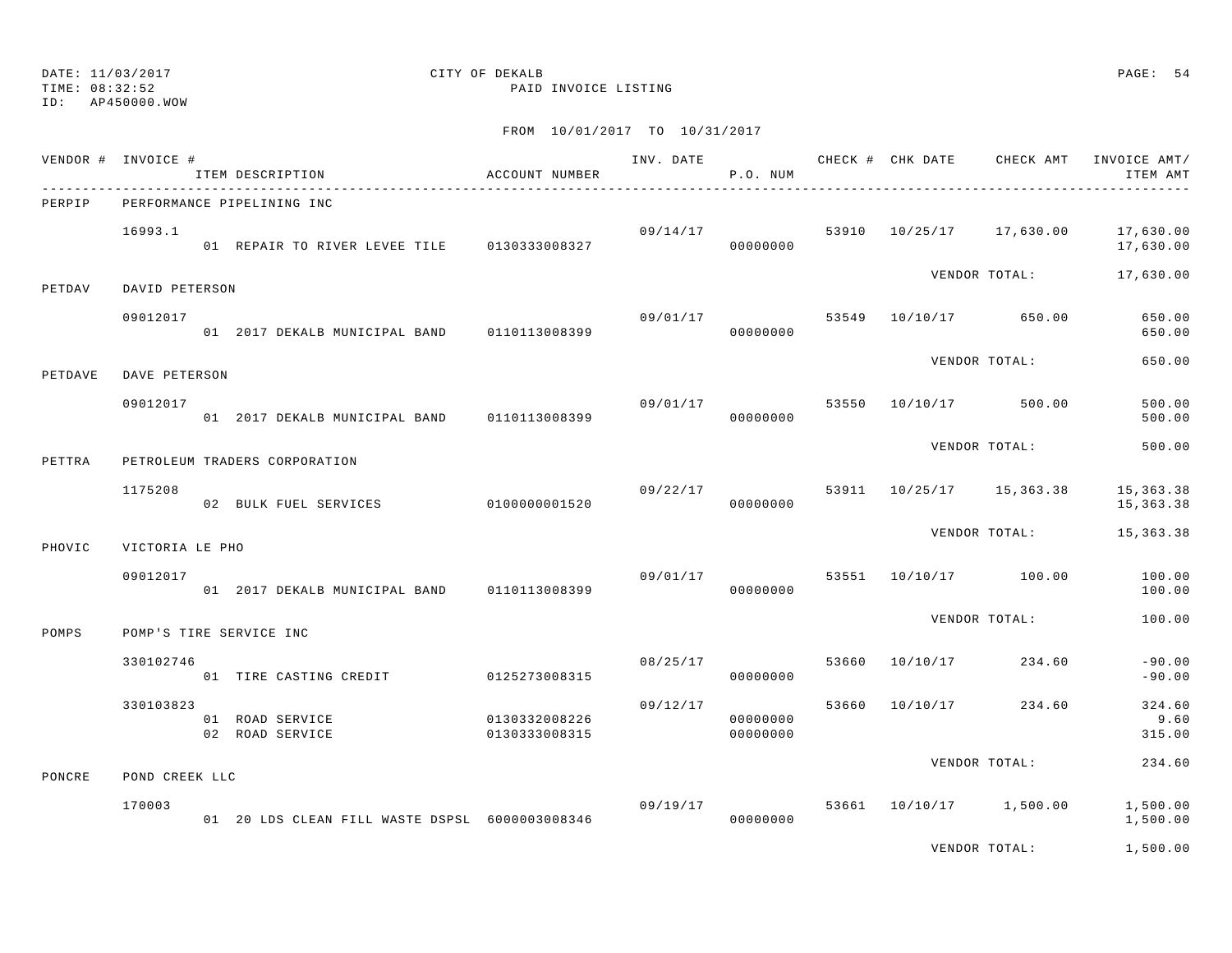DATE: 11/03/2017 CITY OF DEKALB
TIME: 08:32:52 PAID INVOICE LISTING
ID: AP450000.WOW

FROM 10/01/2017 TO 10/31/2017

| VENDOR # | INVOICE # / ITEM DESCRIPTION | ACCOUNT NUMBER | INV. DATE | P.O. NUM | CHECK # | CHK DATE | CHECK AMT | INVOICE AMT/ ITEM AMT |
|---|---|---|---|---|---|---|---|---|
| PERPIP | PERFORMANCE PIPELINING INC | | | | | | | |
| | 16993.1 | | 09/14/17 | | 53910 | 10/25/17 | 17,630.00 | 17,630.00 |
| | 01 REPAIR TO RIVER LEVEE TILE | 0130333008327 | | 00000000 | | | | 17,630.00 |
| | | | | | | VENDOR TOTAL: | | 17,630.00 |
| PETDAV | DAVID PETERSON | | | | | | | |
| | 09012017 | | 09/01/17 | | 53549 | 10/10/17 | 650.00 | 650.00 |
| | 01 2017 DEKALB MUNICIPAL BAND | 0110113008399 | | 00000000 | | | | 650.00 |
| | | | | | | VENDOR TOTAL: | | 650.00 |
| PETDAVE | DAVE PETERSON | | | | | | | |
| | 09012017 | | 09/01/17 | | 53550 | 10/10/17 | 500.00 | 500.00 |
| | 01 2017 DEKALB MUNICIPAL BAND | 0110113008399 | | 00000000 | | | | 500.00 |
| | | | | | | VENDOR TOTAL: | | 500.00 |
| PETTRA | PETROLEUM TRADERS CORPORATION | | | | | | | |
| | 1175208 | | 09/22/17 | | 53911 | 10/25/17 | 15,363.38 | 15,363.38 |
| | 02 BULK FUEL SERVICES | 0100000001520 | | 00000000 | | | | 15,363.38 |
| | | | | | | VENDOR TOTAL: | | 15,363.38 |
| PHOVIC | VICTORIA LE PHO | | | | | | | |
| | 09012017 | | 09/01/17 | | 53551 | 10/10/17 | 100.00 | 100.00 |
| | 01 2017 DEKALB MUNICIPAL BAND | 0110113008399 | | 00000000 | | | | 100.00 |
| | | | | | | VENDOR TOTAL: | | 100.00 |
| POMPS | POMP'S TIRE SERVICE INC | | | | | | | |
| | 330102746 | | 08/25/17 | | 53660 | 10/10/17 | 234.60 | -90.00 |
| | 01 TIRE CASTING CREDIT | 0125273008315 | | 00000000 | | | | -90.00 |
| | 330103823 | | 09/12/17 | | 53660 | 10/10/17 | 234.60 | 324.60 |
| | 01 ROAD SERVICE | 0130332008226 | | 00000000 | | | | 9.60 |
| | 02 ROAD SERVICE | 0130333008315 | | 00000000 | | | | 315.00 |
| | | | | | | VENDOR TOTAL: | | 234.60 |
| PONCRE | POND CREEK LLC | | | | | | | |
| | 170003 | | 09/19/17 | | 53661 | 10/10/17 | 1,500.00 | 1,500.00 |
| | 01 20 LDS CLEAN FILL WASTE DSPSL | 6000003008346 | | 00000000 | | | | 1,500.00 |
| | | | | | | VENDOR TOTAL: | | 1,500.00 |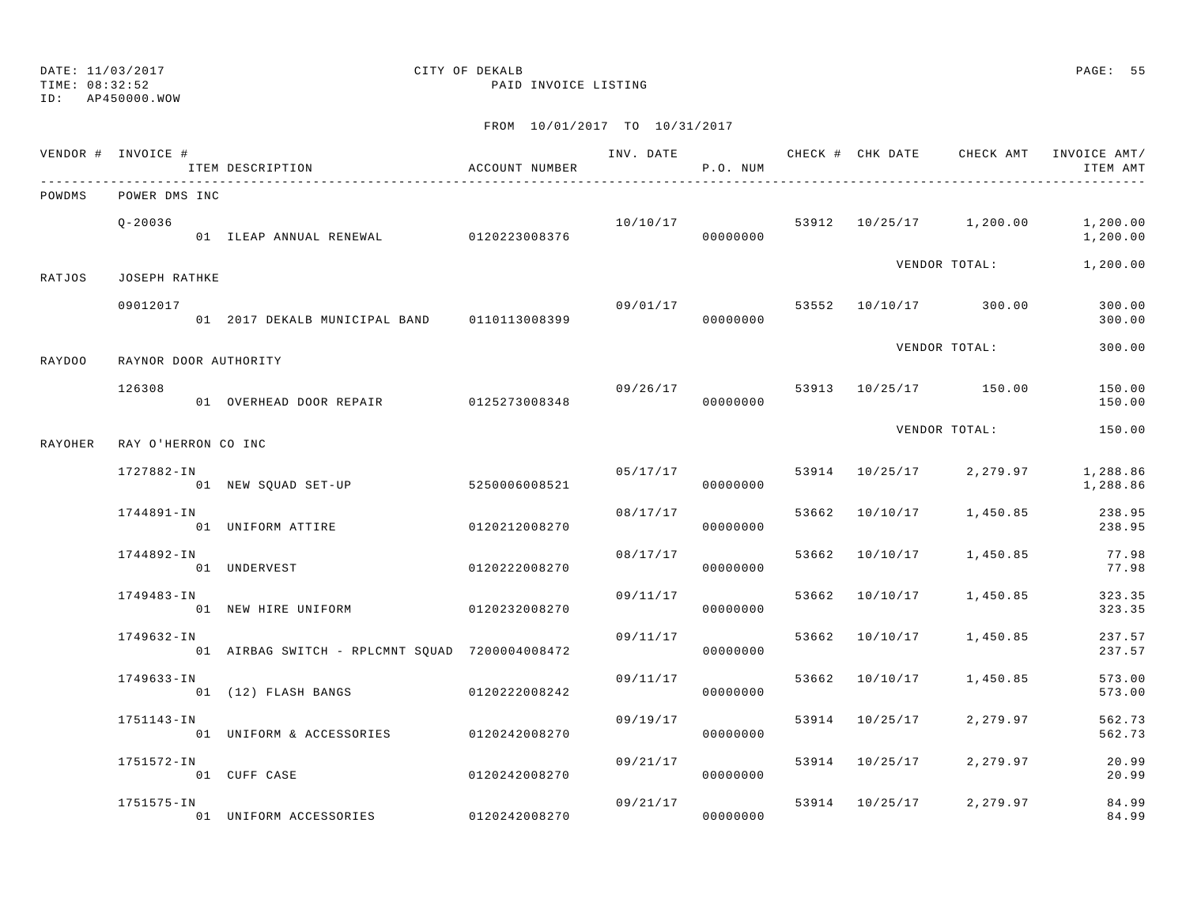DATE: 11/03/2017 CITY OF DEKALB
TIME: 08:32:52 PAID INVOICE LISTING
ID: AP450000.WOW

FROM 10/01/2017 TO 10/31/2017

| VENDOR # | INVOICE # / ITEM DESCRIPTION | ACCOUNT NUMBER | INV. DATE | P.O. NUM | CHECK # | CHK DATE | CHECK AMT | INVOICE AMT/ ITEM AMT |
|---|---|---|---|---|---|---|---|---|
| POWDMS | POWER DMS INC | | | | | | | |
| | Q-20036 | | 10/10/17 | | 53912 | 10/25/17 | 1,200.00 | 1,200.00 |
| | 01 ILEAP ANNUAL RENEWAL | 0120223008376 | | 00000000 | | | | 1,200.00 |
| | | | | | | VENDOR TOTAL: | | 1,200.00 |
| RATJOS | JOSEPH RATHKE | | | | | | | |
| | 09012017 | | 09/01/17 | | 53552 | 10/10/17 | 300.00 | 300.00 |
| | 01 2017 DEKALB MUNICIPAL BAND | 0110113008399 | | 00000000 | | | | 300.00 |
| | | | | | | VENDOR TOTAL: | | 300.00 |
| RAYDOO | RAYNOR DOOR AUTHORITY | | | | | | | |
| | 126308 | | 09/26/17 | | 53913 | 10/25/17 | 150.00 | 150.00 |
| | 01 OVERHEAD DOOR REPAIR | 0125273008348 | | 00000000 | | | | 150.00 |
| | | | | | | VENDOR TOTAL: | | 150.00 |
| RAYOHER | RAY O'HERRON CO INC | | | | | | | |
| | 1727882-IN | | 05/17/17 | | 53914 | 10/25/17 | 2,279.97 | 1,288.86 |
| | 01 NEW SQUAD SET-UP | 5250006008521 | | 00000000 | | | | 1,288.86 |
| | 1744891-IN | | 08/17/17 | | 53662 | 10/10/17 | 1,450.85 | 238.95 |
| | 01 UNIFORM ATTIRE | 0120212008270 | | 00000000 | | | | 238.95 |
| | 1744892-IN | | 08/17/17 | | 53662 | 10/10/17 | 1,450.85 | 77.98 |
| | 01 UNDERVEST | 0120222008270 | | 00000000 | | | | 77.98 |
| | 1749483-IN | | 09/11/17 | | 53662 | 10/10/17 | 1,450.85 | 323.35 |
| | 01 NEW HIRE UNIFORM | 0120232008270 | | 00000000 | | | | 323.35 |
| | 1749632-IN | | 09/11/17 | | 53662 | 10/10/17 | 1,450.85 | 237.57 |
| | 01 AIRBAG SWITCH - RPLCMNT SQUAD | 7200004008472 | | 00000000 | | | | 237.57 |
| | 1749633-IN | | 09/11/17 | | 53662 | 10/10/17 | 1,450.85 | 573.00 |
| | 01 (12) FLASH BANGS | 0120222008242 | | 00000000 | | | | 573.00 |
| | 1751143-IN | | 09/19/17 | | 53914 | 10/25/17 | 2,279.97 | 562.73 |
| | 01 UNIFORM & ACCESSORIES | 0120242008270 | | 00000000 | | | | 562.73 |
| | 1751572-IN | | 09/21/17 | | 53914 | 10/25/17 | 2,279.97 | 20.99 |
| | 01 CUFF CASE | 0120242008270 | | 00000000 | | | | 20.99 |
| | 1751575-IN | | 09/21/17 | | 53914 | 10/25/17 | 2,279.97 | 84.99 |
| | 01 UNIFORM ACCESSORIES | 0120242008270 | | 00000000 | | | | 84.99 |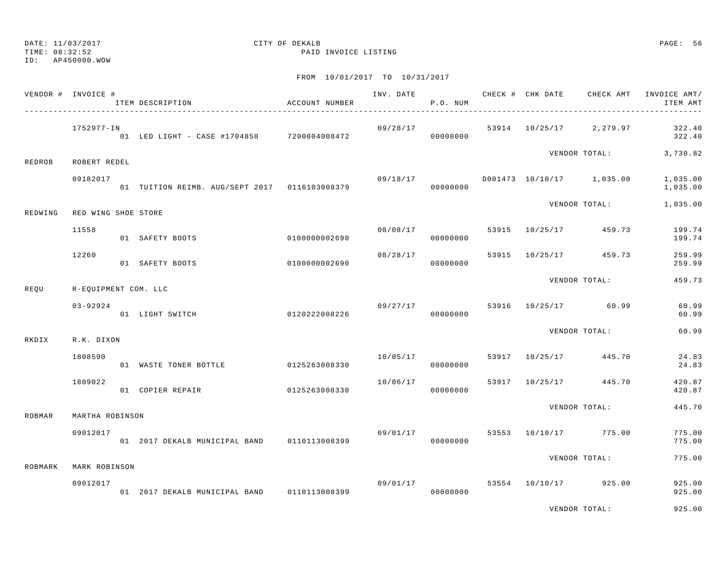DATE: 11/03/2017 CITY OF DEKALB
TIME: 08:32:52 PAID INVOICE LISTING
ID: AP450000.WOW

FROM 10/01/2017 TO 10/31/2017

| VENDOR # | INVOICE # | ITEM DESCRIPTION | ACCOUNT NUMBER | INV. DATE | P.O. NUM | CHECK # | CHK DATE | CHECK AMT | INVOICE AMT/ ITEM AMT |
|---|---|---|---|---|---|---|---|---|---|
| | 1752977-IN | | | 09/28/17 | | 53914 | 10/25/17 | 2,279.97 | 322.40 |
| | | 01 LED LIGHT - CASE #1704850 | 7200004008472 | | 00000000 | | | | 322.40 |
| | | | | | | | VENDOR TOTAL: | | 3,730.82 |
| REDROB | ROBERT REDEL | | | | | | | | |
| | 09182017 | | | 09/18/17 | | D001473 | 10/10/17 | 1,035.00 | 1,035.00 |
| | | 01 TUITION REIMB. AUG/SEPT 2017 | 0116103008379 | | 00000000 | | | | 1,035.00 |
| | | | | | | | VENDOR TOTAL: | | 1,035.00 |
| REDWING | RED WING SHOE STORE | | | | | | | | |
| | 11558 | | | 08/08/17 | | 53915 | 10/25/17 | 459.73 | 199.74 |
| | | 01 SAFETY BOOTS | 0100000002690 | | 00000000 | | | | 199.74 |
| | 12260 | | | 08/28/17 | | 53915 | 10/25/17 | 459.73 | 259.99 |
| | | 01 SAFETY BOOTS | 0100000002690 | | 00000000 | | | | 259.99 |
| | | | | | | | VENDOR TOTAL: | | 459.73 |
| REQU | R-EQUIPMENT COM. LLC | | | | | | | | |
| | 03-92924 | | | 09/27/17 | | 53916 | 10/25/17 | 60.99 | 60.99 |
| | | 01 LIGHT SWITCH | 0120222008226 | | 00000000 | | | | 60.99 |
| | | | | | | | VENDOR TOTAL: | | 60.99 |
| RKDIX | R.K. DIXON | | | | | | | | |
| | 1808590 | | | 10/05/17 | | 53917 | 10/25/17 | 445.70 | 24.83 |
| | | 01 WASTE TONER BOTTLE | 0125263008330 | | 00000000 | | | | 24.83 |
| | 1809022 | | | 10/06/17 | | 53917 | 10/25/17 | 445.70 | 420.87 |
| | | 01 COPIER REPAIR | 0125263008330 | | 00000000 | | | | 420.87 |
| | | | | | | | VENDOR TOTAL: | | 445.70 |
| ROBMAR | MARTHA ROBINSON | | | | | | | | |
| | 09012017 | | | 09/01/17 | | 53553 | 10/10/17 | 775.00 | 775.00 |
| | | 01 2017 DEKALB MUNICIPAL BAND | 0110113008399 | | 00000000 | | | | 775.00 |
| | | | | | | | VENDOR TOTAL: | | 775.00 |
| ROBMARK | MARK ROBINSON | | | | | | | | |
| | 09012017 | | | 09/01/17 | | 53554 | 10/10/17 | 925.00 | 925.00 |
| | | 01 2017 DEKALB MUNICIPAL BAND | 0110113008399 | | 00000000 | | | | 925.00 |
| | | | | | | | VENDOR TOTAL: | | 925.00 |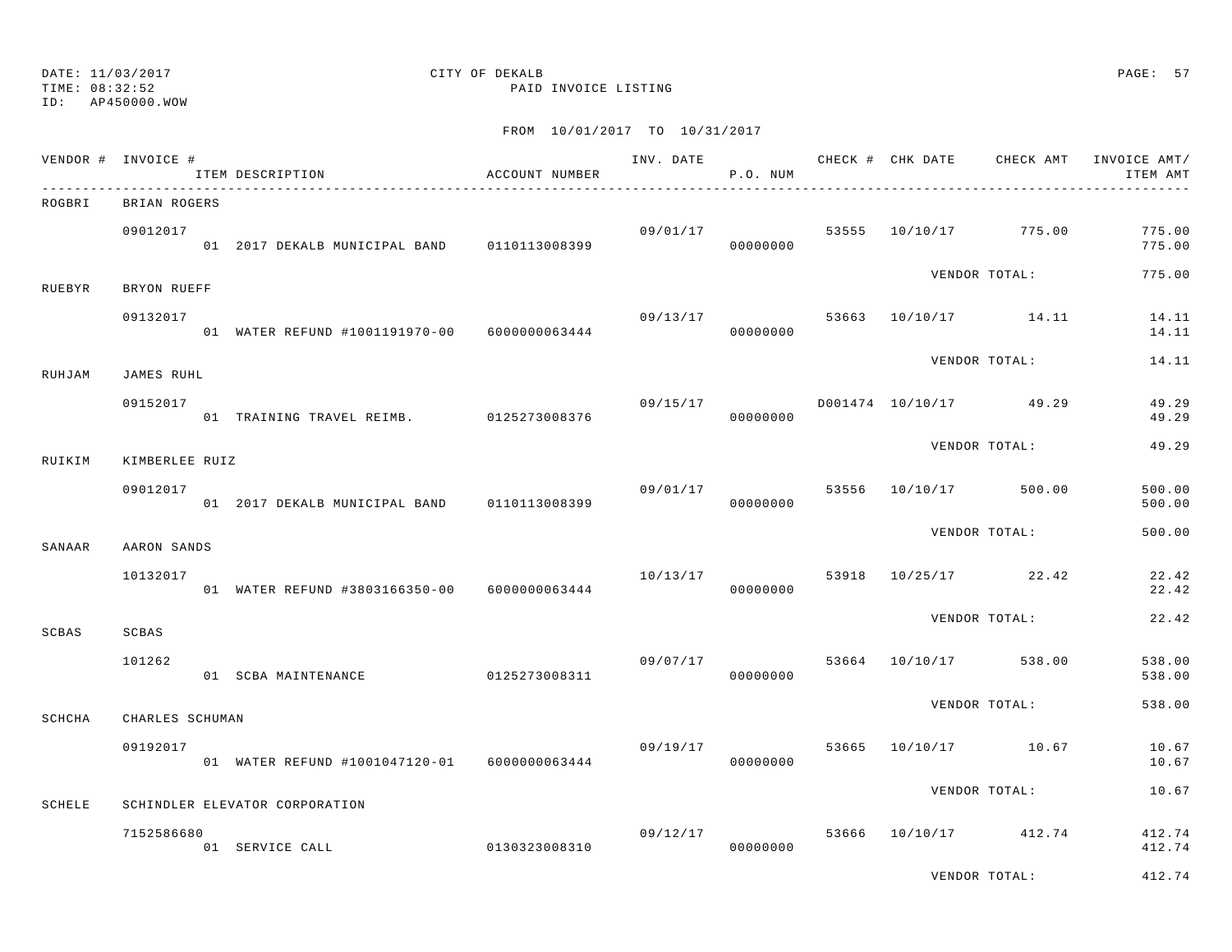DATE: 11/03/2017
TIME: 08:32:52
ID: AP450000.WOW

CITY OF DEKALB
PAID INVOICE LISTING

FROM 10/01/2017 TO 10/31/2017

| VENDOR # | INVOICE # | ITEM DESCRIPTION | ACCOUNT NUMBER | INV. DATE | P.O. NUM | CHECK # | CHK DATE | CHECK AMT | INVOICE AMT/ ITEM AMT |
|---|---|---|---|---|---|---|---|---|---|
| ROGBRI | BRIAN ROGERS | | | | | | | | |
| | 09012017 | | | 09/01/17 | | 53555 | 10/10/17 | 775.00 | 775.00 |
| | | 01 2017 DEKALB MUNICIPAL BAND | 0110113008399 | | 00000000 | | | | 775.00 |
| | | | | | | | VENDOR TOTAL: | | 775.00 |
| RUEBYR | BRYON RUEFF | | | | | | | | |
| | 09132017 | | | 09/13/17 | | 53663 | 10/10/17 | 14.11 | 14.11 |
| | | 01 WATER REFUND #1001191970-00 | 6000000063444 | | 00000000 | | | | 14.11 |
| | | | | | | | VENDOR TOTAL: | | 14.11 |
| RUHJAM | JAMES RUHL | | | | | | | | |
| | 09152017 | | | 09/15/17 | | D001474 | 10/10/17 | 49.29 | 49.29 |
| | | 01 TRAINING TRAVEL REIMB. | 0125273008376 | | 00000000 | | | | 49.29 |
| | | | | | | | VENDOR TOTAL: | | 49.29 |
| RUIKIM | KIMBERLEE RUIZ | | | | | | | | |
| | 09012017 | | | 09/01/17 | | 53556 | 10/10/17 | 500.00 | 500.00 |
| | | 01 2017 DEKALB MUNICIPAL BAND | 0110113008399 | | 00000000 | | | | 500.00 |
| | | | | | | | VENDOR TOTAL: | | 500.00 |
| SANAAR | AARON SANDS | | | | | | | | |
| | 10132017 | | | 10/13/17 | | 53918 | 10/25/17 | 22.42 | 22.42 |
| | | 01 WATER REFUND #3803166350-00 | 6000000063444 | | 00000000 | | | | 22.42 |
| | | | | | | | VENDOR TOTAL: | | 22.42 |
| SCBAS | SCBAS | | | | | | | | |
| | 101262 | | | 09/07/17 | | 53664 | 10/10/17 | 538.00 | 538.00 |
| | | 01 SCBA MAINTENANCE | 0125273008311 | | 00000000 | | | | 538.00 |
| | | | | | | | VENDOR TOTAL: | | 538.00 |
| SCHCHA | CHARLES SCHUMAN | | | | | | | | |
| | 09192017 | | | 09/19/17 | | 53665 | 10/10/17 | 10.67 | 10.67 |
| | | 01 WATER REFUND #1001047120-01 | 6000000063444 | | 00000000 | | | | 10.67 |
| | | | | | | | VENDOR TOTAL: | | 10.67 |
| SCHELE | SCHINDLER ELEVATOR CORPORATION | | | | | | | | |
| | 7152586680 | | | 09/12/17 | | 53666 | 10/10/17 | 412.74 | 412.74 |
| | | 01 SERVICE CALL | 0130323008310 | | 00000000 | | | | 412.74 |
| | | | | | | | VENDOR TOTAL: | | 412.74 |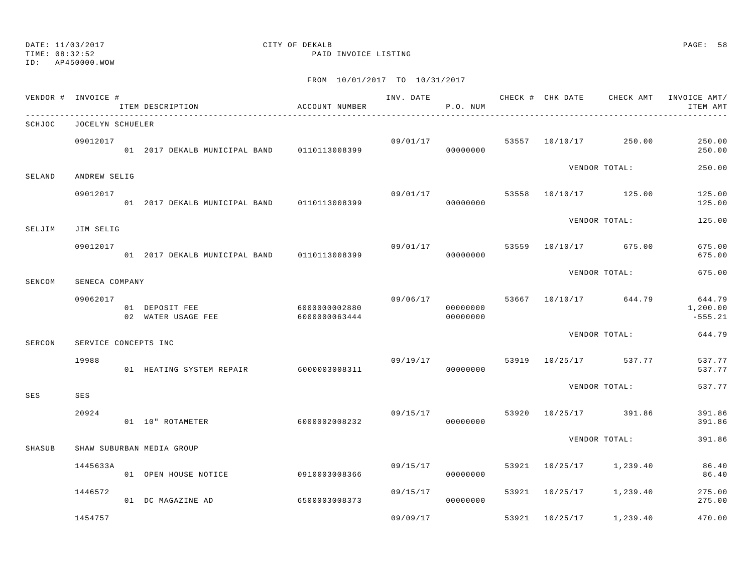DATE: 11/03/2017
TIME: 08:32:52
ID: AP450000.WOW

CITY OF DEKALB
PAID INVOICE LISTING

FROM 10/01/2017 TO 10/31/2017

| VENDOR # | INVOICE # | ITEM DESCRIPTION | ACCOUNT NUMBER | INV. DATE | P.O. NUM | CHECK # | CHK DATE | CHECK AMT | INVOICE AMT/ ITEM AMT |
|---|---|---|---|---|---|---|---|---|---|
| SCHJOC | JOCELYN SCHUELER | | | | | | | | |
| | 09012017 | | | 09/01/17 | | 53557 | 10/10/17 | 250.00 | 250.00 |
| | | 01 2017 DEKALB MUNICIPAL BAND | 0110113008399 | | 00000000 | | | | 250.00 |
| | | | | | | | VENDOR TOTAL: | | 250.00 |
| SELAND | ANDREW SELIG | | | | | | | | |
| | 09012017 | | | 09/01/17 | | 53558 | 10/10/17 | 125.00 | 125.00 |
| | | 01 2017 DEKALB MUNICIPAL BAND | 0110113008399 | | 00000000 | | | | 125.00 |
| | | | | | | | VENDOR TOTAL: | | 125.00 |
| SELJIM | JIM SELIG | | | | | | | | |
| | 09012017 | | | 09/01/17 | | 53559 | 10/10/17 | 675.00 | 675.00 |
| | | 01 2017 DEKALB MUNICIPAL BAND | 0110113008399 | | 00000000 | | | | 675.00 |
| | | | | | | | VENDOR TOTAL: | | 675.00 |
| SENCOM | SENECA COMPANY | | | | | | | | |
| | 09062017 | | | 09/06/17 | | 53667 | 10/10/17 | 644.79 | 644.79 |
| | | 01 DEPOSIT FEE | 6000000002880 | | 00000000 | | | | 1,200.00 |
| | | 02 WATER USAGE FEE | 6000000063444 | | 00000000 | | | | -555.21 |
| | | | | | | | VENDOR TOTAL: | | 644.79 |
| SERCON | SERVICE CONCEPTS INC | | | | | | | | |
| | 19988 | | | 09/19/17 | | 53919 | 10/25/17 | 537.77 | 537.77 |
| | | 01 HEATING SYSTEM REPAIR | 6000003008311 | | 00000000 | | | | 537.77 |
| | | | | | | | VENDOR TOTAL: | | 537.77 |
| SES | SES | | | | | | | | |
| | 20924 | | | 09/15/17 | | 53920 | 10/25/17 | 391.86 | 391.86 |
| | | 01 10" ROTAMETER | 6000002008232 | | 00000000 | | | | 391.86 |
| | | | | | | | VENDOR TOTAL: | | 391.86 |
| SHASUB | SHAW SUBURBAN MEDIA GROUP | | | | | | | | |
| | 1445633A | | | 09/15/17 | | 53921 | 10/25/17 | 1,239.40 | 86.40 |
| | | 01 OPEN HOUSE NOTICE | 0910003008366 | | 00000000 | | | | 86.40 |
| | 1446572 | | | 09/15/17 | | 53921 | 10/25/17 | 1,239.40 | 275.00 |
| | | 01 DC MAGAZINE AD | 6500003008373 | | 00000000 | | | | 275.00 |
| | 1454757 | | | 09/09/17 | | 53921 | 10/25/17 | 1,239.40 | 470.00 |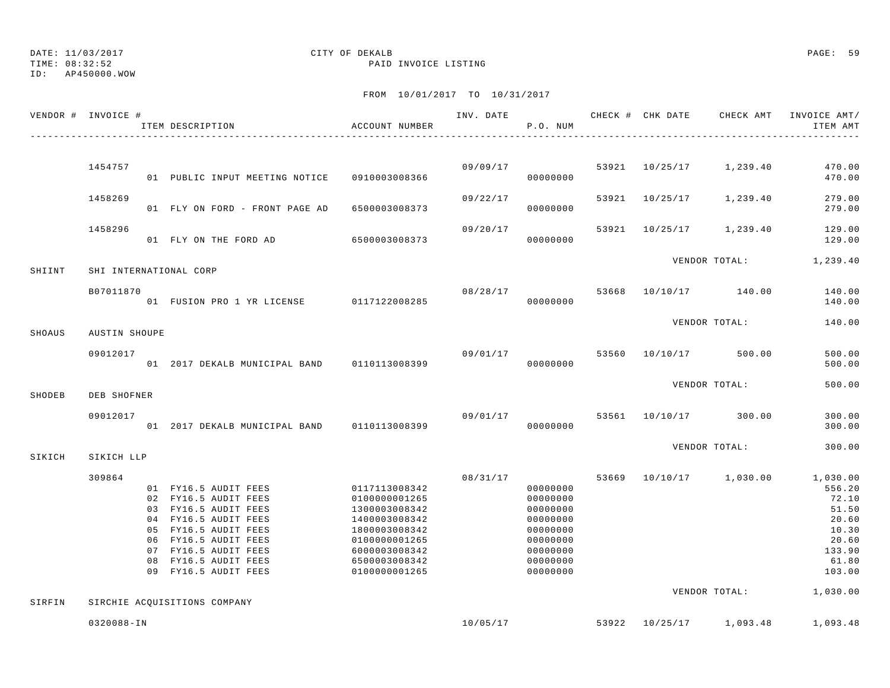DATE: 11/03/2017
TIME: 08:32:52
ID: AP450000.WOW

CITY OF DEKALB
PAID INVOICE LISTING

FROM 10/01/2017 TO 10/31/2017

| VENDOR # | INVOICE # | ITEM DESCRIPTION | ACCOUNT NUMBER | INV. DATE | P.O. NUM | CHECK # | CHK DATE | CHECK AMT | INVOICE AMT/ ITEM AMT |
|---|---|---|---|---|---|---|---|---|---|
| | 1454757 | | | 09/09/17 | | 53921 | 10/25/17 | 1,239.40 | 470.00 |
| | | 01 PUBLIC INPUT MEETING NOTICE | 0910003008366 | | 00000000 | | | | 470.00 |
| | 1458269 | | | 09/22/17 | | 53921 | 10/25/17 | 1,239.40 | 279.00 |
| | | 01 FLY ON FORD - FRONT PAGE AD | 6500003008373 | | 00000000 | | | | 279.00 |
| | 1458296 | | | 09/20/17 | | 53921 | 10/25/17 | 1,239.40 | 129.00 |
| | | 01 FLY ON THE FORD AD | 6500003008373 | | 00000000 | | | | 129.00 |
| | | | | | | | VENDOR TOTAL: | | 1,239.40 |
| SHIINT | SHI INTERNATIONAL CORP | | | | | | | | |
| | B07011870 | | | 08/28/17 | | 53668 | 10/10/17 | 140.00 | 140.00 |
| | | 01 FUSION PRO 1 YR LICENSE | 0117122008285 | | 00000000 | | | | 140.00 |
| | | | | | | | VENDOR TOTAL: | | 140.00 |
| SHOAUS | AUSTIN SHOUPE | | | | | | | | |
| | 09012017 | | | 09/01/17 | | 53560 | 10/10/17 | 500.00 | 500.00 |
| | | 01 2017 DEKALB MUNICIPAL BAND | 0110113008399 | | 00000000 | | | | 500.00 |
| | | | | | | | VENDOR TOTAL: | | 500.00 |
| SHODEB | DEB SHOFNER | | | | | | | | |
| | 09012017 | | | 09/01/17 | | 53561 | 10/10/17 | 300.00 | 300.00 |
| | | 01 2017 DEKALB MUNICIPAL BAND | 0110113008399 | | 00000000 | | | | 300.00 |
| | | | | | | | VENDOR TOTAL: | | 300.00 |
| SIKICH | SIKICH LLP | | | | | | | | |
| | 309864 | | | 08/31/17 | | 53669 | 10/10/17 | 1,030.00 | 1,030.00 |
| | | 01 FY16.5 AUDIT FEES | 0117113008342 | | 00000000 | | | | 556.20 |
| | | 02 FY16.5 AUDIT FEES | 0100000001265 | | 00000000 | | | | 72.10 |
| | | 03 FY16.5 AUDIT FEES | 1300003008342 | | 00000000 | | | | 51.50 |
| | | 04 FY16.5 AUDIT FEES | 1400003008342 | | 00000000 | | | | 20.60 |
| | | 05 FY16.5 AUDIT FEES | 1800003008342 | | 00000000 | | | | 10.30 |
| | | 06 FY16.5 AUDIT FEES | 0100000001265 | | 00000000 | | | | 20.60 |
| | | 07 FY16.5 AUDIT FEES | 6000003008342 | | 00000000 | | | | 133.90 |
| | | 08 FY16.5 AUDIT FEES | 6500003008342 | | 00000000 | | | | 61.80 |
| | | 09 FY16.5 AUDIT FEES | 0100000001265 | | 00000000 | | | | 103.00 |
| | | | | | | | VENDOR TOTAL: | | 1,030.00 |
| SIRFIN | SIRCHIE ACQUISITIONS COMPANY | | | | | | | | |
| | 0320088-IN | | | 10/05/17 | | 53922 | 10/25/17 | 1,093.48 | 1,093.48 |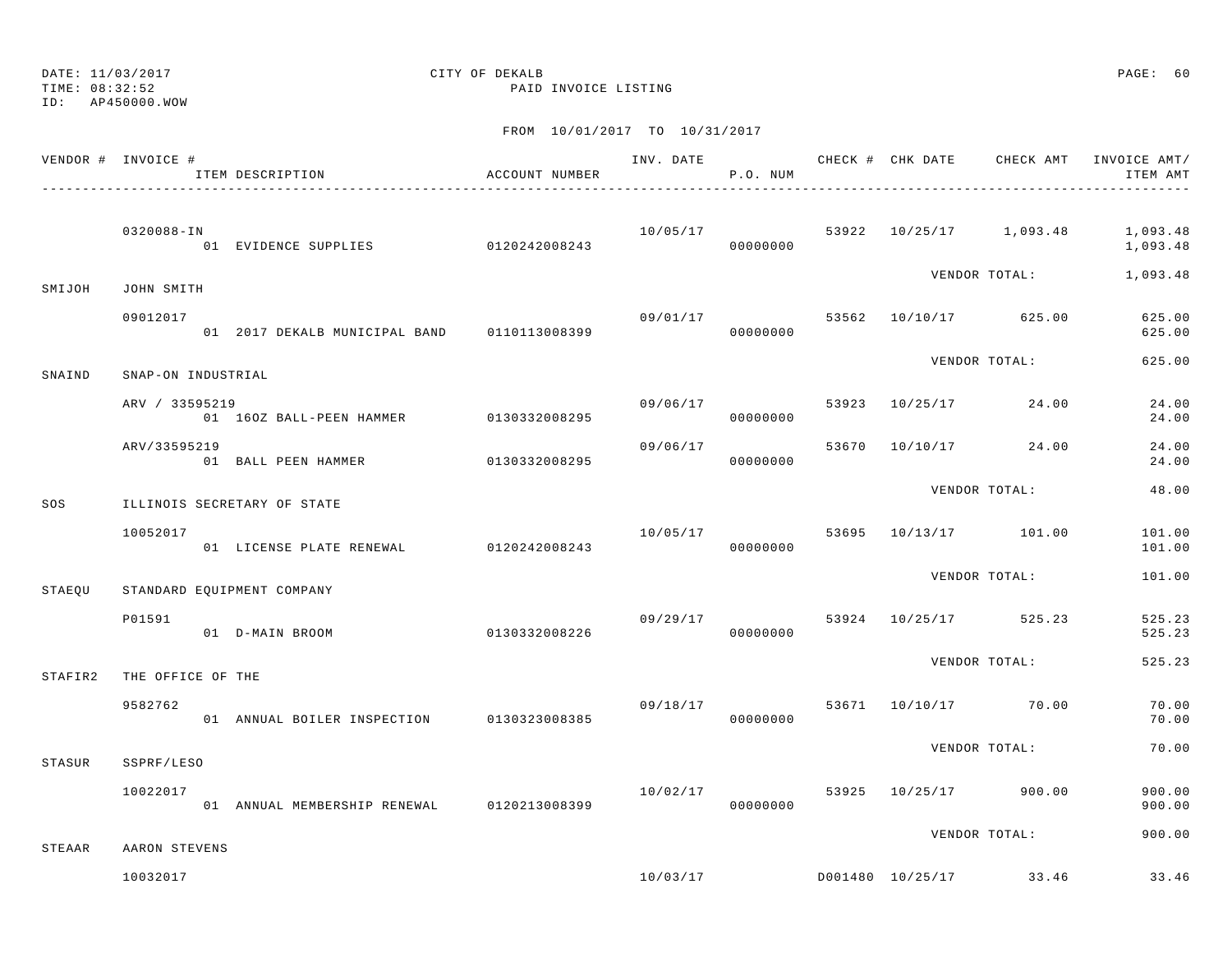DATE: 11/03/2017 CITY OF DEKALB
TIME: 08:32:52 PAID INVOICE LISTING
ID: AP450000.WOW

FROM 10/01/2017 TO 10/31/2017

| VENDOR # | INVOICE # / ITEM DESCRIPTION | ACCOUNT NUMBER | INV. DATE | P.O. NUM | CHECK # | CHK DATE | CHECK AMT | INVOICE AMT/ ITEM AMT |
|---|---|---|---|---|---|---|---|---|
| | 0320088-IN | | 10/05/17 | | 53922 | 10/25/17 | 1,093.48 | 1,093.48 |
| | 01 EVIDENCE SUPPLIES | 0120242008243 | | 00000000 | | | | 1,093.48 |
| | | | | | | VENDOR TOTAL: | | 1,093.48 |
| SMIJOH | JOHN SMITH | | | | | | | |
| | 09012017 | | 09/01/17 | | 53562 | 10/10/17 | 625.00 | 625.00 |
| | 01 2017 DEKALB MUNICIPAL BAND | 0110113008399 | | 00000000 | | | | 625.00 |
| | | | | | | VENDOR TOTAL: | | 625.00 |
| SNAIND | SNAP-ON INDUSTRIAL | | | | | | | |
| | ARV / 33595219 | | 09/06/17 | | 53923 | 10/25/17 | 24.00 | 24.00 |
| | 01 16OZ BALL-PEEN HAMMER | 0130332008295 | | 00000000 | | | | 24.00 |
| | ARV/33595219 | | 09/06/17 | | 53670 | 10/10/17 | 24.00 | 24.00 |
| | 01 BALL PEEN HAMMER | 0130332008295 | | 00000000 | | | | 24.00 |
| | | | | | | VENDOR TOTAL: | | 48.00 |
| SOS | ILLINOIS SECRETARY OF STATE | | | | | | | |
| | 10052017 | | 10/05/17 | | 53695 | 10/13/17 | 101.00 | 101.00 |
| | 01 LICENSE PLATE RENEWAL | 0120242008243 | | 00000000 | | | | 101.00 |
| | | | | | | VENDOR TOTAL: | | 101.00 |
| STAEQU | STANDARD EQUIPMENT COMPANY | | | | | | | |
| | P01591 | | 09/29/17 | | 53924 | 10/25/17 | 525.23 | 525.23 |
| | 01 D-MAIN BROOM | 0130332008226 | | 00000000 | | | | 525.23 |
| | | | | | | VENDOR TOTAL: | | 525.23 |
| STAFIR2 | THE OFFICE OF THE | | | | | | | |
| | 9582762 | | 09/18/17 | | 53671 | 10/10/17 | 70.00 | 70.00 |
| | 01 ANNUAL BOILER INSPECTION | 0130323008385 | | 00000000 | | | | 70.00 |
| | | | | | | VENDOR TOTAL: | | 70.00 |
| STASUR | SSPRF/LESO | | | | | | | |
| | 10022017 | | 10/02/17 | | 53925 | 10/25/17 | 900.00 | 900.00 |
| | 01 ANNUAL MEMBERSHIP RENEWAL | 0120213008399 | | 00000000 | | | | 900.00 |
| | | | | | | VENDOR TOTAL: | | 900.00 |
| STEAAR | AARON STEVENS | | | | | | | |
| | 10032017 | | 10/03/17 | | D001480 | 10/25/17 | 33.46 | 33.46 |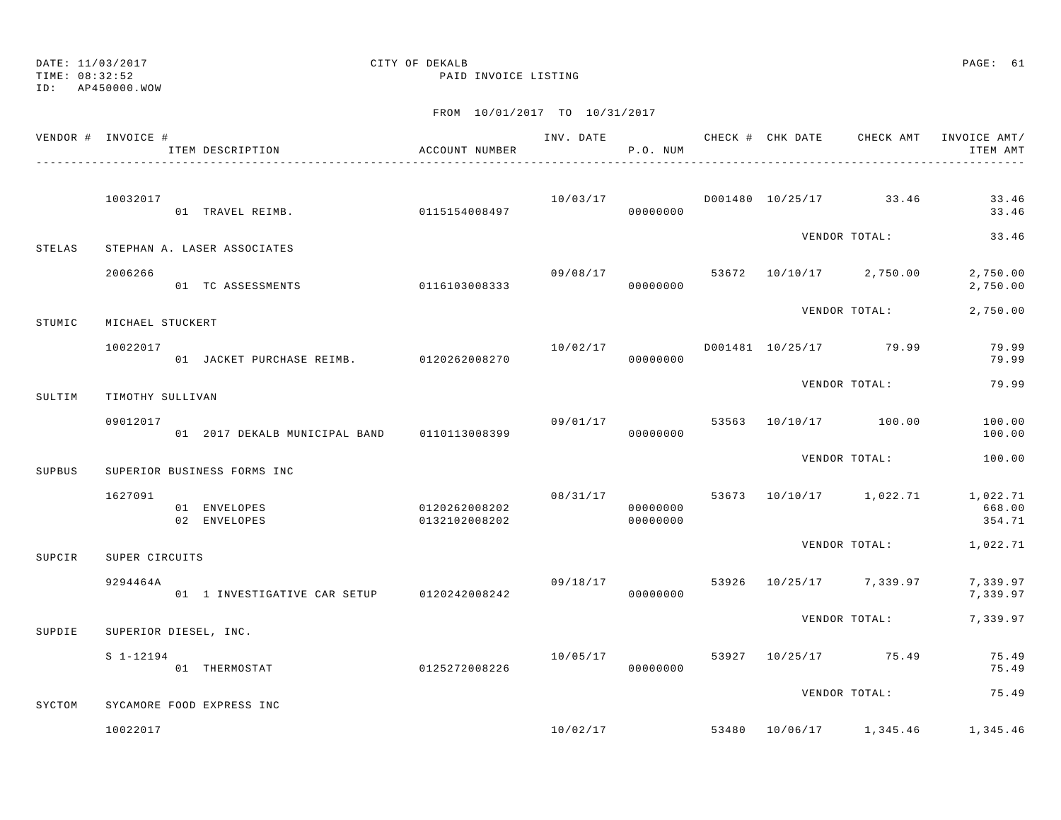DATE: 11/03/2017
TIME: 08:32:52
ID: AP450000.WOW

CITY OF DEKALB
PAID INVOICE LISTING

FROM 10/01/2017 TO 10/31/2017

| VENDOR # | INVOICE # / ITEM DESCRIPTION | ACCOUNT NUMBER | INV. DATE | P.O. NUM | CHECK # | CHK DATE | CHECK AMT | INVOICE AMT/ ITEM AMT |
|---|---|---|---|---|---|---|---|---|
| | 10032017 | | 10/03/17 | | D001480 | 10/25/17 | 33.46 | 33.46 |
| | 01 TRAVEL REIMB. | 0115154008497 | | 00000000 | | | | 33.46 |
| | | | | | | VENDOR TOTAL: | | 33.46 |
| STELAS | STEPHAN A. LASER ASSOCIATES | | | | | | | |
| | 2006266 | | 09/08/17 | | 53672 | 10/10/17 | 2,750.00 | 2,750.00 |
| | 01 TC ASSESSMENTS | 0116103008333 | | 00000000 | | | | 2,750.00 |
| | | | | | | VENDOR TOTAL: | | 2,750.00 |
| STUMIC | MICHAEL STUCKERT | | | | | | | |
| | 10022017 | | 10/02/17 | | D001481 | 10/25/17 | 79.99 | 79.99 |
| | 01 JACKET PURCHASE REIMB. | 0120262008270 | | 00000000 | | | | 79.99 |
| | | | | | | VENDOR TOTAL: | | 79.99 |
| SULTIM | TIMOTHY SULLIVAN | | | | | | | |
| | 09012017 | | 09/01/17 | | 53563 | 10/10/17 | 100.00 | 100.00 |
| | 01 2017 DEKALB MUNICIPAL BAND | 0110113008399 | | 00000000 | | | | 100.00 |
| | | | | | | VENDOR TOTAL: | | 100.00 |
| SUPBUS | SUPERIOR BUSINESS FORMS INC | | | | | | | |
| | 1627091 | | 08/31/17 | | 53673 | 10/10/17 | 1,022.71 | 1,022.71 |
| | 01 ENVELOPES | 0120262008202 | | 00000000 | | | | 668.00 |
| | 02 ENVELOPES | 0132102008202 | | 00000000 | | | | 354.71 |
| | | | | | | VENDOR TOTAL: | | 1,022.71 |
| SUPCIR | SUPER CIRCUITS | | | | | | | |
| | 9294464A | | 09/18/17 | | 53926 | 10/25/17 | 7,339.97 | 7,339.97 |
| | 01 1 INVESTIGATIVE CAR SETUP | 0120242008242 | | 00000000 | | | | 7,339.97 |
| | | | | | | VENDOR TOTAL: | | 7,339.97 |
| SUPDIE | SUPERIOR DIESEL, INC. | | | | | | | |
| | S 1-12194 | | 10/05/17 | | 53927 | 10/25/17 | 75.49 | 75.49 |
| | 01 THERMOSTAT | 0125272008226 | | 00000000 | | | | 75.49 |
| | | | | | | VENDOR TOTAL: | | 75.49 |
| SYCTOM | SYCAMORE FOOD EXPRESS INC | | | | | | | |
| | 10022017 | | 10/02/17 | | 53480 | 10/06/17 | 1,345.46 | 1,345.46 |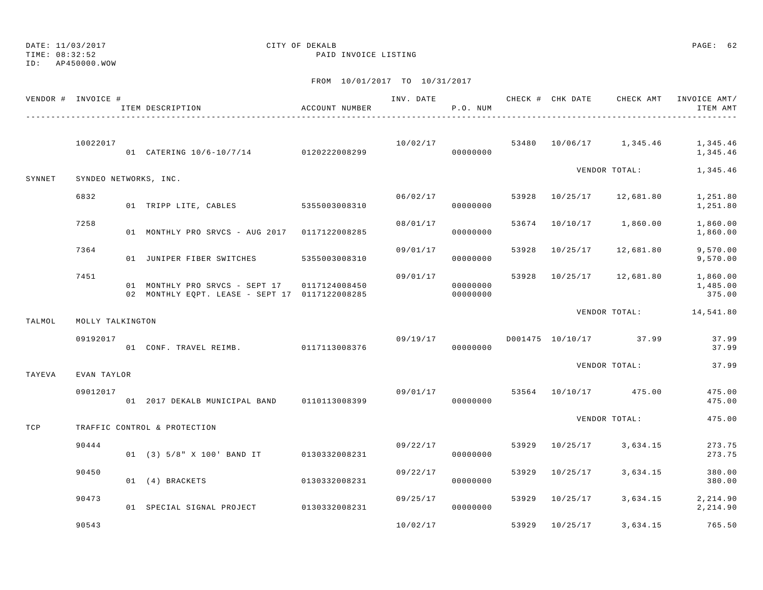DATE: 11/03/2017 CITY OF DEKALB
TIME: 08:32:52 PAID INVOICE LISTING
ID: AP450000.WOW

FROM 10/01/2017 TO 10/31/2017

| VENDOR # | INVOICE # | ITEM DESCRIPTION | ACCOUNT NUMBER | INV. DATE | P.O. NUM | CHECK # | CHK DATE | CHECK AMT | INVOICE AMT/ ITEM AMT |
|---|---|---|---|---|---|---|---|---|---|
| | 10022017 | | | 10/02/17 | | 53480 | 10/06/17 | 1,345.46 | 1,345.46 |
| | | 01 CATERING 10/6-10/7/14 | 0120222008299 | | 00000000 | | | | 1,345.46 |
| | | | | | | | | VENDOR TOTAL: | 1,345.46 |
| SYNNET | SYNDEO NETWORKS, INC. | | | | | | | | |
| | 6832 | | | 06/02/17 | | 53928 | 10/25/17 | 12,681.80 | 1,251.80 |
| | | 01 TRIPP LITE, CABLES | 5355003008310 | | 00000000 | | | | 1,251.80 |
| | 7258 | | | 08/01/17 | | 53674 | 10/10/17 | 1,860.00 | 1,860.00 |
| | | 01 MONTHLY PRO SRVCS - AUG 2017 | 0117122008285 | | 00000000 | | | | 1,860.00 |
| | 7364 | | | 09/01/17 | | 53928 | 10/25/17 | 12,681.80 | 9,570.00 |
| | | 01 JUNIPER FIBER SWITCHES | 5355003008310 | | 00000000 | | | | 9,570.00 |
| | 7451 | | | 09/01/17 | | 53928 | 10/25/17 | 12,681.80 | 1,860.00 |
| | | 01 MONTHLY PRO SRVCS - SEPT 17 | 0117124008450 | | 00000000 | | | | 1,485.00 |
| | | 02 MONTHLY EQPT. LEASE - SEPT 17 | 0117122008285 | | 00000000 | | | | 375.00 |
| | | | | | | | | VENDOR TOTAL: | 14,541.80 |
| TALMOL | MOLLY TALKINGTON | | | | | | | | |
| | 09192017 | | | 09/19/17 | | D001475 | 10/10/17 | 37.99 | 37.99 |
| | | 01 CONF. TRAVEL REIMB. | 0117113008376 | | 00000000 | | | | 37.99 |
| | | | | | | | | VENDOR TOTAL: | 37.99 |
| TAYEVA | EVAN TAYLOR | | | | | | | | |
| | 09012017 | | | 09/01/17 | | 53564 | 10/10/17 | 475.00 | 475.00 |
| | | 01 2017 DEKALB MUNICIPAL BAND | 0110113008399 | | 00000000 | | | | 475.00 |
| | | | | | | | | VENDOR TOTAL: | 475.00 |
| TCP | TRAFFIC CONTROL & PROTECTION | | | | | | | | |
| | 90444 | | | 09/22/17 | | 53929 | 10/25/17 | 3,634.15 | 273.75 |
| | | 01 (3) 5/8" X 100' BAND IT | 0130332008231 | | 00000000 | | | | 273.75 |
| | 90450 | | | 09/22/17 | | 53929 | 10/25/17 | 3,634.15 | 380.00 |
| | | 01 (4) BRACKETS | 0130332008231 | | 00000000 | | | | 380.00 |
| | 90473 | | | 09/25/17 | | 53929 | 10/25/17 | 3,634.15 | 2,214.90 |
| | | 01 SPECIAL SIGNAL PROJECT | 0130332008231 | | 00000000 | | | | 2,214.90 |
| | 90543 | | | 10/02/17 | | 53929 | 10/25/17 | 3,634.15 | 765.50 |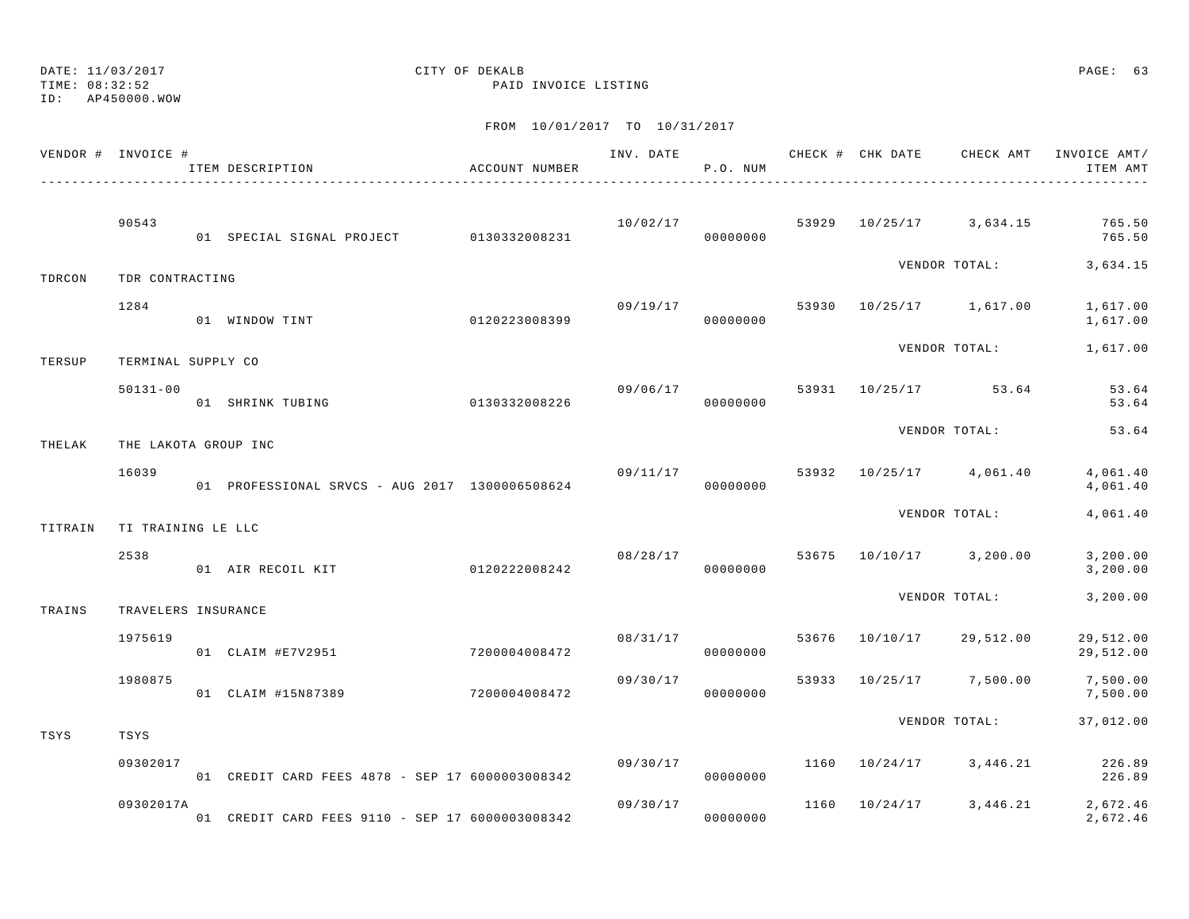DATE: 11/03/2017 CITY OF DEKALB
TIME: 08:32:52 PAID INVOICE LISTING
ID: AP450000.WOW

FROM 10/01/2017 TO 10/31/2017

| VENDOR # | INVOICE # / ITEM DESCRIPTION | ACCOUNT NUMBER | INV. DATE | P.O. NUM | CHECK # | CHK DATE | CHECK AMT | INVOICE AMT/ ITEM AMT |
|---|---|---|---|---|---|---|---|---|
| | 90543 | | 10/02/17 | | 53929 | 10/25/17 | 3,634.15 | 765.50 |
| | 01 SPECIAL SIGNAL PROJECT | 0130332008231 | | 00000000 | | | | 765.50 |
| | | | | | | VENDOR TOTAL: | | 3,634.15 |
| TDRCON | TDR CONTRACTING | | | | | | | |
| | 1284 | | 09/19/17 | | 53930 | 10/25/17 | 1,617.00 | 1,617.00 |
| | 01 WINDOW TINT | 0120223008399 | | 00000000 | | | | 1,617.00 |
| | | | | | | VENDOR TOTAL: | | 1,617.00 |
| TERSUP | TERMINAL SUPPLY CO | | | | | | | |
| | 50131-00 | | 09/06/17 | | 53931 | 10/25/17 | 53.64 | 53.64 |
| | 01 SHRINK TUBING | 0130332008226 | | 00000000 | | | | 53.64 |
| | | | | | | VENDOR TOTAL: | | 53.64 |
| THELAK | THE LAKOTA GROUP INC | | | | | | | |
| | 16039 | | 09/11/17 | | 53932 | 10/25/17 | 4,061.40 | 4,061.40 |
| | 01 PROFESSIONAL SRVCS - AUG 2017 | 1300006508624 | | 00000000 | | | | 4,061.40 |
| | | | | | | VENDOR TOTAL: | | 4,061.40 |
| TITRAIN | TI TRAINING LE LLC | | | | | | | |
| | 2538 | | 08/28/17 | | 53675 | 10/10/17 | 3,200.00 | 3,200.00 |
| | 01 AIR RECOIL KIT | 0120222008242 | | 00000000 | | | | 3,200.00 |
| | | | | | | VENDOR TOTAL: | | 3,200.00 |
| TRAINS | TRAVELERS INSURANCE | | | | | | | |
| | 1975619 | | 08/31/17 | | 53676 | 10/10/17 | 29,512.00 | 29,512.00 |
| | 01 CLAIM #E7V2951 | 7200004008472 | | 00000000 | | | | 29,512.00 |
| | 1980875 | | 09/30/17 | | 53933 | 10/25/17 | 7,500.00 | 7,500.00 |
| | 01 CLAIM #15N87389 | 7200004008472 | | 00000000 | | | | 7,500.00 |
| | | | | | | VENDOR TOTAL: | | 37,012.00 |
| TSYS | TSYS | | | | | | | |
| | 09302017 | | 09/30/17 | | 1160 | 10/24/17 | 3,446.21 | 226.89 |
| | 01 CREDIT CARD FEES 4878 - SEP 17 | 6000003008342 | | 00000000 | | | | 226.89 |
| | 09302017A | | 09/30/17 | | 1160 | 10/24/17 | 3,446.21 | 2,672.46 |
| | 01 CREDIT CARD FEES 9110 - SEP 17 | 6000003008342 | | 00000000 | | | | 2,672.46 |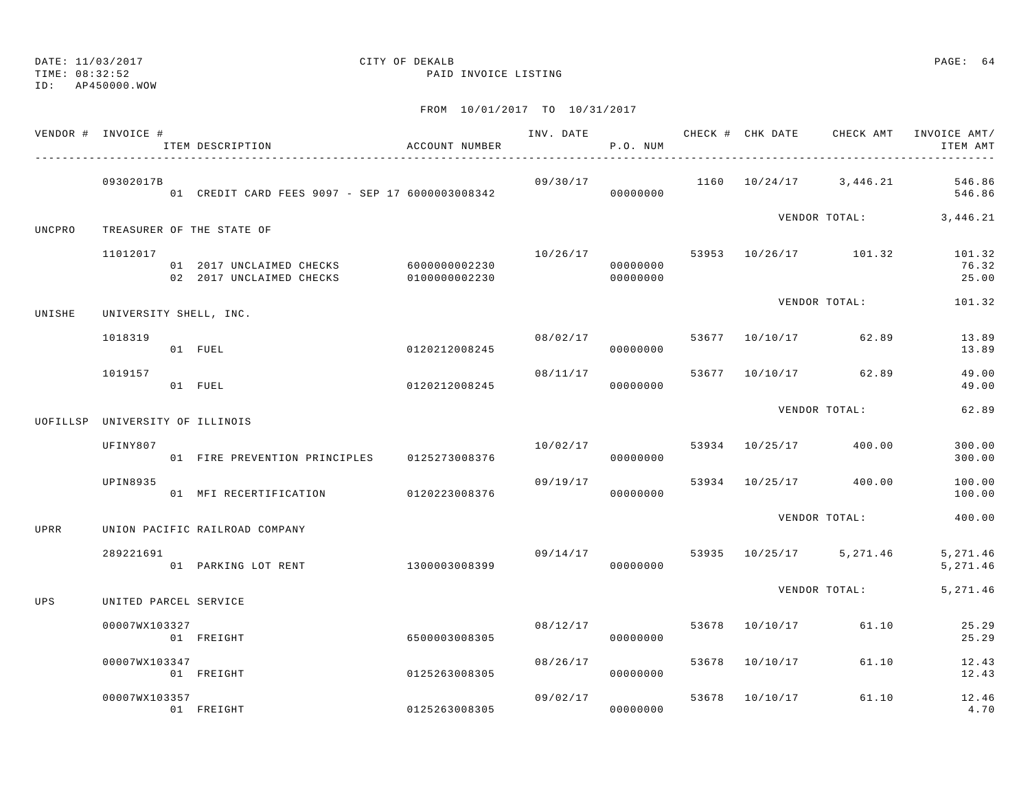DATE: 11/03/2017 CITY OF DEKALB
TIME: 08:32:52 PAID INVOICE LISTING
ID: AP450000.WOW

FROM 10/01/2017 TO 10/31/2017

| VENDOR # | INVOICE # | ITEM DESCRIPTION | ACCOUNT NUMBER | INV. DATE | P.O. NUM | CHECK # | CHK DATE | CHECK AMT | INVOICE AMT/ ITEM AMT |
|---|---|---|---|---|---|---|---|---|---|
| | 09302017B | | | 09/30/17 | | 1160 | 10/24/17 | 3,446.21 | 546.86 |
| | | 01 CREDIT CARD FEES 9097 - SEP 17 | 6000003008342 | | 00000000 | | | | 546.86 |
| | | | | | | | | VENDOR TOTAL: | 3,446.21 |
| UNCPRO | TREASURER OF THE STATE OF | | | | | | | | |
| | 11012017 | | | 10/26/17 | | 53953 | 10/26/17 | 101.32 | 101.32 |
| | | 01 2017 UNCLAIMED CHECKS | 6000000002230 | | 00000000 | | | | 76.32 |
| | | 02 2017 UNCLAIMED CHECKS | 0100000002230 | | 00000000 | | | | 25.00 |
| | | | | | | | | VENDOR TOTAL: | 101.32 |
| UNISHE | UNIVERSITY SHELL, INC. | | | | | | | | |
| | 1018319 | | | 08/02/17 | | 53677 | 10/10/17 | 62.89 | 13.89 |
| | | 01 FUEL | 0120212008245 | | 00000000 | | | | 13.89 |
| | 1019157 | | | 08/11/17 | | 53677 | 10/10/17 | 62.89 | 49.00 |
| | | 01 FUEL | 0120212008245 | | 00000000 | | | | 49.00 |
| | | | | | | | | VENDOR TOTAL: | 62.89 |
| UOFILLSP | UNIVERSITY OF ILLINOIS | | | | | | | | |
| | UFINY807 | | | 10/02/17 | | 53934 | 10/25/17 | 400.00 | 300.00 |
| | | 01 FIRE PREVENTION PRINCIPLES | 0125273008376 | | 00000000 | | | | 300.00 |
| | UPIN8935 | | | 09/19/17 | | 53934 | 10/25/17 | 400.00 | 100.00 |
| | | 01 MFI RECERTIFICATION | 0120223008376 | | 00000000 | | | | 100.00 |
| | | | | | | | | VENDOR TOTAL: | 400.00 |
| UPRR | UNION PACIFIC RAILROAD COMPANY | | | | | | | | |
| | 289221691 | | | 09/14/17 | | 53935 | 10/25/17 | 5,271.46 | 5,271.46 |
| | | 01 PARKING LOT RENT | 1300003008399 | | 00000000 | | | | 5,271.46 |
| | | | | | | | | VENDOR TOTAL: | 5,271.46 |
| UPS | UNITED PARCEL SERVICE | | | | | | | | |
| | 00007WX103327 | | | 08/12/17 | | 53678 | 10/10/17 | 61.10 | 25.29 |
| | | 01 FREIGHT | 6500003008305 | | 00000000 | | | | 25.29 |
| | 00007WX103347 | | | 08/26/17 | | 53678 | 10/10/17 | 61.10 | 12.43 |
| | | 01 FREIGHT | 0125263008305 | | 00000000 | | | | 12.43 |
| | 00007WX103357 | | | 09/02/17 | | 53678 | 10/10/17 | 61.10 | 12.46 |
| | | 01 FREIGHT | 0125263008305 | | 00000000 | | | | 4.70 |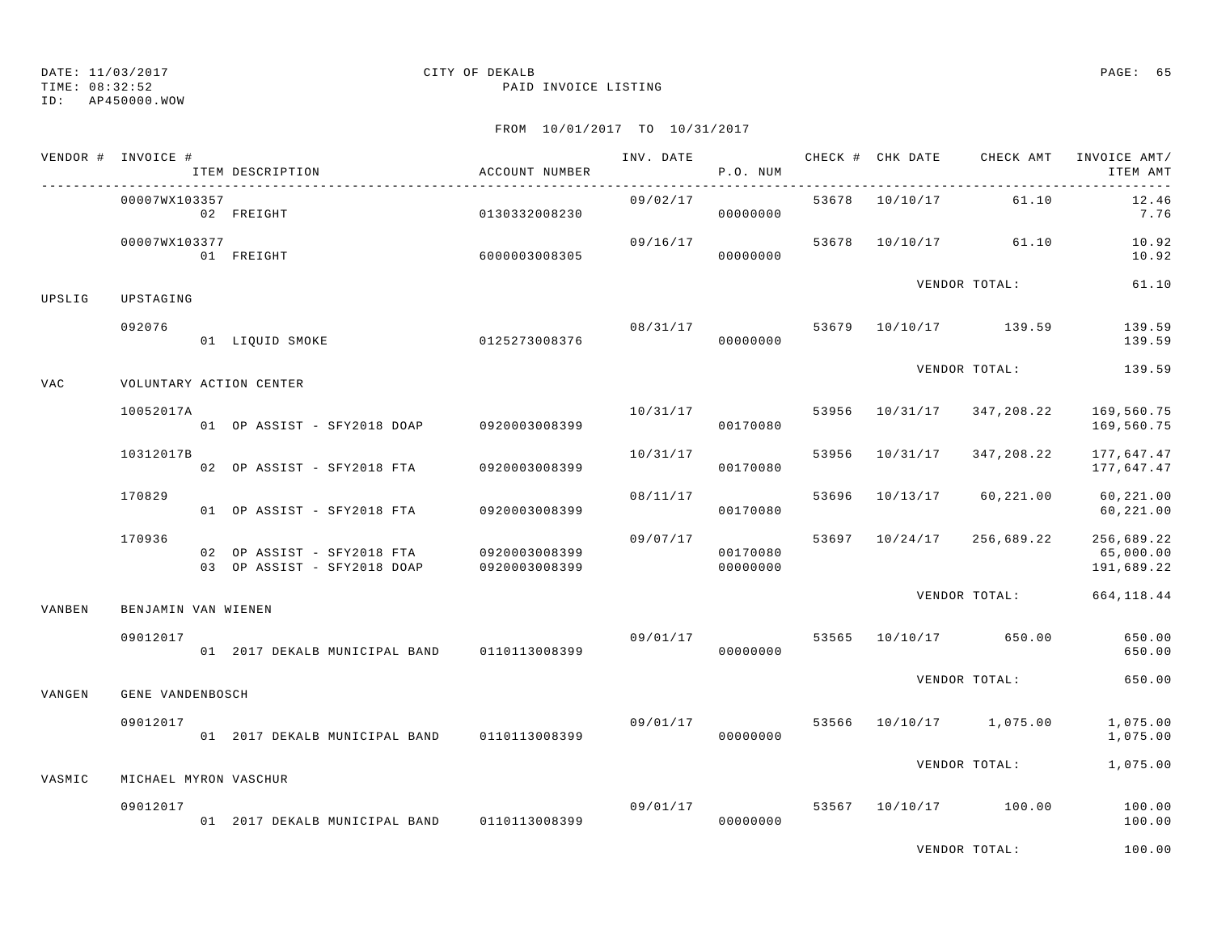DATE: 11/03/2017 CITY OF DEKALB
TIME: 08:32:52 PAID INVOICE LISTING
ID: AP450000.WOW

FROM 10/01/2017 TO 10/31/2017

| VENDOR # | INVOICE # | ITEM DESCRIPTION | ACCOUNT NUMBER | INV. DATE | P.O. NUM | CHECK # | CHK DATE | CHECK AMT | INVOICE AMT/ ITEM AMT |
|---|---|---|---|---|---|---|---|---|---|
| | 00007WX103357 | | | 09/02/17 | | 53678 | 10/10/17 | 61.10 | 12.46 |
| | | 02 FREIGHT | 0130332008230 | | 00000000 | | | | 7.76 |
| | 00007WX103377 | | | 09/16/17 | | 53678 | 10/10/17 | 61.10 | 10.92 |
| | | 01 FREIGHT | 6000003008305 | | 00000000 | | | | 10.92 |
| | | | | | | | VENDOR TOTAL: | | 61.10 |
| UPSLIG | UPSTAGING | | | | | | | | |
| | 092076 | | | 08/31/17 | | 53679 | 10/10/17 | 139.59 | 139.59 |
| | | 01 LIQUID SMOKE | 0125273008376 | | 00000000 | | | | 139.59 |
| | | | | | | | VENDOR TOTAL: | | 139.59 |
| VAC | VOLUNTARY ACTION CENTER | | | | | | | | |
| | 10052017A | | | 10/31/17 | | 53956 | 10/31/17 | 347,208.22 | 169,560.75 |
| | | 01 OP ASSIST - SFY2018 DOAP | 0920003008399 | | 00170080 | | | | 169,560.75 |
| | 10312017B | | | 10/31/17 | | 53956 | 10/31/17 | 347,208.22 | 177,647.47 |
| | | 02 OP ASSIST - SFY2018 FTA | 0920003008399 | | 00170080 | | | | 177,647.47 |
| | 170829 | | | 08/11/17 | | 53696 | 10/13/17 | 60,221.00 | 60,221.00 |
| | | 01 OP ASSIST - SFY2018 FTA | 0920003008399 | | 00170080 | | | | 60,221.00 |
| | 170936 | | | 09/07/17 | | 53697 | 10/24/17 | 256,689.22 | 256,689.22 |
| | | 02 OP ASSIST - SFY2018 FTA | 0920003008399 | | 00170080 | | | | 65,000.00 |
| | | 03 OP ASSIST - SFY2018 DOAP | 0920003008399 | | 00000000 | | | | 191,689.22 |
| | | | | | | | VENDOR TOTAL: | | 664,118.44 |
| VANBEN | BENJAMIN VAN WIENEN | | | | | | | | |
| | 09012017 | | | 09/01/17 | | 53565 | 10/10/17 | 650.00 | 650.00 |
| | | 01 2017 DEKALB MUNICIPAL BAND | 0110113008399 | | 00000000 | | | | 650.00 |
| | | | | | | | VENDOR TOTAL: | | 650.00 |
| VANGEN | GENE VANDENBOSCH | | | | | | | | |
| | 09012017 | | | 09/01/17 | | 53566 | 10/10/17 | 1,075.00 | 1,075.00 |
| | | 01 2017 DEKALB MUNICIPAL BAND | 0110113008399 | | 00000000 | | | | 1,075.00 |
| | | | | | | | VENDOR TOTAL: | | 1,075.00 |
| VASMIC | MICHAEL MYRON VASCHUR | | | | | | | | |
| | 09012017 | | | 09/01/17 | | 53567 | 10/10/17 | 100.00 | 100.00 |
| | | 01 2017 DEKALB MUNICIPAL BAND | 0110113008399 | | 00000000 | | | | 100.00 |
| | | | | | | | VENDOR TOTAL: | | 100.00 |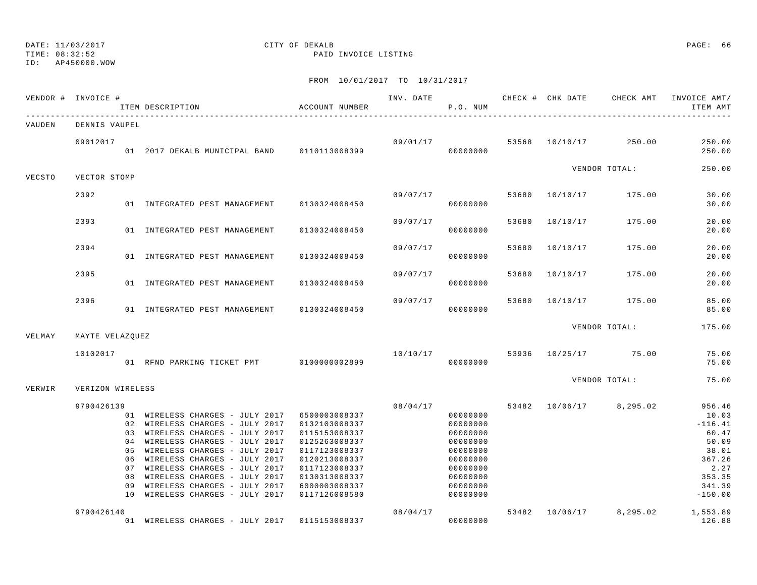DATE: 11/03/2017 CITY OF DEKALB
TIME: 08:32:52 PAID INVOICE LISTING
ID: AP450000.WOW

FROM 10/01/2017 TO 10/31/2017

| VENDOR # | INVOICE # | ITEM DESCRIPTION | ACCOUNT NUMBER | INV. DATE | P.O. NUM | CHECK # | CHK DATE | CHECK AMT | INVOICE AMT/ ITEM AMT |
|---|---|---|---|---|---|---|---|---|---|
| VAUDEN | DENNIS VAUPEL | | | | | | | | |
| | 09012017 | | | 09/01/17 | | 53568 | 10/10/17 | 250.00 | 250.00 |
| | | 01 2017 DEKALB MUNICIPAL BAND | 0110113008399 | | 00000000 | | | | 250.00 |
| | | | | | | | | VENDOR TOTAL: | 250.00 |
| VECSTO | VECTOR STOMP | | | | | | | | |
| | 2392 | | | 09/07/17 | | 53680 | 10/10/17 | 175.00 | 30.00 |
| | | 01 INTEGRATED PEST MANAGEMENT | 0130324008450 | | 00000000 | | | | 30.00 |
| | 2393 | | | 09/07/17 | | 53680 | 10/10/17 | 175.00 | 20.00 |
| | | 01 INTEGRATED PEST MANAGEMENT | 0130324008450 | | 00000000 | | | | 20.00 |
| | 2394 | | | 09/07/17 | | 53680 | 10/10/17 | 175.00 | 20.00 |
| | | 01 INTEGRATED PEST MANAGEMENT | 0130324008450 | | 00000000 | | | | 20.00 |
| | 2395 | | | 09/07/17 | | 53680 | 10/10/17 | 175.00 | 20.00 |
| | | 01 INTEGRATED PEST MANAGEMENT | 0130324008450 | | 00000000 | | | | 20.00 |
| | 2396 | | | 09/07/17 | | 53680 | 10/10/17 | 175.00 | 85.00 |
| | | 01 INTEGRATED PEST MANAGEMENT | 0130324008450 | | 00000000 | | | | 85.00 |
| | | | | | | | | VENDOR TOTAL: | 175.00 |
| VELMAY | MAYTE VELAZQUEZ | | | | | | | | |
| | 10102017 | | | 10/10/17 | | 53936 | 10/25/17 | 75.00 | 75.00 |
| | | 01 RFND PARKING TICKET PMT | 0100000002899 | | 00000000 | | | | 75.00 |
| | | | | | | | | VENDOR TOTAL: | 75.00 |
| VERWIR | VERIZON WIRELESS | | | | | | | | |
| | 9790426139 | | | 08/04/17 | | 53482 | 10/06/17 | 8,295.02 | 956.46 |
| | | 01 WIRELESS CHARGES - JULY 2017 | 6500003008337 | | 00000000 | | | | 10.03 |
| | | 02 WIRELESS CHARGES - JULY 2017 | 0132103008337 | | 00000000 | | | | -116.41 |
| | | 03 WIRELESS CHARGES - JULY 2017 | 0115153008337 | | 00000000 | | | | 60.47 |
| | | 04 WIRELESS CHARGES - JULY 2017 | 0125263008337 | | 00000000 | | | | 50.09 |
| | | 05 WIRELESS CHARGES - JULY 2017 | 0117123008337 | | 00000000 | | | | 38.01 |
| | | 06 WIRELESS CHARGES - JULY 2017 | 0120213008337 | | 00000000 | | | | 367.26 |
| | | 07 WIRELESS CHARGES - JULY 2017 | 0117123008337 | | 00000000 | | | | 2.27 |
| | | 08 WIRELESS CHARGES - JULY 2017 | 0130313008337 | | 00000000 | | | | 353.35 |
| | | 09 WIRELESS CHARGES - JULY 2017 | 6000003008337 | | 00000000 | | | | 341.39 |
| | | 10 WIRELESS CHARGES - JULY 2017 | 0117126008580 | | 00000000 | | | | -150.00 |
| | 9790426140 | | | 08/04/17 | | 53482 | 10/06/17 | 8,295.02 | 1,553.89 |
| | | 01 WIRELESS CHARGES - JULY 2017 | 0115153008337 | | 00000000 | | | | 126.88 |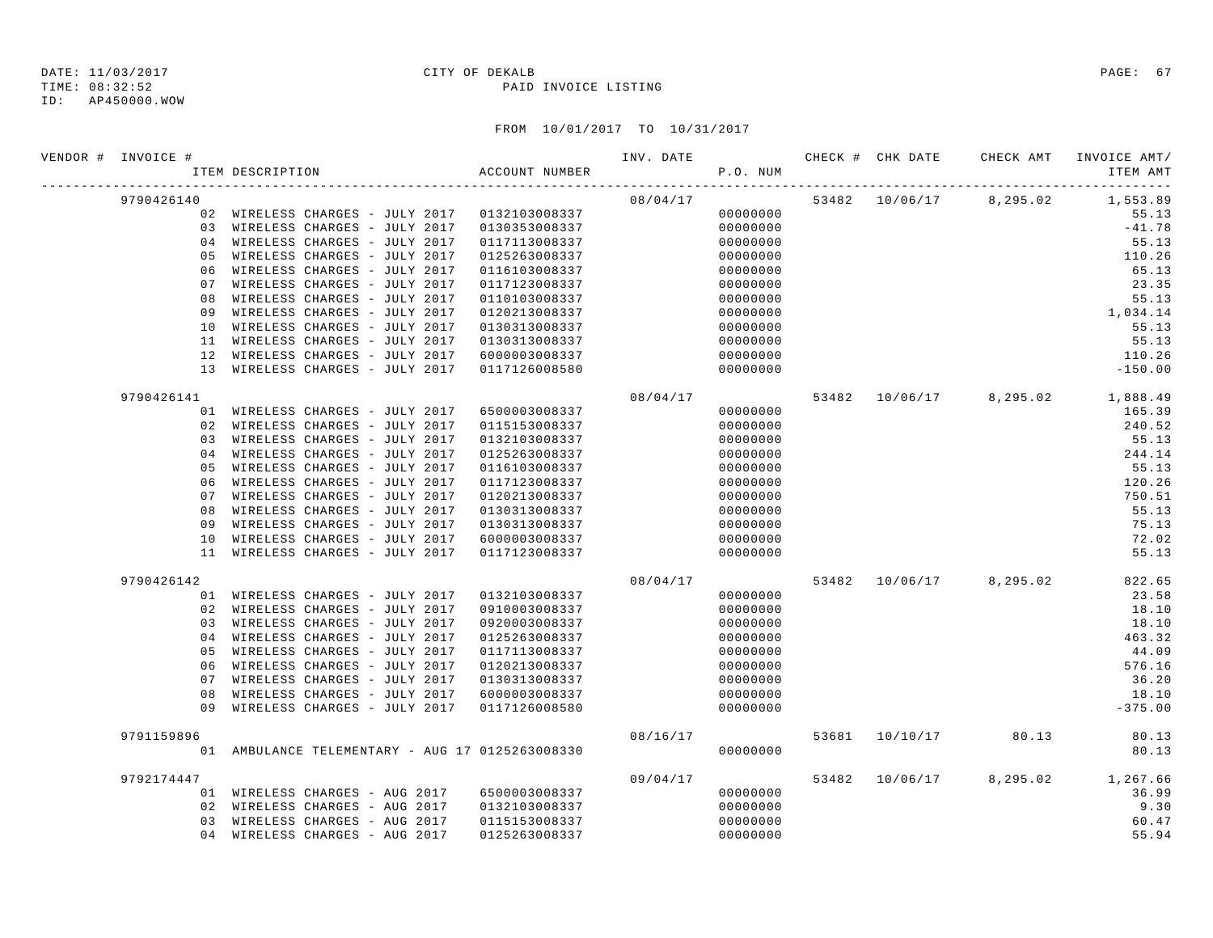DATE: 11/03/2017 CITY OF DEKALB
TIME: 08:32:52 PAID INVOICE LISTING
ID: AP450000.WOW

FROM 10/01/2017 TO 10/31/2017

| VENDOR # | INVOICE # | ITEM DESCRIPTION | ACCOUNT NUMBER | INV. DATE | P.O. NUM | CHECK # | CHK DATE | CHECK AMT | INVOICE AMT/ ITEM AMT |
|---|---|---|---|---|---|---|---|---|---|
| | 9790426140 | | | 08/04/17 | | 53482 | 10/06/17 | 8,295.02 | 1,553.89 |
| | | 02 WIRELESS CHARGES - JULY 2017 | 0132103008337 | | 00000000 | | | | 55.13 |
| | | 03 WIRELESS CHARGES - JULY 2017 | 0130353008337 | | 00000000 | | | | -41.78 |
| | | 04 WIRELESS CHARGES - JULY 2017 | 0117113008337 | | 00000000 | | | | 55.13 |
| | | 05 WIRELESS CHARGES - JULY 2017 | 0125263008337 | | 00000000 | | | | 110.26 |
| | | 06 WIRELESS CHARGES - JULY 2017 | 0116103008337 | | 00000000 | | | | 65.13 |
| | | 07 WIRELESS CHARGES - JULY 2017 | 0117123008337 | | 00000000 | | | | 23.35 |
| | | 08 WIRELESS CHARGES - JULY 2017 | 0110103008337 | | 00000000 | | | | 55.13 |
| | | 09 WIRELESS CHARGES - JULY 2017 | 0120213008337 | | 00000000 | | | | 1,034.14 |
| | | 10 WIRELESS CHARGES - JULY 2017 | 0130313008337 | | 00000000 | | | | 55.13 |
| | | 11 WIRELESS CHARGES - JULY 2017 | 0130313008337 | | 00000000 | | | | 55.13 |
| | | 12 WIRELESS CHARGES - JULY 2017 | 6000003008337 | | 00000000 | | | | 110.26 |
| | | 13 WIRELESS CHARGES - JULY 2017 | 0117126008580 | | 00000000 | | | | -150.00 |
| | 9790426141 | | | 08/04/17 | | 53482 | 10/06/17 | 8,295.02 | 1,888.49 |
| | | 01 WIRELESS CHARGES - JULY 2017 | 6500003008337 | | 00000000 | | | | 165.39 |
| | | 02 WIRELESS CHARGES - JULY 2017 | 0115153008337 | | 00000000 | | | | 240.52 |
| | | 03 WIRELESS CHARGES - JULY 2017 | 0132103008337 | | 00000000 | | | | 55.13 |
| | | 04 WIRELESS CHARGES - JULY 2017 | 0125263008337 | | 00000000 | | | | 244.14 |
| | | 05 WIRELESS CHARGES - JULY 2017 | 0116103008337 | | 00000000 | | | | 55.13 |
| | | 06 WIRELESS CHARGES - JULY 2017 | 0117123008337 | | 00000000 | | | | 120.26 |
| | | 07 WIRELESS CHARGES - JULY 2017 | 0120213008337 | | 00000000 | | | | 750.51 |
| | | 08 WIRELESS CHARGES - JULY 2017 | 0130313008337 | | 00000000 | | | | 55.13 |
| | | 09 WIRELESS CHARGES - JULY 2017 | 0130313008337 | | 00000000 | | | | 75.13 |
| | | 10 WIRELESS CHARGES - JULY 2017 | 6000003008337 | | 00000000 | | | | 72.02 |
| | | 11 WIRELESS CHARGES - JULY 2017 | 0117123008337 | | 00000000 | | | | 55.13 |
| | 9790426142 | | | 08/04/17 | | 53482 | 10/06/17 | 8,295.02 | 822.65 |
| | | 01 WIRELESS CHARGES - JULY 2017 | 0132103008337 | | 00000000 | | | | 23.58 |
| | | 02 WIRELESS CHARGES - JULY 2017 | 0910003008337 | | 00000000 | | | | 18.10 |
| | | 03 WIRELESS CHARGES - JULY 2017 | 0920003008337 | | 00000000 | | | | 18.10 |
| | | 04 WIRELESS CHARGES - JULY 2017 | 0125263008337 | | 00000000 | | | | 463.32 |
| | | 05 WIRELESS CHARGES - JULY 2017 | 0117113008337 | | 00000000 | | | | 44.09 |
| | | 06 WIRELESS CHARGES - JULY 2017 | 0120213008337 | | 00000000 | | | | 576.16 |
| | | 07 WIRELESS CHARGES - JULY 2017 | 0130313008337 | | 00000000 | | | | 36.20 |
| | | 08 WIRELESS CHARGES - JULY 2017 | 6000003008337 | | 00000000 | | | | 18.10 |
| | | 09 WIRELESS CHARGES - JULY 2017 | 0117126008580 | | 00000000 | | | | -375.00 |
| | 9791159896 | | | 08/16/17 | | 53681 | 10/10/17 | 80.13 | 80.13 |
| | | 01 AMBULANCE TELEMENTARY - AUG 17 | 0125263008330 | | 00000000 | | | | 80.13 |
| | 9792174447 | | | 09/04/17 | | 53482 | 10/06/17 | 8,295.02 | 1,267.66 |
| | | 01 WIRELESS CHARGES - AUG 2017 | 6500003008337 | | 00000000 | | | | 36.99 |
| | | 02 WIRELESS CHARGES - AUG 2017 | 0132103008337 | | 00000000 | | | | 9.30 |
| | | 03 WIRELESS CHARGES - AUG 2017 | 0115153008337 | | 00000000 | | | | 60.47 |
| | | 04 WIRELESS CHARGES - AUG 2017 | 0125263008337 | | 00000000 | | | | 55.94 |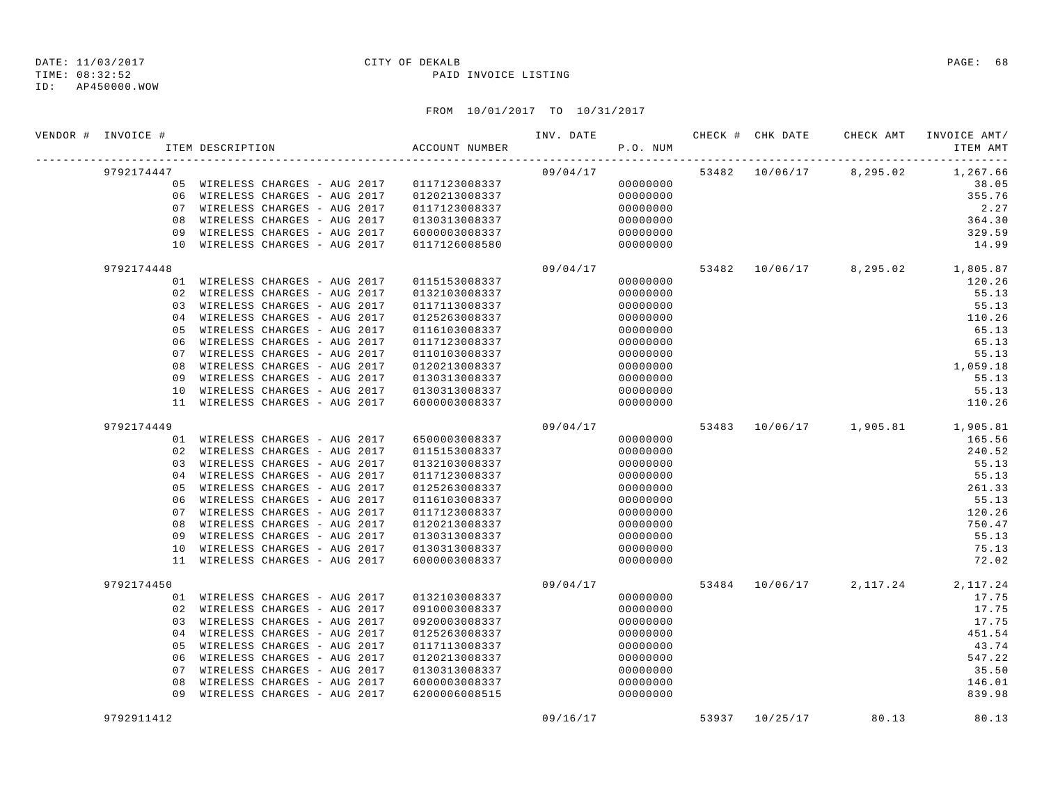DATE: 11/03/2017 CITY OF DEKALB PAGE: 68
TIME: 08:32:52 PAID INVOICE LISTING
ID: AP450000.WOW

FROM 10/01/2017 TO 10/31/2017

| VENDOR # | INVOICE # | ITEM DESCRIPTION | ACCOUNT NUMBER | INV. DATE | P.O. NUM | CHECK # | CHK DATE | CHECK AMT | INVOICE AMT/ ITEM AMT |
|---|---|---|---|---|---|---|---|---|---|
| | 9792174447 | | | 09/04/17 | | 53482 | 10/06/17 | 8,295.02 | 1,267.66 |
| | | 05 WIRELESS CHARGES - AUG 2017 | 0117123008337 | | 00000000 | | | | 38.05 |
| | | 06 WIRELESS CHARGES - AUG 2017 | 0120213008337 | | 00000000 | | | | 355.76 |
| | | 07 WIRELESS CHARGES - AUG 2017 | 0117123008337 | | 00000000 | | | | 2.27 |
| | | 08 WIRELESS CHARGES - AUG 2017 | 0130313008337 | | 00000000 | | | | 364.30 |
| | | 09 WIRELESS CHARGES - AUG 2017 | 6000003008337 | | 00000000 | | | | 329.59 |
| | | 10 WIRELESS CHARGES - AUG 2017 | 0117126008580 | | 00000000 | | | | 14.99 |
| | 9792174448 | | | 09/04/17 | | 53482 | 10/06/17 | 8,295.02 | 1,805.87 |
| | | 01 WIRELESS CHARGES - AUG 2017 | 0115153008337 | | 00000000 | | | | 120.26 |
| | | 02 WIRELESS CHARGES - AUG 2017 | 0132103008337 | | 00000000 | | | | 55.13 |
| | | 03 WIRELESS CHARGES - AUG 2017 | 0117113008337 | | 00000000 | | | | 55.13 |
| | | 04 WIRELESS CHARGES - AUG 2017 | 0125263008337 | | 00000000 | | | | 110.26 |
| | | 05 WIRELESS CHARGES - AUG 2017 | 0116103008337 | | 00000000 | | | | 65.13 |
| | | 06 WIRELESS CHARGES - AUG 2017 | 0117123008337 | | 00000000 | | | | 65.13 |
| | | 07 WIRELESS CHARGES - AUG 2017 | 0110103008337 | | 00000000 | | | | 55.13 |
| | | 08 WIRELESS CHARGES - AUG 2017 | 0120213008337 | | 00000000 | | | | 1,059.18 |
| | | 09 WIRELESS CHARGES - AUG 2017 | 0130313008337 | | 00000000 | | | | 55.13 |
| | | 10 WIRELESS CHARGES - AUG 2017 | 0130313008337 | | 00000000 | | | | 55.13 |
| | | 11 WIRELESS CHARGES - AUG 2017 | 6000003008337 | | 00000000 | | | | 110.26 |
| | 9792174449 | | | 09/04/17 | | 53483 | 10/06/17 | 1,905.81 | 1,905.81 |
| | | 01 WIRELESS CHARGES - AUG 2017 | 6500003008337 | | 00000000 | | | | 165.56 |
| | | 02 WIRELESS CHARGES - AUG 2017 | 0115153008337 | | 00000000 | | | | 240.52 |
| | | 03 WIRELESS CHARGES - AUG 2017 | 0132103008337 | | 00000000 | | | | 55.13 |
| | | 04 WIRELESS CHARGES - AUG 2017 | 0117123008337 | | 00000000 | | | | 55.13 |
| | | 05 WIRELESS CHARGES - AUG 2017 | 0125263008337 | | 00000000 | | | | 261.33 |
| | | 06 WIRELESS CHARGES - AUG 2017 | 0116103008337 | | 00000000 | | | | 55.13 |
| | | 07 WIRELESS CHARGES - AUG 2017 | 0117123008337 | | 00000000 | | | | 120.26 |
| | | 08 WIRELESS CHARGES - AUG 2017 | 0120213008337 | | 00000000 | | | | 750.47 |
| | | 09 WIRELESS CHARGES - AUG 2017 | 0130313008337 | | 00000000 | | | | 55.13 |
| | | 10 WIRELESS CHARGES - AUG 2017 | 0130313008337 | | 00000000 | | | | 75.13 |
| | | 11 WIRELESS CHARGES - AUG 2017 | 6000003008337 | | 00000000 | | | | 72.02 |
| | 9792174450 | | | 09/04/17 | | 53484 | 10/06/17 | 2,117.24 | 2,117.24 |
| | | 01 WIRELESS CHARGES - AUG 2017 | 0132103008337 | | 00000000 | | | | 17.75 |
| | | 02 WIRELESS CHARGES - AUG 2017 | 0910003008337 | | 00000000 | | | | 17.75 |
| | | 03 WIRELESS CHARGES - AUG 2017 | 0920003008337 | | 00000000 | | | | 17.75 |
| | | 04 WIRELESS CHARGES - AUG 2017 | 0125263008337 | | 00000000 | | | | 451.54 |
| | | 05 WIRELESS CHARGES - AUG 2017 | 0117113008337 | | 00000000 | | | | 43.74 |
| | | 06 WIRELESS CHARGES - AUG 2017 | 0120213008337 | | 00000000 | | | | 547.22 |
| | | 07 WIRELESS CHARGES - AUG 2017 | 0130313008337 | | 00000000 | | | | 35.50 |
| | | 08 WIRELESS CHARGES - AUG 2017 | 6000003008337 | | 00000000 | | | | 146.01 |
| | | 09 WIRELESS CHARGES - AUG 2017 | 6200006008515 | | 00000000 | | | | 839.98 |
| | 9792911412 | | | 09/16/17 | | 53937 | 10/25/17 | 80.13 | 80.13 |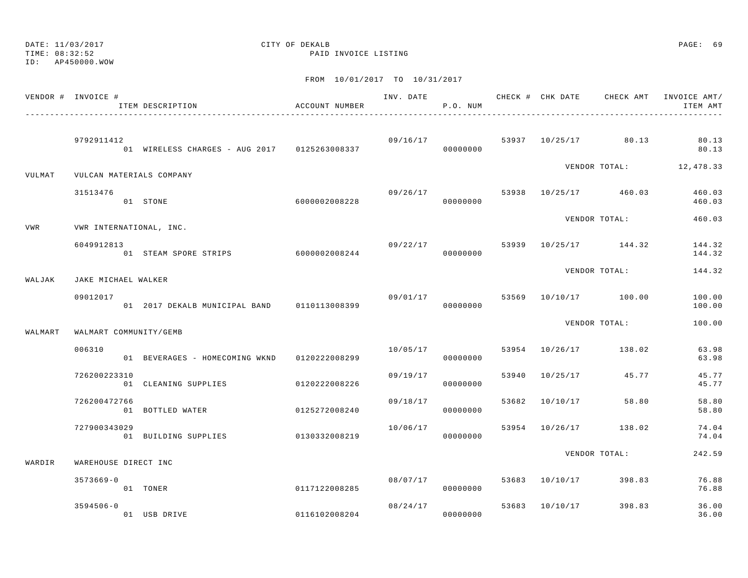DATE: 11/03/2017 CITY OF DEKALB
TIME: 08:32:52 PAID INVOICE LISTING
ID: AP450000.WOW

FROM 10/01/2017 TO 10/31/2017

| VENDOR # | INVOICE # / ITEM DESCRIPTION | ACCOUNT NUMBER | INV. DATE | P.O. NUM | CHECK # | CHK DATE | CHECK AMT | INVOICE AMT/ ITEM AMT |
|---|---|---|---|---|---|---|---|---|
| | 9792911412 | | 09/16/17 | | 53937 | 10/25/17 | 80.13 | 80.13 |
| | 01 WIRELESS CHARGES - AUG 2017 | 0125263008337 | | 00000000 | | | | 80.13 |
| | | | | | | VENDOR TOTAL: | | 12,478.33 |
| VULMAT | VULCAN MATERIALS COMPANY | | | | | | | |
| | 31513476 | | 09/26/17 | | 53938 | 10/25/17 | 460.03 | 460.03 |
| | 01 STONE | 6000002008228 | | 00000000 | | | | 460.03 |
| | | | | | | VENDOR TOTAL: | | 460.03 |
| VWR | VWR INTERNATIONAL, INC. | | | | | | | |
| | 6049912813 | | 09/22/17 | | 53939 | 10/25/17 | 144.32 | 144.32 |
| | 01 STEAM SPORE STRIPS | 6000002008244 | | 00000000 | | | | 144.32 |
| | | | | | | VENDOR TOTAL: | | 144.32 |
| WALJAK | JAKE MICHAEL WALKER | | | | | | | |
| | 09012017 | | 09/01/17 | | 53569 | 10/10/17 | 100.00 | 100.00 |
| | 01 2017 DEKALB MUNICIPAL BAND | 0110113008399 | | 00000000 | | | | 100.00 |
| | | | | | | VENDOR TOTAL: | | 100.00 |
| WALMART | WALMART COMMUNITY/GEMB | | | | | | | |
| | 006310 | | 10/05/17 | | 53954 | 10/26/17 | 138.02 | 63.98 |
| | 01 BEVERAGES - HOMECOMING WKND | 0120222008299 | | 00000000 | | | | 63.98 |
| | 726200223310 | | 09/19/17 | | 53940 | 10/25/17 | 45.77 | 45.77 |
| | 01 CLEANING SUPPLIES | 0120222008226 | | 00000000 | | | | 45.77 |
| | 726200472766 | | 09/18/17 | | 53682 | 10/10/17 | 58.80 | 58.80 |
| | 01 BOTTLED WATER | 0125272008240 | | 00000000 | | | | 58.80 |
| | 727900343029 | | 10/06/17 | | 53954 | 10/26/17 | 138.02 | 74.04 |
| | 01 BUILDING SUPPLIES | 0130332008219 | | 00000000 | | | | 74.04 |
| | | | | | | VENDOR TOTAL: | | 242.59 |
| WARDIR | WAREHOUSE DIRECT INC | | | | | | | |
| | 3573669-0 | | 08/07/17 | | 53683 | 10/10/17 | 398.83 | 76.88 |
| | 01 TONER | 0117122008285 | | 00000000 | | | | 76.88 |
| | 3594506-0 | | 08/24/17 | | 53683 | 10/10/17 | 398.83 | 36.00 |
| | 01 USB DRIVE | 0116102008204 | | 00000000 | | | | 36.00 |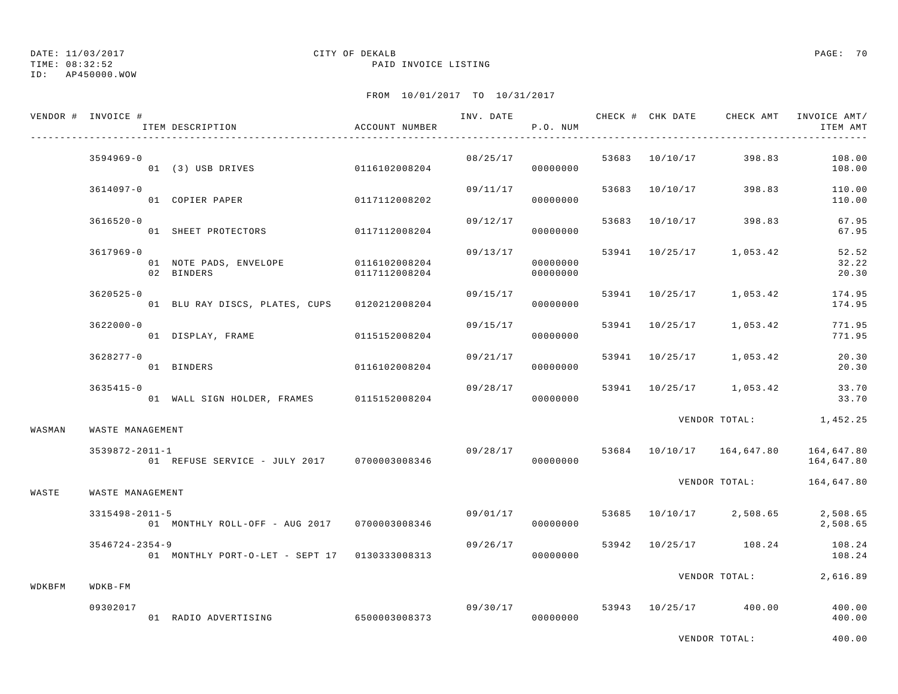DATE: 11/03/2017 CITY OF DEKALB
TIME: 08:32:52 PAID INVOICE LISTING
ID: AP450000.WOW

FROM 10/01/2017 TO 10/31/2017

| VENDOR # | INVOICE # / ITEM DESCRIPTION | ACCOUNT NUMBER | INV. DATE | P.O. NUM | CHECK # | CHK DATE | CHECK AMT | INVOICE AMT/ ITEM AMT |
|---|---|---|---|---|---|---|---|---|
| | 3594969-0 | | 08/25/17 | | 53683 | 10/10/17 | 398.83 | 108.00 |
| | 01 (3) USB DRIVES | 0116102008204 | | 00000000 | | | | 108.00 |
| | 3614097-0 | | 09/11/17 | | 53683 | 10/10/17 | 398.83 | 110.00 |
| | 01 COPIER PAPER | 0117112008202 | | 00000000 | | | | 110.00 |
| | 3616520-0 | | 09/12/17 | | 53683 | 10/10/17 | 398.83 | 67.95 |
| | 01 SHEET PROTECTORS | 0117112008204 | | 00000000 | | | | 67.95 |
| | 3617969-0 | | 09/13/17 | | 53941 | 10/25/17 | 1,053.42 | 52.52 |
| | 01 NOTE PADS, ENVELOPE | 0116102008204 | | 00000000 | | | | 32.22 |
| | 02 BINDERS | 0117112008204 | | 00000000 | | | | 20.30 |
| | 3620525-0 | | 09/15/17 | | 53941 | 10/25/17 | 1,053.42 | 174.95 |
| | 01 BLU RAY DISCS, PLATES, CUPS | 0120212008204 | | 00000000 | | | | 174.95 |
| | 3622000-0 | | 09/15/17 | | 53941 | 10/25/17 | 1,053.42 | 771.95 |
| | 01 DISPLAY, FRAME | 0115152008204 | | 00000000 | | | | 771.95 |
| | 3628277-0 | | 09/21/17 | | 53941 | 10/25/17 | 1,053.42 | 20.30 |
| | 01 BINDERS | 0116102008204 | | 00000000 | | | | 20.30 |
| | 3635415-0 | | 09/28/17 | | 53941 | 10/25/17 | 1,053.42 | 33.70 |
| | 01 WALL SIGN HOLDER, FRAMES | 0115152008204 | | 00000000 | | | | 33.70 |
| | | | | | | | VENDOR TOTAL: | 1,452.25 |
| WASMAN | WASTE MANAGEMENT | | | | | | | |
| | 3539872-2011-1 | | 09/28/17 | | 53684 | 10/10/17 | 164,647.80 | 164,647.80 |
| | 01 REFUSE SERVICE - JULY 2017 | 0700003008346 | | 00000000 | | | | 164,647.80 |
| | | | | | | | VENDOR TOTAL: | 164,647.80 |
| WASTE | WASTE MANAGEMENT | | | | | | | |
| | 3315498-2011-5 | | 09/01/17 | | 53685 | 10/10/17 | 2,508.65 | 2,508.65 |
| | 01 MONTHLY ROLL-OFF - AUG 2017 | 0700003008346 | | 00000000 | | | | 2,508.65 |
| | 3546724-2354-9 | | 09/26/17 | | 53942 | 10/25/17 | 108.24 | 108.24 |
| | 01 MONTHLY PORT-O-LET - SEPT 17 | 0130333008313 | | 00000000 | | | | 108.24 |
| | | | | | | | VENDOR TOTAL: | 2,616.89 |
| WDKBFM | WDKB-FM | | | | | | | |
| | 09302017 | | 09/30/17 | | 53943 | 10/25/17 | 400.00 | 400.00 |
| | 01 RADIO ADVERTISING | 6500003008373 | | 00000000 | | | | 400.00 |
| | | | | | | | VENDOR TOTAL: | 400.00 |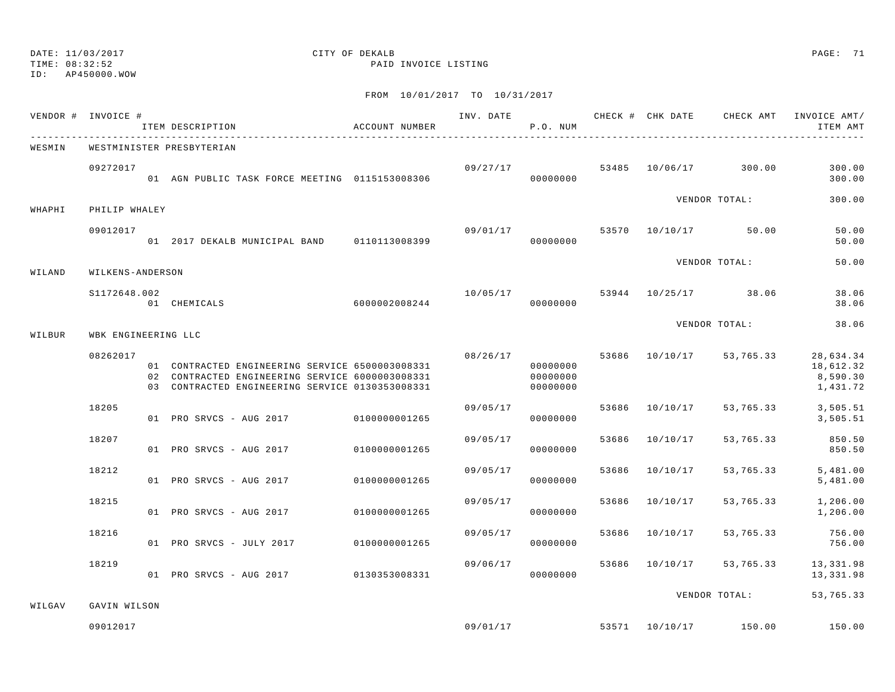DATE: 11/03/2017 CITY OF DEKALB
TIME: 08:32:52 PAID INVOICE LISTING
ID: AP450000.WOW

FROM 10/01/2017 TO 10/31/2017

| VENDOR # | INVOICE # | ITEM DESCRIPTION | ACCOUNT NUMBER | INV. DATE | P.O. NUM | CHECK # | CHK DATE | CHECK AMT | INVOICE AMT/ ITEM AMT |
|---|---|---|---|---|---|---|---|---|---|
| WESMIN | WESTMINISTER PRESBYTERIAN | | | | | | | | |
| | 09272017 | | | 09/27/17 | | 53485 | 10/06/17 | 300.00 | 300.00 |
| | | 01 AGN PUBLIC TASK FORCE MEETING | 0115153008306 | | 00000000 | | | | 300.00 |
| | | | | | | | | VENDOR TOTAL: | 300.00 |
| WHAPHI | PHILIP WHALEY | | | | | | | | |
| | 09012017 | | | 09/01/17 | | 53570 | 10/10/17 | 50.00 | 50.00 |
| | | 01 2017 DEKALB MUNICIPAL BAND | 0110113008399 | | 00000000 | | | | 50.00 |
| | | | | | | | | VENDOR TOTAL: | 50.00 |
| WILAND | WILKENS-ANDERSON | | | | | | | | |
| | S1172648.002 | | | 10/05/17 | | 53944 | 10/25/17 | 38.06 | 38.06 |
| | | 01 CHEMICALS | 6000002008244 | | 00000000 | | | | 38.06 |
| | | | | | | | | VENDOR TOTAL: | 38.06 |
| WILBUR | WBK ENGINEERING LLC | | | | | | | | |
| | 08262017 | | | 08/26/17 | | 53686 | 10/10/17 | 53,765.33 | 28,634.34 |
| | | 01 CONTRACTED ENGINEERING SERVICE | 6500003008331 | | 00000000 | | | | 18,612.32 |
| | | 02 CONTRACTED ENGINEERING SERVICE | 6000003008331 | | 00000000 | | | | 8,590.30 |
| | | 03 CONTRACTED ENGINEERING SERVICE | 0130353008331 | | 00000000 | | | | 1,431.72 |
| | 18205 | | | 09/05/17 | | 53686 | 10/10/17 | 53,765.33 | 3,505.51 |
| | | 01 PRO SRVCS - AUG 2017 | 0100000001265 | | 00000000 | | | | 3,505.51 |
| | 18207 | | | 09/05/17 | | 53686 | 10/10/17 | 53,765.33 | 850.50 |
| | | 01 PRO SRVCS - AUG 2017 | 0100000001265 | | 00000000 | | | | 850.50 |
| | 18212 | | | 09/05/17 | | 53686 | 10/10/17 | 53,765.33 | 5,481.00 |
| | | 01 PRO SRVCS - AUG 2017 | 0100000001265 | | 00000000 | | | | 5,481.00 |
| | 18215 | | | 09/05/17 | | 53686 | 10/10/17 | 53,765.33 | 1,206.00 |
| | | 01 PRO SRVCS - AUG 2017 | 0100000001265 | | 00000000 | | | | 1,206.00 |
| | 18216 | | | 09/05/17 | | 53686 | 10/10/17 | 53,765.33 | 756.00 |
| | | 01 PRO SRVCS - JULY 2017 | 0100000001265 | | 00000000 | | | | 756.00 |
| | 18219 | | | 09/06/17 | | 53686 | 10/10/17 | 53,765.33 | 13,331.98 |
| | | 01 PRO SRVCS - AUG 2017 | 0130353008331 | | 00000000 | | | | 13,331.98 |
| | | | | | | | | VENDOR TOTAL: | 53,765.33 |
| WILGAV | GAVIN WILSON | | | | | | | | |
| | 09012017 | | | 09/01/17 | | 53571 | 10/10/17 | 150.00 | 150.00 |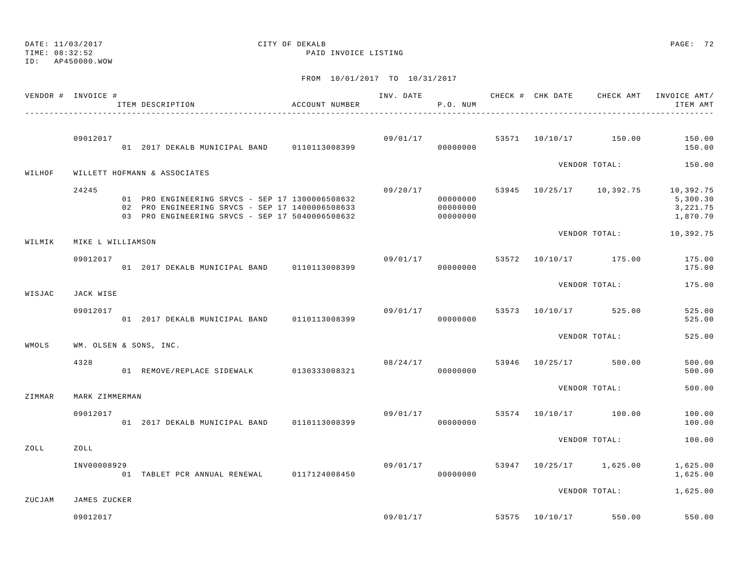DATE: 11/03/2017 CITY OF DEKALB
TIME: 08:32:52 PAID INVOICE LISTING
ID: AP450000.WOW

FROM 10/01/2017 TO 10/31/2017

| VENDOR # | INVOICE # | ITEM DESCRIPTION | ACCOUNT NUMBER | INV. DATE | P.O. NUM | CHECK # | CHK DATE | CHECK AMT | INVOICE AMT/ ITEM AMT |
|---|---|---|---|---|---|---|---|---|---|
| | 09012017 | | | 09/01/17 | | 53571 | 10/10/17 | 150.00 | 150.00 |
| | | 01 2017 DEKALB MUNICIPAL BAND | 0110113008399 | | 00000000 | | | | 150.00 |
| | | | | | | | | VENDOR TOTAL: | 150.00 |
| WILHOF | WILLETT HOFMANN & ASSOCIATES | | | | | | | | |
| | 24245 | | | 09/20/17 | | 53945 | 10/25/17 | 10,392.75 | 10,392.75 |
| | | 01 PRO ENGINEERING SRVCS - SEP 17 | 1300006508632 | | 00000000 | | | | 5,300.30 |
| | | 02 PRO ENGINEERING SRVCS - SEP 17 | 1400006508633 | | 00000000 | | | | 3,221.75 |
| | | 03 PRO ENGINEERING SRVCS - SEP 17 | 5040006508632 | | 00000000 | | | | 1,870.70 |
| | | | | | | | | VENDOR TOTAL: | 10,392.75 |
| WILMIK | MIKE L WILLIAMSON | | | | | | | | |
| | 09012017 | | | 09/01/17 | | 53572 | 10/10/17 | 175.00 | 175.00 |
| | | 01 2017 DEKALB MUNICIPAL BAND | 0110113008399 | | 00000000 | | | | 175.00 |
| | | | | | | | | VENDOR TOTAL: | 175.00 |
| WISJAC | JACK WISE | | | | | | | | |
| | 09012017 | | | 09/01/17 | | 53573 | 10/10/17 | 525.00 | 525.00 |
| | | 01 2017 DEKALB MUNICIPAL BAND | 0110113008399 | | 00000000 | | | | 525.00 |
| | | | | | | | | VENDOR TOTAL: | 525.00 |
| WMOLS | WM. OLSEN & SONS, INC. | | | | | | | | |
| | 4328 | | | 08/24/17 | | 53946 | 10/25/17 | 500.00 | 500.00 |
| | | 01 REMOVE/REPLACE SIDEWALK | 0130333008321 | | 00000000 | | | | 500.00 |
| | | | | | | | | VENDOR TOTAL: | 500.00 |
| ZIMMAR | MARK ZIMMERMAN | | | | | | | | |
| | 09012017 | | | 09/01/17 | | 53574 | 10/10/17 | 100.00 | 100.00 |
| | | 01 2017 DEKALB MUNICIPAL BAND | 0110113008399 | | 00000000 | | | | 100.00 |
| | | | | | | | | VENDOR TOTAL: | 100.00 |
| ZOLL | ZOLL | | | | | | | | |
| | INV00008929 | | | 09/01/17 | | 53947 | 10/25/17 | 1,625.00 | 1,625.00 |
| | | 01 TABLET PCR ANNUAL RENEWAL | 0117124008450 | | 00000000 | | | | 1,625.00 |
| | | | | | | | | VENDOR TOTAL: | 1,625.00 |
| ZUCJAM | JAMES ZUCKER | | | | | | | | |
| | 09012017 | | | 09/01/17 | | 53575 | 10/10/17 | 550.00 | 550.00 |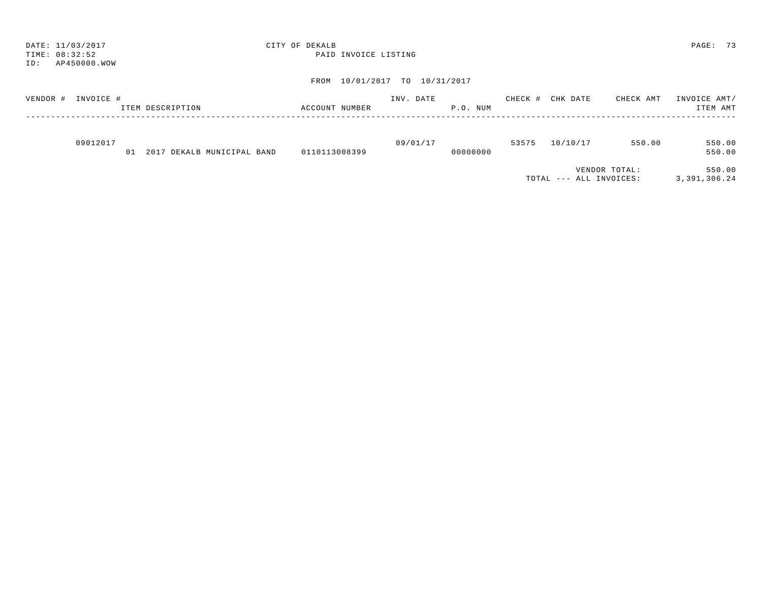CITY OF DEKALB

PAID INVOICE LISTING

DATE: 11/03/2017
TIME: 08:32:52
ID: AP450000.WOW

FROM 10/01/2017 TO 10/31/2017

| VENDOR # | INVOICE # / ITEM DESCRIPTION | ACCOUNT NUMBER | INV. DATE | P.O. NUM | CHECK # | CHK DATE | CHECK AMT | INVOICE AMT/ ITEM AMT |
|---|---|---|---|---|---|---|---|---|
| | 09012017 | | 09/01/17 | | 53575 | 10/10/17 | 550.00 | 550.00 |
| | 01 2017 DEKALB MUNICIPAL BAND | 0110113008399 | | 00000000 | | | | 550.00 |
| | | | | | | | VENDOR TOTAL: | 550.00 |
| | | | | | | | TOTAL --- ALL INVOICES: | 3,391,306.24 |